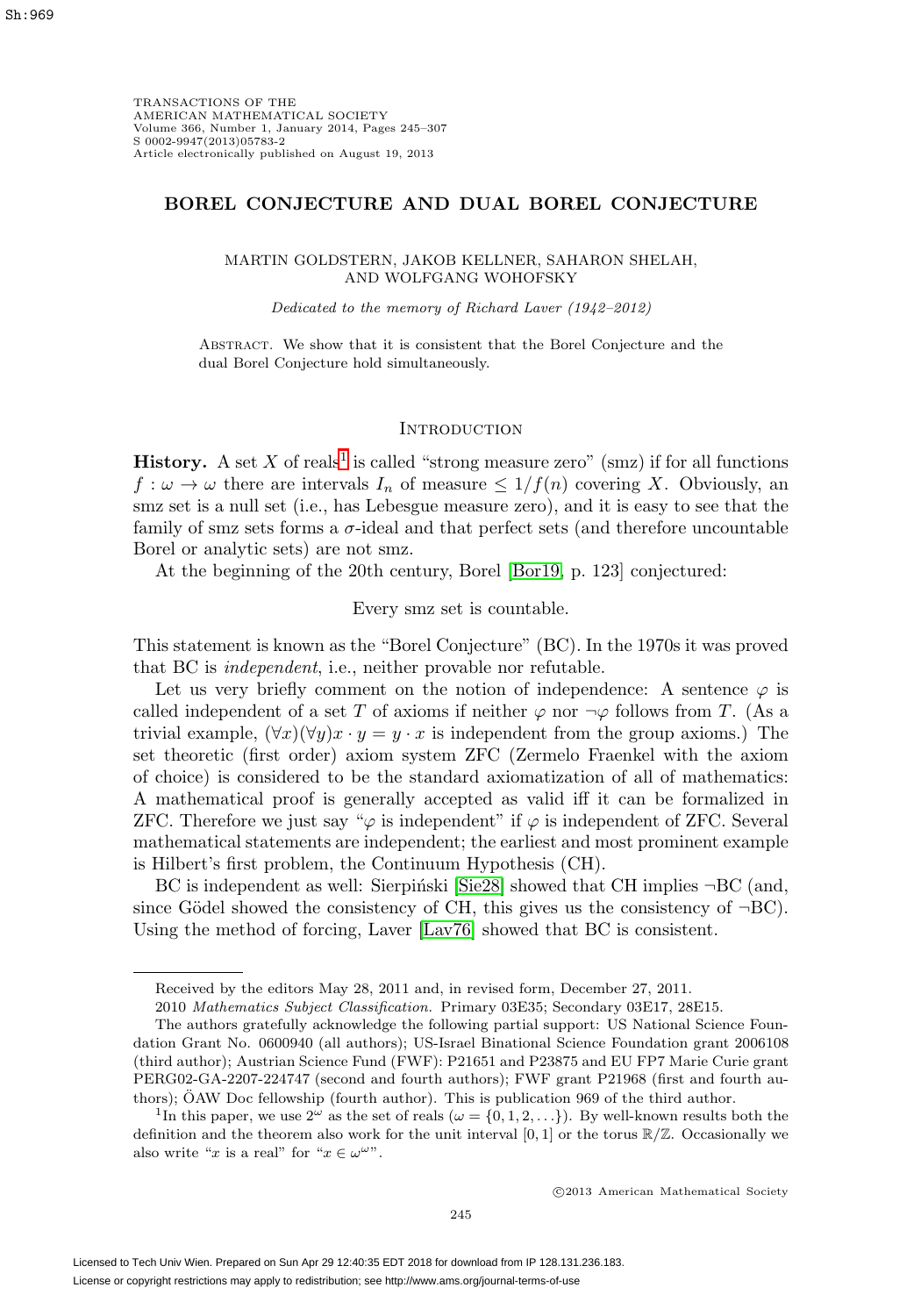# BOREL CONJECTURE AND DUAL BOREL CONJECTURE

MARTIN GOLDSTERN, JAKOB KELLNER, SAHARON SHELAH,
AND WOLFGANG WOHOFSKY

*Dedicated to the memory of Richard Laver (1942–2012)*

Abstract. We show that it is consistent that the Borel Conjecture and the dual Borel Conjecture hold simultaneously.

## Introduction

**History.** A set $X$ of reals[1] is called "strong measure zero" (smz) if for all functions $f : \omega \to \omega$ there are intervals $I_n$ of measure $\leq 1/f(n)$ covering $X$. Obviously, an smz set is a null set (i.e., has Lebesgue measure zero), and it is easy to see that the family of smz sets forms a $\sigma$-ideal and that perfect sets (and therefore uncountable Borel or analytic sets) are not smz.

At the beginning of the 20th century, Borel [Bor19, p. 123] conjectured:

Every smz set is countable.

This statement is known as the "Borel Conjecture" (BC). In the 1970s it was proved that BC is *independent*, i.e., neither provable nor refutable.

Let us very briefly comment on the notion of independence: A sentence $\varphi$ is called independent of a set $T$ of axioms if neither $\varphi$ nor $\neg\varphi$ follows from $T$. (As a trivial example, $(\forall x)(\forall y) x \cdot y = y \cdot x$ is independent from the group axioms.) The set theoretic (first order) axiom system ZFC (Zermelo Fraenkel with the axiom of choice) is considered to be the standard axiomatization of all of mathematics: A mathematical proof is generally accepted as valid iff it can be formalized in ZFC. Therefore we just say "$\varphi$ is independent" if $\varphi$ is independent of ZFC. Several mathematical statements are independent; the earliest and most prominent example is Hilbert's first problem, the Continuum Hypothesis (CH).

BC is independent as well: Sierpiński [Sie28] showed that CH implies $\neg$BC (and, since Gödel showed the consistency of CH, this gives us the consistency of $\neg$BC). Using the method of forcing, Laver [Lav76] showed that BC is consistent.

---

Received by the editors May 28, 2011 and, in revised form, December 27, 2011.

2010 *Mathematics Subject Classification.* Primary 03E35; Secondary 03E17, 28E15.

The authors gratefully acknowledge the following partial support: US National Science Foundation Grant No. 0600940 (all authors); US-Israel Binational Science Foundation grant 2006108 (third author); Austrian Science Fund (FWF): P21651 and P23875 and EU FP7 Marie Curie grant PERG02-GA-2207-224747 (second and fourth authors); FWF grant P21968 (first and fourth authors); ÖAW Doc fellowship (fourth author). This is publication 969 of the third author.

[1] In this paper, we use $2^\omega$ as the set of reals ($\omega = \{0, 1, 2, \ldots\}$). By well-known results both the definition and the theorem also work for the unit interval $[0, 1]$ or the torus $\mathbb{R}/\mathbb{Z}$. Occasionally we also write "$x$ is a real" for "$x \in \omega^\omega$".

©2013 American Mathematical Society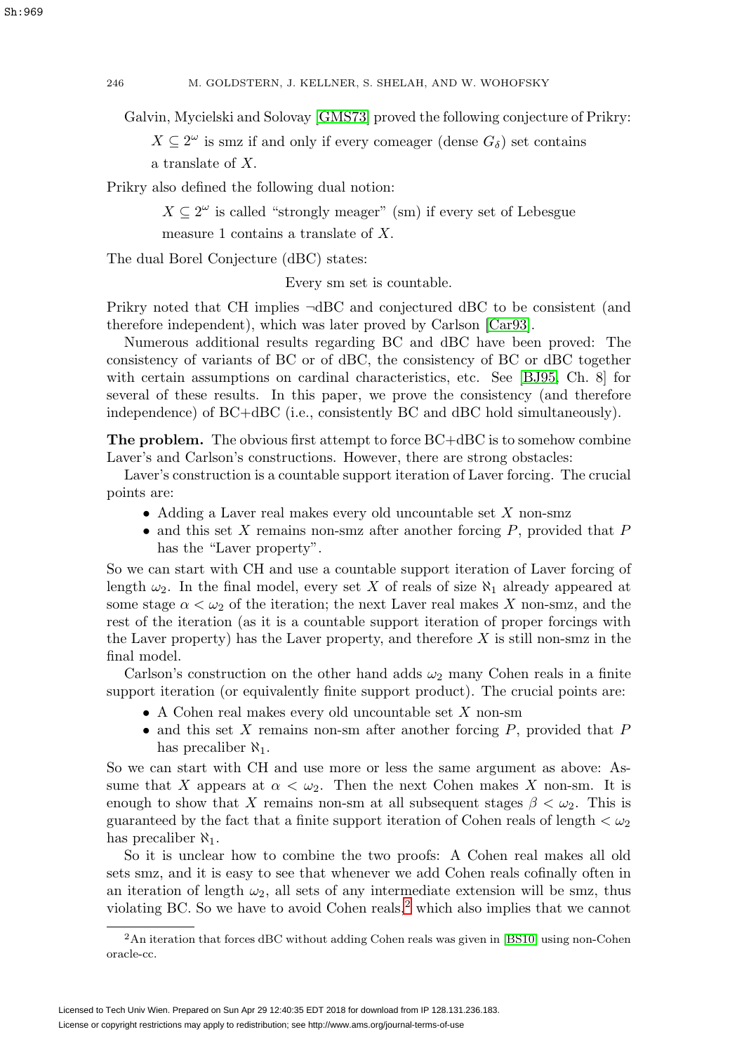Galvin, Mycielski and Solovay [GMS73] proved the following conjecture of Prikry:

> $X \subseteq 2^\omega$ is smz if and only if every comeager (dense $G_\delta$) set contains a translate of $X$.

Prikry also defined the following dual notion:

> $X \subseteq 2^\omega$ is called "strongly meager" (sm) if every set of Lebesgue measure 1 contains a translate of $X$.

The dual Borel Conjecture (dBC) states:

> Every sm set is countable.

Prikry noted that CH implies $\neg$dBC and conjectured dBC to be consistent (and therefore independent), which was later proved by Carlson [Car93].

Numerous additional results regarding BC and dBC have been proved: The consistency of variants of BC or of dBC, the consistency of BC or dBC together with certain assumptions on cardinal characteristics, etc. See [BJ95, Ch. 8] for several of these results. In this paper, we prove the consistency (and therefore independence) of BC+dBC (i.e., consistently BC and dBC hold simultaneously).

**The problem.** The obvious first attempt to force BC+dBC is to somehow combine Laver's and Carlson's constructions. However, there are strong obstacles:

Laver's construction is a countable support iteration of Laver forcing. The crucial points are:

- Adding a Laver real makes every old uncountable set $X$ non-smz
- and this set $X$ remains non-smz after another forcing $P$, provided that $P$ has the "Laver property".

So we can start with CH and use a countable support iteration of Laver forcing of length $\omega_2$. In the final model, every set $X$ of reals of size $\aleph_1$ already appeared at some stage $\alpha < \omega_2$ of the iteration; the next Laver real makes $X$ non-smz, and the rest of the iteration (as it is a countable support iteration of proper forcings with the Laver property) has the Laver property, and therefore $X$ is still non-smz in the final model.

Carlson's construction on the other hand adds $\omega_2$ many Cohen reals in a finite support iteration (or equivalently finite support product). The crucial points are:

- A Cohen real makes every old uncountable set $X$ non-sm
- and this set $X$ remains non-sm after another forcing $P$, provided that $P$ has precaliber $\aleph_1$.

So we can start with CH and use more or less the same argument as above: Assume that $X$ appears at $\alpha < \omega_2$. Then the next Cohen makes $X$ non-sm. It is enough to show that $X$ remains non-sm at all subsequent stages $\beta < \omega_2$. This is guaranteed by the fact that a finite support iteration of Cohen reals of length $< \omega_2$ has precaliber $\aleph_1$.

So it is unclear how to combine the two proofs: A Cohen real makes all old sets smz, and it is easy to see that whenever we add Cohen reals cofinally often in an iteration of length $\omega_2$, all sets of any intermediate extension will be smz, thus violating BC. So we have to avoid Cohen reals,[2] which also implies that we cannot

[2] An iteration that forces dBC without adding Cohen reals was given in [BS10] using non-Cohen oracle-cc.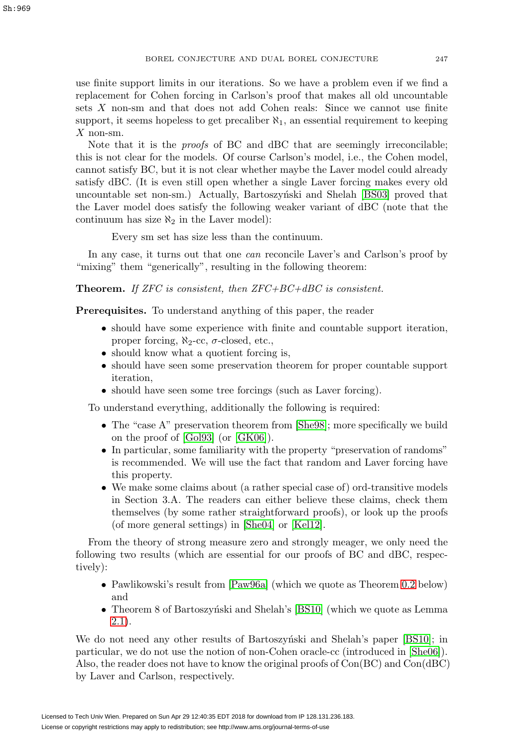use finite support limits in our iterations. So we have a problem even if we find a replacement for Cohen forcing in Carlson's proof that makes all old uncountable sets $X$ non-sm and that does not add Cohen reals: Since we cannot use finite support, it seems hopeless to get precaliber $\aleph_1$, an essential requirement to keeping $X$ non-sm.

Note that it is the *proofs* of BC and dBC that are seemingly irreconcilable; this is not clear for the models. Of course Carlson's model, i.e., the Cohen model, cannot satisfy BC, but it is not clear whether maybe the Laver model could already satisfy dBC. (It is even still open whether a single Laver forcing makes every old uncountable set non-sm.) Actually, Bartoszyński and Shelah [BS03] proved that the Laver model does satisfy the following weaker variant of dBC (note that the continuum has size $\aleph_2$ in the Laver model):

> Every sm set has size less than the continuum.

In any case, it turns out that one *can* reconcile Laver's and Carlson's proof by "mixing" them "generically", resulting in the following theorem:

**Theorem.** *If ZFC is consistent, then ZFC+BC+dBC is consistent.*

**Prerequisites.** To understand anything of this paper, the reader

- should have some experience with finite and countable support iteration, proper forcing, $\aleph_2$-cc, $\sigma$-closed, etc.,
- should know what a quotient forcing is,
- should have seen some preservation theorem for proper countable support iteration,
- should have seen some tree forcings (such as Laver forcing).

To understand everything, additionally the following is required:

- The "case A" preservation theorem from [She98]; more specifically we build on the proof of [Gol93] (or [GK06]).
- In particular, some familiarity with the property "preservation of randoms" is recommended. We will use the fact that random and Laver forcing have this property.
- We make some claims about (a rather special case of) ord-transitive models in Section 3.A. The readers can either believe these claims, check them themselves (by some rather straightforward proofs), or look up the proofs (of more general settings) in [She04] or [Kel12].

From the theory of strong measure zero and strongly meager, we only need the following two results (which are essential for our proofs of BC and dBC, respectively):

- Pawlikowski's result from [Paw96a] (which we quote as Theorem 0.2 below) and
- Theorem 8 of Bartoszyński and Shelah's [BS10] (which we quote as Lemma 2.1).

We do not need any other results of Bartoszyński and Shelah's paper [BS10]; in particular, we do not use the notion of non-Cohen oracle-cc (introduced in [She06]). Also, the reader does not have to know the original proofs of Con(BC) and Con(dBC) by Laver and Carlson, respectively.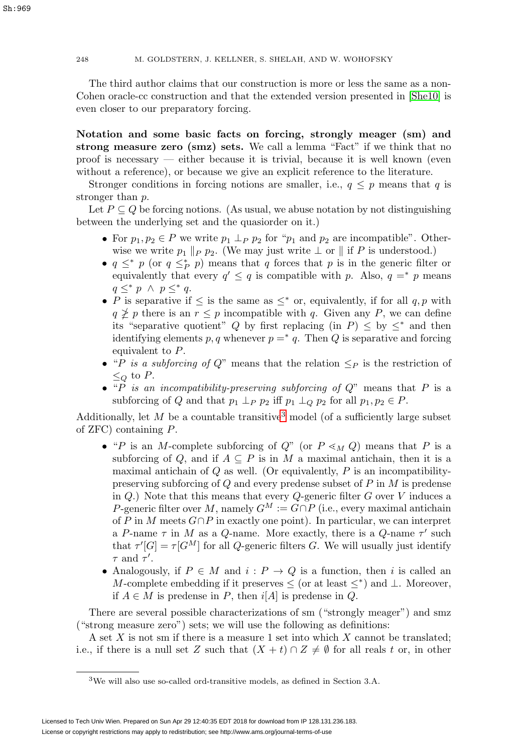The third author claims that our construction is more or less the same as a non-Cohen oracle-cc construction and that the extended version presented in [She10] is even closer to our preparatory forcing.

**Notation and some basic facts on forcing, strongly meager (sm) and strong measure zero (smz) sets.** We call a lemma "Fact" if we think that no proof is necessary — either because it is trivial, because it is well known (even without a reference), or because we give an explicit reference to the literature.

Stronger conditions in forcing notions are smaller, i.e., $q \leq p$ means that $q$ is stronger than $p$.

Let $P \subseteq Q$ be forcing notions. (As usual, we abuse notation by not distinguishing between the underlying set and the quasiorder on it.)

- For $p_1, p_2 \in P$ we write $p_1 \perp_P p_2$ for "$p_1$ and $p_2$ are incompatible". Otherwise we write $p_1 \parallel_P p_2$. (We may just write $\perp$ or $\parallel$ if $P$ is understood.)
- $q \leq^* p$ (or $q \leq^*_P p$) means that $q$ forces that $p$ is in the generic filter or equivalently that every $q' \leq q$ is compatible with $p$. Also, $q =^* p$ means $q \leq^* p \ \wedge\ p \leq^* q$.
- $P$ is separative if $\leq$ is the same as $\leq^*$ or, equivalently, if for all $q, p$ with $q \not\geq p$ there is an $r \leq p$ incompatible with $q$. Given any $P$, we can define its "separative quotient" $Q$ by first replacing (in $P$) $\leq$ by $\leq^*$ and then identifying elements $p, q$ whenever $p =^* q$. Then $Q$ is separative and forcing equivalent to $P$.
- "*$P$ is a subforcing of $Q$*" means that the relation $\leq_P$ is the restriction of $\leq_Q$ to $P$.
- "*$P$ is an incompatibility-preserving subforcing of $Q$*" means that $P$ is a subforcing of $Q$ and that $p_1 \perp_P p_2$ iff $p_1 \perp_Q p_2$ for all $p_1, p_2 \in P$.

Additionally, let $M$ be a countable transitive[3] model (of a sufficiently large subset of ZFC) containing $P$.

- "$P$ is an $M$-complete subforcing of $Q$" (or $P \lessdot_M Q$) means that $P$ is a subforcing of $Q$, and if $A \subseteq P$ is in $M$ a maximal antichain, then it is a maximal antichain of $Q$ as well. (Or equivalently, $P$ is an incompatibility-preserving subforcing of $Q$ and every predense subset of $P$ in $M$ is predense in $Q$.) Note that this means that every $Q$-generic filter $G$ over $V$ induces a $P$-generic filter over $M$, namely $G^M := G \cap P$ (i.e., every maximal antichain of $P$ in $M$ meets $G \cap P$ in exactly one point). In particular, we can interpret a $P$-name $\tau$ in $M$ as a $Q$-name. More exactly, there is a $Q$-name $\tau'$ such that $\tau'[G] = \tau[G^M]$ for all $Q$-generic filters $G$. We will usually just identify $\tau$ and $\tau'$.
- Analogously, if $P \in M$ and $i : P \to Q$ is a function, then $i$ is called an $M$-complete embedding if it preserves $\leq$ (or at least $\leq^*$) and $\perp$. Moreover, if $A \in M$ is predense in $P$, then $i[A]$ is predense in $Q$.

There are several possible characterizations of sm ("strongly meager") and smz ("strong measure zero") sets; we will use the following as definitions:

A set $X$ is not sm if there is a measure 1 set into which $X$ cannot be translated; i.e., if there is a null set $Z$ such that $(X + t) \cap Z \neq \emptyset$ for all reals $t$ or, in other

[3] We will also use so-called ord-transitive models, as defined in Section 3.A.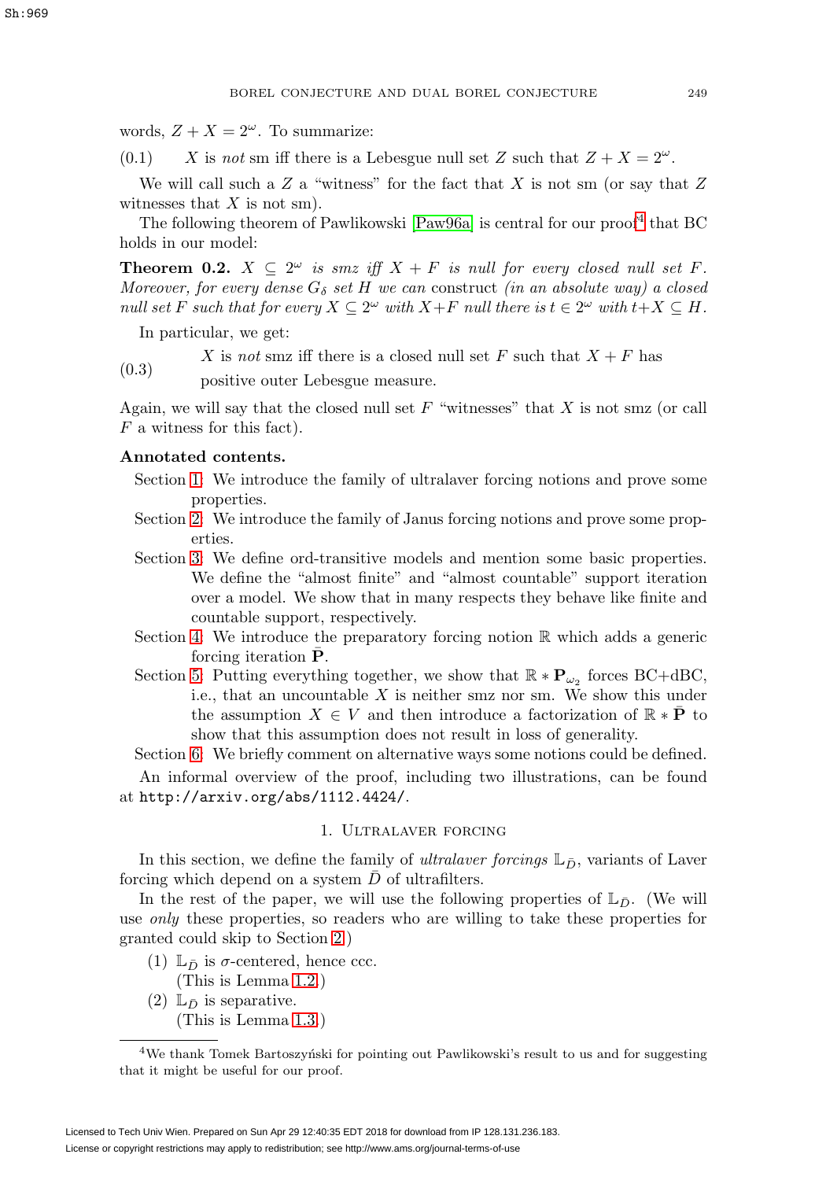words, $Z + X = 2^\omega$. To summarize:

(0.1) $\quad X$ is *not* sm iff there is a Lebesgue null set $Z$ such that $Z + X = 2^\omega$.

We will call such a $Z$ a "witness" for the fact that $X$ is not sm (or say that $Z$ witnesses that $X$ is not sm).

The following theorem of Pawlikowski [Paw96a] is central for our proof[4] that BC holds in our model:

**Theorem 0.2.** *$X \subseteq 2^\omega$ is smz iff $X + F$ is null for every closed null set $F$. Moreover, for every dense $G_\delta$ set $H$ we can* construct *(in an absolute way) a closed null set $F$ such that for every $X \subseteq 2^\omega$ with $X + F$ null there is $t \in 2^\omega$ with $t + X \subseteq H$.*

In particular, we get:

(0.3) $\quad X$ is *not* smz iff there is a closed null set $F$ such that $X + F$ has positive outer Lebesgue measure.

Again, we will say that the closed null set $F$ "witnesses" that $X$ is not smz (or call $F$ a witness for this fact).

**Annotated contents.**

Section 1: We introduce the family of ultralaver forcing notions and prove some properties.

Section 2: We introduce the family of Janus forcing notions and prove some properties.

Section 3: We define ord-transitive models and mention some basic properties. We define the "almost finite" and "almost countable" support iteration over a model. We show that in many respects they behave like finite and countable support, respectively.

Section 4: We introduce the preparatory forcing notion $\mathbb{R}$ which adds a generic forcing iteration $\bar{\mathbf{P}}$.

Section 5: Putting everything together, we show that $\mathbb{R} * \mathbf{P}_{\omega_2}$ forces BC+dBC, i.e., that an uncountable $X$ is neither smz nor sm. We show this under the assumption $X \in V$ and then introduce a factorization of $\mathbb{R} * \bar{\mathbf{P}}$ to show that this assumption does not result in loss of generality.

Section 6: We briefly comment on alternative ways some notions could be defined.

An informal overview of the proof, including two illustrations, can be found at `http://arxiv.org/abs/1112.4424/`.

## 1. Ultralaver forcing

In this section, we define the family of *ultralaver forcings* $\mathbb{L}_{\bar{D}}$, variants of Laver forcing which depend on a system $\bar{D}$ of ultrafilters.

In the rest of the paper, we will use the following properties of $\mathbb{L}_{\bar{D}}$. (We will use *only* these properties, so readers who are willing to take these properties for granted could skip to Section 2.)

1. $\mathbb{L}_{\bar{D}}$ is $\sigma$-centered, hence ccc.
   (This is Lemma 1.2.)
2. $\mathbb{L}_{\bar{D}}$ is separative.
   (This is Lemma 1.3.)

---

[4] We thank Tomek Bartoszyński for pointing out Pawlikowski's result to us and for suggesting that it might be useful for our proof.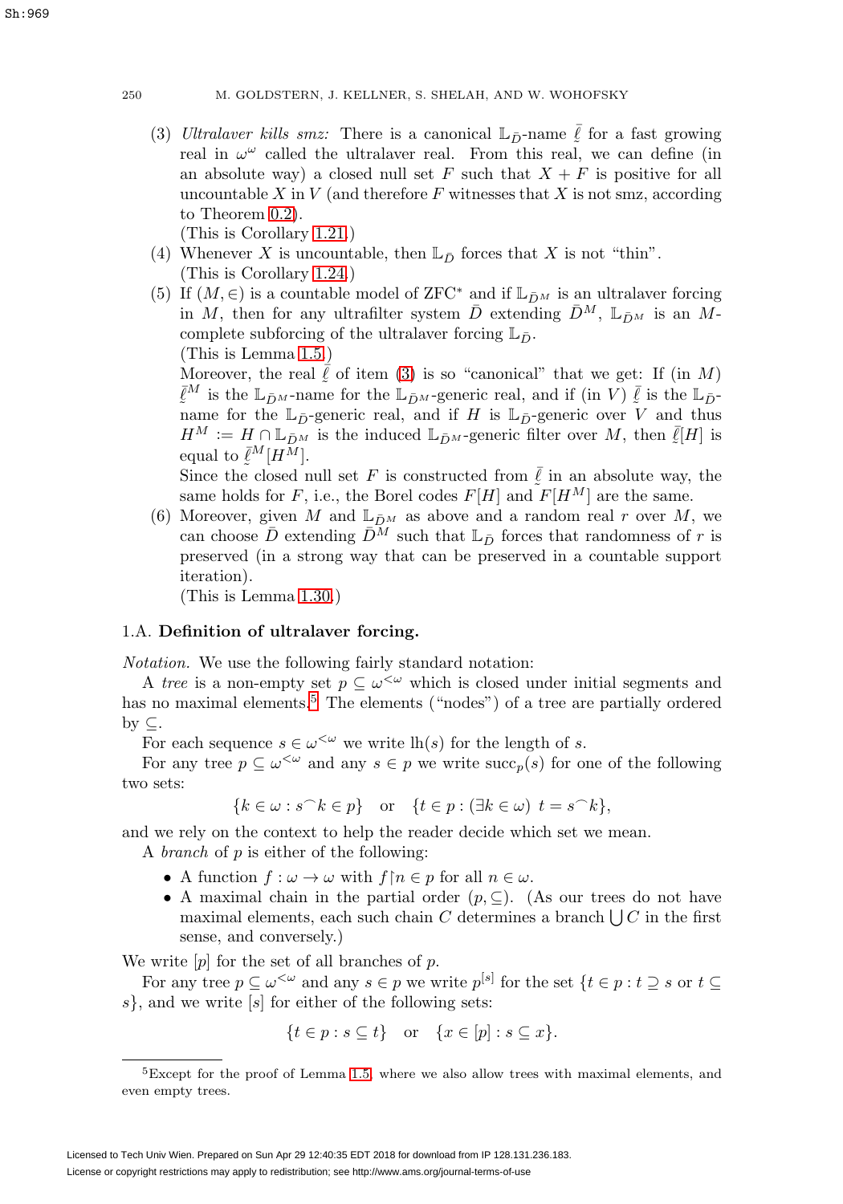(3) *Ultralaver kills smz:* There is a canonical $\mathbb{L}_{\bar{D}}$-name $\underaccent{\tilde}{\bar{\ell}}$ for a fast growing real in $\omega^\omega$ called the ultralaver real. From this real, we can define (in an absolute way) a closed null set $F$ such that $X + F$ is positive for all uncountable $X$ in $V$ (and therefore $F$ witnesses that $X$ is not smz, according to Theorem 0.2).
(This is Corollary 1.21.)

(4) Whenever $X$ is uncountable, then $\mathbb{L}_{\bar{D}}$ forces that $X$ is not "thin".
(This is Corollary 1.24.)

(5) If $(M, \in)$ is a countable model of ZFC* and if $\mathbb{L}_{\bar{D}^M}$ is an ultralaver forcing in $M$, then for any ultrafilter system $\bar{D}$ extending $\bar{D}^M$, $\mathbb{L}_{\bar{D}^M}$ is an $M$-complete subforcing of the ultralaver forcing $\mathbb{L}_{\bar{D}}$.
(This is Lemma 1.5.)
Moreover, the real $\underaccent{\tilde}{\bar{\ell}}$ of item (3) is so "canonical" that we get: If (in $M$) $\underaccent{\tilde}{\bar{\ell}}^M$ is the $\mathbb{L}_{\bar{D}^M}$-name for the $\mathbb{L}_{\bar{D}^M}$-generic real, and if (in $V$) $\underaccent{\tilde}{\bar{\ell}}$ is the $\mathbb{L}_{\bar{D}}$-name for the $\mathbb{L}_{\bar{D}}$-generic real, and if $H$ is $\mathbb{L}_{\bar{D}}$-generic over $V$ and thus $H^M := H \cap \mathbb{L}_{\bar{D}^M}$ is the induced $\mathbb{L}_{\bar{D}^M}$-generic filter over $M$, then $\underaccent{\tilde}{\bar{\ell}}[H]$ is equal to $\underaccent{\tilde}{\bar{\ell}}^M[H^M]$.
Since the closed null set $F$ is constructed from $\underaccent{\tilde}{\bar{\ell}}$ in an absolute way, the same holds for $F$, i.e., the Borel codes $F[H]$ and $F[H^M]$ are the same.

(6) Moreover, given $M$ and $\mathbb{L}_{\bar{D}^M}$ as above and a random real $r$ over $M$, we can choose $\bar{D}$ extending $\bar{D}^M$ such that $\mathbb{L}_{\bar{D}}$ forces that randomness of $r$ is preserved (in a strong way that can be preserved in a countable support iteration).
(This is Lemma 1.30.)

## 1.A. Definition of ultralaver forcing.

*Notation.* We use the following fairly standard notation:

A *tree* is a non-empty set $p \subseteq \omega^{<\omega}$ which is closed under initial segments and has no maximal elements.[5] The elements ("nodes") of a tree are partially ordered by $\subseteq$.

For each sequence $s \in \omega^{<\omega}$ we write $\mathrm{lh}(s)$ for the length of $s$.

For any tree $p \subseteq \omega^{<\omega}$ and any $s \in p$ we write $\mathrm{succ}_p(s)$ for one of the following two sets:

$$\{k \in \omega : s^\frown k \in p\} \quad \text{or} \quad \{t \in p : (\exists k \in \omega)\ t = s^\frown k\},$$

and we rely on the context to help the reader decide which set we mean.

A *branch* of $p$ is either of the following:

- A function $f : \omega \to \omega$ with $f \restriction n \in p$ for all $n \in \omega$.
- A maximal chain in the partial order $(p, \subseteq)$. (As our trees do not have maximal elements, each such chain $C$ determines a branch $\bigcup C$ in the first sense, and conversely.)

We write $[p]$ for the set of all branches of $p$.

For any tree $p \subseteq \omega^{<\omega}$ and any $s \in p$ we write $p^{[s]}$ for the set $\{t \in p : t \supseteq s \text{ or } t \subseteq s\}$, and we write $[s]$ for either of the following sets:

$$\{t \in p : s \subseteq t\} \quad \text{or} \quad \{x \in [p] : s \subseteq x\}.$$

---

[5] Except for the proof of Lemma 1.5, where we also allow trees with maximal elements, and even empty trees.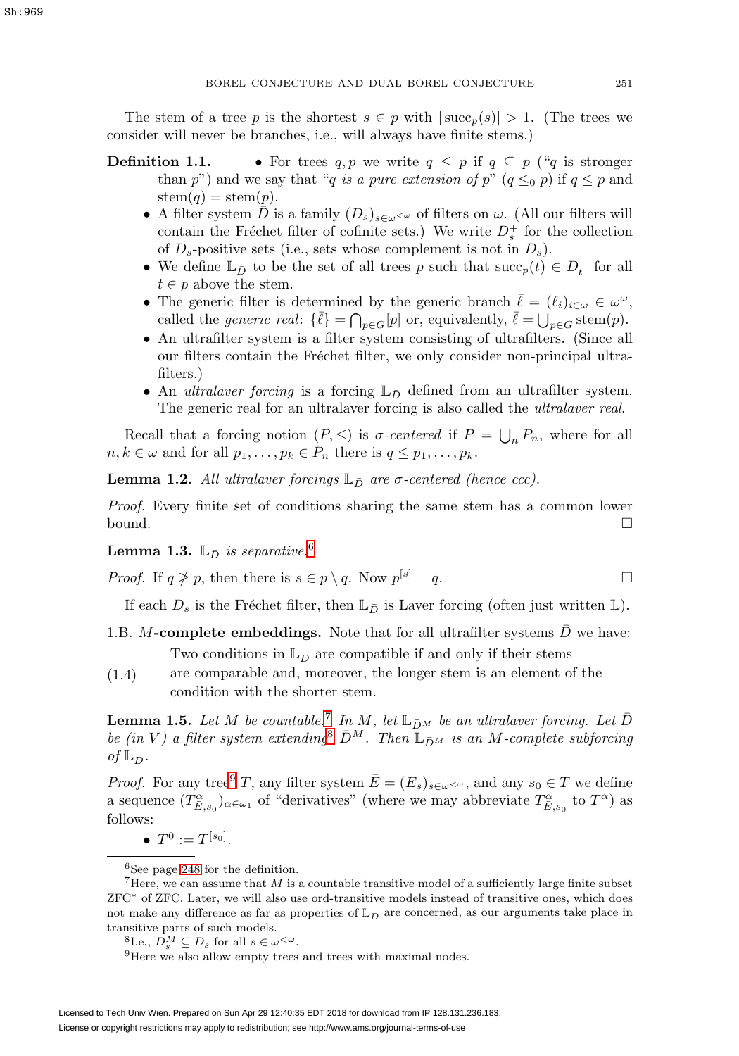The stem of a tree $p$ is the shortest $s \in p$ with $|\mathrm{succ}_p(s)| > 1$. (The trees we consider will never be branches, i.e., will always have finite stems.)

**Definition 1.1.**

- For trees $q, p$ we write $q \leq p$ if $q \subseteq p$ ("$q$ is stronger than $p$") and we say that "*$q$ is a pure extension of $p$*" ($q \leq_0 p$) if $q \leq p$ and $\mathrm{stem}(q) = \mathrm{stem}(p)$.
- A filter system $\bar{D}$ is a family $(D_s)_{s \in \omega^{<\omega}}$ of filters on $\omega$. (All our filters will contain the Fréchet filter of cofinite sets.) We write $D_s^+$ for the collection of $D_s$-positive sets (i.e., sets whose complement is not in $D_s$).
- We define $\mathbb{L}_{\bar{D}}$ to be the set of all trees $p$ such that $\mathrm{succ}_p(t) \in D_t^+$ for all $t \in p$ above the stem.
- The generic filter is determined by the generic branch $\bar{\ell} = (\ell_i)_{i \in \omega} \in \omega^\omega$, called the *generic real*: $\{\bar{\ell}\} = \bigcap_{p \in G}[p]$ or, equivalently, $\bar{\ell} = \bigcup_{p \in G} \mathrm{stem}(p)$.
- An ultrafilter system is a filter system consisting of ultrafilters. (Since all our filters contain the Fréchet filter, we only consider non-principal ultrafilters.)
- An *ultralaver forcing* is a forcing $\mathbb{L}_{\bar{D}}$ defined from an ultrafilter system. The generic real for an ultralaver forcing is also called the *ultralaver real*.

Recall that a forcing notion $(P, \leq)$ is *$\sigma$-centered* if $P = \bigcup_n P_n$, where for all $n, k \in \omega$ and for all $p_1, \ldots, p_k \in P_n$ there is $q \leq p_1, \ldots, p_k$.

**Lemma 1.2.** *All ultralaver forcings $\mathbb{L}_{\bar{D}}$ are $\sigma$-centered (hence ccc).*

*Proof.* Every finite set of conditions sharing the same stem has a common lower bound. $\square$

**Lemma 1.3.** *$\mathbb{L}_{\bar{D}}$ is separative.*[6]

*Proof.* If $q \not\geq p$, then there is $s \in p \setminus q$. Now $p^{[s]} \perp q$. $\square$

If each $D_s$ is the Fréchet filter, then $\mathbb{L}_{\bar{D}}$ is Laver forcing (often just written $\mathbb{L}$).

1.B. **$M$-complete embeddings.** Note that for all ultrafilter systems $\bar{D}$ we have:

(1.4) Two conditions in $\mathbb{L}_{\bar{D}}$ are compatible if and only if their stems are comparable and, moreover, the longer stem is an element of the condition with the shorter stem.

**Lemma 1.5.** *Let $M$ be countable.*[7] *In $M$, let $\mathbb{L}_{\bar{D}^M}$ be an ultralaver forcing. Let $\bar{D}$ be (in $V$) a filter system extending*[8] *$\bar{D}^M$. Then $\mathbb{L}_{\bar{D}^M}$ is an $M$-complete subforcing of $\mathbb{L}_{\bar{D}}$.*

*Proof.* For any tree[9] $T$, any filter system $\bar{E} = (E_s)_{s \in \omega^{<\omega}}$, and any $s_0 \in T$ we define a sequence $(T^\alpha_{\bar{E}, s_0})_{\alpha \in \omega_1}$ of "derivatives" (where we may abbreviate $T^\alpha_{\bar{E}, s_0}$ to $T^\alpha$) as follows:

- $T^0 := T^{[s_0]}$.

---

[6] See page 248 for the definition.

[7] Here, we can assume that $M$ is a countable transitive model of a sufficiently large finite subset ZFC* of ZFC. Later, we will also use ord-transitive models instead of transitive ones, which does not make any difference as far as properties of $\mathbb{L}_{\bar{D}}$ are concerned, as our arguments take place in transitive parts of such models.

[8] I.e., $D_s^M \subseteq D_s$ for all $s \in \omega^{<\omega}$.

[9] Here we also allow empty trees and trees with maximal nodes.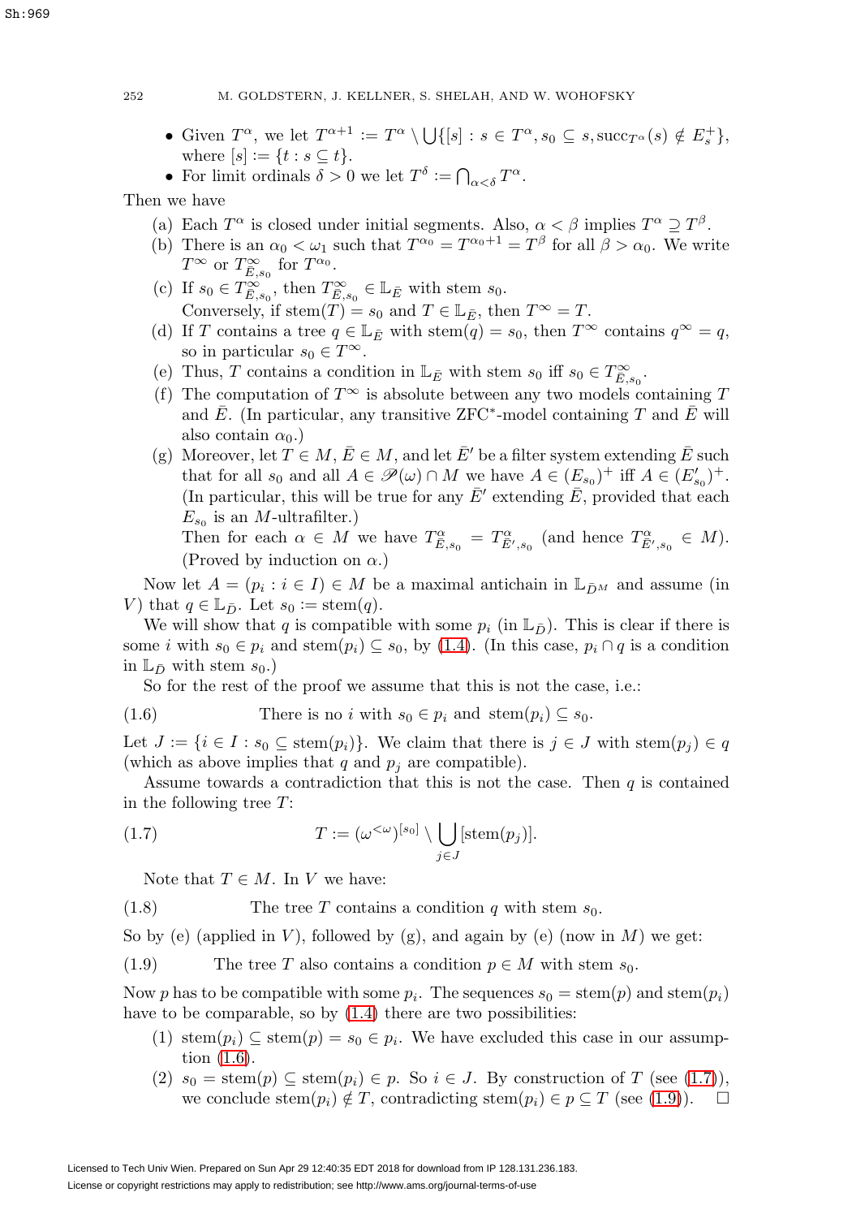- Given $T^\alpha$, we let $T^{\alpha+1} := T^\alpha \setminus \bigcup\{[s] : s \in T^\alpha, s_0 \subseteq s, \mathrm{succ}_{T^\alpha}(s) \notin E_s^+\}$, where $[s] := \{t : s \subseteq t\}$.
- For limit ordinals $\delta > 0$ we let $T^\delta := \bigcap_{\alpha<\delta} T^\alpha$.

Then we have

(a) Each $T^\alpha$ is closed under initial segments. Also, $\alpha < \beta$ implies $T^\alpha \supseteq T^\beta$.

(b) There is an $\alpha_0 < \omega_1$ such that $T^{\alpha_0} = T^{\alpha_0+1} = T^\beta$ for all $\beta > \alpha_0$. We write $T^\infty$ or $T^\infty_{\bar{E},s_0}$ for $T^{\alpha_0}$.

(c) If $s_0 \in T^\infty_{\bar{E},s_0}$, then $T^\infty_{\bar{E},s_0} \in \mathbb{L}_{\bar{E}}$ with stem $s_0$.
Conversely, if $\mathrm{stem}(T) = s_0$ and $T \in \mathbb{L}_{\bar{E}}$, then $T^\infty = T$.

(d) If $T$ contains a tree $q \in \mathbb{L}_{\bar{E}}$ with $\mathrm{stem}(q) = s_0$, then $T^\infty$ contains $q^\infty = q$, so in particular $s_0 \in T^\infty$.

(e) Thus, $T$ contains a condition in $\mathbb{L}_{\bar{E}}$ with stem $s_0$ iff $s_0 \in T^\infty_{\bar{E},s_0}$.

(f) The computation of $T^\infty$ is absolute between any two models containing $T$ and $\bar{E}$. (In particular, any transitive ZFC$^*$-model containing $T$ and $\bar{E}$ will also contain $\alpha_0$.)

(g) Moreover, let $T \in M$, $\bar{E} \in M$, and let $\bar{E}'$ be a filter system extending $\bar{E}$ such that for all $s_0$ and all $A \in \mathscr{P}(\omega) \cap M$ we have $A \in (E_{s_0})^+$ iff $A \in (E'_{s_0})^+$. (In particular, this will be true for any $\bar{E}'$ extending $\bar{E}$, provided that each $E_{s_0}$ is an $M$-ultrafilter.)
Then for each $\alpha \in M$ we have $T^\alpha_{\bar{E},s_0} = T^\alpha_{\bar{E}',s_0}$ (and hence $T^\alpha_{\bar{E}',s_0} \in M$). (Proved by induction on $\alpha$.)

Now let $A = (p_i : i \in I) \in M$ be a maximal antichain in $\mathbb{L}_{\bar{D}^M}$ and assume (in $V$) that $q \in \mathbb{L}_{\bar{D}}$. Let $s_0 := \mathrm{stem}(q)$.

We will show that $q$ is compatible with some $p_i$ (in $\mathbb{L}_{\bar{D}}$). This is clear if there is some $i$ with $s_0 \in p_i$ and $\mathrm{stem}(p_i) \subseteq s_0$, by (1.4). (In this case, $p_i \cap q$ is a condition in $\mathbb{L}_{\bar{D}}$ with stem $s_0$.)

So for the rest of the proof we assume that this is not the case, i.e.:

$$\text{There is no } i \text{ with } s_0 \in p_i \text{ and } \mathrm{stem}(p_i) \subseteq s_0. \tag{1.6}$$

Let $J := \{i \in I : s_0 \subseteq \mathrm{stem}(p_i)\}$. We claim that there is $j \in J$ with $\mathrm{stem}(p_j) \in q$ (which as above implies that $q$ and $p_j$ are compatible).

Assume towards a contradiction that this is not the case. Then $q$ is contained in the following tree $T$:

$$T := (\omega^{<\omega})^{[s_0]} \setminus \bigcup_{j\in J} [\mathrm{stem}(p_j)]. \tag{1.7}$$

Note that $T \in M$. In $V$ we have:

$$\text{The tree } T \text{ contains a condition } q \text{ with stem } s_0. \tag{1.8}$$

So by (e) (applied in $V$), followed by (g), and again by (e) (now in $M$) we get:

$$\text{The tree } T \text{ also contains a condition } p \in M \text{ with stem } s_0. \tag{1.9}$$

Now $p$ has to be compatible with some $p_i$. The sequences $s_0 = \mathrm{stem}(p)$ and $\mathrm{stem}(p_i)$ have to be comparable, so by (1.4) there are two possibilities:

(1) $\mathrm{stem}(p_i) \subseteq \mathrm{stem}(p) = s_0 \in p_i$. We have excluded this case in our assumption (1.6).

(2) $s_0 = \mathrm{stem}(p) \subseteq \mathrm{stem}(p_i) \in p$. So $i \in J$. By construction of $T$ (see (1.7)), we conclude $\mathrm{stem}(p_i) \notin T$, contradicting $\mathrm{stem}(p_i) \in p \subseteq T$ (see (1.9)). $\square$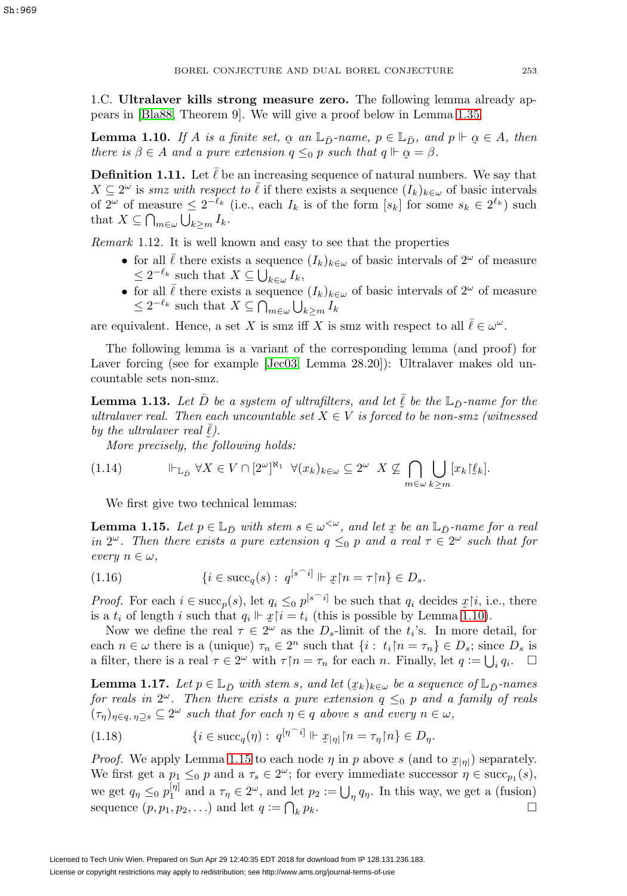1.C. **Ultralaver kills strong measure zero.** The following lemma already appears in [Bla88, Theorem 9]. We will give a proof below in Lemma 1.35.

**Lemma 1.10.** *If $A$ is a finite set, $\underset{\sim}{\alpha}$ an $\mathbb{L}_{\bar{D}}$-name, $p \in \mathbb{L}_{\bar{D}}$, and $p \Vdash \underset{\sim}{\alpha} \in A$, then there is $\beta \in A$ and a pure extension $q \leq_0 p$ such that $q \Vdash \underset{\sim}{\alpha} = \beta$.*

**Definition 1.11.** Let $\bar{\ell}$ be an increasing sequence of natural numbers. We say that $X \subseteq 2^\omega$ is *smz with respect to* $\bar{\ell}$ if there exists a sequence $(I_k)_{k\in\omega}$ of basic intervals of $2^\omega$ of measure $\leq 2^{-\ell_k}$ (i.e., each $I_k$ is of the form $[s_k]$ for some $s_k \in 2^{\ell_k}$) such that $X \subseteq \bigcap_{m\in\omega} \bigcup_{k\geq m} I_k$.

*Remark* 1.12. It is well known and easy to see that the properties

- for all $\bar{\ell}$ there exists a sequence $(I_k)_{k\in\omega}$ of basic intervals of $2^\omega$ of measure $\leq 2^{-\ell_k}$ such that $X \subseteq \bigcup_{k\in\omega} I_k$,
- for all $\bar{\ell}$ there exists a sequence $(I_k)_{k\in\omega}$ of basic intervals of $2^\omega$ of measure $\leq 2^{-\ell_k}$ such that $X \subseteq \bigcap_{m\in\omega} \bigcup_{k\geq m} I_k$

are equivalent. Hence, a set $X$ is smz iff $X$ is smz with respect to all $\bar{\ell} \in \omega^\omega$.

The following lemma is a variant of the corresponding lemma (and proof) for Laver forcing (see for example [Jec03, Lemma 28.20]): Ultralaver makes old uncountable sets non-smz.

**Lemma 1.13.** *Let $\bar{D}$ be a system of ultrafilters, and let $\underset{\sim}{\bar{\ell}}$ be the $\mathbb{L}_{\bar{D}}$-name for the ultralaver real. Then each uncountable set $X \in V$ is forced to be non-smz (witnessed by the ultralaver real $\underset{\sim}{\bar{\ell}}$).*

*More precisely, the following holds:*

$$\Vdash_{\mathbb{L}_{\bar{D}}} \forall X \in V \cap [2^\omega]^{\aleph_1} \;\; \forall (x_k)_{k\in\omega} \subseteq 2^\omega \;\; X \not\subseteq \bigcap_{m\in\omega} \bigcup_{k\geq m} [x_k \restriction \underset{\sim}{\ell}_k]. \tag{1.14}$$

We first give two technical lemmas:

**Lemma 1.15.** *Let $p \in \mathbb{L}_{\bar{D}}$ with stem $s \in \omega^{<\omega}$, and let $\underset{\sim}{x}$ be an $\mathbb{L}_{\bar{D}}$-name for a real in $2^\omega$. Then there exists a pure extension $q \leq_0 p$ and a real $\tau \in 2^\omega$ such that for every $n \in \omega$,*

$$\{i \in \mathrm{succ}_q(s) : \; q^{[s^\frown i]} \Vdash \underset{\sim}{x}\restriction n = \tau\restriction n\} \in D_s. \tag{1.16}$$

*Proof.* For each $i \in \mathrm{succ}_p(s)$, let $q_i \leq_0 p^{[s^\frown i]}$ be such that $q_i$ decides $\underset{\sim}{x}\restriction i$, i.e., there is a $t_i$ of length $i$ such that $q_i \Vdash \underset{\sim}{x}\restriction i = t_i$ (this is possible by Lemma 1.10).

Now we define the real $\tau \in 2^\omega$ as the $D_s$-limit of the $t_i$'s. In more detail, for each $n \in \omega$ there is a (unique) $\tau_n \in 2^n$ such that $\{i : \; t_i\restriction n = \tau_n\} \in D_s$; since $D_s$ is a filter, there is a real $\tau \in 2^\omega$ with $\tau\restriction n = \tau_n$ for each $n$. Finally, let $q := \bigcup_i q_i$. $\square$

**Lemma 1.17.** *Let $p \in \mathbb{L}_{\bar{D}}$ with stem $s$, and let $(\underset{\sim}{x}_k)_{k\in\omega}$ be a sequence of $\mathbb{L}_{\bar{D}}$-names for reals in $2^\omega$. Then there exists a pure extension $q \leq_0 p$ and a family of reals $(\tau_\eta)_{\eta\in q,\, \eta\supseteq s} \subseteq 2^\omega$ such that for each $\eta \in q$ above $s$ and every $n \in \omega$,*

$$\{i \in \mathrm{succ}(\eta) : \; q^{[\eta^\frown i]} \Vdash \underset{\sim}{x}_{|\eta|}\restriction n = \tau_\eta\restriction n\} \in D_\eta. \tag{1.18}$$

*Proof.* We apply Lemma 1.15 to each node $\eta$ in $p$ above $s$ (and to $\underset{\sim}{x}_{|\eta|}$) separately. We first get a $p_1 \leq_0 p$ and a $\tau_s \in 2^\omega$; for every immediate successor $\eta \in \mathrm{succ}_{p_1}(s)$, we get $q_\eta \leq_0 p_1^{[\eta]}$ and a $\tau_\eta \in 2^\omega$, and let $p_2 := \bigcup_\eta q_\eta$. In this way, we get a (fusion) sequence $(p, p_1, p_2, \ldots)$ and let $q := \bigcap_k p_k$. $\square$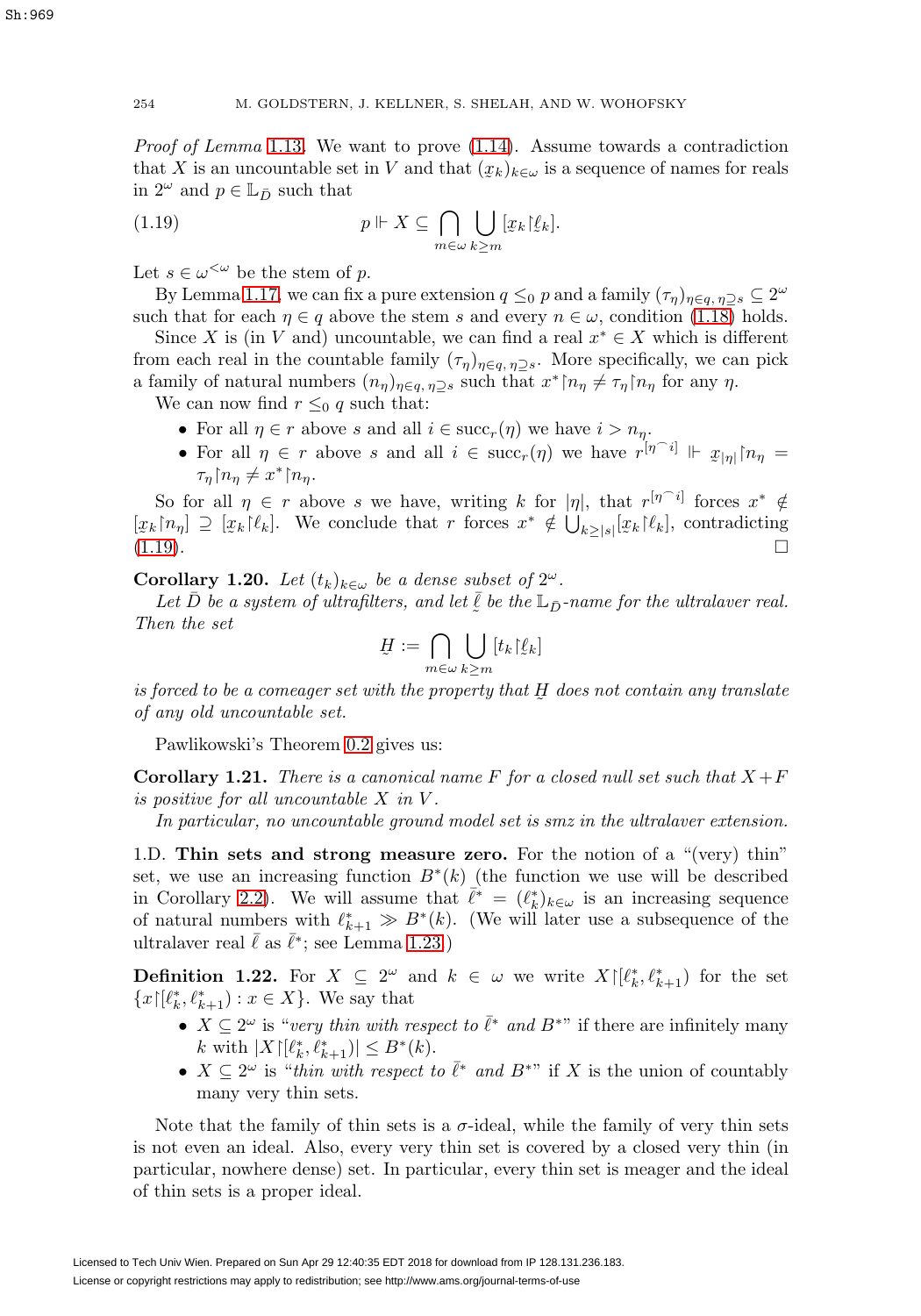*Proof of Lemma* 1.13. We want to prove (1.14). Assume towards a contradiction that $X$ is an uncountable set in $V$ and that $(\underaccent{\tilde}{x}_k)_{k\in\omega}$ is a sequence of names for reals in $2^\omega$ and $p \in \mathbb{L}_{\bar{D}}$ such that

$$p \Vdash X \subseteq \bigcap_{m\in\omega} \bigcup_{k\geq m} [\underaccent{\tilde}{x}_k{\restriction}\underaccent{\tilde}{\ell}_k]. \tag{1.19}$$

Let $s \in \omega^{<\omega}$ be the stem of $p$.

By Lemma 1.17, we can fix a pure extension $q \leq_0 p$ and a family $(\tau_\eta)_{\eta\in q,\,\eta\supseteq s} \subseteq 2^\omega$ such that for each $\eta \in q$ above the stem $s$ and every $n \in \omega$, condition (1.18) holds.

Since $X$ is (in $V$ and) uncountable, we can find a real $x^* \in X$ which is different from each real in the countable family $(\tau_\eta)_{\eta\in q,\,\eta\supseteq s}$. More specifically, we can pick a family of natural numbers $(n_\eta)_{\eta\in q,\,\eta\supseteq s}$ such that $x^*{\restriction}n_\eta \neq \tau_\eta{\restriction}n_\eta$ for any $\eta$.

We can now find $r \leq_0 q$ such that:

- For all $\eta \in r$ above $s$ and all $i \in \operatorname{succ}_r(\eta)$ we have $i > n_\eta$.
- For all $\eta \in r$ above $s$ and all $i \in \operatorname{succ}_r(\eta)$ we have $r^{[\eta^\frown i]} \Vdash \underaccent{\tilde}{x}_{|\eta|}{\restriction}n_\eta = \tau_\eta{\restriction}n_\eta \neq x^*{\restriction}n_\eta$.

So for all $\eta \in r$ above $s$ we have, writing $k$ for $|\eta|$, that $r^{[\eta^\frown i]}$ forces $x^* \notin [\underaccent{\tilde}{x}_k{\restriction}n_\eta] \supseteq [\underaccent{\tilde}{x}_k{\restriction}\ell_k]$. We conclude that $r$ forces $x^* \notin \bigcup_{k\geq|s|}[\underaccent{\tilde}{x}_k{\restriction}\ell_k]$, contradicting (1.19). $\square$

**Corollary 1.20.** *Let $(t_k)_{k\in\omega}$ be a dense subset of $2^\omega$.*

*Let $\bar{D}$ be a system of ultrafilters, and let $\underaccent{\tilde}{\bar{\ell}}$ be the $\mathbb{L}_{\bar{D}}$-name for the ultralaver real. Then the set*

$$\underaccent{\tilde}{H} := \bigcap_{m\in\omega} \bigcup_{k\geq m} [t_k{\restriction}\underaccent{\tilde}{\ell}_k]$$

*is forced to be a comeager set with the property that $\underaccent{\tilde}{H}$ does not contain any translate of any old uncountable set.*

Pawlikowski's Theorem 0.2 gives us:

**Corollary 1.21.** *There is a canonical name $F$ for a closed null set such that $X + F$ is positive for all uncountable $X$ in $V$.*

*In particular, no uncountable ground model set is smz in the ultralaver extension.*

1.D. **Thin sets and strong measure zero.** For the notion of a "(very) thin" set, we use an increasing function $B^*(k)$ (the function we use will be described in Corollary 2.2). We will assume that $\bar{\ell}^* = (\ell^*_k)_{k\in\omega}$ is an increasing sequence of natural numbers with $\ell^*_{k+1} \gg B^*(k)$. (We will later use a subsequence of the ultralaver real $\bar{\ell}$ as $\bar{\ell}^*$; see Lemma 1.23.)

**Definition 1.22.** For $X \subseteq 2^\omega$ and $k \in \omega$ we write $X{\restriction}[\ell^*_k, \ell^*_{k+1})$ for the set $\{x{\restriction}[\ell^*_k, \ell^*_{k+1}) : x \in X\}$. We say that

- $X \subseteq 2^\omega$ is "*very thin with respect to $\bar{\ell}^*$ and $B^*$*" if there are infinitely many $k$ with $|X{\restriction}[\ell^*_k, \ell^*_{k+1})| \leq B^*(k)$.
- $X \subseteq 2^\omega$ is "*thin with respect to $\bar{\ell}^*$ and $B^*$*" if $X$ is the union of countably many very thin sets.

Note that the family of thin sets is a $\sigma$-ideal, while the family of very thin sets is not even an ideal. Also, every very thin set is covered by a closed very thin (in particular, nowhere dense) set. In particular, every thin set is meager and the ideal of thin sets is a proper ideal.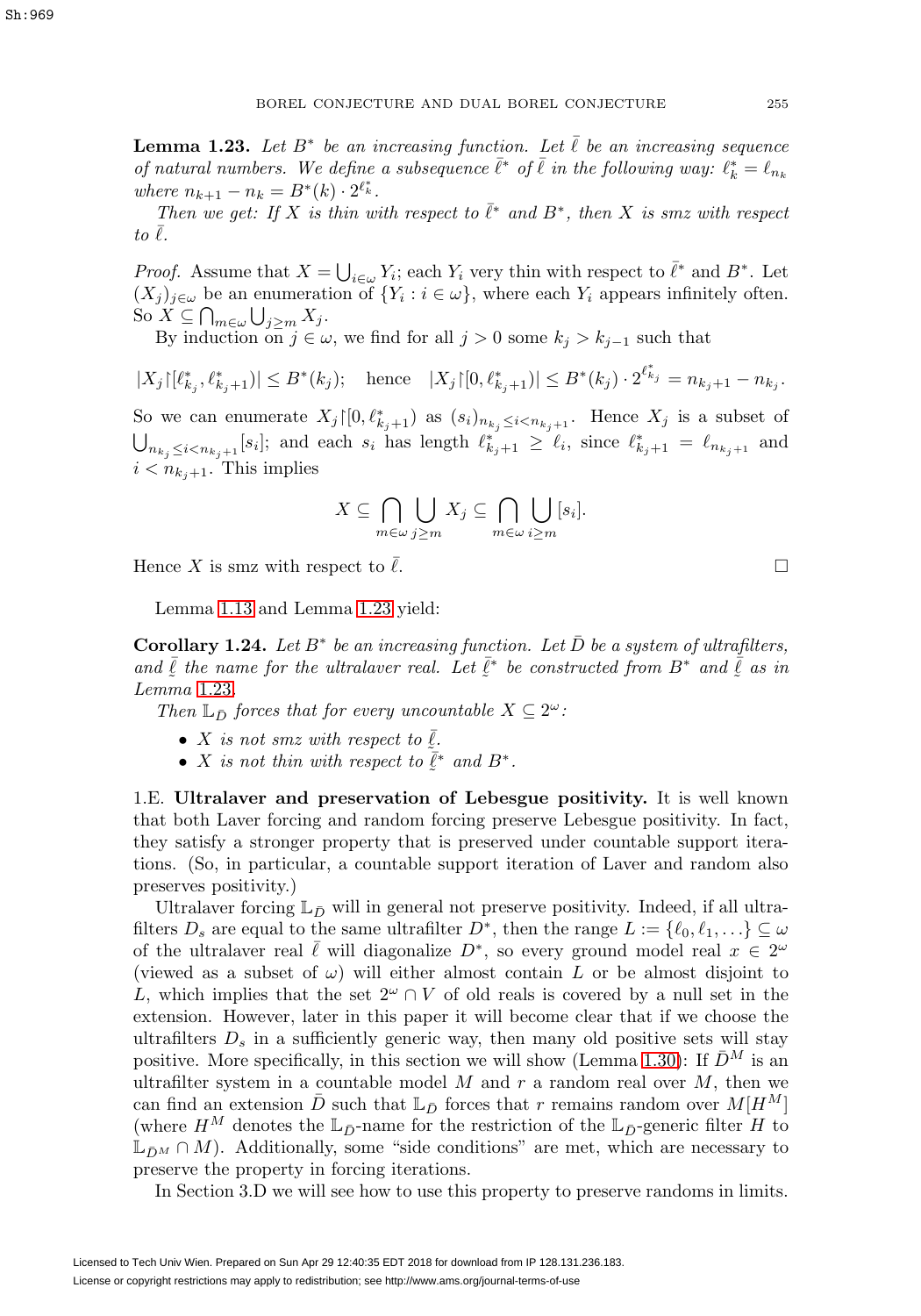**Lemma 1.23.** *Let $B^*$ be an increasing function. Let $\bar\ell$ be an increasing sequence of natural numbers. We define a subsequence $\bar\ell^*$ of $\bar\ell$ in the following way: $\ell^*_k = \ell_{n_k}$ where $n_{k+1} - n_k = B^*(k) \cdot 2^{\ell^*_k}$.*

*Then we get: If $X$ is thin with respect to $\bar\ell^*$ and $B^*$, then $X$ is smz with respect to $\bar\ell$.*

*Proof.* Assume that $X = \bigcup_{i\in\omega} Y_i$; each $Y_i$ very thin with respect to $\bar\ell^*$ and $B^*$. Let $(X_j)_{j\in\omega}$ be an enumeration of $\{Y_i : i \in \omega\}$, where each $Y_i$ appears infinitely often. So $X \subseteq \bigcap_{m\in\omega} \bigcup_{j\geq m} X_j$.

By induction on $j \in \omega$, we find for all $j > 0$ some $k_j > k_{j-1}$ such that

$$|X_j{\restriction}[\ell^*_{k_j}, \ell^*_{k_j+1})| \leq B^*(k_j); \quad \text{hence} \quad |X_j{\restriction}[0, \ell^*_{k_j+1})| \leq B^*(k_j) \cdot 2^{\ell^*_{k_j}} = n_{k_j+1} - n_{k_j}.$$

So we can enumerate $X_j{\restriction}[0, \ell^*_{k_j+1})$ as $(s_i)_{n_{k_j} \leq i < n_{k_j+1}}$. Hence $X_j$ is a subset of $\bigcup_{n_{k_j} \leq i < n_{k_j+1}} [s_i]$; and each $s_i$ has length $\ell^*_{k_j+1} \geq \ell_i$, since $\ell^*_{k_j+1} = \ell_{n_{k_j+1}}$ and $i < n_{k_j+1}$. This implies

$$X \subseteq \bigcap_{m\in\omega} \bigcup_{j\geq m} X_j \subseteq \bigcap_{m\in\omega} \bigcup_{i\geq m} [s_i].$$

Hence $X$ is smz with respect to $\bar\ell$. $\square$

Lemma 1.13 and Lemma 1.23 yield:

**Corollary 1.24.** *Let $B^*$ be an increasing function. Let $\bar D$ be a system of ultrafilters, and $\underset{\sim}{\bar\ell}$ the name for the ultralaver real. Let $\underset{\sim}{\bar\ell}^*$ be constructed from $B^*$ and $\underset{\sim}{\bar\ell}$ as in Lemma 1.23.*

*Then $\mathbb{L}_{\bar D}$ forces that for every uncountable $X \subseteq 2^\omega$:*

- *$X$ is not smz with respect to $\underset{\sim}{\bar\ell}$.*
- *$X$ is not thin with respect to $\underset{\sim}{\bar\ell}^*$ and $B^*$.*

1.E. **Ultralaver and preservation of Lebesgue positivity.** It is well known that both Laver forcing and random forcing preserve Lebesgue positivity. In fact, they satisfy a stronger property that is preserved under countable support iterations. (So, in particular, a countable support iteration of Laver and random also preserves positivity.)

Ultralaver forcing $\mathbb{L}_{\bar D}$ will in general not preserve positivity. Indeed, if all ultrafilters $D_s$ are equal to the same ultrafilter $D^*$, then the range $L := \{\ell_0, \ell_1, \ldots\} \subseteq \omega$ of the ultralaver real $\bar\ell$ will diagonalize $D^*$, so every ground model real $x \in 2^\omega$ (viewed as a subset of $\omega$) will either almost contain $L$ or be almost disjoint to $L$, which implies that the set $2^\omega \cap V$ of old reals is covered by a null set in the extension. However, later in this paper it will become clear that if we choose the ultrafilters $D_s$ in a sufficiently generic way, then many old positive sets will stay positive. More specifically, in this section we will show (Lemma 1.30): If $\bar D^M$ is an ultrafilter system in a countable model $M$ and $r$ a random real over $M$, then we can find an extension $\bar D$ such that $\mathbb{L}_{\bar D}$ forces that $r$ remains random over $M[H^M]$ (where $H^M$ denotes the $\mathbb{L}_{\bar D}$-name for the restriction of the $\mathbb{L}_{\bar D}$-generic filter $H$ to $\mathbb{L}_{\bar D^M} \cap M$). Additionally, some "side conditions" are met, which are necessary to preserve the property in forcing iterations.

In Section 3.D we will see how to use this property to preserve randoms in limits.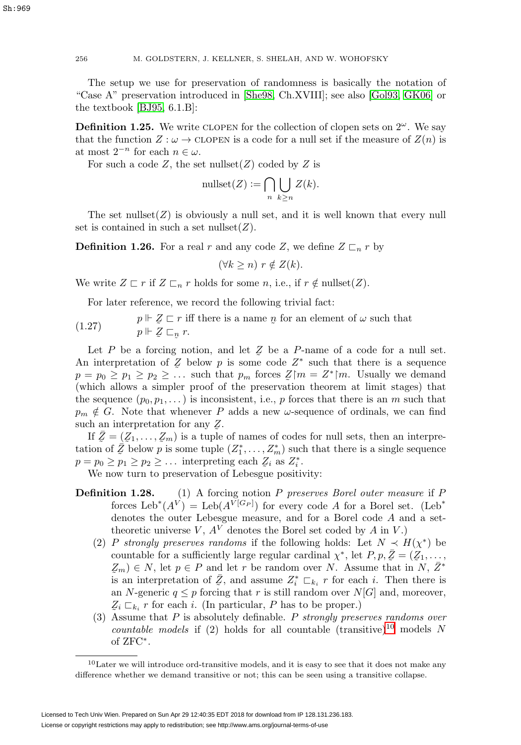The setup we use for preservation of randomness is basically the notation of "Case A" preservation introduced in [She98, Ch.XVIII]; see also [Gol93, GK06] or the textbook [BJ95, 6.1.B]:

**Definition 1.25.** We write CLOPEN for the collection of clopen sets on $2^\omega$. We say that the function $Z : \omega \to \text{CLOPEN}$ is a code for a null set if the measure of $Z(n)$ is at most $2^{-n}$ for each $n \in \omega$.

For such a code $Z$, the set nullset($Z$) coded by $Z$ is

$$\text{nullset}(Z) := \bigcap_n \bigcup_{k \geq n} Z(k).$$

The set nullset($Z$) is obviously a null set, and it is well known that every null set is contained in such a set nullset($Z$).

**Definition 1.26.** For a real $r$ and any code $Z$, we define $Z \sqsubset_n r$ by

$$(\forall k \geq n)\ r \notin Z(k).$$

We write $Z \sqsubset r$ if $Z \sqsubset_n r$ holds for some $n$, i.e., if $r \notin \text{nullset}(Z)$.

For later reference, we record the following trivial fact:

(1.27) $p \Vdash \underset{\sim}{Z} \sqsubset r$ iff there is a name $\underset{\sim}{n}$ for an element of $\omega$ such that $p \Vdash \underset{\sim}{Z} \sqsubset_{\underset{\sim}{n}} r$.

Let $P$ be a forcing notion, and let $\underset{\sim}{Z}$ be a $P$-name of a code for a null set. An interpretation of $\underset{\sim}{Z}$ below $p$ is some code $Z^*$ such that there is a sequence $p = p_0 \geq p_1 \geq p_2 \geq \dots$ such that $p_m$ forces $\underset{\sim}{Z}\restriction m = Z^*\restriction m$. Usually we demand (which allows a simpler proof of the preservation theorem at limit stages) that the sequence $(p_0, p_1, \dots)$ is inconsistent, i.e., $p$ forces that there is an $m$ such that $p_m \notin G$. Note that whenever $P$ adds a new $\omega$-sequence of ordinals, we can find such an interpretation for any $\underset{\sim}{Z}$.

If $\bar{\underset{\sim}{Z}} = (\underset{\sim}{Z}_1, \dots, \underset{\sim}{Z}_m)$ is a tuple of names of codes for null sets, then an interpretation of $\bar{\underset{\sim}{Z}}$ below $p$ is some tuple $(Z_1^*, \dots, Z_m^*)$ such that there is a single sequence $p = p_0 \geq p_1 \geq p_2 \geq \dots$ interpreting each $\underset{\sim}{Z}_i$ as $Z_i^*$.

We now turn to preservation of Lebesgue positivity:

**Definition 1.28.** (1) A forcing notion $P$ *preserves Borel outer measure* if $P$ forces $\text{Leb}^*(A^V) = \text{Leb}(A^{V[G_P]})$ for every code $A$ for a Borel set. ($\text{Leb}^*$ denotes the outer Lebesgue measure, and for a set-theoretic universe $V$, $A^V$ denotes the Borel set coded by $A$ in $V$.)

(2) $P$ *strongly preserves randoms* if the following holds: Let $N \prec H(\chi^*)$ be countable for a sufficiently large regular cardinal $\chi^*$, let $P, p, \bar{\underset{\sim}{Z}} = (\underset{\sim}{Z}_1, \dots, \underset{\sim}{Z}_m) \in N$, let $p \in P$ and let $r$ be random over $N$. Assume that in $N$, $\bar{Z}^*$ is an interpretation of $\bar{\underset{\sim}{Z}}$, and assume $Z_i^* \sqsubset_{k_i} r$ for each $i$. Then there is an $N$-generic $q \leq p$ forcing that $r$ is still random over $N[G]$ and, moreover, $\underset{\sim}{Z}_i \sqsubset_{k_i} r$ for each $i$. (In particular, $P$ has to be proper.)

(3) Assume that $P$ is absolutely definable. $P$ *strongly preserves randoms over countable models* if (2) holds for all countable (transitive)[10] models $N$ of ZFC*.

[10] Later we will introduce ord-transitive models, and it is easy to see that it does not make any difference whether we demand transitive or not; this can be seen using a transitive collapse.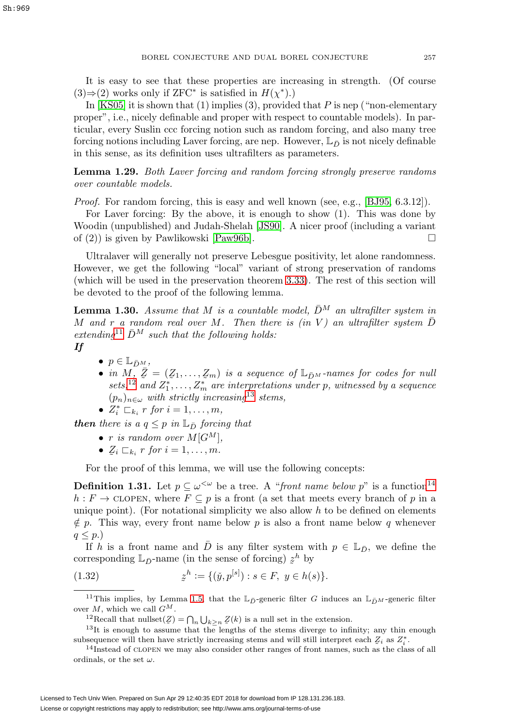It is easy to see that these properties are increasing in strength. (Of course (3)⇒(2) works only if ZFC* is satisfied in $H(\chi^*)$.)

In [KS05] it is shown that (1) implies (3), provided that $P$ is nep ("non-elementary proper", i.e., nicely definable and proper with respect to countable models). In particular, every Suslin ccc forcing notion such as random forcing, and also many tree forcing notions including Laver forcing, are nep. However, $\mathbb{L}_{\bar{D}}$ is not nicely definable in this sense, as its definition uses ultrafilters as parameters.

**Lemma 1.29.** *Both Laver forcing and random forcing strongly preserve randoms over countable models.*

*Proof.* For random forcing, this is easy and well known (see, e.g., [BJ95, 6.3.12]).

For Laver forcing: By the above, it is enough to show (1). This was done by Woodin (unpublished) and Judah-Shelah [JS90]. A nicer proof (including a variant of (2)) is given by Pawlikowski [Paw96b]. □

Ultralaver will generally not preserve Lebesgue positivity, let alone randomness. However, we get the following "local" variant of strong preservation of randoms (which will be used in the preservation theorem 3.33). The rest of this section will be devoted to the proof of the following lemma.

**Lemma 1.30.** *Assume that $M$ is a countable model, $\bar{D}^M$ an ultrafilter system in $M$ and $r$ a random real over $M$. Then there is (in $V$) an ultrafilter system $\bar{D}$ extending*[11] *$\bar{D}^M$ such that the following holds:*

***If***

- *$p \in \mathbb{L}_{\bar{D}^M}$,*
- *in $M$, $\underaccent{\tilde}{\bar{Z}} = (\underaccent{\tilde}{Z}_1, \dots, \underaccent{\tilde}{Z}_m)$ is a sequence of $\mathbb{L}_{\bar{D}^M}$-names for codes for null sets,*[12] *and $Z_1^*, \dots, Z_m^*$ are interpretations under $p$, witnessed by a sequence $(p_n)_{n\in\omega}$ with strictly increasing*[13] *stems,*
- *$Z_i^* \sqsubset_{k_i} r$ for $i = 1, \dots, m$,*

***then** there is a $q \le p$ in $\mathbb{L}_{\bar{D}}$ forcing that*

- *$r$ is random over $M[G^M]$,*
- *$\underaccent{\tilde}{Z}_i \sqsubset_{k_i} r$ for $i = 1, \dots, m$.*

For the proof of this lemma, we will use the following concepts:

**Definition 1.31.** Let $p \subseteq \omega^{<\omega}$ be a tree. A "*front name below $p$*" is a function[14] $h : F \to$ CLOPEN, where $F \subseteq p$ is a front (a set that meets every branch of $p$ in a unique point). (For notational simplicity we also allow $h$ to be defined on elements $\notin p$. This way, every front name below $p$ is also a front name below $q$ whenever $q \le p$.)

If $h$ is a front name and $\bar{D}$ is any filter system with $p \in \mathbb{L}_{\bar{D}}$, we define the corresponding $\mathbb{L}_{\bar{D}}$-name (in the sense of forcing) $\underaccent{\tilde}{z}^h$ by

$$\underaccent{\tilde}{z}^h := \{(\check{y}, p^{[s]}) : s \in F,\ y \in h(s)\}. \tag{1.32}$$

---

[11] This implies, by Lemma 1.5, that the $\mathbb{L}_{\bar{D}}$-generic filter $G$ induces an $\mathbb{L}_{\bar{D}^M}$-generic filter over $M$, which we call $G^M$.

[12] Recall that $\text{nullset}(\underaccent{\tilde}{Z}) = \bigcap_n \bigcup_{k\ge n} \underaccent{\tilde}{Z}(k)$ is a null set in the extension.

[13] It is enough to assume that the lengths of the stems diverge to infinity; any thin enough subsequence will then have strictly increasing stems and will still interpret each $\underaccent{\tilde}{Z}_i$ as $Z_i^*$.

[14] Instead of CLOPEN we may also consider other ranges of front names, such as the class of all ordinals, or the set $\omega$.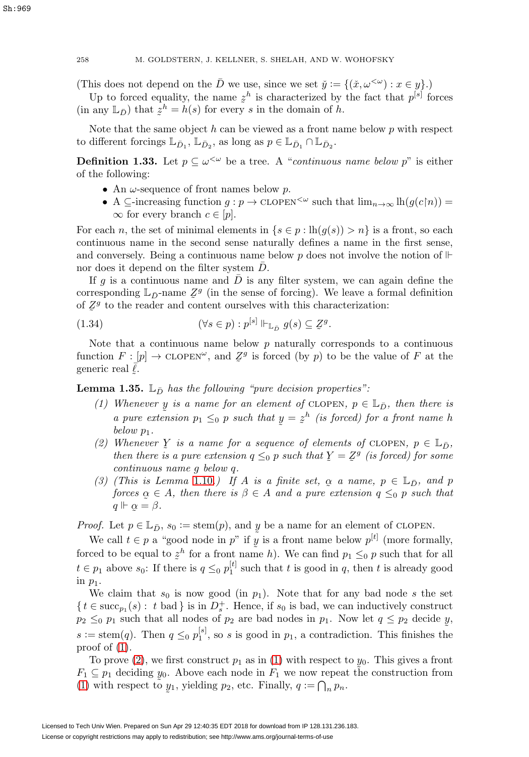(This does not depend on the $\bar{D}$ we use, since we set $\check{y} := \{(\check{x}, \omega^{<\omega}) : x \in y\}$.)

Up to forced equality, the name $\underset{\sim}{z}^h$ is characterized by the fact that $p^{[s]}$ forces (in any $\mathbb{L}_{\bar{D}}$) that $\underset{\sim}{z}^h = h(s)$ for every $s$ in the domain of $h$.

Note that the same object $h$ can be viewed as a front name below $p$ with respect to different forcings $\mathbb{L}_{\bar{D}_1}$, $\mathbb{L}_{\bar{D}_2}$, as long as $p \in \mathbb{L}_{\bar{D}_1} \cap \mathbb{L}_{\bar{D}_2}$.

**Definition 1.33.** Let $p \subseteq \omega^{<\omega}$ be a tree. A "*continuous name below* $p$" is either of the following:

- An $\omega$-sequence of front names below $p$.
- A $\subseteq$-increasing function $g : p \to \text{CLOPEN}^{<\omega}$ such that $\lim_{n\to\infty} \text{lh}(g(c{\restriction}n)) = \infty$ for every branch $c \in [p]$.

For each $n$, the set of minimal elements in $\{s \in p : \text{lh}(g(s)) > n\}$ is a front, so each continuous name in the second sense naturally defines a name in the first sense, and conversely. Being a continuous name below $p$ does not involve the notion of $\Vdash$ nor does it depend on the filter system $\bar{D}$.

If $g$ is a continuous name and $\bar{D}$ is any filter system, we can again define the corresponding $\mathbb{L}_{\bar{D}}$-name $\underset{\sim}{Z}^g$ (in the sense of forcing). We leave a formal definition of $\underset{\sim}{Z}^g$ to the reader and content ourselves with this characterization:

$$(\forall s \in p) : p^{[s]} \Vdash_{\mathbb{L}_{\bar{D}}} g(s) \subseteq \underset{\sim}{Z}^g. \tag{1.34}$$

Note that a continuous name below $p$ naturally corresponds to a continuous function $F : [p] \to \text{CLOPEN}^{\omega}$, and $\underset{\sim}{Z}^g$ is forced (by $p$) to be the value of $F$ at the generic real $\underset{\sim}{\bar{\ell}}$.

**Lemma 1.35.** *$\mathbb{L}_{\bar{D}}$ has the following "pure decision properties":*

*(1) Whenever $\underset{\sim}{y}$ is a name for an element of* CLOPEN*, $p \in \mathbb{L}_{\bar{D}}$, then there is a pure extension $p_1 \leq_0 p$ such that $\underset{\sim}{y} = \underset{\sim}{z}^h$ (is forced) for a front name $h$ below $p_1$.*

*(2) Whenever $\underset{\sim}{Y}$ is a name for a sequence of elements of* CLOPEN*, $p \in \mathbb{L}_{\bar{D}}$, then there is a pure extension $q \leq_0 p$ such that $\underset{\sim}{Y} = \underset{\sim}{Z}^g$ (is forced) for some continuous name $g$ below $q$.*

*(3) (This is Lemma 1.10.) If $A$ is a finite set, $\underset{\sim}{\alpha}$ a name, $p \in \mathbb{L}_{\bar{D}}$, and $p$ forces $\underset{\sim}{\alpha} \in A$, then there is $\beta \in A$ and a pure extension $q \leq_0 p$ such that $q \Vdash \underset{\sim}{\alpha} = \beta$.*

*Proof.* Let $p \in \mathbb{L}_{\bar{D}}$, $s_0 := \text{stem}(p)$, and $\underset{\sim}{y}$ be a name for an element of CLOPEN.

We call $t \in p$ a "good node in $p$" if $\underset{\sim}{y}$ is a front name below $p^{[t]}$ (more formally, forced to be equal to $\underset{\sim}{z}^h$ for a front name $h$). We can find $p_1 \leq_0 p$ such that for all $t \in p_1$ above $s_0$: If there is $q \leq_0 p_1^{[t]}$ such that $t$ is good in $q$, then $t$ is already good in $p_1$.

We claim that $s_0$ is now good (in $p_1$). Note that for any bad node $s$ the set $\{\, t \in \text{succ}_{p_1}(s) : \ t \text{ bad} \,\}$ is in $D_s^+$. Hence, if $s_0$ is bad, we can inductively construct $p_2 \leq_0 p_1$ such that all nodes of $p_2$ are bad nodes in $p_1$. Now let $q \leq p_2$ decide $\underset{\sim}{y}$, $s := \text{stem}(q)$. Then $q \leq_0 p_1^{[s]}$, so $s$ is good in $p_1$, a contradiction. This finishes the proof of (1).

To prove (2), we first construct $p_1$ as in (1) with respect to $\underset{\sim}{y}_0$. This gives a front $F_1 \subseteq p_1$ deciding $\underset{\sim}{y}_0$. Above each node in $F_1$ we now repeat the construction from (1) with respect to $\underset{\sim}{y}_1$, yielding $p_2$, etc. Finally, $q := \bigcap_n p_n$.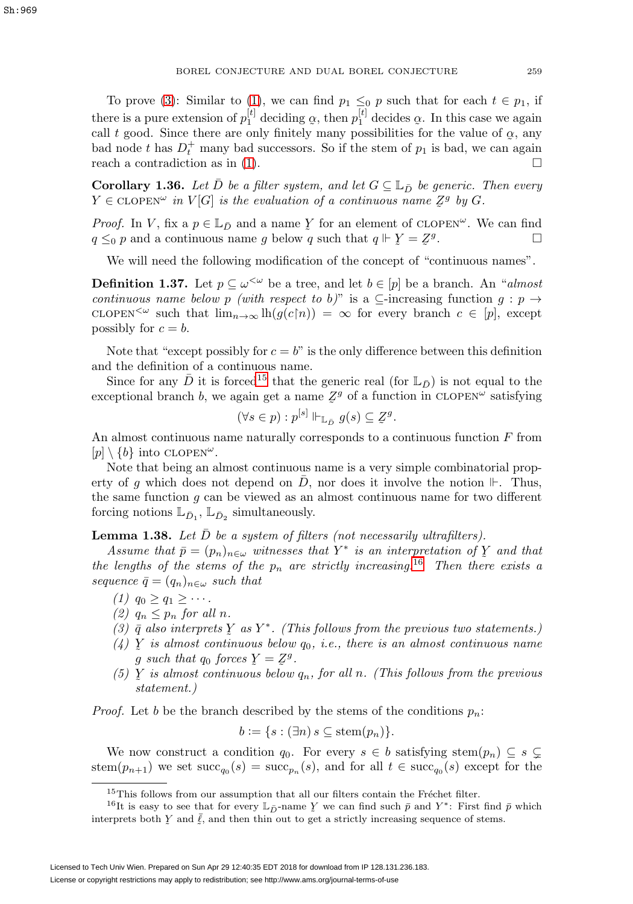To prove (3): Similar to (1), we can find $p_1 \leq_0 p$ such that for each $t \in p_1$, if there is a pure extension of $p_1^{[t]}$ deciding $\underset{\sim}{\alpha}$, then $p_1^{[t]}$ decides $\underset{\sim}{\alpha}$. In this case we again call $t$ good. Since there are only finitely many possibilities for the value of $\underset{\sim}{\alpha}$, any bad node $t$ has $D_t^+$ many bad successors. So if the stem of $p_1$ is bad, we can again reach a contradiction as in (1). □

**Corollary 1.36.** *Let $\bar{D}$ be a filter system, and let $G \subseteq \mathbb{L}_{\bar{D}}$ be generic. Then every $Y \in \text{CLOPEN}^\omega$ in $V[G]$ is the evaluation of a continuous name $\underset{\sim}{Z}^g$ by $G$.*

*Proof.* In $V$, fix a $p \in \mathbb{L}_{\bar{D}}$ and a name $\underset{\sim}{Y}$ for an element of $\text{CLOPEN}^\omega$. We can find $q \leq_0 p$ and a continuous name $g$ below $q$ such that $q \Vdash \underset{\sim}{Y} = \underset{\sim}{Z}^g$. □

We will need the following modification of the concept of "continuous names".

**Definition 1.37.** Let $p \subseteq \omega^{<\omega}$ be a tree, and let $b \in [p]$ be a branch. An "*almost continuous name below $p$ (with respect to $b$)*" is a $\subseteq$-increasing function $g : p \to \text{CLOPEN}^{<\omega}$ such that $\lim_{n\to\infty} \text{lh}(g(c{\restriction}n)) = \infty$ for every branch $c \in [p]$, except possibly for $c = b$.

Note that "except possibly for $c = b$" is the only difference between this definition and the definition of a continuous name.

Since for any $\bar{D}$ it is forced[15] that the generic real (for $\mathbb{L}_{\bar{D}}$) is not equal to the exceptional branch $b$, we again get a name $\underset{\sim}{Z}^g$ of a function in $\text{CLOPEN}^\omega$ satisfying

$$(\forall s \in p) : p^{[s]} \Vdash_{\mathbb{L}_{\bar{D}}} g(s) \subseteq \underset{\sim}{Z}^g.$$

An almost continuous name naturally corresponds to a continuous function $F$ from $[p] \setminus \{b\}$ into $\text{CLOPEN}^\omega$.

Note that being an almost continuous name is a very simple combinatorial property of $g$ which does not depend on $\bar{D}$, nor does it involve the notion $\Vdash$. Thus, the same function $g$ can be viewed as an almost continuous name for two different forcing notions $\mathbb{L}_{\bar{D}_1}$, $\mathbb{L}_{\bar{D}_2}$ simultaneously.

**Lemma 1.38.** *Let $\bar{D}$ be a system of filters (not necessarily ultrafilters).*

*Assume that $\bar{p} = (p_n)_{n\in\omega}$ witnesses that $Y^*$ is an interpretation of $\underset{\sim}{Y}$ and that the lengths of the stems of the $p_n$ are strictly increasing.*[16] *Then there exists a sequence $\bar{q} = (q_n)_{n\in\omega}$ such that*

*(1) $q_0 \geq q_1 \geq \cdots$.*
*(2) $q_n \leq p_n$ for all $n$.*
*(3) $\bar{q}$ also interprets $\underset{\sim}{Y}$ as $Y^*$. (This follows from the previous two statements.)*
*(4) $\underset{\sim}{Y}$ is almost continuous below $q_0$, i.e., there is an almost continuous name $g$ such that $q_0$ forces $\underset{\sim}{Y} = \underset{\sim}{Z}^g$.*
*(5) $\underset{\sim}{Y}$ is almost continuous below $q_n$, for all $n$. (This follows from the previous statement.)*

*Proof.* Let $b$ be the branch described by the stems of the conditions $p_n$:

$$b := \{s : (\exists n)\, s \subseteq \text{stem}(p_n)\}.$$

We now construct a condition $q_0$. For every $s \in b$ satisfying $\text{stem}(p_n) \subseteq s \subsetneq \text{stem}(p_{n+1})$ we set $\text{succ}_{q_0}(s) = \text{succ}_{p_n}(s)$, and for all $t \in \text{succ}_{q_0}(s)$ except for the

[15] This follows from our assumption that all our filters contain the Fréchet filter.

[16] It is easy to see that for every $\mathbb{L}_{\bar{D}}$-name $\underset{\sim}{Y}$ we can find such $\bar{p}$ and $Y^*$: First find $\bar{p}$ which interprets both $\underset{\sim}{Y}$ and $\underset{\sim}{\ell}$, and then thin out to get a strictly increasing sequence of stems.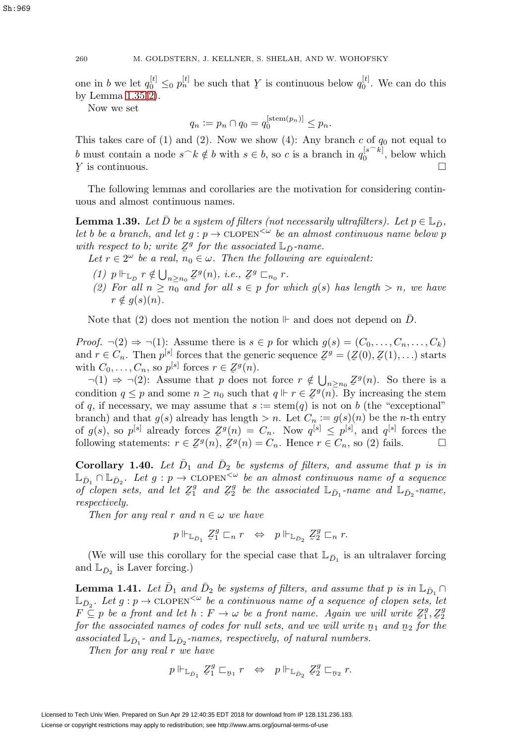one in $b$ we let $q_0^{[t]} \leq_0 p_n^{[t]}$ be such that $\underset{\sim}{Y}$ is continuous below $q_0^{[t]}$. We can do this by Lemma 1.35(2).

Now we set

$$q_n := p_n \cap q_0 = q_0^{[\text{stem}(p_n)]} \leq p_n.$$

This takes care of (1) and (2). Now we show (4): Any branch $c$ of $q_0$ not equal to $b$ must contain a node $s^\frown k \notin b$ with $s \in b$, so $c$ is a branch in $q_0^{[s^\frown k]}$, below which $\underset{\sim}{Y}$ is continuous. $\square$

The following lemmas and corollaries are the motivation for considering continuous and almost continuous names.

**Lemma 1.39.** *Let $\bar{D}$ be a system of filters (not necessarily ultrafilters). Let $p \in \mathbb{L}_{\bar{D}}$, let $b$ be a branch, and let $g : p \to \text{CLOPEN}^{<\omega}$ be an almost continuous name below $p$ with respect to $b$; write $\underset{\sim}{Z}^g$ for the associated $\mathbb{L}_{\bar{D}}$-name.*

*Let $r \in 2^\omega$ be a real, $n_0 \in \omega$. Then the following are equivalent:*

*(1) $p \Vdash_{\mathbb{L}_{\bar{D}}} r \notin \bigcup_{n \geq n_0} \underset{\sim}{Z}^g(n)$, i.e., $\underset{\sim}{Z}^g \sqsubset_{n_0} r$.*

*(2) For all $n \geq n_0$ and for all $s \in p$ for which $g(s)$ has length $> n$, we have $r \notin g(s)(n)$.*

Note that (2) does not mention the notion $\Vdash$ and does not depend on $\bar{D}$.

*Proof.* $\neg(2) \Rightarrow \neg(1)$: Assume there is $s \in p$ for which $g(s) = (C_0, \dots, C_n, \dots, C_k)$ and $r \in C_n$. Then $p^{[s]}$ forces that the generic sequence $\underset{\sim}{Z}^g = (\underset{\sim}{Z}(0), \underset{\sim}{Z}(1), \dots)$ starts with $C_0, \dots, C_n$, so $p^{[s]}$ forces $r \in \underset{\sim}{Z}^g(n)$.

$\neg(1) \Rightarrow \neg(2)$: Assume that $p$ does not force $r \notin \bigcup_{n \geq n_0} \underset{\sim}{Z}^g(n)$. So there is a condition $q \leq p$ and some $n \geq n_0$ such that $q \Vdash r \in \underset{\sim}{Z}^g(n)$. By increasing the stem of $q$, if necessary, we may assume that $s := \text{stem}(q)$ is not on $b$ (the "exceptional" branch) and that $g(s)$ already has length $> n$. Let $C_n := g(s)(n)$ be the $n$-th entry of $g(s)$, so $p^{[s]}$ already forces $\underset{\sim}{Z}^g(n) = C_n$. Now $q^{[s]} \leq p^{[s]}$, and $q^{[s]}$ forces the following statements: $r \in \underset{\sim}{Z}^g(n)$, $\underset{\sim}{Z}^g(n) = C_n$. Hence $r \in C_n$, so (2) fails. $\square$

**Corollary 1.40.** *Let $\bar{D}_1$ and $\bar{D}_2$ be systems of filters, and assume that $p$ is in $\mathbb{L}_{\bar{D}_1} \cap \mathbb{L}_{\bar{D}_2}$. Let $g : p \to \text{CLOPEN}^{<\omega}$ be an almost continuous name of a sequence of clopen sets, and let $\underset{\sim}{Z}_1^g$ and $\underset{\sim}{Z}_2^g$ be the associated $\mathbb{L}_{\bar{D}_1}$-name and $\mathbb{L}_{\bar{D}_2}$-name, respectively.*

*Then for any real $r$ and $n \in \omega$ we have*

$$p \Vdash_{\mathbb{L}_{\bar{D}_1}} \underset{\sim}{Z}_1^g \sqsubset_n r \quad \Leftrightarrow \quad p \Vdash_{\mathbb{L}_{\bar{D}_2}} \underset{\sim}{Z}_2^g \sqsubset_n r.$$

(We will use this corollary for the special case that $\mathbb{L}_{\bar{D}_1}$ is an ultralaver forcing and $\mathbb{L}_{\bar{D}_2}$ is Laver forcing.)

**Lemma 1.41.** *Let $\bar{D}_1$ and $\bar{D}_2$ be systems of filters, and assume that $p$ is in $\mathbb{L}_{\bar{D}_1} \cap \mathbb{L}_{\bar{D}_2}$. Let $g : p \to \text{CLOPEN}^{<\omega}$ be a continuous name of a sequence of clopen sets, let $F \subseteq p$ be a front and let $h : F \to \omega$ be a front name. Again we will write $\underset{\sim}{Z}_1^g, \underset{\sim}{Z}_2^g$ for the associated names of codes for null sets, and we will write $\underset{\sim}{n}_1$ and $\underset{\sim}{n}_2$ for the associated $\mathbb{L}_{\bar{D}_1}$- and $\mathbb{L}_{\bar{D}_2}$-names, respectively, of natural numbers.*

*Then for any real $r$ we have*

$$p \Vdash_{\mathbb{L}_{\bar{D}_1}} \underset{\sim}{Z}_1^g \sqsubset_{\underset{\sim}{n}_1} r \quad \Leftrightarrow \quad p \Vdash_{\mathbb{L}_{\bar{D}_2}} \underset{\sim}{Z}_2^g \sqsubset_{\underset{\sim}{n}_2} r.$$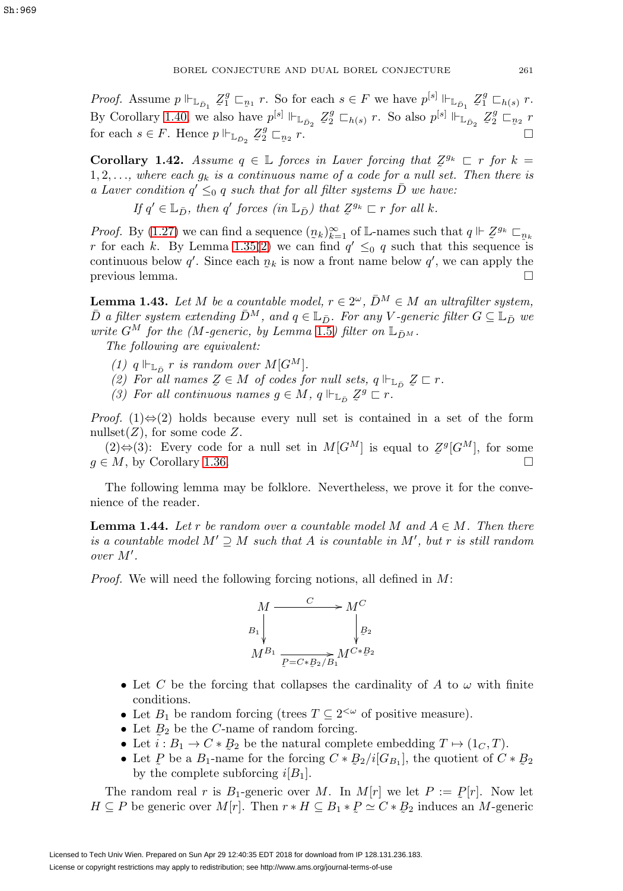*Proof.* Assume $p \Vdash_{\mathbb{L}_{\bar{D}_1}} \underset{\sim}{Z}_1^g \sqsubset_{\underset{\sim}{n}_1} r$. So for each $s \in F$ we have $p^{[s]} \Vdash_{\mathbb{L}_{\bar{D}_1}} \underset{\sim}{Z}_1^g \sqsubset_{h(s)} r$. By Corollary 1.40, we also have $p^{[s]} \Vdash_{\mathbb{L}_{\bar{D}_2}} \underset{\sim}{Z}_2^g \sqsubset_{h(s)} r$. So also $p^{[s]} \Vdash_{\mathbb{L}_{\bar{D}_2}} \underset{\sim}{Z}_2^g \sqsubset_{\underset{\sim}{n}_2} r$ for each $s \in F$. Hence $p \Vdash_{\mathbb{L}_{\bar{D}_2}} \underset{\sim}{Z}_2^g \sqsubset_{\underset{\sim}{n}_2} r$. □

**Corollary 1.42.** *Assume $q \in \mathbb{L}$ forces in Laver forcing that $\underset{\sim}{Z}^{g_k} \sqsubset r$ for $k = 1, 2, \ldots$, where each $g_k$ is a continuous name of a code for a null set. Then there is a Laver condition $q' \leq_0 q$ such that for all filter systems $\bar{D}$ we have:*

*If $q' \in \mathbb{L}_{\bar{D}}$, then $q'$ forces (in $\mathbb{L}_{\bar{D}}$) that $\underset{\sim}{Z}^{g_k} \sqsubset r$ for all $k$.*

*Proof.* By (1.27) we can find a sequence $(\underset{\sim}{n}_k)_{k=1}^{\infty}$ of $\mathbb{L}$-names such that $q \Vdash \underset{\sim}{Z}^{g_k} \sqsubset_{\underset{\sim}{n}_k} r$ for each $k$. By Lemma 1.35(2) we can find $q' \leq_0 q$ such that this sequence is continuous below $q'$. Since each $\underset{\sim}{n}_k$ is now a front name below $q'$, we can apply the previous lemma. □

**Lemma 1.43.** *Let $M$ be a countable model, $r \in 2^\omega$, $\bar{D}^M \in M$ an ultrafilter system, $\bar{D}$ a filter system extending $\bar{D}^M$, and $q \in \mathbb{L}_{\bar{D}}$. For any $V$-generic filter $G \subseteq \mathbb{L}_{\bar{D}}$ we write $G^M$ for the ($M$-generic, by Lemma 1.5) filter on $\mathbb{L}_{\bar{D}^M}$.*

*The following are equivalent:*

*(1) $q \Vdash_{\mathbb{L}_{\bar{D}}} r$ is random over $M[G^M]$.*
*(2) For all names $\underset{\sim}{Z} \in M$ of codes for null sets, $q \Vdash_{\mathbb{L}_{\bar{D}}} \underset{\sim}{Z} \sqsubset r$.*
*(3) For all continuous names $g \in M$, $q \Vdash_{\mathbb{L}_{\bar{D}}} \underset{\sim}{Z}^g \sqsubset r$.*

*Proof.* (1)⇔(2) holds because every null set is contained in a set of the form nullset$(Z)$, for some code $Z$.

(2)⇔(3): Every code for a null set in $M[G^M]$ is equal to $\underset{\sim}{Z}^g[G^M]$, for some $g \in M$, by Corollary 1.36. □

The following lemma may be folklore. Nevertheless, we prove it for the convenience of the reader.

**Lemma 1.44.** *Let $r$ be random over a countable model $M$ and $A \in M$. Then there is a countable model $M' \supseteq M$ such that $A$ is countable in $M'$, but $r$ is still random over $M'$.*

*Proof.* We will need the following forcing notions, all defined in $M$:

$$\begin{array}{ccc} M & \xrightarrow{\quad C \quad} & M^C \\ {\scriptstyle B_1}\big\downarrow & & \big\downarrow{\scriptstyle \underset{\sim}{B}_2} \\ M^{B_1} & \xrightarrow[\underset{\sim}{P}=C*\underset{\sim}{B}_2/B_1]{} & M^{C*\underset{\sim}{B}_2} \end{array}$$

- Let $C$ be the forcing that collapses the cardinality of $A$ to $\omega$ with finite conditions.
- Let $B_1$ be random forcing (trees $T \subseteq 2^{<\omega}$ of positive measure).
- Let $\underset{\sim}{B}_2$ be the $C$-name of random forcing.
- Let $i : B_1 \to C * \underset{\sim}{B}_2$ be the natural complete embedding $T \mapsto (1_C, T)$.
- Let $\underset{\sim}{P}$ be a $B_1$-name for the forcing $C * \underset{\sim}{B}_2/i[G_{B_1}]$, the quotient of $C * \underset{\sim}{B}_2$ by the complete subforcing $i[B_1]$.

The random real $r$ is $B_1$-generic over $M$. In $M[r]$ we let $P := \underset{\sim}{P}[r]$. Now let $H \subseteq P$ be generic over $M[r]$. Then $r * H \subseteq B_1 * \underset{\sim}{P} \simeq C * \underset{\sim}{B}_2$ induces an $M$-generic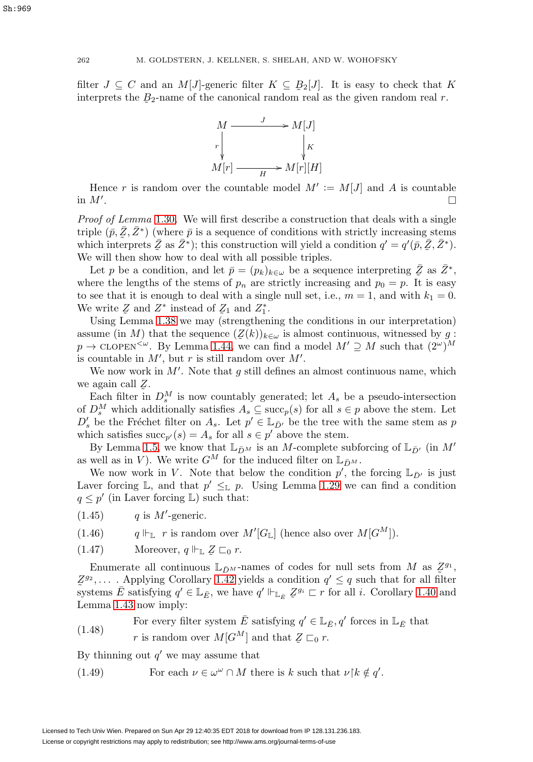filter $J \subseteq C$ and an $M[J]$-generic filter $K \subseteq \underset{\sim}{B}_2[J]$. It is easy to check that $K$ interprets the $\underset{\sim}{B}_2$-name of the canonical random real as the given random real $r$.

$$\begin{array}{ccc} M & \xrightarrow{\ J\ } & M[J] \\ \Big\downarrow r & & \Big\downarrow K \\ M[r] & \xrightarrow[\ H\ ]{} & M[r][H] \end{array}$$

Hence $r$ is random over the countable model $M' := M[J]$ and $A$ is countable in $M'$. $\square$

*Proof of Lemma* 1.30. We will first describe a construction that deals with a single triple $(\bar{p}, \bar{\underset{\sim}{Z}}, \bar{Z}^*)$ (where $\bar{p}$ is a sequence of conditions with strictly increasing stems which interprets $\bar{\underset{\sim}{Z}}$ as $\bar{Z}^*$); this construction will yield a condition $q' = q'(\bar{p}, \bar{\underset{\sim}{Z}}, \bar{Z}^*)$. We will then show how to deal with all possible triples.

Let $p$ be a condition, and let $\bar{p} = (p_k)_{k\in\omega}$ be a sequence interpreting $\bar{\underset{\sim}{Z}}$ as $\bar{Z}^*$, where the lengths of the stems of $p_n$ are strictly increasing and $p_0 = p$. It is easy to see that it is enough to deal with a single null set, i.e., $m = 1$, and with $k_1 = 0$. We write $\underset{\sim}{Z}$ and $Z^*$ instead of $\underset{\sim}{Z}_1$ and $Z_1^*$.

Using Lemma 1.38 we may (strengthening the conditions in our interpretation) assume (in $M$) that the sequence $(\underset{\sim}{Z}(k))_{k\in\omega}$ is almost continuous, witnessed by $g : p \to \text{CLOPEN}^{<\omega}$. By Lemma 1.44, we can find a model $M' \supseteq M$ such that $(2^\omega)^M$ is countable in $M'$, but $r$ is still random over $M'$.

We now work in $M'$. Note that $g$ still defines an almost continuous name, which we again call $\underset{\sim}{Z}$.

Each filter in $D_s^M$ is now countably generated; let $A_s$ be a pseudo-intersection of $D_s^M$ which additionally satisfies $A_s \subseteq \text{succ}_p(s)$ for all $s \in p$ above the stem. Let $D'_s$ be the Fréchet filter on $A_s$. Let $p' \in \mathbb{L}_{\bar{D}'}$ be the tree with the same stem as $p$ which satisfies $\text{succ}_{p'}(s) = A_s$ for all $s \in p'$ above the stem.

By Lemma 1.5, we know that $\mathbb{L}_{\bar{D}^M}$ is an $M$-complete subforcing of $\mathbb{L}_{\bar{D}'}$ (in $M'$ as well as in $V$). We write $G^M$ for the induced filter on $\mathbb{L}_{\bar{D}^M}$.

We now work in $V$. Note that below the condition $p'$, the forcing $\mathbb{L}_{\bar{D}'}$ is just Laver forcing $\mathbb{L}$, and that $p' \leq_{\mathbb{L}} p$. Using Lemma 1.29 we can find a condition $q \leq p'$ (in Laver forcing $\mathbb{L}$) such that:

$$q \text{ is } M'\text{-generic.} \tag{1.45}$$

$$q \Vdash_{\mathbb{L}} r \text{ is random over } M'[G_{\mathbb{L}}] \text{ (hence also over } M[G^M]). \tag{1.46}$$

$$\text{Moreover, } q \Vdash_{\mathbb{L}} \underset{\sim}{Z} \sqsubset_0 r. \tag{1.47}$$

Enumerate all continuous $\mathbb{L}_{\bar{D}^M}$-names of codes for null sets from $M$ as $\underset{\sim}{Z}^{g_1}$, $\underset{\sim}{Z}^{g_2}, \ldots$ . Applying Corollary 1.42 yields a condition $q' \leq q$ such that for all filter systems $\bar{E}$ satisfying $q' \in \mathbb{L}_{\bar{E}}$, we have $q' \Vdash_{\mathbb{L}_{\bar{E}}} \underset{\sim}{Z}^{g_i} \sqsubset r$ for all $i$. Corollary 1.40 and Lemma 1.43 now imply:

$$\begin{array}{l}\text{For every filter system } \bar{E} \text{ satisfying } q' \in \mathbb{L}_{\bar{E}}, q' \text{ forces in } \mathbb{L}_{\bar{E}} \text{ that} \\ r \text{ is random over } M[G^M] \text{ and that } \underset{\sim}{Z} \sqsubset_0 r.\end{array} \tag{1.48}$$

By thinning out $q'$ we may assume that

$$\text{For each } \nu \in \omega^\omega \cap M \text{ there is } k \text{ such that } \nu{\restriction}k \notin q'. \tag{1.49}$$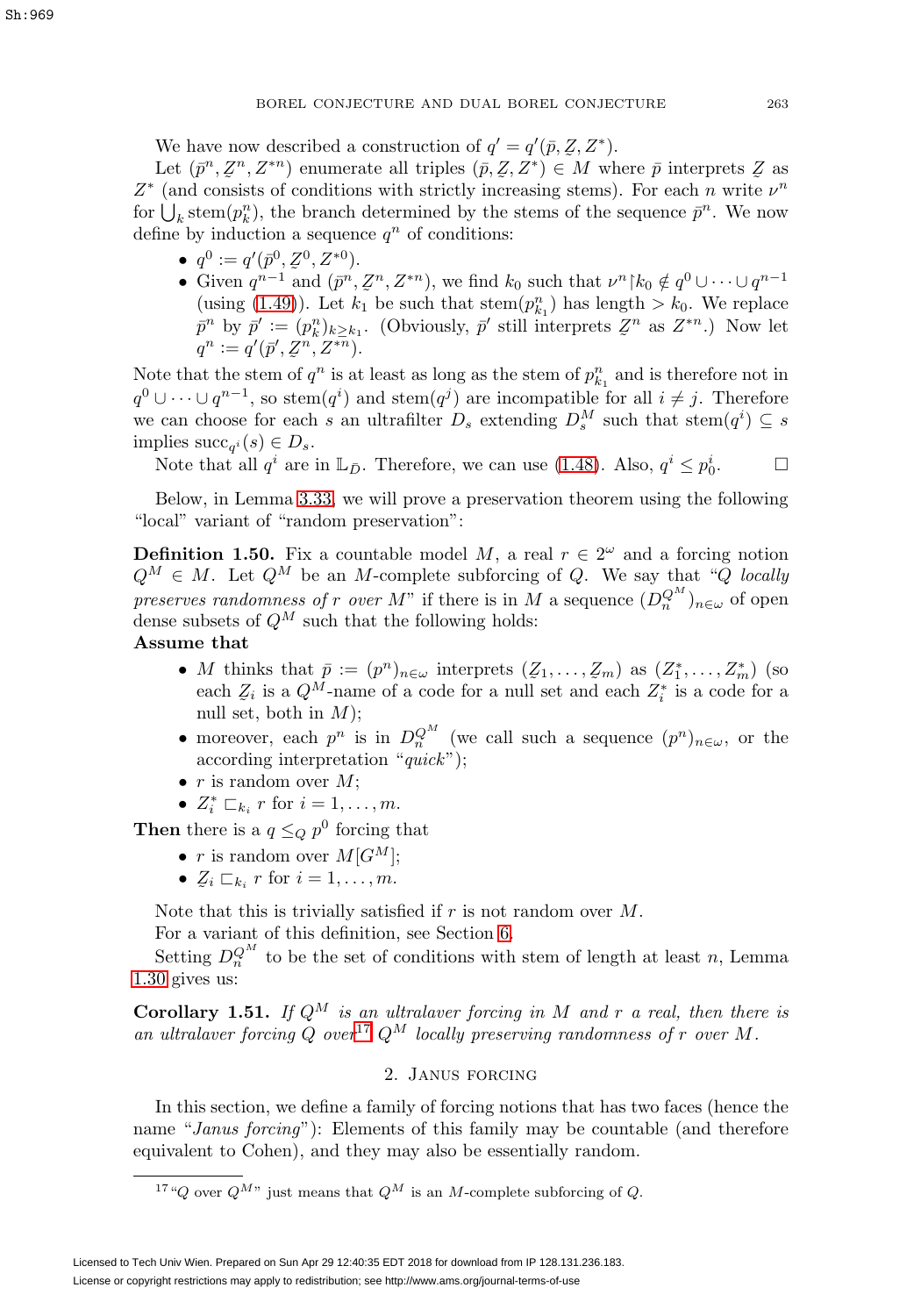We have now described a construction of $q' = q'(\bar{p}, \underset{\sim}{Z}, Z^*)$.

Let $(\bar{p}^n, \underset{\sim}{Z}^n, Z^{*n})$ enumerate all triples $(\bar{p}, \underset{\sim}{Z}, Z^*) \in M$ where $\bar{p}$ interprets $\underset{\sim}{Z}$ as $Z^*$ (and consists of conditions with strictly increasing stems). For each $n$ write $\nu^n$ for $\bigcup_k \text{stem}(p^n_k)$, the branch determined by the stems of the sequence $\bar{p}^n$. We now define by induction a sequence $q^n$ of conditions:

- $q^0 := q'(\bar{p}^0, \underset{\sim}{Z}^0, Z^{*0})$.
- Given $q^{n-1}$ and $(\bar{p}^n, \underset{\sim}{Z}^n, Z^{*n})$, we find $k_0$ such that $\nu^n \restriction k_0 \notin q^0 \cup \cdots \cup q^{n-1}$ (using (1.49)). Let $k_1$ be such that $\text{stem}(p^n_{k_1})$ has length $> k_0$. We replace $\bar{p}^n$ by $\bar{p}' := (p^n_k)_{k \geq k_1}$. (Obviously, $\bar{p}'$ still interprets $\underset{\sim}{Z}^n$ as $Z^{*n}$.) Now let $q^n := q'(\bar{p}', \underset{\sim}{Z}^n, Z^{*n})$.

Note that the stem of $q^n$ is at least as long as the stem of $p^n_{k_1}$ and is therefore not in $q^0 \cup \cdots \cup q^{n-1}$, so $\text{stem}(q^i)$ and $\text{stem}(q^j)$ are incompatible for all $i \neq j$. Therefore we can choose for each $s$ an ultrafilter $D_s$ extending $D^M_s$ such that $\text{stem}(q^i) \subseteq s$ implies $\text{succ}_{q^i}(s) \in D_s$.

Note that all $q^i$ are in $\mathbb{L}_{\bar{D}}$. Therefore, we can use (1.48). Also, $q^i \leq p^i_0$. $\square$

Below, in Lemma 3.33, we will prove a preservation theorem using the following "local" variant of "random preservation":

**Definition 1.50.** Fix a countable model $M$, a real $r \in 2^\omega$ and a forcing notion $Q^M \in M$. Let $Q^M$ be an $M$-complete subforcing of $Q$. We say that "*$Q$ locally preserves randomness of $r$ over $M$*" if there is in $M$ a sequence $(D^{Q^M}_n)_{n\in\omega}$ of open dense subsets of $Q^M$ such that the following holds:

**Assume that**

- $M$ thinks that $\bar{p} := (p^n)_{n\in\omega}$ interprets $(\underset{\sim}{Z}_1, \ldots, \underset{\sim}{Z}_m)$ as $(Z^*_1, \ldots, Z^*_m)$ (so each $\underset{\sim}{Z}_i$ is a $Q^M$-name of a code for a null set and each $Z^*_i$ is a code for a null set, both in $M$);
- moreover, each $p^n$ is in $D^{Q^M}_n$ (we call such a sequence $(p^n)_{n\in\omega}$, or the according interpretation "*quick*");
- $r$ is random over $M$;
- $Z^*_i \sqsubset_{k_i} r$ for $i = 1, \ldots, m$.

**Then** there is a $q \leq_Q p^0$ forcing that

- $r$ is random over $M[G^M]$;
- $\underset{\sim}{Z}_i \sqsubset_{k_i} r$ for $i = 1, \ldots, m$.

Note that this is trivially satisfied if $r$ is not random over $M$.

For a variant of this definition, see Section 6.

Setting $D^{Q^M}_n$ to be the set of conditions with stem of length at least $n$, Lemma 1.30 gives us:

**Corollary 1.51.** *If $Q^M$ is an ultralaver forcing in $M$ and $r$ a real, then there is an ultralaver forcing $Q$ over*[17] *$Q^M$ locally preserving randomness of $r$ over $M$.*

## 2. Janus forcing

In this section, we define a family of forcing notions that has two faces (hence the name "*Janus forcing*"): Elements of this family may be countable (and therefore equivalent to Cohen), and they may also be essentially random.

[17] "$Q$ over $Q^M$" just means that $Q^M$ is an $M$-complete subforcing of $Q$.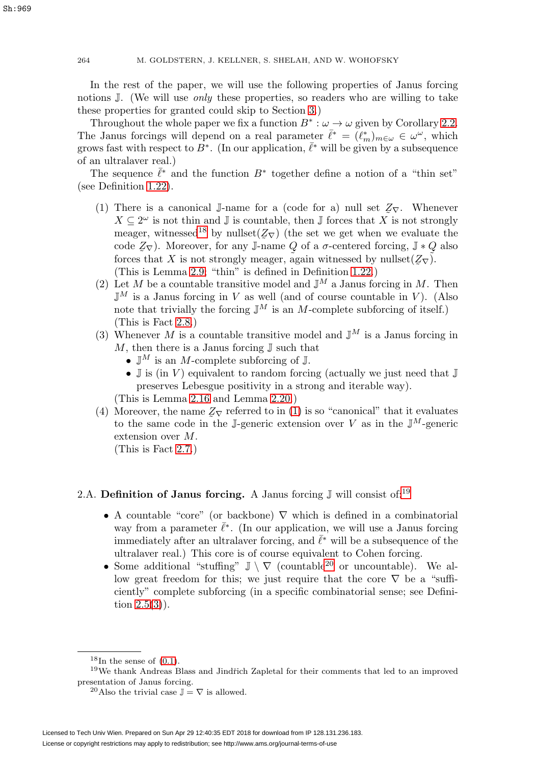In the rest of the paper, we will use the following properties of Janus forcing notions $\mathbb{J}$. (We will use *only* these properties, so readers who are willing to take these properties for granted could skip to Section 3.)

Throughout the whole paper we fix a function $B^*: \omega \to \omega$ given by Corollary 2.2. The Janus forcings will depend on a real parameter $\bar\ell^* = (\ell^*_m)_{m\in\omega} \in \omega^\omega$, which grows fast with respect to $B^*$. (In our application, $\bar\ell^*$ will be given by a subsequence of an ultralaver real.)

The sequence $\bar\ell^*$ and the function $B^*$ together define a notion of a "thin set" (see Definition 1.22).

1. There is a canonical $\mathbb{J}$-name for a (code for a) null set $\underset{\sim}{Z}_\nabla$. Whenever $X \subseteq 2^\omega$ is not thin and $\mathbb{J}$ is countable, then $\mathbb{J}$ forces that $X$ is not strongly meager, witnessed[18] by nullset($\underset{\sim}{Z}_\nabla$) (the set we get when we evaluate the code $\underset{\sim}{Z}_\nabla$). Moreover, for any $\mathbb{J}$-name $\underset{\sim}{Q}$ of a $\sigma$-centered forcing, $\mathbb{J} * \underset{\sim}{Q}$ also forces that $X$ is not strongly meager, again witnessed by nullset($\underset{\sim}{Z}_\nabla$).
   (This is Lemma 2.9; "thin" is defined in Definition 1.22.)
2. Let $M$ be a countable transitive model and $\mathbb{J}^M$ a Janus forcing in $M$. Then $\mathbb{J}^M$ is a Janus forcing in $V$ as well (and of course countable in $V$). (Also note that trivially the forcing $\mathbb{J}^M$ is an $M$-complete subforcing of itself.)
   (This is Fact 2.8.)
3. Whenever $M$ is a countable transitive model and $\mathbb{J}^M$ is a Janus forcing in $M$, then there is a Janus forcing $\mathbb{J}$ such that
   - $\mathbb{J}^M$ is an $M$-complete subforcing of $\mathbb{J}$.
   - $\mathbb{J}$ is (in $V$) equivalent to random forcing (actually we just need that $\mathbb{J}$ preserves Lebesgue positivity in a strong and iterable way).

   (This is Lemma 2.16 and Lemma 2.20.)
4. Moreover, the name $\underset{\sim}{Z}_\nabla$ referred to in (1) is so "canonical" that it evaluates to the same code in the $\mathbb{J}$-generic extension over $V$ as in the $\mathbb{J}^M$-generic extension over $M$.
   (This is Fact 2.7.)

## 2.A. **Definition of Janus forcing.**

A Janus forcing $\mathbb{J}$ will consist of:[19]

- A countable "core" (or backbone) $\nabla$ which is defined in a combinatorial way from a parameter $\bar\ell^*$. (In our application, we will use a Janus forcing immediately after an ultralaver forcing, and $\bar\ell^*$ will be a subsequence of the ultralaver real.) This core is of course equivalent to Cohen forcing.
- Some additional "stuffing" $\mathbb{J} \setminus \nabla$ (countable[20] or uncountable). We allow great freedom for this; we just require that the core $\nabla$ be a "sufficiently" complete subforcing (in a specific combinatorial sense; see Definition 2.5(3)).

[18] In the sense of (0.1).

[19] We thank Andreas Blass and Jindřich Zapletal for their comments that led to an improved presentation of Janus forcing.

[20] Also the trivial case $\mathbb{J} = \nabla$ is allowed.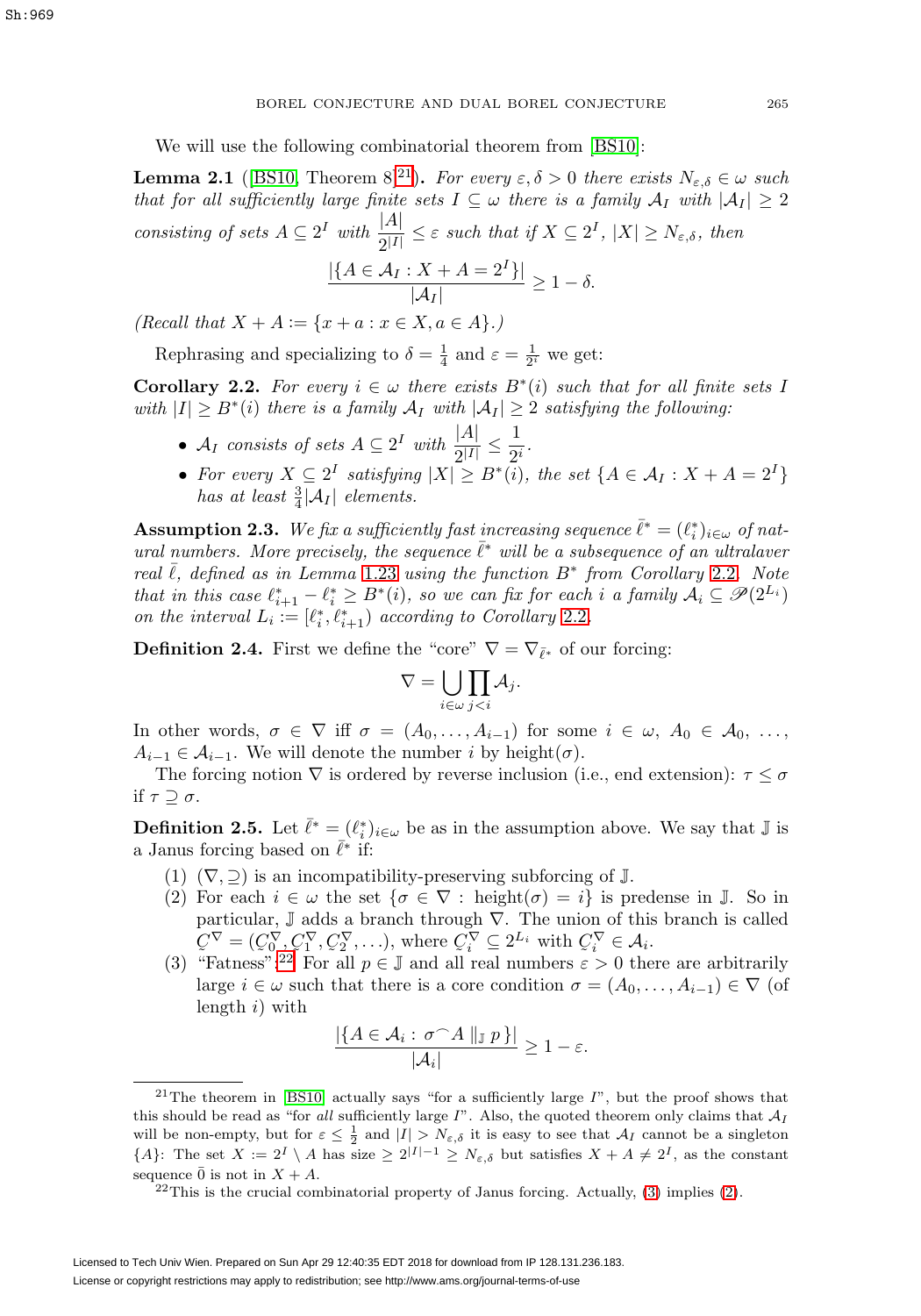We will use the following combinatorial theorem from [BS10]:

**Lemma 2.1** ([BS10, Theorem 8][21]). *For every $\varepsilon, \delta > 0$ there exists $N_{\varepsilon,\delta} \in \omega$ such that for all sufficiently large finite sets $I \subseteq \omega$ there is a family $\mathcal{A}_I$ with $|\mathcal{A}_I| \geq 2$ consisting of sets $A \subseteq 2^I$ with $\frac{|A|}{2^{|I|}} \leq \varepsilon$ such that if $X \subseteq 2^I$, $|X| \geq N_{\varepsilon,\delta}$, then*

$$\frac{|\{A \in \mathcal{A}_I : X + A = 2^I\}|}{|\mathcal{A}_I|} \geq 1 - \delta.$$

*(Recall that $X + A := \{x + a : x \in X, a \in A\}$.)*

Rephrasing and specializing to $\delta = \frac{1}{4}$ and $\varepsilon = \frac{1}{2^i}$ we get:

**Corollary 2.2.** *For every $i \in \omega$ there exists $B^*(i)$ such that for all finite sets $I$ with $|I| \geq B^*(i)$ there is a family $\mathcal{A}_I$ with $|\mathcal{A}_I| \geq 2$ satisfying the following:*

- *$\mathcal{A}_I$ consists of sets $A \subseteq 2^I$ with $\frac{|A|}{2^{|I|}} \leq \frac{1}{2^i}$.*
- *For every $X \subseteq 2^I$ satisfying $|X| \geq B^*(i)$, the set $\{A \in \mathcal{A}_I : X + A = 2^I\}$ has at least $\frac{3}{4}|\mathcal{A}_I|$ elements.*

**Assumption 2.3.** *We fix a sufficiently fast increasing sequence $\bar{\ell}^* = (\ell_i^*)_{i\in\omega}$ of natural numbers. More precisely, the sequence $\bar{\ell}^*$ will be a subsequence of an ultralaver real $\bar{\ell}$, defined as in Lemma 1.23 using the function $B^*$ from Corollary 2.2. Note that in this case $\ell_{i+1}^* - \ell_i^* \geq B^*(i)$, so we can fix for each $i$ a family $\mathcal{A}_i \subseteq \mathscr{P}(2^{L_i})$ on the interval $L_i := [\ell_i^*, \ell_{i+1}^*)$ according to Corollary 2.2.*

**Definition 2.4.** First we define the "core" $\nabla = \nabla_{\bar{\ell}^*}$ of our forcing:

$$\nabla = \bigcup_{i\in\omega} \prod_{j<i} \mathcal{A}_j.$$

In other words, $\sigma \in \nabla$ iff $\sigma = (A_0, \ldots, A_{i-1})$ for some $i \in \omega$, $A_0 \in \mathcal{A}_0$, $\ldots$, $A_{i-1} \in \mathcal{A}_{i-1}$. We will denote the number $i$ by $\mathrm{height}(\sigma)$.

The forcing notion $\nabla$ is ordered by reverse inclusion (i.e., end extension): $\tau \leq \sigma$ if $\tau \supseteq \sigma$.

**Definition 2.5.** Let $\bar{\ell}^* = (\ell_i^*)_{i\in\omega}$ be as in the assumption above. We say that $\mathbb{J}$ is a Janus forcing based on $\bar{\ell}^*$ if:

(1) $(\nabla, \supseteq)$ is an incompatibility-preserving subforcing of $\mathbb{J}$.

(2) For each $i \in \omega$ the set $\{\sigma \in \nabla : \mathrm{height}(\sigma) = i\}$ is predense in $\mathbb{J}$. So in particular, $\mathbb{J}$ adds a branch through $\nabla$. The union of this branch is called $\underset{\sim}{C}^\nabla = (\underset{\sim}{C}_0^\nabla, \underset{\sim}{C}_1^\nabla, \underset{\sim}{C}_2^\nabla, \ldots)$, where $\underset{\sim}{C}_i^\nabla \subseteq 2^{L_i}$ with $\underset{\sim}{C}_i^\nabla \in \mathcal{A}_i$.

(3) "Fatness":[22] For all $p \in \mathbb{J}$ and all real numbers $\varepsilon > 0$ there are arbitrarily large $i \in \omega$ such that there is a core condition $\sigma = (A_0, \ldots, A_{i-1}) \in \nabla$ (of length $i$) with

$$\frac{|\{A \in \mathcal{A}_i : \sigma^\frown A \parallel_{\mathbb{J}} p\}|}{|\mathcal{A}_i|} \geq 1 - \varepsilon.$$

---

[21] The theorem in [BS10] actually says "for a sufficiently large $I$", but the proof shows that this should be read as "for *all* sufficiently large $I$". Also, the quoted theorem only claims that $\mathcal{A}_I$ will be non-empty, but for $\varepsilon \leq \frac{1}{2}$ and $|I| > N_{\varepsilon,\delta}$ it is easy to see that $\mathcal{A}_I$ cannot be a singleton $\{A\}$: The set $X := 2^I \setminus A$ has size $\geq 2^{|I|-1} \geq N_{\varepsilon,\delta}$ but satisfies $X + A \neq 2^I$, as the constant sequence $\bar{0}$ is not in $X + A$.

[22] This is the crucial combinatorial property of Janus forcing. Actually, (3) implies (2).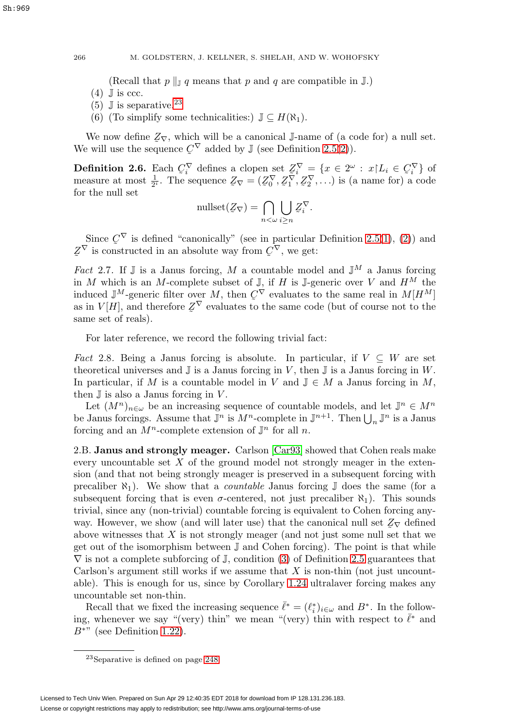(Recall that $p \parallel_{\mathbb{J}} q$ means that $p$ and $q$ are compatible in $\mathbb{J}$.)

(4) $\mathbb{J}$ is ccc.
(5) $\mathbb{J}$ is separative.[23]
(6) (To simplify some technicalities:) $\mathbb{J} \subseteq H(\aleph_1)$.

We now define $\underset{\sim}{Z}_\nabla$, which will be a canonical $\mathbb{J}$-name of (a code for) a null set. We will use the sequence $\underset{\sim}{C}^\nabla$ added by $\mathbb{J}$ (see Definition 2.5(2)).

**Definition 2.6.** Each $\underset{\sim}{C}_i^\nabla$ defines a clopen set $\underset{\sim}{Z}_i^\nabla = \{x \in 2^\omega : x \restriction L_i \in \underset{\sim}{C}_i^\nabla\}$ of measure at most $\frac{1}{2^i}$. The sequence $\underset{\sim}{Z}_\nabla = (\underset{\sim}{Z}_0^\nabla, \underset{\sim}{Z}_1^\nabla, \underset{\sim}{Z}_2^\nabla, \ldots)$ is (a name for) a code for the null set

$$\mathrm{nullset}(\underset{\sim}{Z}_\nabla) = \bigcap_{n<\omega} \bigcup_{i \geq n} \underset{\sim}{Z}_i^\nabla.$$

Since $\underset{\sim}{C}^\nabla$ is defined "canonically" (see in particular Definition 2.5(1), (2)) and $\underset{\sim}{Z}^\nabla$ is constructed in an absolute way from $\underset{\sim}{C}^\nabla$, we get:

*Fact* 2.7. If $\mathbb{J}$ is a Janus forcing, $M$ a countable model and $\mathbb{J}^M$ a Janus forcing in $M$ which is an $M$-complete subset of $\mathbb{J}$, if $H$ is $\mathbb{J}$-generic over $V$ and $H^M$ the induced $\mathbb{J}^M$-generic filter over $M$, then $\underset{\sim}{C}^\nabla$ evaluates to the same real in $M[H^M]$ as in $V[H]$, and therefore $\underset{\sim}{Z}^\nabla$ evaluates to the same code (but of course not to the same set of reals).

For later reference, we record the following trivial fact:

*Fact* 2.8. Being a Janus forcing is absolute. In particular, if $V \subseteq W$ are set theoretical universes and $\mathbb{J}$ is a Janus forcing in $V$, then $\mathbb{J}$ is a Janus forcing in $W$. In particular, if $M$ is a countable model in $V$ and $\mathbb{J} \in M$ a Janus forcing in $M$, then $\mathbb{J}$ is also a Janus forcing in $V$.

Let $(M^n)_{n\in\omega}$ be an increasing sequence of countable models, and let $\mathbb{J}^n \in M^n$ be Janus forcings. Assume that $\mathbb{J}^n$ is $M^n$-complete in $\mathbb{J}^{n+1}$. Then $\bigcup_n \mathbb{J}^n$ is a Janus forcing and an $M^n$-complete extension of $\mathbb{J}^n$ for all $n$.

### 2.B. Janus and strongly meager.

Carlson [Car93] showed that Cohen reals make every uncountable set $X$ of the ground model not strongly meager in the extension (and that not being strongly meager is preserved in a subsequent forcing with precaliber $\aleph_1$). We show that a *countable* Janus forcing $\mathbb{J}$ does the same (for a subsequent forcing that is even $\sigma$-centered, not just precaliber $\aleph_1$). This sounds trivial, since any (non-trivial) countable forcing is equivalent to Cohen forcing anyway. However, we show (and will later use) that the canonical null set $\underset{\sim}{Z}_\nabla$ defined above witnesses that $X$ is not strongly meager (and not just some null set that we get out of the isomorphism between $\mathbb{J}$ and Cohen forcing). The point is that while $\nabla$ is not a complete subforcing of $\mathbb{J}$, condition (3) of Definition 2.5 guarantees that Carlson's argument still works if we assume that $X$ is non-thin (not just uncountable). This is enough for us, since by Corollary 1.24 ultralaver forcing makes any uncountable set non-thin.

Recall that we fixed the increasing sequence $\bar{\ell}^* = (\ell_i^*)_{i\in\omega}$ and $B^*$. In the following, whenever we say "(very) thin" we mean "(very) thin with respect to $\bar{\ell}^*$ and $B^*$" (see Definition 1.22).

[23] Separative is defined on page 248.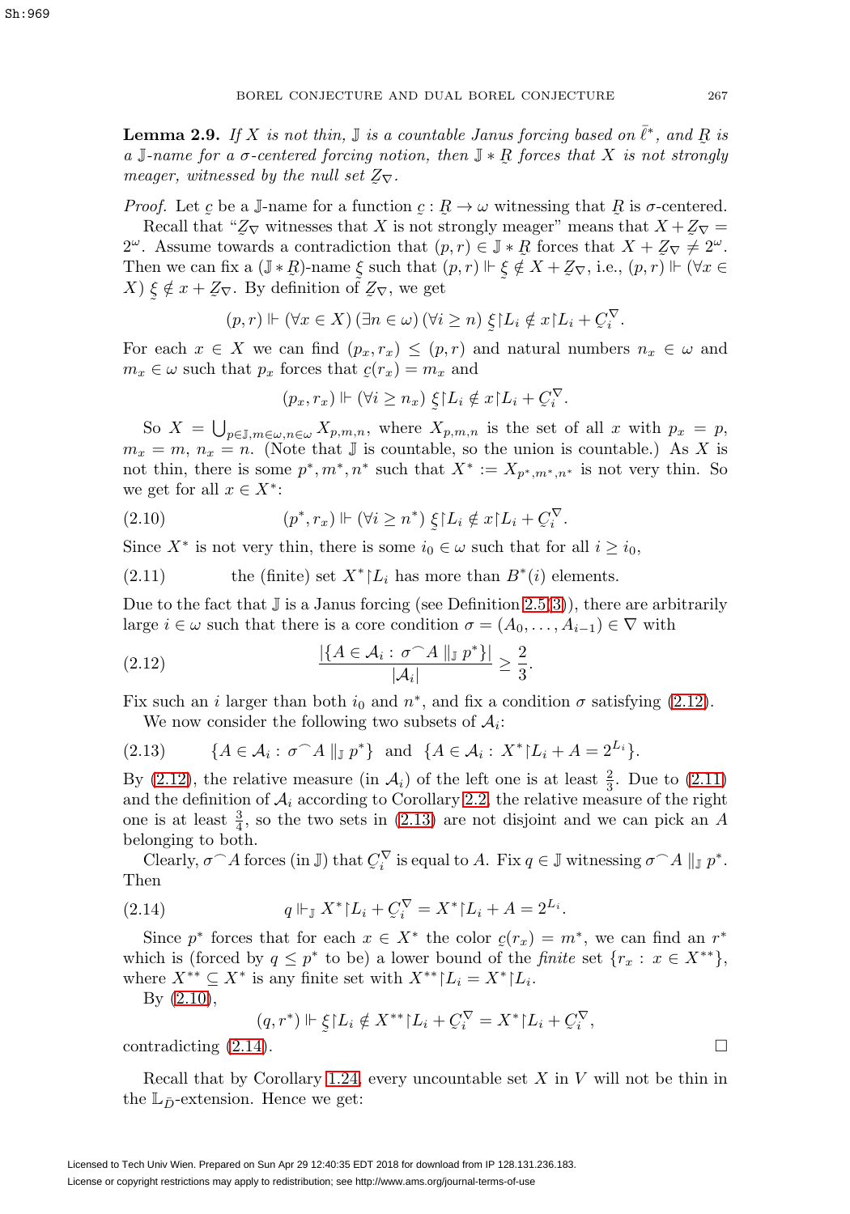**Lemma 2.9.** *If $X$ is not thin, $\mathbb{J}$ is a countable Janus forcing based on $\bar\ell^*$, and $\underset{\sim}{R}$ is a $\mathbb{J}$-name for a $\sigma$-centered forcing notion, then $\mathbb{J} * \underset{\sim}{R}$ forces that $X$ is not strongly meager, witnessed by the null set $\underset{\sim}{Z}_\nabla$.*

*Proof.* Let $\underset{\sim}{c}$ be a $\mathbb{J}$-name for a function $\underset{\sim}{c} : \underset{\sim}{R} \to \omega$ witnessing that $\underset{\sim}{R}$ is $\sigma$-centered.

Recall that "$\underset{\sim}{Z}_\nabla$ witnesses that $X$ is not strongly meager" means that $X + \underset{\sim}{Z}_\nabla = 2^\omega$. Assume towards a contradiction that $(p, r) \in \mathbb{J} * \underset{\sim}{R}$ forces that $X + \underset{\sim}{Z}_\nabla \neq 2^\omega$. Then we can fix a $(\mathbb{J} * \underset{\sim}{R})$-name $\underset{\sim}{\xi}$ such that $(p, r) \Vdash \underset{\sim}{\xi} \notin X + \underset{\sim}{Z}_\nabla$, i.e., $(p, r) \Vdash (\forall x \in X)\ \underset{\sim}{\xi} \notin x + \underset{\sim}{Z}_\nabla$. By definition of $\underset{\sim}{Z}_\nabla$, we get

$$(p, r) \Vdash (\forall x \in X)\,(\exists n \in \omega)\,(\forall i \geq n)\ \underset{\sim}{\xi} \restriction L_i \notin x \restriction L_i + \underset{\sim}{C}_i^\nabla.$$

For each $x \in X$ we can find $(p_x, r_x) \leq (p, r)$ and natural numbers $n_x \in \omega$ and $m_x \in \omega$ such that $p_x$ forces that $\underset{\sim}{c}(r_x) = m_x$ and

$$(p_x, r_x) \Vdash (\forall i \geq n_x)\ \underset{\sim}{\xi} \restriction L_i \notin x \restriction L_i + \underset{\sim}{C}_i^\nabla.$$

So $X = \bigcup_{p \in \mathbb{J}, m \in \omega, n \in \omega} X_{p,m,n}$, where $X_{p,m,n}$ is the set of all $x$ with $p_x = p$, $m_x = m$, $n_x = n$. (Note that $\mathbb{J}$ is countable, so the union is countable.) As $X$ is not thin, there is some $p^*, m^*, n^*$ such that $X^* := X_{p^*,m^*,n^*}$ is not very thin. So we get for all $x \in X^*$:

$$(p^*, r_x) \Vdash (\forall i \geq n^*)\ \underset{\sim}{\xi} \restriction L_i \notin x \restriction L_i + \underset{\sim}{C}_i^\nabla. \tag{2.10}$$

Since $X^*$ is not very thin, there is some $i_0 \in \omega$ such that for all $i \geq i_0$,

$$\text{the (finite) set } X^* \restriction L_i \text{ has more than } B^*(i) \text{ elements.} \tag{2.11}$$

Due to the fact that $\mathbb{J}$ is a Janus forcing (see Definition 2.5(3)), there are arbitrarily large $i \in \omega$ such that there is a core condition $\sigma = (A_0, \ldots, A_{i-1}) \in \nabla$ with

$$\frac{|\{A \in \mathcal{A}_i : \sigma^\frown A \parallel_{\mathbb{J}} p^*\}|}{|\mathcal{A}_i|} \geq \frac{2}{3}. \tag{2.12}$$

Fix such an $i$ larger than both $i_0$ and $n^*$, and fix a condition $\sigma$ satisfying (2.12).

We now consider the following two subsets of $\mathcal{A}_i$:

$$\{A \in \mathcal{A}_i : \sigma^\frown A \parallel_{\mathbb{J}} p^*\} \quad\text{and}\quad \{A \in \mathcal{A}_i : X^* \restriction L_i + A = 2^{L_i}\}. \tag{2.13}$$

By (2.12), the relative measure (in $\mathcal{A}_i$) of the left one is at least $\frac{2}{3}$. Due to (2.11) and the definition of $\mathcal{A}_i$ according to Corollary 2.2, the relative measure of the right one is at least $\frac{3}{4}$, so the two sets in (2.13) are not disjoint and we can pick an $A$ belonging to both.

Clearly, $\sigma^\frown A$ forces (in $\mathbb{J}$) that $\underset{\sim}{C}_i^\nabla$ is equal to $A$. Fix $q \in \mathbb{J}$ witnessing $\sigma^\frown A \parallel_{\mathbb{J}} p^*$. Then

$$q \Vdash_{\mathbb{J}} X^* \restriction L_i + \underset{\sim}{C}_i^\nabla = X^* \restriction L_i + A = 2^{L_i}. \tag{2.14}$$

Since $p^*$ forces that for each $x \in X^*$ the color $\underset{\sim}{c}(r_x) = m^*$, we can find an $r^*$ which is (forced by $q \leq p^*$ to be) a lower bound of the *finite* set $\{r_x : x \in X^{**}\}$, where $X^{**} \subseteq X^*$ is any finite set with $X^{**} \restriction L_i = X^* \restriction L_i$.

By (2.10),

$$(q, r^*) \Vdash \underset{\sim}{\xi} \restriction L_i \notin X^{**} \restriction L_i + \underset{\sim}{C}_i^\nabla = X^* \restriction L_i + \underset{\sim}{C}_i^\nabla,$$

contradicting (2.14). $\square$

Recall that by Corollary 1.24, every uncountable set $X$ in $V$ will not be thin in the $\mathbb{L}_{\bar D}$-extension. Hence we get: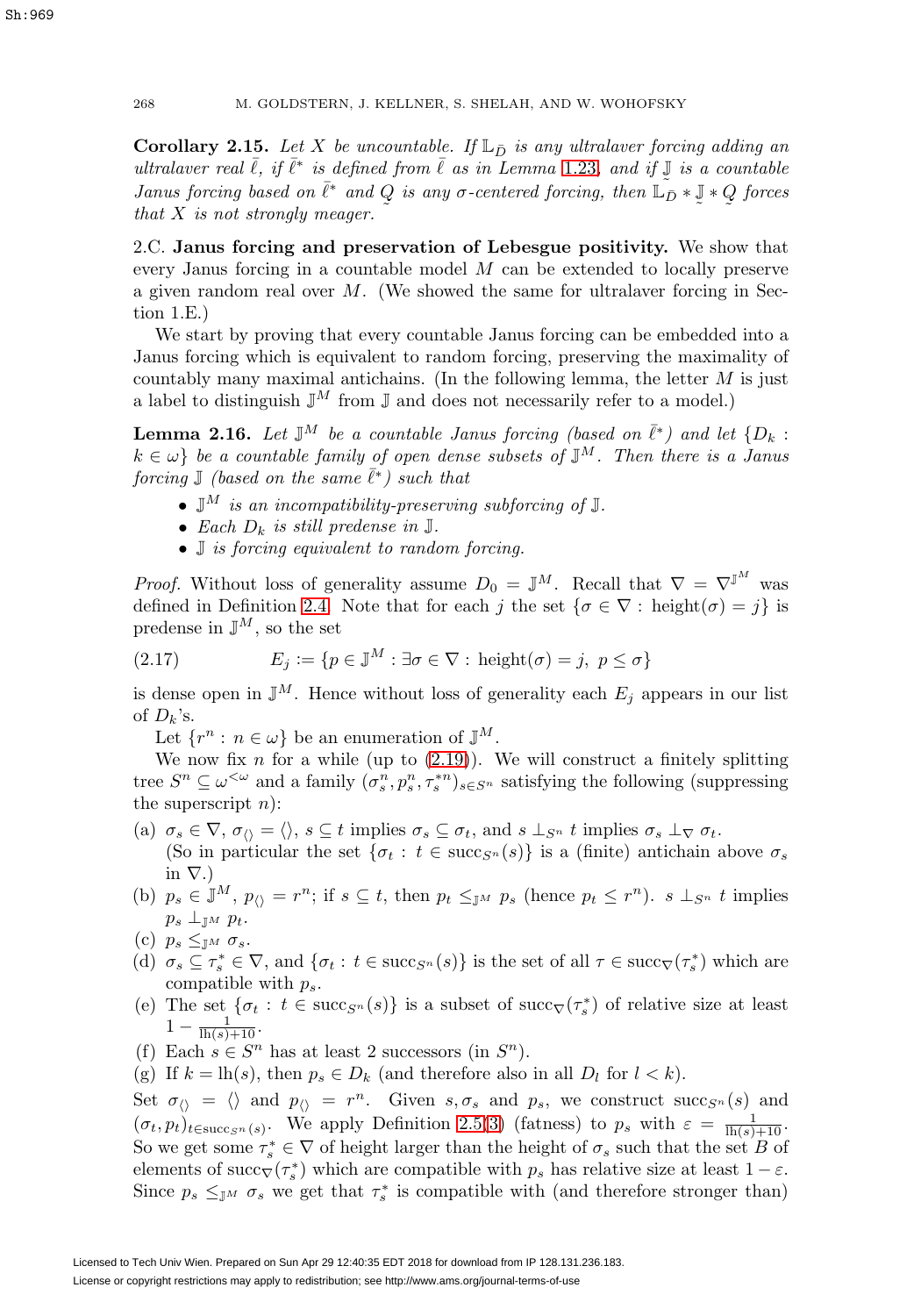**Corollary 2.15.** *Let $X$ be uncountable. If $\mathbb{L}_{\bar{D}}$ is any ultralaver forcing adding an ultralaver real $\bar{\ell}$, if $\bar{\ell}^*$ is defined from $\bar{\ell}$ as in Lemma 1.23, and if $\underset{\sim}{\mathbb{J}}$ is a countable Janus forcing based on $\bar{\ell}^*$ and $\underset{\sim}{Q}$ is any $\sigma$-centered forcing, then $\mathbb{L}_{\bar{D}} * \underset{\sim}{\mathbb{J}} * \underset{\sim}{Q}$ forces that $X$ is not strongly meager.*

2.C. **Janus forcing and preservation of Lebesgue positivity.** We show that every Janus forcing in a countable model $M$ can be extended to locally preserve a given random real over $M$. (We showed the same for ultralaver forcing in Section 1.E.)

We start by proving that every countable Janus forcing can be embedded into a Janus forcing which is equivalent to random forcing, preserving the maximality of countably many maximal antichains. (In the following lemma, the letter $M$ is just a label to distinguish $\mathbb{J}^M$ from $\mathbb{J}$ and does not necessarily refer to a model.)

**Lemma 2.16.** *Let $\mathbb{J}^M$ be a countable Janus forcing (based on $\bar{\ell}^*$) and let $\{D_k : k \in \omega\}$ be a countable family of open dense subsets of $\mathbb{J}^M$. Then there is a Janus forcing $\mathbb{J}$ (based on the same $\bar{\ell}^*$) such that*

- *$\mathbb{J}^M$ is an incompatibility-preserving subforcing of $\mathbb{J}$.*
- *Each $D_k$ is still predense in $\mathbb{J}$.*
- *$\mathbb{J}$ is forcing equivalent to random forcing.*

*Proof.* Without loss of generality assume $D_0 = \mathbb{J}^M$. Recall that $\nabla = \nabla^{\mathbb{J}^M}$ was defined in Definition 2.4. Note that for each $j$ the set $\{\sigma \in \nabla : \text{height}(\sigma) = j\}$ is predense in $\mathbb{J}^M$, so the set

$$E_j := \{p \in \mathbb{J}^M : \exists \sigma \in \nabla : \text{height}(\sigma) = j,\ p \leq \sigma\} \tag{2.17}$$

is dense open in $\mathbb{J}^M$. Hence without loss of generality each $E_j$ appears in our list of $D_k$'s.

Let $\{r^n : n \in \omega\}$ be an enumeration of $\mathbb{J}^M$.

We now fix $n$ for a while (up to (2.19)). We will construct a finitely splitting tree $S^n \subseteq \omega^{<\omega}$ and a family $(\sigma^n_s, p^n_s, \tau^{*n}_s)_{s \in S^n}$ satisfying the following (suppressing the superscript $n$):

(a) $\sigma_s \in \nabla$, $\sigma_{\langle\rangle} = \langle\rangle$, $s \subseteq t$ implies $\sigma_s \subseteq \sigma_t$, and $s \perp_{S^n} t$ implies $\sigma_s \perp_\nabla \sigma_t$. (So in particular the set $\{\sigma_t : t \in \text{succ}_{S^n}(s)\}$ is a (finite) antichain above $\sigma_s$ in $\nabla$.)

(b) $p_s \in \mathbb{J}^M$, $p_{\langle\rangle} = r^n$; if $s \subseteq t$, then $p_t \leq_{\mathbb{J}^M} p_s$ (hence $p_t \leq r^n$). $s \perp_{S^n} t$ implies $p_s \perp_{\mathbb{J}^M} p_t$.

(c) $p_s \leq_{\mathbb{J}^M} \sigma_s$.

(d) $\sigma_s \subseteq \tau^*_s \in \nabla$, and $\{\sigma_t : t \in \text{succ}_{S^n}(s)\}$ is the set of all $\tau \in \text{succ}_\nabla(\tau^*_s)$ which are compatible with $p_s$.

(e) The set $\{\sigma_t : t \in \text{succ}_{S^n}(s)\}$ is a subset of $\text{succ}_\nabla(\tau^*_s)$ of relative size at least $1 - \frac{1}{\text{lh}(s)+10}$.

(f) Each $s \in S^n$ has at least 2 successors (in $S^n$).

(g) If $k = \text{lh}(s)$, then $p_s \in D_k$ (and therefore also in all $D_l$ for $l < k$).

Set $\sigma_{\langle\rangle} = \langle\rangle$ and $p_{\langle\rangle} = r^n$. Given $s, \sigma_s$ and $p_s$, we construct $\text{succ}_{S^n}(s)$ and $(\sigma_t, p_t)_{t \in \text{succ}_{S^n}(s)}$. We apply Definition 2.5(3) (fatness) to $p_s$ with $\varepsilon = \frac{1}{\text{lh}(s)+10}$. So we get some $\tau^*_s \in \nabla$ of height larger than the height of $\sigma_s$ such that the set $B$ of elements of $\text{succ}_\nabla(\tau^*_s)$ which are compatible with $p_s$ has relative size at least $1 - \varepsilon$. Since $p_s \leq_{\mathbb{J}^M} \sigma_s$ we get that $\tau^*_s$ is compatible with (and therefore stronger than)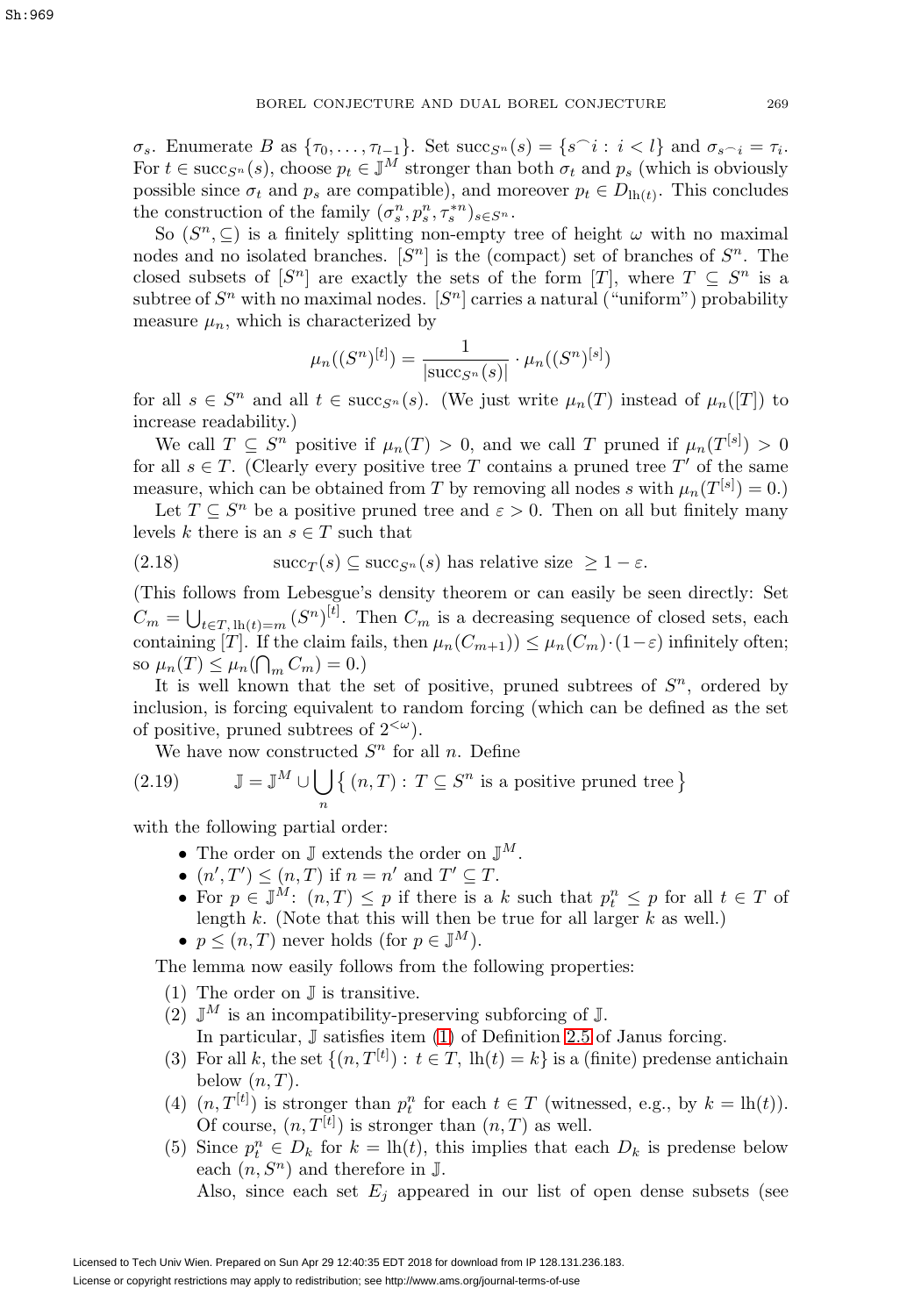$\sigma_s$. Enumerate $B$ as $\{\tau_0, \ldots, \tau_{l-1}\}$. Set $\text{succ}_{S^n}(s) = \{s^\frown i : i < l\}$ and $\sigma_{s^\frown i} = \tau_i$. For $t \in \text{succ}_{S^n}(s)$, choose $p_t \in \mathbb{J}^M$ stronger than both $\sigma_t$ and $p_s$ (which is obviously possible since $\sigma_t$ and $p_s$ are compatible), and moreover $p_t \in D_{\text{lh}(t)}$. This concludes the construction of the family $(\sigma_s^n, p_s^n, \tau_s^{*n})_{s \in S^n}$.

So $(S^n, \subseteq)$ is a finitely splitting non-empty tree of height $\omega$ with no maximal nodes and no isolated branches. $[S^n]$ is the (compact) set of branches of $S^n$. The closed subsets of $[S^n]$ are exactly the sets of the form $[T]$, where $T \subseteq S^n$ is a subtree of $S^n$ with no maximal nodes. $[S^n]$ carries a natural ("uniform") probability measure $\mu_n$, which is characterized by

$$\mu_n((S^n)^{[t]}) = \frac{1}{|\text{succ}_{S^n}(s)|} \cdot \mu_n((S^n)^{[s]})$$

for all $s \in S^n$ and all $t \in \text{succ}_{S^n}(s)$. (We just write $\mu_n(T)$ instead of $\mu_n([T])$ to increase readability.)

We call $T \subseteq S^n$ positive if $\mu_n(T) > 0$, and we call $T$ pruned if $\mu_n(T^{[s]}) > 0$ for all $s \in T$. (Clearly every positive tree $T$ contains a pruned tree $T'$ of the same measure, which can be obtained from $T$ by removing all nodes $s$ with $\mu_n(T^{[s]}) = 0$.)

Let $T \subseteq S^n$ be a positive pruned tree and $\varepsilon > 0$. Then on all but finitely many levels $k$ there is an $s \in T$ such that

$$\text{succ}_T(s) \subseteq \text{succ}_{S^n}(s) \text{ has relative size } \geq 1 - \varepsilon. \tag{2.18}$$

(This follows from Lebesgue's density theorem or can easily be seen directly: Set $C_m = \bigcup_{t \in T,\, \text{lh}(t) = m} (S^n)^{[t]}$. Then $C_m$ is a decreasing sequence of closed sets, each containing $[T]$. If the claim fails, then $\mu_n(C_{m+1})) \leq \mu_n(C_m) \cdot (1 - \varepsilon)$ infinitely often; so $\mu_n(T) \leq \mu_n(\bigcap_m C_m) = 0$.)

It is well known that the set of positive, pruned subtrees of $S^n$, ordered by inclusion, is forcing equivalent to random forcing (which can be defined as the set of positive, pruned subtrees of $2^{<\omega}$).

We have now constructed $S^n$ for all $n$. Define

$$\mathbb{J} = \mathbb{J}^M \cup \bigcup_n \{\, (n, T) : T \subseteq S^n \text{ is a positive pruned tree} \,\} \tag{2.19}$$

with the following partial order:

- The order on $\mathbb{J}$ extends the order on $\mathbb{J}^M$.
- $(n', T') \leq (n, T)$ if $n = n'$ and $T' \subseteq T$.
- For $p \in \mathbb{J}^M$: $(n, T) \leq p$ if there is a $k$ such that $p_t^n \leq p$ for all $t \in T$ of length $k$. (Note that this will then be true for all larger $k$ as well.)
- $p \leq (n, T)$ never holds (for $p \in \mathbb{J}^M$).

The lemma now easily follows from the following properties:

1. The order on $\mathbb{J}$ is transitive.
2. $\mathbb{J}^M$ is an incompatibility-preserving subforcing of $\mathbb{J}$.
   In particular, $\mathbb{J}$ satisfies item (1) of Definition 2.5 of Janus forcing.
3. For all $k$, the set $\{(n, T^{[t]}) : t \in T,\ \text{lh}(t) = k\}$ is a (finite) predense antichain below $(n, T)$.
4. $(n, T^{[t]})$ is stronger than $p_t^n$ for each $t \in T$ (witnessed, e.g., by $k = \text{lh}(t)$). Of course, $(n, T^{[t]})$ is stronger than $(n, T)$ as well.
5. Since $p_t^n \in D_k$ for $k = \text{lh}(t)$, this implies that each $D_k$ is predense below each $(n, S^n)$ and therefore in $\mathbb{J}$.
   Also, since each set $E_j$ appeared in our list of open dense subsets (see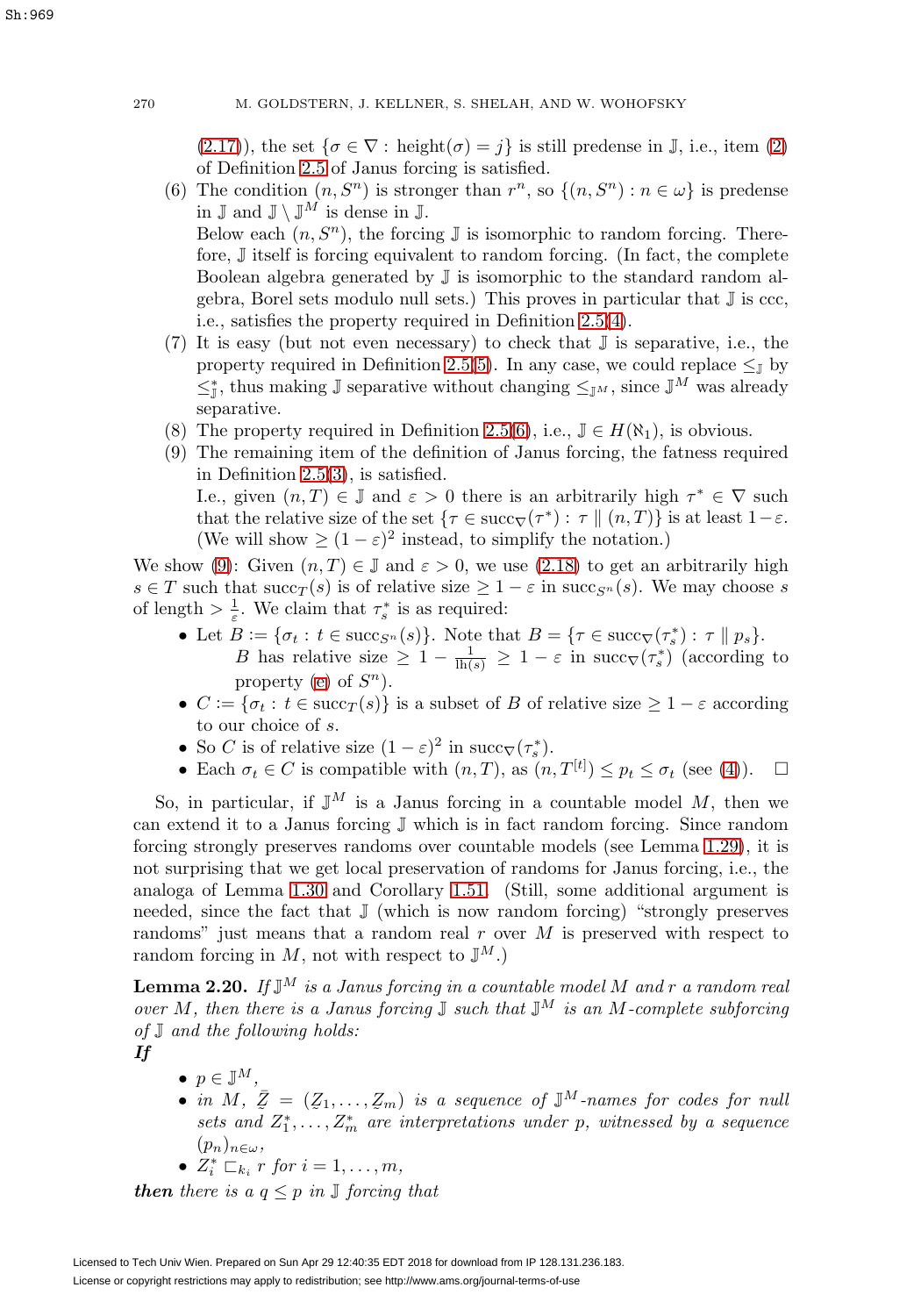(2.17)), the set $\{\sigma \in \nabla : \text{height}(\sigma) = j\}$ is still predense in $\mathbb{J}$, i.e., item (2) of Definition 2.5 of Janus forcing is satisfied.

(6) The condition $(n, S^n)$ is stronger than $r^n$, so $\{(n, S^n) : n \in \omega\}$ is predense in $\mathbb{J}$ and $\mathbb{J} \setminus \mathbb{J}^M$ is dense in $\mathbb{J}$.
Below each $(n, S^n)$, the forcing $\mathbb{J}$ is isomorphic to random forcing. Therefore, $\mathbb{J}$ itself is forcing equivalent to random forcing. (In fact, the complete Boolean algebra generated by $\mathbb{J}$ is isomorphic to the standard random algebra, Borel sets modulo null sets.) This proves in particular that $\mathbb{J}$ is ccc, i.e., satisfies the property required in Definition 2.5(4).

(7) It is easy (but not even necessary) to check that $\mathbb{J}$ is separative, i.e., the property required in Definition 2.5(5). In any case, we could replace $\leq_{\mathbb{J}}$ by $\leq^*_{\mathbb{J}}$, thus making $\mathbb{J}$ separative without changing $\leq_{\mathbb{J}^M}$, since $\mathbb{J}^M$ was already separative.

(8) The property required in Definition 2.5(6), i.e., $\mathbb{J} \in H(\aleph_1)$, is obvious.

(9) The remaining item of the definition of Janus forcing, the fatness required in Definition 2.5(3), is satisfied.
I.e., given $(n, T) \in \mathbb{J}$ and $\varepsilon > 0$ there is an arbitrarily high $\tau^* \in \nabla$ such that the relative size of the set $\{\tau \in \text{succ}_\nabla(\tau^*) : \tau \parallel (n, T)\}$ is at least $1 - \varepsilon$. (We will show $\geq (1-\varepsilon)^2$ instead, to simplify the notation.)

We show (9): Given $(n, T) \in \mathbb{J}$ and $\varepsilon > 0$, we use (2.18) to get an arbitrarily high $s \in T$ such that $\text{succ}_T(s)$ is of relative size $\geq 1 - \varepsilon$ in $\text{succ}_{S^n}(s)$. We may choose $s$ of length $> \frac{1}{\varepsilon}$. We claim that $\tau^*_s$ is as required:

- Let $B := \{\sigma_t : t \in \text{succ}_{S^n}(s)\}$. Note that $B = \{\tau \in \text{succ}_\nabla(\tau^*_s) : \tau \parallel p_s\}$.
  $B$ has relative size $\geq 1 - \frac{1}{\text{lh}(s)} \geq 1 - \varepsilon$ in $\text{succ}_\nabla(\tau^*_s)$ (according to property (e) of $S^n$).
- $C := \{\sigma_t : t \in \text{succ}_T(s)\}$ is a subset of $B$ of relative size $\geq 1 - \varepsilon$ according to our choice of $s$.
- So $C$ is of relative size $(1-\varepsilon)^2$ in $\text{succ}_\nabla(\tau^*_s)$.
- Each $\sigma_t \in C$ is compatible with $(n, T)$, as $(n, T^{[t]}) \leq p_t \leq \sigma_t$ (see (4)). $\square$

So, in particular, if $\mathbb{J}^M$ is a Janus forcing in a countable model $M$, then we can extend it to a Janus forcing $\mathbb{J}$ which is in fact random forcing. Since random forcing strongly preserves randoms over countable models (see Lemma 1.29), it is not surprising that we get local preservation of randoms for Janus forcing, i.e., the analoga of Lemma 1.30 and Corollary 1.51. (Still, some additional argument is needed, since the fact that $\mathbb{J}$ (which is now random forcing) "strongly preserves randoms" just means that a random real $r$ over $M$ is preserved with respect to random forcing in $M$, not with respect to $\mathbb{J}^M$.)

**Lemma 2.20.** *If $\mathbb{J}^M$ is a Janus forcing in a countable model $M$ and $r$ a random real over $M$, then there is a Janus forcing $\mathbb{J}$ such that $\mathbb{J}^M$ is an $M$-complete subforcing of $\mathbb{J}$ and the following holds:*

***If***

- $p \in \mathbb{J}^M$,
- *in $M$, $\bar{\underset{\sim}{Z}} = (\underset{\sim}{Z}_1, \ldots, \underset{\sim}{Z}_m)$ is a sequence of $\mathbb{J}^M$-names for codes for null sets and $Z^*_1, \ldots, Z^*_m$ are interpretations under $p$, witnessed by a sequence $(p_n)_{n\in\omega}$,*
- *$Z^*_i \sqsubset_{k_i} r$ for $i = 1, \ldots, m$,*

***then*** *there is a $q \leq p$ in $\mathbb{J}$ forcing that*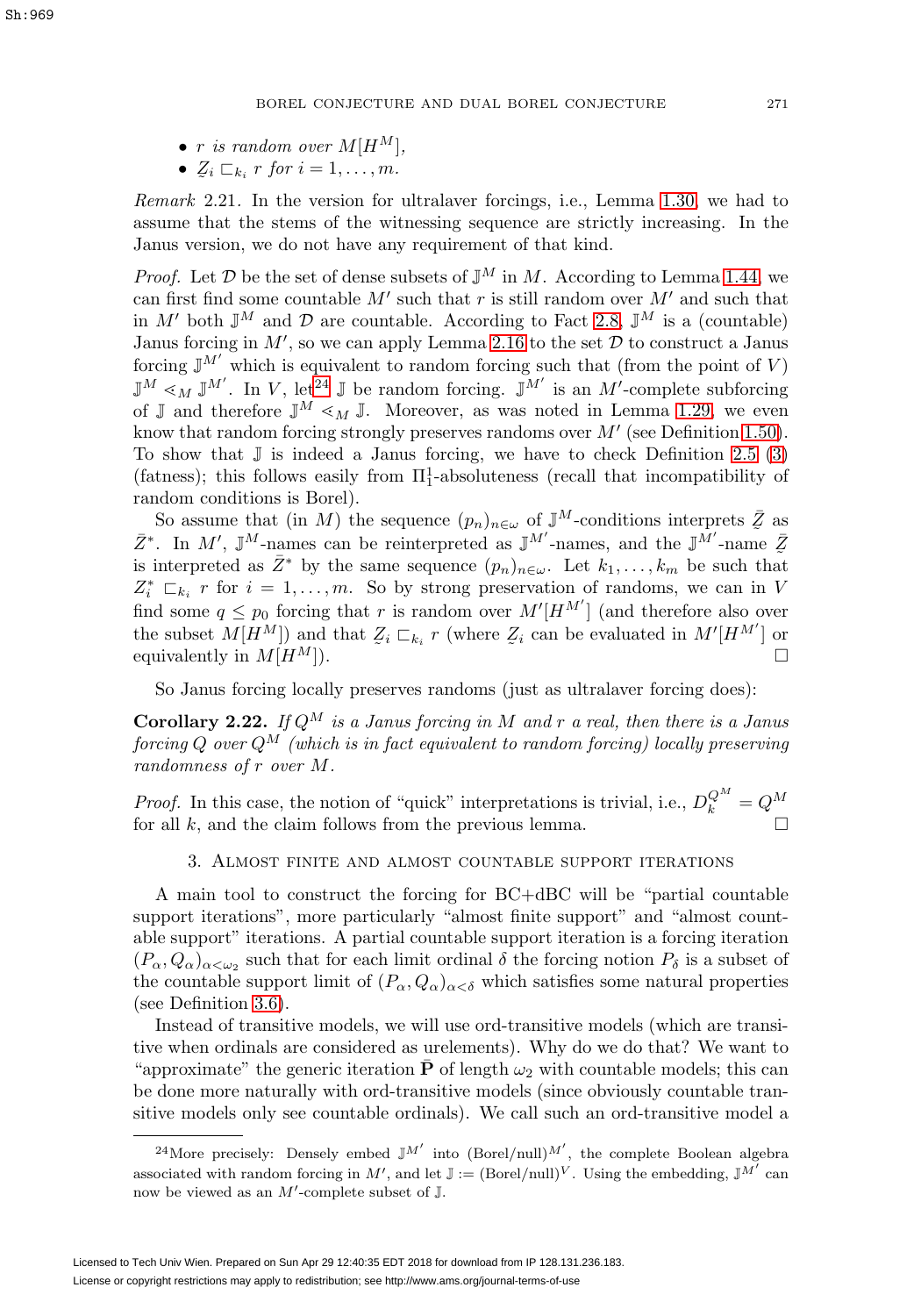- $r$ *is random over* $M[H^M]$,
- $\underaccent{\tilde}{Z}_i \sqsubset_{k_i} r$ *for* $i = 1, \dots, m$.

*Remark* 2.21. In the version for ultralaver forcings, i.e., Lemma 1.30, we had to assume that the stems of the witnessing sequence are strictly increasing. In the Janus version, we do not have any requirement of that kind.

*Proof.* Let $\mathcal{D}$ be the set of dense subsets of $\mathbb{J}^M$ in $M$. According to Lemma 1.44 we can first find some countable $M'$ such that $r$ is still random over $M'$ and such that in $M'$ both $\mathbb{J}^M$ and $\mathcal{D}$ are countable. According to Fact 2.8, $\mathbb{J}^M$ is a (countable) Janus forcing in $M'$, so we can apply Lemma 2.16 to the set $\mathcal{D}$ to construct a Janus forcing $\mathbb{J}^{M'}$ which is equivalent to random forcing such that (from the point of $V$) $\mathbb{J}^M \lessdot_M \mathbb{J}^{M'}$. In $V$, let[24] $\mathbb{J}$ be random forcing. $\mathbb{J}^{M'}$ is an $M'$-complete subforcing of $\mathbb{J}$ and therefore $\mathbb{J}^M \lessdot_M \mathbb{J}$. Moreover, as was noted in Lemma 1.29, we even know that random forcing strongly preserves randoms over $M'$ (see Definition 1.50). To show that $\mathbb{J}$ is indeed a Janus forcing, we have to check Definition 2.5 (3) (fatness); this follows easily from $\Pi^1_1$-absoluteness (recall that incompatibility of random conditions is Borel).

So assume that (in $M$) the sequence $(p_n)_{n\in\omega}$ of $\mathbb{J}^M$-conditions interprets $\bar{\underaccent{\tilde}{Z}}$ as $\bar{Z}^*$. In $M'$, $\mathbb{J}^M$-names can be reinterpreted as $\mathbb{J}^{M'}$-names, and the $\mathbb{J}^{M'}$-name $\bar{\underaccent{\tilde}{Z}}$ is interpreted as $\bar{Z}^*$ by the same sequence $(p_n)_{n\in\omega}$. Let $k_1, \dots, k_m$ be such that $Z^*_i \sqsubset_{k_i} r$ for $i = 1, \dots, m$. So by strong preservation of randoms, we can in $V$ find some $q \le p_0$ forcing that $r$ is random over $M'[H^{M'}]$ (and therefore also over the subset $M[H^M]$) and that $\underaccent{\tilde}{Z}_i \sqsubset_{k_i} r$ (where $\underaccent{\tilde}{Z}_i$ can be evaluated in $M'[H^{M'}]$ or equivalently in $M[H^M]$). $\square$

So Janus forcing locally preserves randoms (just as ultralaver forcing does):

**Corollary 2.22.** *If* $Q^M$ *is a Janus forcing in* $M$ *and* $r$ *a real, then there is a Janus forcing* $Q$ *over* $Q^M$ *(which is in fact equivalent to random forcing) locally preserving randomness of* $r$ *over* $M$.

*Proof.* In this case, the notion of "quick" interpretations is trivial, i.e., $D^{Q^M}_k = Q^M$ for all $k$, and the claim follows from the previous lemma. $\square$

## 3. Almost finite and almost countable support iterations

A main tool to construct the forcing for BC+dBC will be "partial countable support iterations", more particularly "almost finite support" and "almost countable support" iterations. A partial countable support iteration is a forcing iteration $(P_\alpha, Q_\alpha)_{\alpha<\omega_2}$ such that for each limit ordinal $\delta$ the forcing notion $P_\delta$ is a subset of the countable support limit of $(P_\alpha, Q_\alpha)_{\alpha<\delta}$ which satisfies some natural properties (see Definition 3.6).

Instead of transitive models, we will use ord-transitive models (which are transitive when ordinals are considered as urelements). Why do we do that? We want to "approximate" the generic iteration $\bar{\mathbf{P}}$ of length $\omega_2$ with countable models; this can be done more naturally with ord-transitive models (since obviously countable transitive models only see countable ordinals). We call such an ord-transitive model a

---

[24] More precisely: Densely embed $\mathbb{J}^{M'}$ into $(\text{Borel}/\text{null})^{M'}$, the complete Boolean algebra associated with random forcing in $M'$, and let $\mathbb{J} := (\text{Borel}/\text{null})^V$. Using the embedding, $\mathbb{J}^{M'}$ can now be viewed as an $M'$-complete subset of $\mathbb{J}$.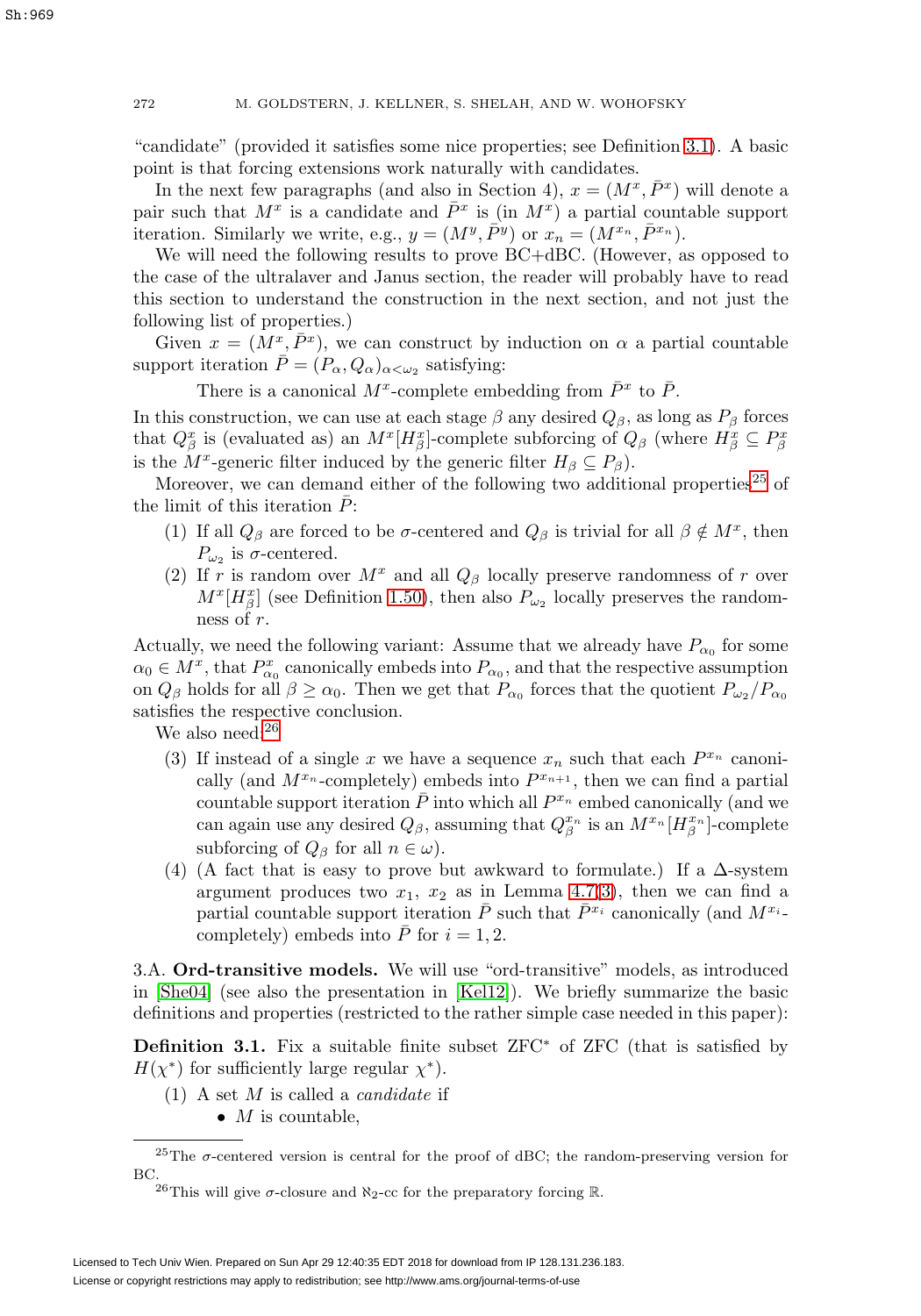"candidate" (provided it satisfies some nice properties; see Definition 3.1). A basic point is that forcing extensions work naturally with candidates.

In the next few paragraphs (and also in Section 4), $x = (M^x, \bar{P}^x)$ will denote a pair such that $M^x$ is a candidate and $\bar{P}^x$ is (in $M^x$) a partial countable support iteration. Similarly we write, e.g., $y = (M^y, \bar{P}^y)$ or $x_n = (M^{x_n}, \bar{P}^{x_n})$.

We will need the following results to prove BC+dBC. (However, as opposed to the case of the ultralaver and Janus section, the reader will probably have to read this section to understand the construction in the next section, and not just the following list of properties.)

Given $x = (M^x, \bar{P}^x)$, we can construct by induction on $\alpha$ a partial countable support iteration $\bar{P} = (P_\alpha, Q_\alpha)_{\alpha<\omega_2}$ satisfying:

There is a canonical $M^x$-complete embedding from $\bar{P}^x$ to $\bar{P}$.

In this construction, we can use at each stage $\beta$ any desired $Q_\beta$, as long as $P_\beta$ forces that $Q^x_\beta$ is (evaluated as) an $M^x[H^x_\beta]$-complete subforcing of $Q_\beta$ (where $H^x_\beta \subseteq P^x_\beta$ is the $M^x$-generic filter induced by the generic filter $H_\beta \subseteq P_\beta$).

Moreover, we can demand either of the following two additional properties[25] of the limit of this iteration $\bar{P}$:

1. If all $Q_\beta$ are forced to be $\sigma$-centered and $Q_\beta$ is trivial for all $\beta \notin M^x$, then $P_{\omega_2}$ is $\sigma$-centered.
2. If $r$ is random over $M^x$ and all $Q_\beta$ locally preserve randomness of $r$ over $M^x[H^x_\beta]$ (see Definition 1.50), then also $P_{\omega_2}$ locally preserves the randomness of $r$.

Actually, we need the following variant: Assume that we already have $P_{\alpha_0}$ for some $\alpha_0 \in M^x$, that $P^x_{\alpha_0}$ canonically embeds into $P_{\alpha_0}$, and that the respective assumption on $Q_\beta$ holds for all $\beta \geq \alpha_0$. Then we get that $P_{\alpha_0}$ forces that the quotient $P_{\omega_2}/P_{\alpha_0}$ satisfies the respective conclusion.

We also need:[26]

3. If instead of a single $x$ we have a sequence $x_n$ such that each $P^{x_n}$ canonically (and $M^{x_n}$-completely) embeds into $P^{x_{n+1}}$, then we can find a partial countable support iteration $\bar{P}$ into which all $P^{x_n}$ embed canonically (and we can again use any desired $Q_\beta$, assuming that $Q^{x_n}_\beta$ is an $M^{x_n}[H^{x_n}_\beta]$-complete subforcing of $Q_\beta$ for all $n \in \omega$).
4. (A fact that is easy to prove but awkward to formulate.) If a $\Delta$-system argument produces two $x_1$, $x_2$ as in Lemma 4.7(3), then we can find a partial countable support iteration $\bar{P}$ such that $\bar{P}^{x_i}$ canonically (and $M^{x_i}$-completely) embeds into $\bar{P}$ for $i = 1, 2$.

## 3.A. Ord-transitive models.

We will use "ord-transitive" models, as introduced in [She04] (see also the presentation in [Kel12]). We briefly summarize the basic definitions and properties (restricted to the rather simple case needed in this paper):

**Definition 3.1.** Fix a suitable finite subset ZFC* of ZFC (that is satisfied by $H(\chi^*)$ for sufficiently large regular $\chi^*$).

1. A set $M$ is called a *candidate* if
   - $M$ is countable,

---

[25] The $\sigma$-centered version is central for the proof of dBC; the random-preserving version for BC.

[26] This will give $\sigma$-closure and $\aleph_2$-cc for the preparatory forcing $\mathbb{R}$.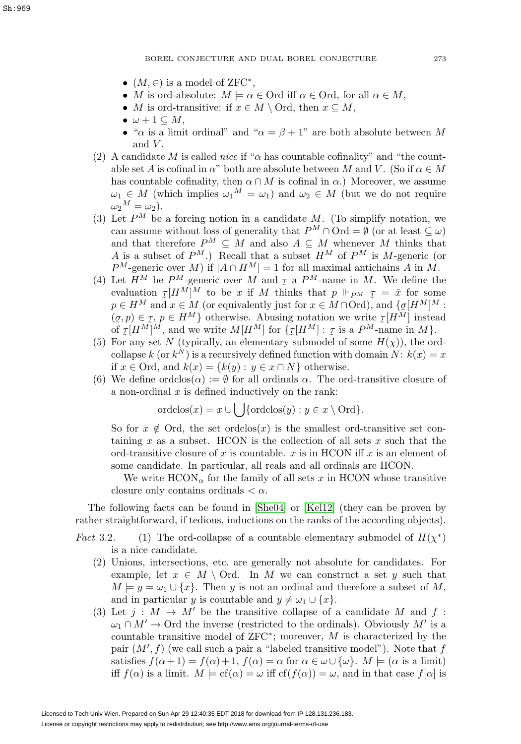- $(M, \in)$ is a model of ZFC$^*$,
- $M$ is ord-absolute: $M \models \alpha \in \mathrm{Ord}$ iff $\alpha \in \mathrm{Ord}$, for all $\alpha \in M$,
- $M$ is ord-transitive: if $x \in M \setminus \mathrm{Ord}$, then $x \subseteq M$,
- $\omega + 1 \subseteq M$,
- "$\alpha$ is a limit ordinal" and "$\alpha = \beta + 1$" are both absolute between $M$ and $V$.

(2) A candidate $M$ is called *nice* if "$\alpha$ has countable cofinality" and "the countable set $A$ is cofinal in $\alpha$" both are absolute between $M$ and $V$. (So if $\alpha \in M$ has countable cofinality, then $\alpha \cap M$ is cofinal in $\alpha$.) Moreover, we assume $\omega_1 \in M$ (which implies $\omega_1{}^M = \omega_1$) and $\omega_2 \in M$ (but we do not require $\omega_2{}^M = \omega_2$).

(3) Let $P^M$ be a forcing notion in a candidate $M$. (To simplify notation, we can assume without loss of generality that $P^M \cap \mathrm{Ord} = \emptyset$ (or at least $\subseteq \omega$) and that therefore $P^M \subseteq M$ and also $A \subseteq M$ whenever $M$ thinks that $A$ is a subset of $P^M$.) Recall that a subset $H^M$ of $P^M$ is $M$-generic (or $P^M$-generic over $M$) if $|A \cap H^M| = 1$ for all maximal antichains $A$ in $M$.

(4) Let $H^M$ be $P^M$-generic over $M$ and $\underset{\sim}{\tau}$ a $P^M$-name in $M$. We define the evaluation $\underset{\sim}{\tau}[H^M]^M$ to be $x$ if $M$ thinks that $p \Vdash_{P^M} \underset{\sim}{\tau} = \check{x}$ for some $p \in H^M$ and $x \in M$ (or equivalently just for $x \in M \cap \mathrm{Ord}$), and $\{\underset{\sim}{\sigma}[H^M]^M : (\underset{\sim}{\sigma}, p) \in \underset{\sim}{\tau},\, p \in H^M\}$ otherwise. Abusing notation we write $\underset{\sim}{\tau}[H^M]$ instead of $\underset{\sim}{\tau}[H^M]^M$, and we write $M[H^M]$ for $\{\underset{\sim}{\tau}[H^M] : \underset{\sim}{\tau}$ is a $P^M$-name in $M\}$.

(5) For any set $N$ (typically, an elementary submodel of some $H(\chi)$), the ord-collapse $k$ (or $k^N$) is a recursively defined function with domain $N$: $k(x) = x$ if $x \in \mathrm{Ord}$, and $k(x) = \{k(y) : y \in x \cap N\}$ otherwise.

(6) We define $\mathrm{ordclos}(\alpha) := \emptyset$ for all ordinals $\alpha$. The ord-transitive closure of a non-ordinal $x$ is defined inductively on the rank:

$$\mathrm{ordclos}(x) = x \cup \bigcup \{\mathrm{ordclos}(y) : y \in x \setminus \mathrm{Ord}\}.$$

So for $x \notin \mathrm{Ord}$, the set $\mathrm{ordclos}(x)$ is the smallest ord-transitive set containing $x$ as a subset. HCON is the collection of all sets $x$ such that the ord-transitive closure of $x$ is countable. $x$ is in HCON iff $x$ is an element of some candidate. In particular, all reals and all ordinals are HCON.

We write $\mathrm{HCON}_\alpha$ for the family of all sets $x$ in HCON whose transitive closure only contains ordinals $< \alpha$.

The following facts can be found in [She04] or [Kel12] (they can be proven by rather straightforward, if tedious, inductions on the ranks of the according objects).

*Fact* 3.2. (1) The ord-collapse of a countable elementary submodel of $H(\chi^*)$ is a nice candidate.

(2) Unions, intersections, etc. are generally not absolute for candidates. For example, let $x \in M \setminus \mathrm{Ord}$. In $M$ we can construct a set $y$ such that $M \models y = \omega_1 \cup \{x\}$. Then $y$ is not an ordinal and therefore a subset of $M$, and in particular $y$ is countable and $y \neq \omega_1 \cup \{x\}$.

(3) Let $j : M \to M'$ be the transitive collapse of a candidate $M$ and $f : \omega_1 \cap M' \to \mathrm{Ord}$ the inverse (restricted to the ordinals). Obviously $M'$ is a countable transitive model of ZFC$^*$; moreover, $M$ is characterized by the pair $(M', f)$ (we call such a pair a "labeled transitive model"). Note that $f$ satisfies $f(\alpha+1) = f(\alpha) + 1$, $f(\alpha) = \alpha$ for $\alpha \in \omega \cup \{\omega\}$. $M \models (\alpha$ is a limit$)$ iff $f(\alpha)$ is a limit. $M \models \mathrm{cf}(\alpha) = \omega$ iff $\mathrm{cf}(f(\alpha)) = \omega$, and in that case $f[\alpha]$ is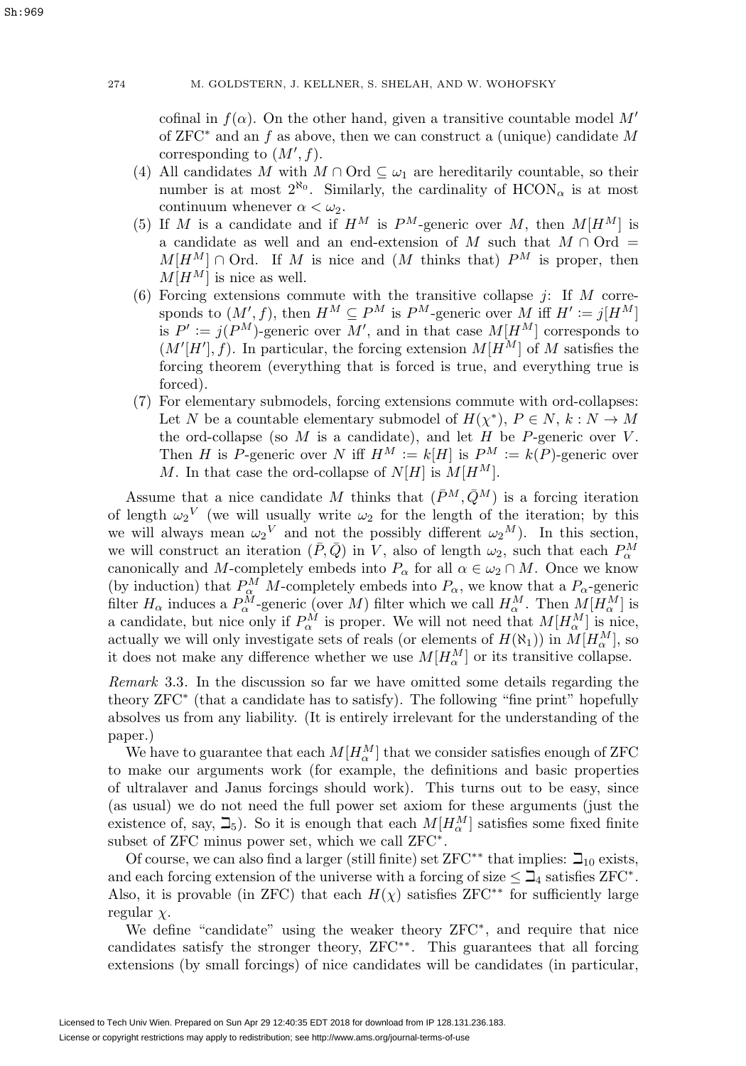cofinal in $f(\alpha)$. On the other hand, given a transitive countable model $M'$ of ZFC$^*$ and an $f$ as above, then we can construct a (unique) candidate $M$ corresponding to $(M', f)$.

(4) All candidates $M$ with $M \cap \mathrm{Ord} \subseteq \omega_1$ are hereditarily countable, so their number is at most $2^{\aleph_0}$. Similarly, the cardinality of $\mathrm{HCON}_\alpha$ is at most continuum whenever $\alpha < \omega_2$.

(5) If $M$ is a candidate and if $H^M$ is $P^M$-generic over $M$, then $M[H^M]$ is a candidate as well and an end-extension of $M$ such that $M \cap \mathrm{Ord} = M[H^M] \cap \mathrm{Ord}$. If $M$ is nice and ($M$ thinks that) $P^M$ is proper, then $M[H^M]$ is nice as well.

(6) Forcing extensions commute with the transitive collapse $j$: If $M$ corresponds to $(M', f)$, then $H^M \subseteq P^M$ is $P^M$-generic over $M$ iff $H' := j[H^M]$ is $P' := j(P^M)$-generic over $M'$, and in that case $M[H^M]$ corresponds to $(M'[H'], f)$. In particular, the forcing extension $M[H^M]$ of $M$ satisfies the forcing theorem (everything that is forced is true, and everything true is forced).

(7) For elementary submodels, forcing extensions commute with ord-collapses: Let $N$ be a countable elementary submodel of $H(\chi^*)$, $P \in N$, $k : N \to M$ the ord-collapse (so $M$ is a candidate), and let $H$ be $P$-generic over $V$. Then $H$ is $P$-generic over $N$ iff $H^M := k[H]$ is $P^M := k(P)$-generic over $M$. In that case the ord-collapse of $N[H]$ is $M[H^M]$.

Assume that a nice candidate $M$ thinks that $(\bar{P}^M, \bar{Q}^M)$ is a forcing iteration of length ${\omega_2}^V$ (we will usually write $\omega_2$ for the length of the iteration; by this we will always mean ${\omega_2}^V$ and not the possibly different ${\omega_2}^M$). In this section, we will construct an iteration $(\bar{P}, \bar{Q})$ in $V$, also of length $\omega_2$, such that each $P^M_\alpha$ canonically and $M$-completely embeds into $P_\alpha$ for all $\alpha \in \omega_2 \cap M$. Once we know (by induction) that $P^M_\alpha$ $M$-completely embeds into $P_\alpha$, we know that a $P_\alpha$-generic filter $H_\alpha$ induces a $P^M_\alpha$-generic (over $M$) filter which we call $H^M_\alpha$. Then $M[H^M_\alpha]$ is a candidate, but nice only if $P^M_\alpha$ is proper. We will not need that $M[H^M_\alpha]$ is nice, actually we will only investigate sets of reals (or elements of $H(\aleph_1)$) in $M[H^M_\alpha]$, so it does not make any difference whether we use $M[H^M_\alpha]$ or its transitive collapse.

*Remark* 3.3. In the discussion so far we have omitted some details regarding the theory ZFC$^*$ (that a candidate has to satisfy). The following "fine print" hopefully absolves us from any liability. (It is entirely irrelevant for the understanding of the paper.)

We have to guarantee that each $M[H^M_\alpha]$ that we consider satisfies enough of ZFC to make our arguments work (for example, the definitions and basic properties of ultralaver and Janus forcings should work). This turns out to be easy, since (as usual) we do not need the full power set axiom for these arguments (just the existence of, say, $\beth_5$). So it is enough that each $M[H^M_\alpha]$ satisfies some fixed finite subset of ZFC minus power set, which we call ZFC$^*$.

Of course, we can also find a larger (still finite) set ZFC$^{**}$ that implies: $\beth_{10}$ exists, and each forcing extension of the universe with a forcing of size $\leq \beth_4$ satisfies ZFC$^*$. Also, it is provable (in ZFC) that each $H(\chi)$ satisfies ZFC$^{**}$ for sufficiently large regular $\chi$.

We define "candidate" using the weaker theory ZFC$^*$, and require that nice candidates satisfy the stronger theory, ZFC$^{**}$. This guarantees that all forcing extensions (by small forcings) of nice candidates will be candidates (in particular,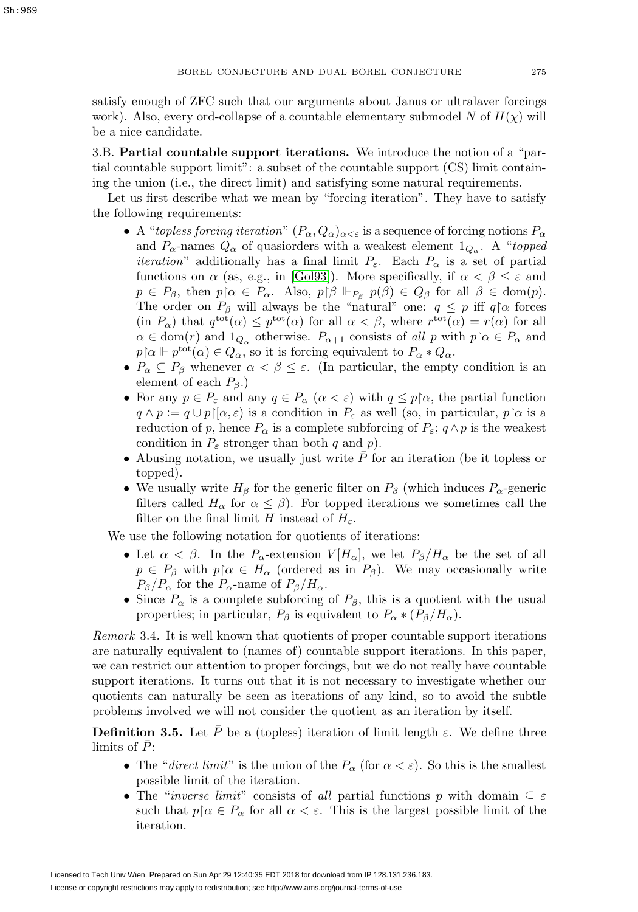satisfy enough of ZFC such that our arguments about Janus or ultralaver forcings work). Also, every ord-collapse of a countable elementary submodel $N$ of $H(\chi)$ will be a nice candidate.

3.B. **Partial countable support iterations.** We introduce the notion of a "partial countable support limit": a subset of the countable support (CS) limit containing the union (i.e., the direct limit) and satisfying some natural requirements.

Let us first describe what we mean by "forcing iteration". They have to satisfy the following requirements:

- A "*topless forcing iteration*" $(P_\alpha, Q_\alpha)_{\alpha<\varepsilon}$ is a sequence of forcing notions $P_\alpha$ and $P_\alpha$-names $Q_\alpha$ of quasiorders with a weakest element $1_{Q_\alpha}$. A "*topped iteration*" additionally has a final limit $P_\varepsilon$. Each $P_\alpha$ is a set of partial functions on $\alpha$ (as, e.g., in [Gol93]). More specifically, if $\alpha < \beta \leq \varepsilon$ and $p \in P_\beta$, then $p{\restriction}\alpha \in P_\alpha$. Also, $p{\restriction}\beta \Vdash_{P_\beta} p(\beta) \in Q_\beta$ for all $\beta \in \mathrm{dom}(p)$. The order on $P_\beta$ will always be the "natural" one: $q \leq p$ iff $q{\restriction}\alpha$ forces (in $P_\alpha$) that $q^{\mathrm{tot}}(\alpha) \leq p^{\mathrm{tot}}(\alpha)$ for all $\alpha < \beta$, where $r^{\mathrm{tot}}(\alpha) = r(\alpha)$ for all $\alpha \in \mathrm{dom}(r)$ and $1_{Q_\alpha}$ otherwise. $P_{\alpha+1}$ consists of *all* $p$ with $p{\restriction}\alpha \in P_\alpha$ and $p{\restriction}\alpha \Vdash p^{\mathrm{tot}}(\alpha) \in Q_\alpha$, so it is forcing equivalent to $P_\alpha * Q_\alpha$.
- $P_\alpha \subseteq P_\beta$ whenever $\alpha < \beta \leq \varepsilon$. (In particular, the empty condition is an element of each $P_\beta$.)
- For any $p \in P_\varepsilon$ and any $q \in P_\alpha$ ($\alpha < \varepsilon$) with $q \leq p{\restriction}\alpha$, the partial function $q \wedge p := q \cup p{\restriction}[\alpha, \varepsilon)$ is a condition in $P_\varepsilon$ as well (so, in particular, $p{\restriction}\alpha$ is a reduction of $p$, hence $P_\alpha$ is a complete subforcing of $P_\varepsilon$; $q \wedge p$ is the weakest condition in $P_\varepsilon$ stronger than both $q$ and $p$).
- Abusing notation, we usually just write $\bar{P}$ for an iteration (be it topless or topped).
- We usually write $H_\beta$ for the generic filter on $P_\beta$ (which induces $P_\alpha$-generic filters called $H_\alpha$ for $\alpha \leq \beta$). For topped iterations we sometimes call the filter on the final limit $H$ instead of $H_\varepsilon$.

We use the following notation for quotients of iterations:

- Let $\alpha < \beta$. In the $P_\alpha$-extension $V[H_\alpha]$, we let $P_\beta/H_\alpha$ be the set of all $p \in P_\beta$ with $p{\restriction}\alpha \in H_\alpha$ (ordered as in $P_\beta$). We may occasionally write $P_\beta/P_\alpha$ for the $P_\alpha$-name of $P_\beta/H_\alpha$.
- Since $P_\alpha$ is a complete subforcing of $P_\beta$, this is a quotient with the usual properties; in particular, $P_\beta$ is equivalent to $P_\alpha * (P_\beta/H_\alpha)$.

*Remark* 3.4. It is well known that quotients of proper countable support iterations are naturally equivalent to (names of) countable support iterations. In this paper, we can restrict our attention to proper forcings, but we do not really have countable support iterations. It turns out that it is not necessary to investigate whether our quotients can naturally be seen as iterations of any kind, so to avoid the subtle problems involved we will not consider the quotient as an iteration by itself.

**Definition 3.5.** Let $\bar{P}$ be a (topless) iteration of limit length $\varepsilon$. We define three limits of $\bar{P}$:

- The "*direct limit*" is the union of the $P_\alpha$ (for $\alpha < \varepsilon$). So this is the smallest possible limit of the iteration.
- The "*inverse limit*" consists of *all* partial functions $p$ with domain $\subseteq \varepsilon$ such that $p{\restriction}\alpha \in P_\alpha$ for all $\alpha < \varepsilon$. This is the largest possible limit of the iteration.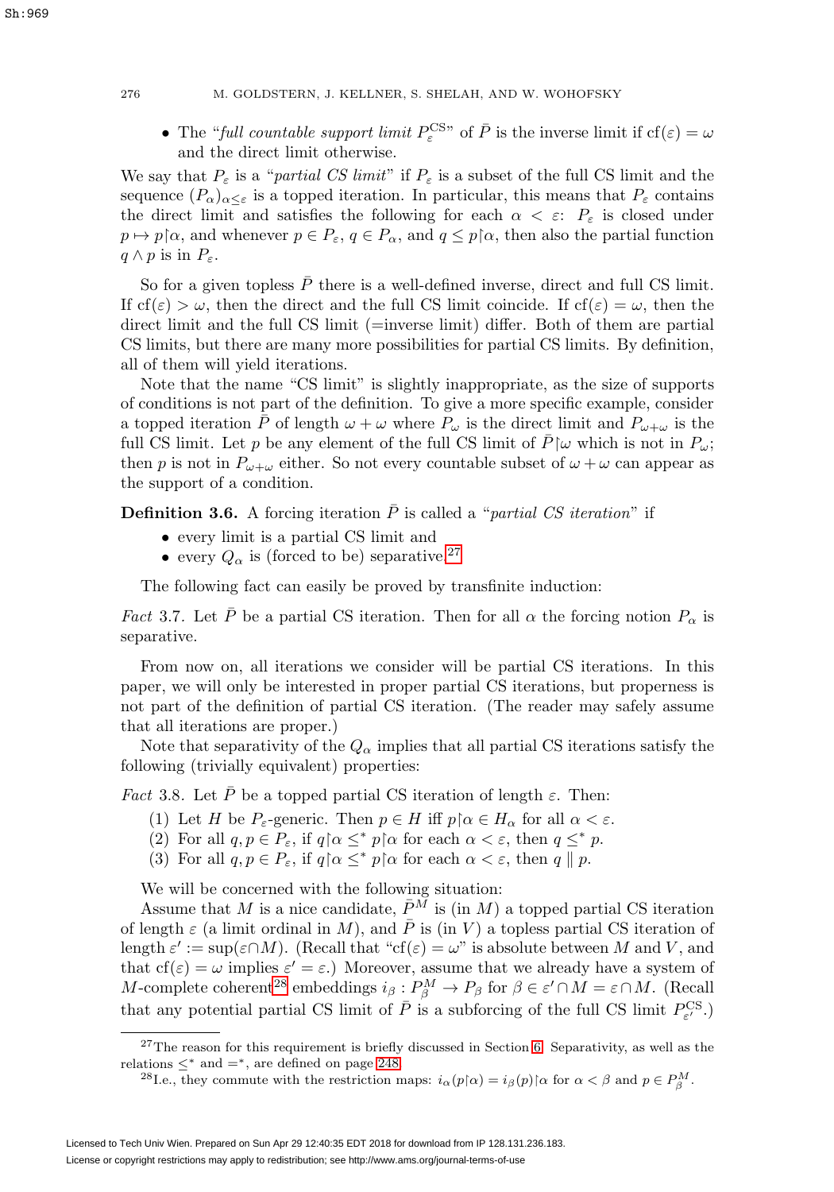- The "*full countable support limit* $P_\varepsilon^{\text{CS}}$" of $\bar{P}$ is the inverse limit if $\text{cf}(\varepsilon) = \omega$ and the direct limit otherwise.

We say that $P_\varepsilon$ is a "*partial CS limit*" if $P_\varepsilon$ is a subset of the full CS limit and the sequence $(P_\alpha)_{\alpha \le \varepsilon}$ is a topped iteration. In particular, this means that $P_\varepsilon$ contains the direct limit and satisfies the following for each $\alpha < \varepsilon$: $P_\varepsilon$ is closed under $p \mapsto p{\restriction}\alpha$, and whenever $p \in P_\varepsilon$, $q \in P_\alpha$, and $q \le p{\restriction}\alpha$, then also the partial function $q \wedge p$ is in $P_\varepsilon$.

So for a given topless $\bar{P}$ there is a well-defined inverse, direct and full CS limit. If $\text{cf}(\varepsilon) > \omega$, then the direct and the full CS limit coincide. If $\text{cf}(\varepsilon) = \omega$, then the direct limit and the full CS limit (=inverse limit) differ. Both of them are partial CS limits, but there are many more possibilities for partial CS limits. By definition, all of them will yield iterations.

Note that the name "CS limit" is slightly inappropriate, as the size of supports of conditions is not part of the definition. To give a more specific example, consider a topped iteration $\bar{P}$ of length $\omega + \omega$ where $P_\omega$ is the direct limit and $P_{\omega+\omega}$ is the full CS limit. Let $p$ be any element of the full CS limit of $\bar{P}{\restriction}\omega$ which is not in $P_\omega$; then $p$ is not in $P_{\omega+\omega}$ either. So not every countable subset of $\omega + \omega$ can appear as the support of a condition.

**Definition 3.6.** A forcing iteration $\bar{P}$ is called a "*partial CS iteration*" if

- every limit is a partial CS limit and
- every $Q_\alpha$ is (forced to be) separative.[27]

The following fact can easily be proved by transfinite induction:

*Fact* 3.7. Let $\bar{P}$ be a partial CS iteration. Then for all $\alpha$ the forcing notion $P_\alpha$ is separative.

From now on, all iterations we consider will be partial CS iterations. In this paper, we will only be interested in proper partial CS iterations, but properness is not part of the definition of partial CS iteration. (The reader may safely assume that all iterations are proper.)

Note that separativity of the $Q_\alpha$ implies that all partial CS iterations satisfy the following (trivially equivalent) properties:

*Fact* 3.8. Let $\bar{P}$ be a topped partial CS iteration of length $\varepsilon$. Then:

(1) Let $H$ be $P_\varepsilon$-generic. Then $p \in H$ iff $p{\restriction}\alpha \in H_\alpha$ for all $\alpha < \varepsilon$.
(2) For all $q, p \in P_\varepsilon$, if $q{\restriction}\alpha \le^* p{\restriction}\alpha$ for each $\alpha < \varepsilon$, then $q \le^* p$.
(3) For all $q, p \in P_\varepsilon$, if $q{\restriction}\alpha \le^* p{\restriction}\alpha$ for each $\alpha < \varepsilon$, then $q \parallel p$.

We will be concerned with the following situation:

Assume that $M$ is a nice candidate, $\bar{P}^M$ is (in $M$) a topped partial CS iteration of length $\varepsilon$ (a limit ordinal in $M$), and $\bar{P}$ is (in $V$) a topless partial CS iteration of length $\varepsilon' := \sup(\varepsilon \cap M)$. (Recall that "$\text{cf}(\varepsilon) = \omega$" is absolute between $M$ and $V$, and that $\text{cf}(\varepsilon) = \omega$ implies $\varepsilon' = \varepsilon$.) Moreover, assume that we already have a system of $M$-complete coherent[28] embeddings $i_\beta : P_\beta^M \to P_\beta$ for $\beta \in \varepsilon' \cap M = \varepsilon \cap M$. (Recall that any potential partial CS limit of $\bar{P}$ is a subforcing of the full CS limit $P_{\varepsilon'}^{\text{CS}}$.)

---

[27] The reason for this requirement is briefly discussed in Section 6. Separativity, as well as the relations $\le^*$ and $=^*$, are defined on page 248.

[28] I.e., they commute with the restriction maps: $i_\alpha(p{\restriction}\alpha) = i_\beta(p){\restriction}\alpha$ for $\alpha < \beta$ and $p \in P_\beta^M$.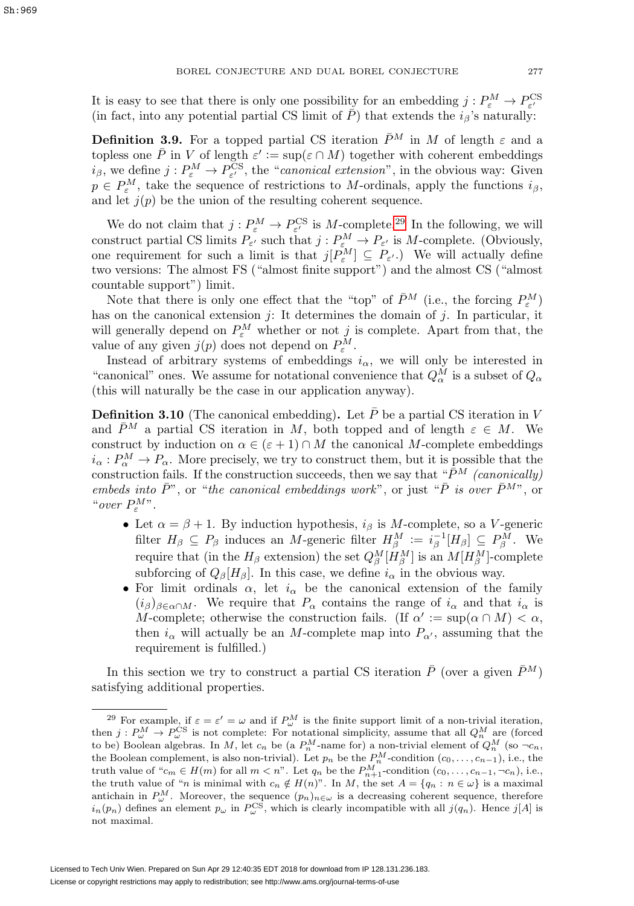It is easy to see that there is only one possibility for an embedding $j : P^M_\varepsilon \to P^{\rm CS}_{\varepsilon'}$ (in fact, into any potential partial CS limit of $\bar P$) that extends the $i_\beta$'s naturally:

**Definition 3.9.** For a topped partial CS iteration $\bar P^M$ in $M$ of length $\varepsilon$ and a topless one $\bar P$ in $V$ of length $\varepsilon' := \sup(\varepsilon \cap M)$ together with coherent embeddings $i_\beta$, we define $j : P^M_\varepsilon \to P^{\rm CS}_{\varepsilon'}$, the "*canonical extension*", in the obvious way: Given $p \in P^M_\varepsilon$, take the sequence of restrictions to $M$-ordinals, apply the functions $i_\beta$, and let $j(p)$ be the union of the resulting coherent sequence.

We do not claim that $j : P^M_\varepsilon \to P^{\rm CS}_{\varepsilon'}$ is $M$-complete.[29] In the following, we will construct partial CS limits $P_{\varepsilon'}$ such that $j : P^M_\varepsilon \to P_{\varepsilon'}$ is $M$-complete. (Obviously, one requirement for such a limit is that $j[P^M_\varepsilon] \subseteq P_{\varepsilon'}$.) We will actually define two versions: The almost FS ("almost finite support") and the almost CS ("almost countable support") limit.

Note that there is only one effect that the "top" of $\bar P^M$ (i.e., the forcing $P^M_\varepsilon$) has on the canonical extension $j$: It determines the domain of $j$. In particular, it will generally depend on $P^M_\varepsilon$ whether or not $j$ is complete. Apart from that, the value of any given $j(p)$ does not depend on $P^M_\varepsilon$.

Instead of arbitrary systems of embeddings $i_\alpha$, we will only be interested in "canonical" ones. We assume for notational convenience that $Q^M_\alpha$ is a subset of $Q_\alpha$ (this will naturally be the case in our application anyway).

**Definition 3.10** (The canonical embedding)**.** Let $\bar P$ be a partial CS iteration in $V$ and $\bar P^M$ a partial CS iteration in $M$, both topped and of length $\varepsilon \in M$. We construct by induction on $\alpha \in (\varepsilon + 1) \cap M$ the canonical $M$-complete embeddings $i_\alpha : P^M_\alpha \to P_\alpha$. More precisely, we try to construct them, but it is possible that the construction fails. If the construction succeeds, then we say that "*$\bar P^M$ (canonically) embeds into $\bar P$*", or "*the canonical embeddings work*", or just "*$\bar P$ is over $\bar P^M$*", or "*over $P^M_\varepsilon$*".

- Let $\alpha = \beta + 1$. By induction hypothesis, $i_\beta$ is $M$-complete, so a $V$-generic filter $H_\beta \subseteq P_\beta$ induces an $M$-generic filter $H^M_\beta := i_\beta^{-1}[H_\beta] \subseteq P^M_\beta$. We require that (in the $H_\beta$ extension) the set $Q^M_\beta[H^M_\beta]$ is an $M[H^M_\beta]$-complete subforcing of $Q_\beta[H_\beta]$. In this case, we define $i_\alpha$ in the obvious way.
- For limit ordinals $\alpha$, let $i_\alpha$ be the canonical extension of the family $(i_\beta)_{\beta \in \alpha \cap M}$. We require that $P_\alpha$ contains the range of $i_\alpha$ and that $i_\alpha$ is $M$-complete; otherwise the construction fails. (If $\alpha' := \sup(\alpha \cap M) < \alpha$, then $i_\alpha$ will actually be an $M$-complete map into $P_{\alpha'}$, assuming that the requirement is fulfilled.)

In this section we try to construct a partial CS iteration $\bar P$ (over a given $\bar P^M$) satisfying additional properties.

---

[29] For example, if $\varepsilon = \varepsilon' = \omega$ and if $P^M_\omega$ is the finite support limit of a non-trivial iteration, then $j : P^M_\omega \to P^{\rm CS}_\omega$ is not complete: For notational simplicity, assume that all $Q^M_n$ are (forced to be) Boolean algebras. In $M$, let $c_n$ be (a $P^M_n$-name for) a non-trivial element of $Q^M_n$ (so $\neg c_n$, the Boolean complement, is also non-trivial). Let $p_n$ be the $P^M_n$-condition $(c_0, \dots, c_{n-1})$, i.e., the truth value of "$c_m \in H(m)$ for all $m < n$". Let $q_n$ be the $P^M_{n+1}$-condition $(c_0, \dots, c_{n-1}, \neg c_n)$, i.e., the truth value of "$n$ is minimal with $c_n \notin H(n)$". In $M$, the set $A = \{q_n : n \in \omega\}$ is a maximal antichain in $P^M_\omega$. Moreover, the sequence $(p_n)_{n \in \omega}$ is a decreasing coherent sequence, therefore $i_n(p_n)$ defines an element $p_\omega$ in $P^{\rm CS}_\omega$, which is clearly incompatible with all $j(q_n)$. Hence $j[A]$ is not maximal.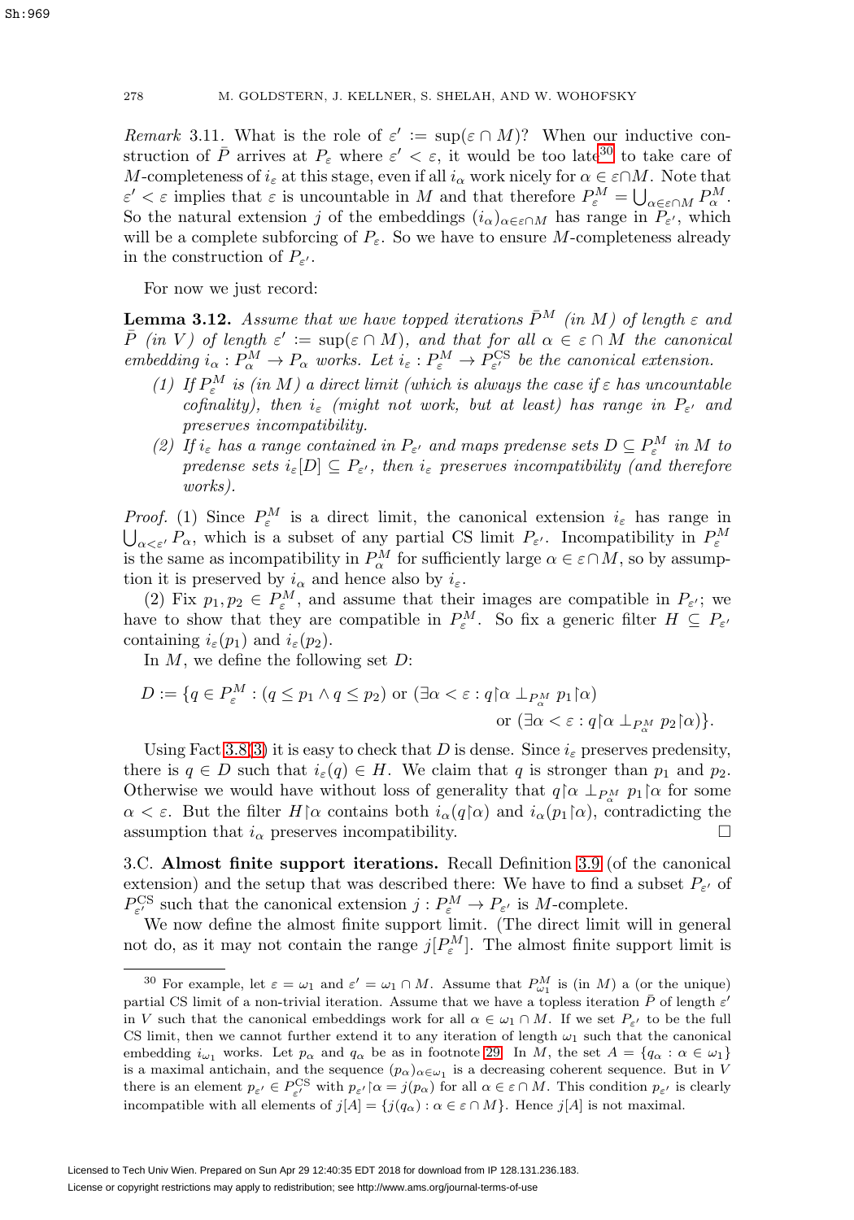*Remark* 3.11. What is the role of $\varepsilon' := \sup(\varepsilon \cap M)$? When our inductive construction of $\bar{P}$ arrives at $P_\varepsilon$ where $\varepsilon' < \varepsilon$, it would be too late[30] to take care of $M$-completeness of $i_\varepsilon$ at this stage, even if all $i_\alpha$ work nicely for $\alpha \in \varepsilon \cap M$. Note that $\varepsilon' < \varepsilon$ implies that $\varepsilon$ is uncountable in $M$ and that therefore $P^M_\varepsilon = \bigcup_{\alpha \in \varepsilon \cap M} P^M_\alpha$. So the natural extension $j$ of the embeddings $(i_\alpha)_{\alpha \in \varepsilon \cap M}$ has range in $P_{\varepsilon'}$, which will be a complete subforcing of $P_\varepsilon$. So we have to ensure $M$-completeness already in the construction of $P_{\varepsilon'}$.

For now we just record:

**Lemma 3.12.** *Assume that we have topped iterations $\bar{P}^M$ (in $M$) of length $\varepsilon$ and $\bar{P}$ (in $V$) of length $\varepsilon' := \sup(\varepsilon \cap M)$, and that for all $\alpha \in \varepsilon \cap M$ the canonical embedding $i_\alpha : P^M_\alpha \to P_\alpha$ works. Let $i_\varepsilon : P^M_\varepsilon \to P^{\mathrm{CS}}_{\varepsilon'}$ be the canonical extension.*

1. *If $P^M_\varepsilon$ is (in $M$) a direct limit (which is always the case if $\varepsilon$ has uncountable cofinality), then $i_\varepsilon$ (might not work, but at least) has range in $P_{\varepsilon'}$ and preserves incompatibility.*
2. *If $i_\varepsilon$ has a range contained in $P_{\varepsilon'}$ and maps predense sets $D \subseteq P^M_\varepsilon$ in $M$ to predense sets $i_\varepsilon[D] \subseteq P_{\varepsilon'}$, then $i_\varepsilon$ preserves incompatibility (and therefore works).*

*Proof.* (1) Since $P^M_\varepsilon$ is a direct limit, the canonical extension $i_\varepsilon$ has range in $\bigcup_{\alpha < \varepsilon'} P_\alpha$, which is a subset of any partial CS limit $P_{\varepsilon'}$. Incompatibility in $P^M_\varepsilon$ is the same as incompatibility in $P^M_\alpha$ for sufficiently large $\alpha \in \varepsilon \cap M$, so by assumption it is preserved by $i_\alpha$ and hence also by $i_\varepsilon$.

(2) Fix $p_1, p_2 \in P^M_\varepsilon$, and assume that their images are compatible in $P_{\varepsilon'}$; we have to show that they are compatible in $P^M_\varepsilon$. So fix a generic filter $H \subseteq P_{\varepsilon'}$ containing $i_\varepsilon(p_1)$ and $i_\varepsilon(p_2)$.

In $M$, we define the following set $D$:

$$D := \{q \in P^M_\varepsilon : (q \leq p_1 \wedge q \leq p_2) \text{ or } (\exists \alpha < \varepsilon : q{\restriction}\alpha \perp_{P^M_\alpha} p_1{\restriction}\alpha) \\ \text{ or } (\exists \alpha < \varepsilon : q{\restriction}\alpha \perp_{P^M_\alpha} p_2{\restriction}\alpha)\}.$$

Using Fact 3.8(3) it is easy to check that $D$ is dense. Since $i_\varepsilon$ preserves predensity, there is $q \in D$ such that $i_\varepsilon(q) \in H$. We claim that $q$ is stronger than $p_1$ and $p_2$. Otherwise we would have without loss of generality that $q{\restriction}\alpha \perp_{P^M_\alpha} p_1{\restriction}\alpha$ for some $\alpha < \varepsilon$. But the filter $H{\restriction}\alpha$ contains both $i_\alpha(q{\restriction}\alpha)$ and $i_\alpha(p_1{\restriction}\alpha)$, contradicting the assumption that $i_\alpha$ preserves incompatibility. $\square$

3.C. **Almost finite support iterations.** Recall Definition 3.9 (of the canonical extension) and the setup that was described there: We have to find a subset $P_{\varepsilon'}$ of $P^{\mathrm{CS}}_{\varepsilon'}$ such that the canonical extension $j : P^M_\varepsilon \to P_{\varepsilon'}$ is $M$-complete.

We now define the almost finite support limit. (The direct limit will in general not do, as it may not contain the range $j[P^M_\varepsilon]$. The almost finite support limit is

---

[30] For example, let $\varepsilon = \omega_1$ and $\varepsilon' = \omega_1 \cap M$. Assume that $P^M_{\omega_1}$ is (in $M$) a (or the unique) partial CS limit of a non-trivial iteration. Assume that we have a topless iteration $\bar{P}$ of length $\varepsilon'$ in $V$ such that the canonical embeddings work for all $\alpha \in \omega_1 \cap M$. If we set $P_{\varepsilon'}$ to be the full CS limit, then we cannot further extend it to any iteration of length $\omega_1$ such that the canonical embedding $i_{\omega_1}$ works. Let $p_\alpha$ and $q_\alpha$ be as in footnote 29. In $M$, the set $A = \{q_\alpha : \alpha \in \omega_1\}$ is a maximal antichain, and the sequence $(p_\alpha)_{\alpha \in \omega_1}$ is a decreasing coherent sequence. But in $V$ there is an element $p_{\varepsilon'} \in P^{\mathrm{CS}}_{\varepsilon'}$ with $p_{\varepsilon'}{\restriction}\alpha = j(p_\alpha)$ for all $\alpha \in \varepsilon \cap M$. This condition $p_{\varepsilon'}$ is clearly incompatible with all elements of $j[A] = \{j(q_\alpha) : \alpha \in \varepsilon \cap M\}$. Hence $j[A]$ is not maximal.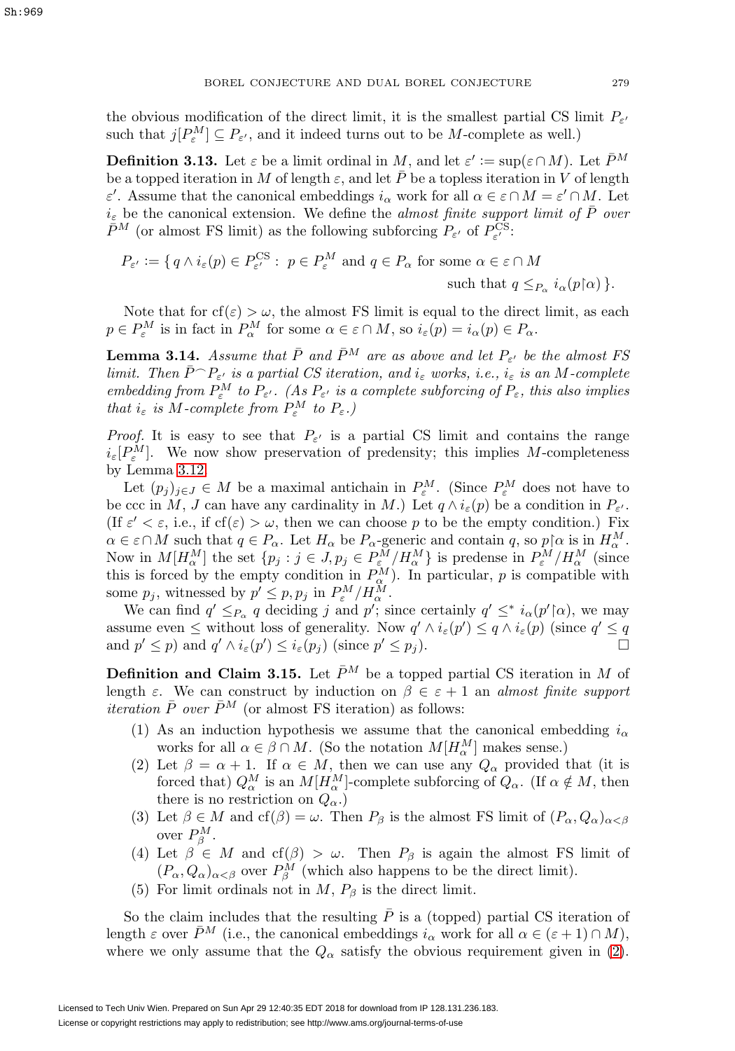the obvious modification of the direct limit, it is the smallest partial CS limit $P_{\varepsilon'}$ such that $j[P^M_\varepsilon] \subseteq P_{\varepsilon'}$, and it indeed turns out to be $M$-complete as well.)

**Definition 3.13.** Let $\varepsilon$ be a limit ordinal in $M$, and let $\varepsilon' := \sup(\varepsilon \cap M)$. Let $\bar{P}^M$ be a topped iteration in $M$ of length $\varepsilon$, and let $\bar{P}$ be a topless iteration in $V$ of length $\varepsilon'$. Assume that the canonical embeddings $i_\alpha$ work for all $\alpha \in \varepsilon \cap M = \varepsilon' \cap M$. Let $i_\varepsilon$ be the canonical extension. We define the *almost finite support limit of $\bar{P}$ over $\bar{P}^M$* (or almost FS limit) as the following subforcing $P_{\varepsilon'}$ of $P^{\mathrm{CS}}_{\varepsilon'}$:

$$P_{\varepsilon'} := \{\, q \wedge i_\varepsilon(p) \in P^{\mathrm{CS}}_{\varepsilon'} : \ p \in P^M_\varepsilon \text{ and } q \in P_\alpha \text{ for some } \alpha \in \varepsilon \cap M \text{ such that } q \leq_{P_\alpha} i_\alpha(p{\restriction}\alpha) \,\}.$$

Note that for $\mathrm{cf}(\varepsilon) > \omega$, the almost FS limit is equal to the direct limit, as each $p \in P^M_\varepsilon$ is in fact in $P^M_\alpha$ for some $\alpha \in \varepsilon \cap M$, so $i_\varepsilon(p) = i_\alpha(p) \in P_\alpha$.

**Lemma 3.14.** *Assume that $\bar{P}$ and $\bar{P}^M$ are as above and let $P_{\varepsilon'}$ be the almost FS limit. Then $\bar{P}^\frown P_{\varepsilon'}$ is a partial CS iteration, and $i_\varepsilon$ works, i.e., $i_\varepsilon$ is an $M$-complete embedding from $P^M_\varepsilon$ to $P_{\varepsilon'}$. (As $P_{\varepsilon'}$ is a complete subforcing of $P_\varepsilon$, this also implies that $i_\varepsilon$ is $M$-complete from $P^M_\varepsilon$ to $P_\varepsilon$.)*

*Proof.* It is easy to see that $P_{\varepsilon'}$ is a partial CS limit and contains the range $i_\varepsilon[P^M_\varepsilon]$. We now show preservation of predensity; this implies $M$-completeness by Lemma 3.12.

Let $(p_j)_{j\in J} \in M$ be a maximal antichain in $P^M_\varepsilon$. (Since $P^M_\varepsilon$ does not have to be ccc in $M$, $J$ can have any cardinality in $M$.) Let $q \wedge i_\varepsilon(p)$ be a condition in $P_{\varepsilon'}$. (If $\varepsilon' < \varepsilon$, i.e., if $\mathrm{cf}(\varepsilon) > \omega$, then we can choose $p$ to be the empty condition.) Fix $\alpha \in \varepsilon \cap M$ such that $q \in P_\alpha$. Let $H_\alpha$ be $P_\alpha$-generic and contain $q$, so $p{\restriction}\alpha$ is in $H^M_\alpha$. Now in $M[H^M_\alpha]$ the set $\{p_j : j \in J, p_j \in P^M_\varepsilon/H^M_\alpha\}$ is predense in $P^M_\varepsilon/H^M_\alpha$ (since this is forced by the empty condition in $P^M_\alpha$). In particular, $p$ is compatible with some $p_j$, witnessed by $p' \leq p, p_j$ in $P^M_\varepsilon/H^M_\alpha$.

We can find $q' \leq_{P_\alpha} q$ deciding $j$ and $p'$; since certainly $q' \leq^* i_\alpha(p'{\restriction}\alpha)$, we may assume even $\leq$ without loss of generality. Now $q' \wedge i_\varepsilon(p') \leq q \wedge i_\varepsilon(p)$ (since $q' \leq q$ and $p' \leq p$) and $q' \wedge i_\varepsilon(p') \leq i_\varepsilon(p_j)$ (since $p' \leq p_j$). $\square$

**Definition and Claim 3.15.** Let $\bar{P}^M$ be a topped partial CS iteration in $M$ of length $\varepsilon$. We can construct by induction on $\beta \in \varepsilon + 1$ an *almost finite support iteration $\bar{P}$ over $\bar{P}^M$* (or almost FS iteration) as follows:

1. As an induction hypothesis we assume that the canonical embedding $i_\alpha$ works for all $\alpha \in \beta \cap M$. (So the notation $M[H^M_\alpha]$ makes sense.)
2. Let $\beta = \alpha + 1$. If $\alpha \in M$, then we can use any $Q_\alpha$ provided that (it is forced that) $Q^M_\alpha$ is an $M[H^M_\alpha]$-complete subforcing of $Q_\alpha$. (If $\alpha \notin M$, then there is no restriction on $Q_\alpha$.)
3. Let $\beta \in M$ and $\mathrm{cf}(\beta) = \omega$. Then $P_\beta$ is the almost FS limit of $(P_\alpha, Q_\alpha)_{\alpha<\beta}$ over $P^M_\beta$.
4. Let $\beta \in M$ and $\mathrm{cf}(\beta) > \omega$. Then $P_\beta$ is again the almost FS limit of $(P_\alpha, Q_\alpha)_{\alpha<\beta}$ over $P^M_\beta$ (which also happens to be the direct limit).
5. For limit ordinals not in $M$, $P_\beta$ is the direct limit.

So the claim includes that the resulting $\bar{P}$ is a (topped) partial CS iteration of length $\varepsilon$ over $\bar{P}^M$ (i.e., the canonical embeddings $i_\alpha$ work for all $\alpha \in (\varepsilon + 1) \cap M$), where we only assume that the $Q_\alpha$ satisfy the obvious requirement given in (2).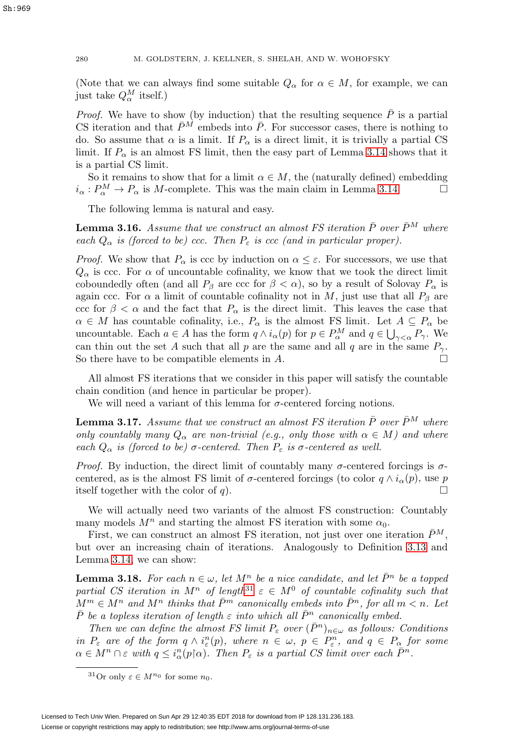(Note that we can always find some suitable $Q_\alpha$ for $\alpha \in M$, for example, we can just take $Q^M_\alpha$ itself.)

*Proof.* We have to show (by induction) that the resulting sequence $\bar{P}$ is a partial CS iteration and that $\bar{P}^M$ embeds into $\bar{P}$. For successor cases, there is nothing to do. So assume that $\alpha$ is a limit. If $P_\alpha$ is a direct limit, it is trivially a partial CS limit. If $P_\alpha$ is an almost FS limit, then the easy part of Lemma 3.14 shows that it is a partial CS limit.

So it remains to show that for a limit $\alpha \in M$, the (naturally defined) embedding $i_\alpha : P^M_\alpha \to P_\alpha$ is $M$-complete. This was the main claim in Lemma 3.14. □

The following lemma is natural and easy.

**Lemma 3.16.** *Assume that we construct an almost FS iteration $\bar{P}$ over $\bar{P}^M$ where each $Q_\alpha$ is (forced to be) ccc. Then $P_\varepsilon$ is ccc (and in particular proper).*

*Proof.* We show that $P_\alpha$ is ccc by induction on $\alpha \leq \varepsilon$. For successors, we use that $Q_\alpha$ is ccc. For $\alpha$ of uncountable cofinality, we know that we took the direct limit coboundedly often (and all $P_\beta$ are ccc for $\beta < \alpha$), so by a result of Solovay $P_\alpha$ is again ccc. For $\alpha$ a limit of countable cofinality not in $M$, just use that all $P_\beta$ are ccc for $\beta < \alpha$ and the fact that $P_\alpha$ is the direct limit. This leaves the case that $\alpha \in M$ has countable cofinality, i.e., $P_\alpha$ is the almost FS limit. Let $A \subseteq P_\alpha$ be uncountable. Each $a \in A$ has the form $q \wedge i_\alpha(p)$ for $p \in P^M_\alpha$ and $q \in \bigcup_{\gamma<\alpha} P_\gamma$. We can thin out the set $A$ such that all $p$ are the same and all $q$ are in the same $P_\gamma$. So there have to be compatible elements in $A$. □

All almost FS iterations that we consider in this paper will satisfy the countable chain condition (and hence in particular be proper).

We will need a variant of this lemma for $\sigma$-centered forcing notions.

**Lemma 3.17.** *Assume that we construct an almost FS iteration $\bar{P}$ over $\bar{P}^M$ where only countably many $Q_\alpha$ are non-trivial (e.g., only those with $\alpha \in M$) and where each $Q_\alpha$ is (forced to be) $\sigma$-centered. Then $P_\varepsilon$ is $\sigma$-centered as well.*

*Proof.* By induction, the direct limit of countably many $\sigma$-centered forcings is $\sigma$-centered, as is the almost FS limit of $\sigma$-centered forcings (to color $q \wedge i_\alpha(p)$, use $p$ itself together with the color of $q$). □

We will actually need two variants of the almost FS construction: Countably many models $M^n$ and starting the almost FS iteration with some $\alpha_0$.

First, we can construct an almost FS iteration, not just over one iteration $\bar{P}^M$, but over an increasing chain of iterations. Analogously to Definition 3.13 and Lemma 3.14, we can show:

**Lemma 3.18.** *For each $n \in \omega$, let $M^n$ be a nice candidate, and let $\bar{P}^n$ be a topped partial CS iteration in $M^n$ of length*[31] *$\varepsilon \in M^0$ of countable cofinality such that $M^m \in M^n$ and $M^n$ thinks that $\bar{P}^m$ canonically embeds into $\bar{P}^n$, for all $m < n$. Let $\bar{P}$ be a topless iteration of length $\varepsilon$ into which all $\bar{P}^n$ canonically embed.*

*Then we can define the almost FS limit $P_\varepsilon$ over $(\bar{P}^n)_{n\in\omega}$ as follows: Conditions in $P_\varepsilon$ are of the form $q \wedge i^n_\varepsilon(p)$, where $n \in \omega$, $p \in P^n_\varepsilon$, and $q \in P_\alpha$ for some $\alpha \in M^n \cap \varepsilon$ with $q \leq i^n_\alpha(p{\restriction}\alpha)$. Then $P_\varepsilon$ is a partial CS limit over each $\bar{P}^n$.*

[31] Or only $\varepsilon \in M^{n_0}$ for some $n_0$.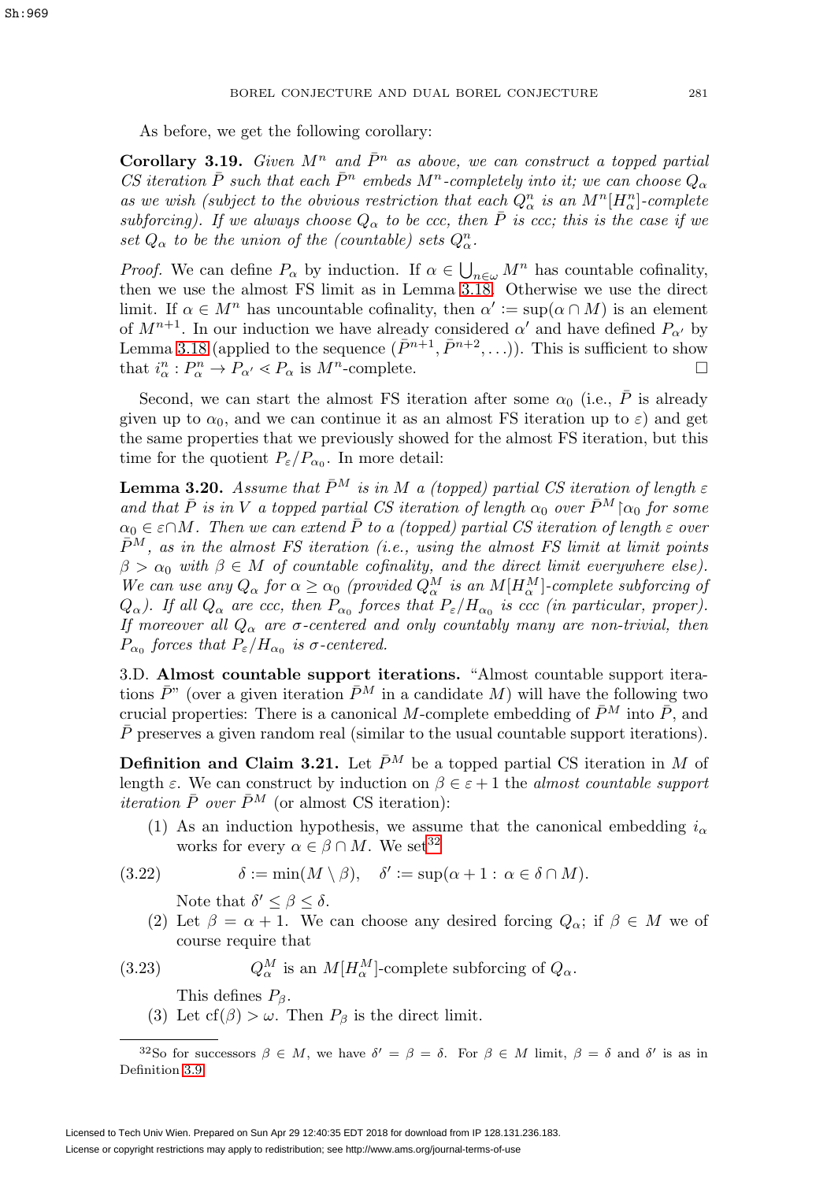As before, we get the following corollary:

**Corollary 3.19.** *Given $M^n$ and $\bar{P}^n$ as above, we can construct a topped partial CS iteration $\bar{P}$ such that each $\bar{P}^n$ embeds $M^n$-completely into it; we can choose $Q_\alpha$ as we wish (subject to the obvious restriction that each $Q^n_\alpha$ is an $M^n[H^n_\alpha]$-complete subforcing). If we always choose $Q_\alpha$ to be ccc, then $\bar{P}$ is ccc; this is the case if we set $Q_\alpha$ to be the union of the (countable) sets $Q^n_\alpha$.*

*Proof.* We can define $P_\alpha$ by induction. If $\alpha \in \bigcup_{n\in\omega} M^n$ has countable cofinality, then we use the almost FS limit as in Lemma 3.18. Otherwise we use the direct limit. If $\alpha \in M^n$ has uncountable cofinality, then $\alpha' := \sup(\alpha \cap M)$ is an element of $M^{n+1}$. In our induction we have already considered $\alpha'$ and have defined $P_{\alpha'}$ by Lemma 3.18 (applied to the sequence $(\bar{P}^{n+1}, \bar{P}^{n+2}, \ldots)$). This is sufficient to show that $i^n_\alpha : P^n_\alpha \to P_{\alpha'} \lessdot P_\alpha$ is $M^n$-complete. $\square$

Second, we can start the almost FS iteration after some $\alpha_0$ (i.e., $\bar{P}$ is already given up to $\alpha_0$, and we can continue it as an almost FS iteration up to $\varepsilon$) and get the same properties that we previously showed for the almost FS iteration, but this time for the quotient $P_\varepsilon/P_{\alpha_0}$. In more detail:

**Lemma 3.20.** *Assume that $\bar{P}^M$ is in $M$ a (topped) partial CS iteration of length $\varepsilon$ and that $\bar{P}$ is in $V$ a topped partial CS iteration of length $\alpha_0$ over $\bar{P}^M\restriction\alpha_0$ for some $\alpha_0 \in \varepsilon \cap M$. Then we can extend $\bar{P}$ to a (topped) partial CS iteration of length $\varepsilon$ over $\bar{P}^M$, as in the almost FS iteration (i.e., using the almost FS limit at limit points $\beta > \alpha_0$ with $\beta \in M$ of countable cofinality, and the direct limit everywhere else). We can use any $Q_\alpha$ for $\alpha \geq \alpha_0$ (provided $Q^M_\alpha$ is an $M[H^M_\alpha]$-complete subforcing of $Q_\alpha$). If all $Q_\alpha$ are ccc, then $P_{\alpha_0}$ forces that $P_\varepsilon/H_{\alpha_0}$ is ccc (in particular, proper). If moreover all $Q_\alpha$ are $\sigma$-centered and only countably many are non-trivial, then $P_{\alpha_0}$ forces that $P_\varepsilon/H_{\alpha_0}$ is $\sigma$-centered.*

3.D. **Almost countable support iterations.** "Almost countable support iterations $\bar{P}$" (over a given iteration $\bar{P}^M$ in a candidate $M$) will have the following two crucial properties: There is a canonical $M$-complete embedding of $\bar{P}^M$ into $\bar{P}$, and $\bar{P}$ preserves a given random real (similar to the usual countable support iterations).

**Definition and Claim 3.21.** Let $\bar{P}^M$ be a topped partial CS iteration in $M$ of length $\varepsilon$. We can construct by induction on $\beta \in \varepsilon + 1$ the *almost countable support iteration $\bar{P}$ over $\bar{P}^M$* (or almost CS iteration):

(1) As an induction hypothesis, we assume that the canonical embedding $i_\alpha$ works for every $\alpha \in \beta \cap M$. We set[32]

$$\delta := \min(M \setminus \beta), \quad \delta' := \sup(\alpha + 1 : \alpha \in \delta \cap M). \tag{3.22}$$

Note that $\delta' \leq \beta \leq \delta$.

(2) Let $\beta = \alpha + 1$. We can choose any desired forcing $Q_\alpha$; if $\beta \in M$ we of course require that

$$Q^M_\alpha \text{ is an } M[H^M_\alpha]\text{-complete subforcing of } Q_\alpha. \tag{3.23}$$

This defines $P_\beta$.

(3) Let $\text{cf}(\beta) > \omega$. Then $P_\beta$ is the direct limit.

---

[32] So for successors $\beta \in M$, we have $\delta' = \beta = \delta$. For $\beta \in M$ limit, $\beta = \delta$ and $\delta'$ is as in Definition 3.9.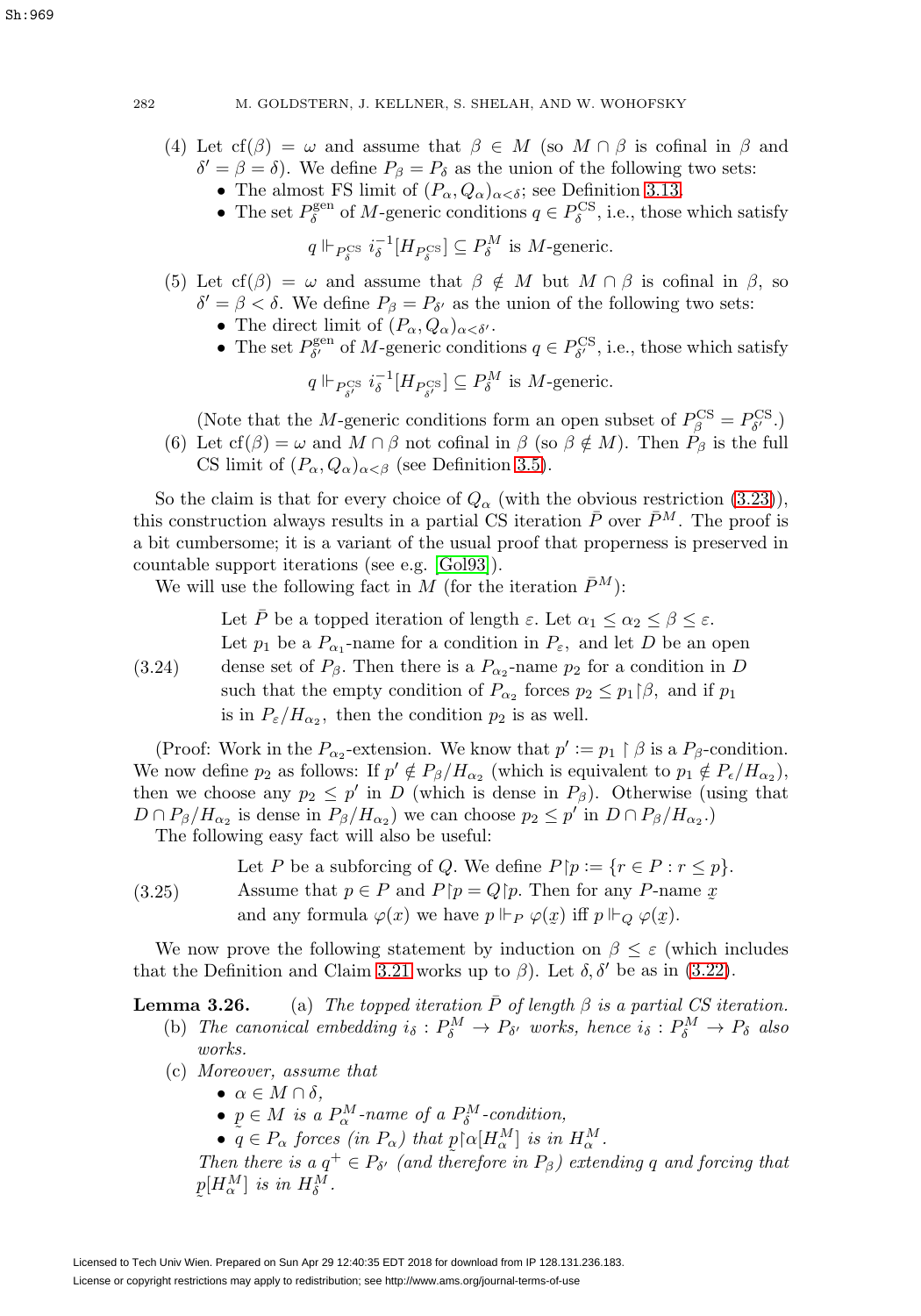(4) Let $\mathrm{cf}(\beta) = \omega$ and assume that $\beta \in M$ (so $M \cap \beta$ is cofinal in $\beta$ and $\delta' = \beta = \delta$). We define $P_\beta = P_\delta$ as the union of the following two sets:
   - The almost FS limit of $(P_\alpha, Q_\alpha)_{\alpha<\delta}$; see Definition 3.13.
   - The set $P_\delta^{\mathrm{gen}}$ of $M$-generic conditions $q \in P_\delta^{\mathrm{CS}}$, i.e., those which satisfy

   $$q \Vdash_{P_\delta^{\mathrm{CS}}} i_\delta^{-1}[H_{P_\delta^{\mathrm{CS}}}] \subseteq P_\delta^M \text{ is } M\text{-generic.}$$

(5) Let $\mathrm{cf}(\beta) = \omega$ and assume that $\beta \notin M$ but $M \cap \beta$ is cofinal in $\beta$, so $\delta' = \beta < \delta$. We define $P_\beta = P_{\delta'}$ as the union of the following two sets:
   - The direct limit of $(P_\alpha, Q_\alpha)_{\alpha<\delta'}$.
   - The set $P_{\delta'}^{\mathrm{gen}}$ of $M$-generic conditions $q \in P_{\delta'}^{\mathrm{CS}}$, i.e., those which satisfy

   $$q \Vdash_{P_{\delta'}^{\mathrm{CS}}} i_\delta^{-1}[H_{P_{\delta'}^{\mathrm{CS}}}] \subseteq P_\delta^M \text{ is } M\text{-generic.}$$

   (Note that the $M$-generic conditions form an open subset of $P_\beta^{\mathrm{CS}} = P_{\delta'}^{\mathrm{CS}}$.)

(6) Let $\mathrm{cf}(\beta) = \omega$ and $M \cap \beta$ not cofinal in $\beta$ (so $\beta \notin M$). Then $P_\beta$ is the full CS limit of $(P_\alpha, Q_\alpha)_{\alpha<\beta}$ (see Definition 3.5).

So the claim is that for every choice of $Q_\alpha$ (with the obvious restriction (3.23)), this construction always results in a partial CS iteration $\bar{P}$ over $\bar{P}^M$. The proof is a bit cumbersome; it is a variant of the usual proof that properness is preserved in countable support iterations (see e.g. [Gol93]).

We will use the following fact in $M$ (for the iteration $\bar{P}^M$):

(3.24) Let $\bar{P}$ be a topped iteration of length $\varepsilon$. Let $\alpha_1 \leq \alpha_2 \leq \beta \leq \varepsilon$. Let $p_1$ be a $P_{\alpha_1}$-name for a condition in $P_\varepsilon$, and let $D$ be an open dense set of $P_\beta$. Then there is a $P_{\alpha_2}$-name $p_2$ for a condition in $D$ such that the empty condition of $P_{\alpha_2}$ forces $p_2 \leq p_1{\restriction}\beta$, and if $p_1$ is in $P_\varepsilon/H_{\alpha_2}$, then the condition $p_2$ is as well.

(Proof: Work in the $P_{\alpha_2}$-extension. We know that $p' := p_1 \restriction \beta$ is a $P_\beta$-condition. We now define $p_2$ as follows: If $p' \notin P_\beta/H_{\alpha_2}$ (which is equivalent to $p_1 \notin P_\epsilon/H_{\alpha_2}$), then we choose any $p_2 \leq p'$ in $D$ (which is dense in $P_\beta$). Otherwise (using that $D \cap P_\beta/H_{\alpha_2}$ is dense in $P_\beta/H_{\alpha_2}$) we can choose $p_2 \leq p'$ in $D \cap P_\beta/H_{\alpha_2}$.)

The following easy fact will also be useful:

(3.25) Let $P$ be a subforcing of $Q$. We define $P{\restriction}p := \{r \in P : r \leq p\}$. Assume that $p \in P$ and $P{\restriction}p = Q{\restriction}p$. Then for any $P$-name $\underset{\sim}{x}$ and any formula $\varphi(x)$ we have $p \Vdash_P \varphi(\underset{\sim}{x})$ iff $p \Vdash_Q \varphi(\underset{\sim}{x})$.

We now prove the following statement by induction on $\beta \leq \varepsilon$ (which includes that the Definition and Claim 3.21 works up to $\beta$). Let $\delta, \delta'$ be as in (3.22).

**Lemma 3.26.** (a) *The topped iteration $\bar{P}$ of length $\beta$ is a partial CS iteration.*

(b) *The canonical embedding $i_\delta : P_\delta^M \to P_{\delta'}$ works, hence $i_\delta : P_\delta^M \to P_\delta$ also works.*

(c) *Moreover, assume that*
   - $\alpha \in M \cap \delta$,
   - $\underset{\sim}{p} \in M$ *is a $P_\alpha^M$-name of a $P_\delta^M$-condition,*
   - $q \in P_\alpha$ *forces (in $P_\alpha$) that $\underset{\sim}{p}{\restriction}\alpha[H_\alpha^M]$ is in $H_\alpha^M$.*

*Then there is a $q^+ \in P_{\delta'}$ (and therefore in $P_\beta$) extending $q$ and forcing that $\underset{\sim}{p}[H_\alpha^M]$ is in $H_\delta^M$.*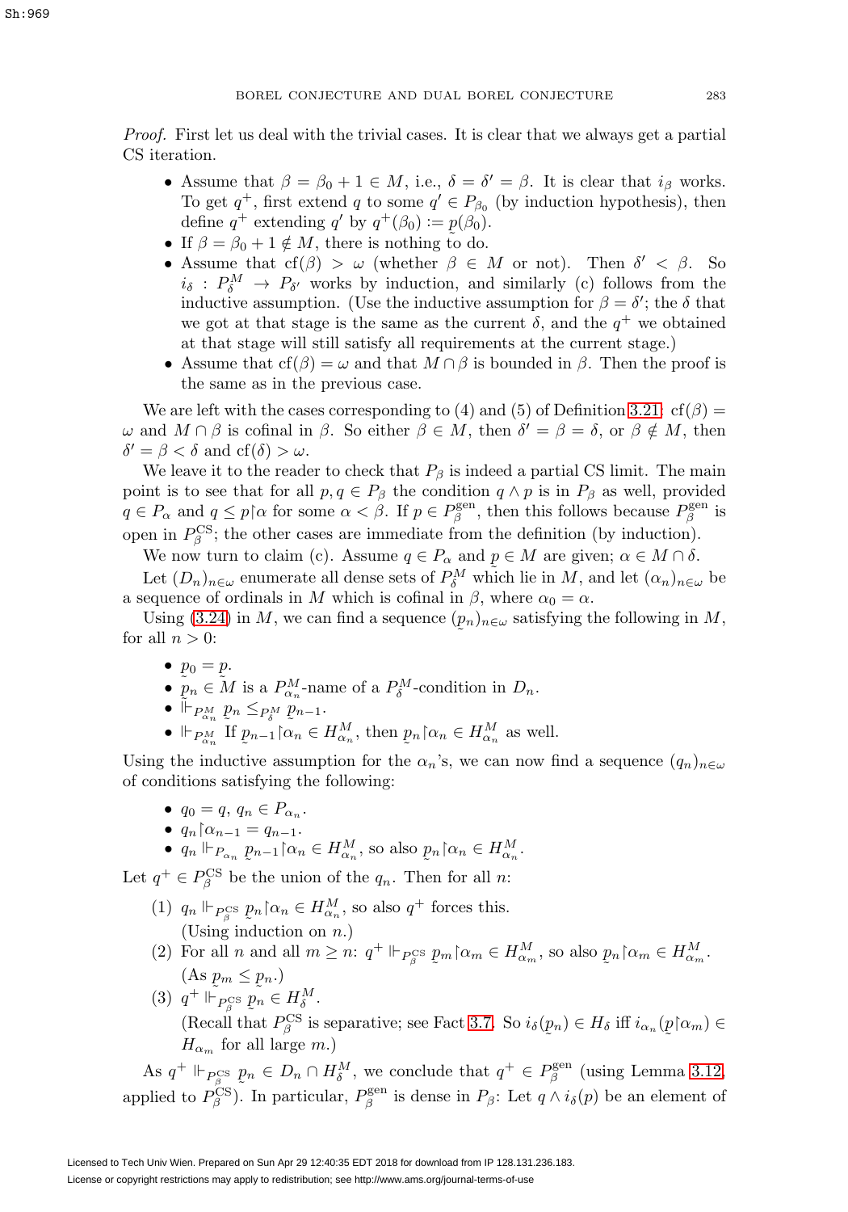*Proof.* First let us deal with the trivial cases. It is clear that we always get a partial CS iteration.

- Assume that $\beta = \beta_0 + 1 \in M$, i.e., $\delta = \delta' = \beta$. It is clear that $i_\beta$ works. To get $q^+$, first extend $q$ to some $q' \in P_{\beta_0}$ (by induction hypothesis), then define $q^+$ extending $q'$ by $q^+(\beta_0) := \underset{\sim}{p}(\beta_0)$.
- If $\beta = \beta_0 + 1 \notin M$, there is nothing to do.
- Assume that $\mathrm{cf}(\beta) > \omega$ (whether $\beta \in M$ or not). Then $\delta' < \beta$. So $i_\delta : P^M_\delta \to P_{\delta'}$ works by induction, and similarly (c) follows from the inductive assumption. (Use the inductive assumption for $\beta = \delta'$; the $\delta$ that we got at that stage is the same as the current $\delta$, and the $q^+$ we obtained at that stage will still satisfy all requirements at the current stage.)
- Assume that $\mathrm{cf}(\beta) = \omega$ and that $M \cap \beta$ is bounded in $\beta$. Then the proof is the same as in the previous case.

We are left with the cases corresponding to (4) and (5) of Definition 3.21: $\mathrm{cf}(\beta) = \omega$ and $M \cap \beta$ is cofinal in $\beta$. So either $\beta \in M$, then $\delta' = \beta = \delta$, or $\beta \notin M$, then $\delta' = \beta < \delta$ and $\mathrm{cf}(\delta) > \omega$.

We leave it to the reader to check that $P_\beta$ is indeed a partial CS limit. The main point is to see that for all $p, q \in P_\beta$ the condition $q \wedge p$ is in $P_\beta$ as well, provided $q \in P_\alpha$ and $q \le p{\restriction}\alpha$ for some $\alpha < \beta$. If $p \in P^{\mathrm{gen}}_\beta$, then this follows because $P^{\mathrm{gen}}_\beta$ is open in $P^{\mathrm{CS}}_\beta$; the other cases are immediate from the definition (by induction).

We now turn to claim (c). Assume $q \in P_\alpha$ and $\underset{\sim}{p} \in M$ are given; $\alpha \in M \cap \delta$.

Let $(D_n)_{n\in\omega}$ enumerate all dense sets of $P^M_\delta$ which lie in $M$, and let $(\alpha_n)_{n\in\omega}$ be a sequence of ordinals in $M$ which is cofinal in $\beta$, where $\alpha_0 = \alpha$.

Using (3.24) in $M$, we can find a sequence $(\underset{\sim}{p}_n)_{n\in\omega}$ satisfying the following in $M$, for all $n > 0$:

- $\underset{\sim}{p}_0 = \underset{\sim}{p}$.
- $\underset{\sim}{p}_n \in M$ is a $P^M_{\alpha_n}$-name of a $P^M_\delta$-condition in $D_n$.
- $\Vdash_{P^M_{\alpha_n}} \underset{\sim}{p}_n \le_{P^M_\delta} \underset{\sim}{p}_{n-1}$.
- $\Vdash_{P^M_{\alpha_n}}$ If $\underset{\sim}{p}_{n-1}{\restriction}\alpha_n \in H^M_{\alpha_n}$, then $\underset{\sim}{p}_n{\restriction}\alpha_n \in H^M_{\alpha_n}$ as well.

Using the inductive assumption for the $\alpha_n$'s, we can now find a sequence $(q_n)_{n\in\omega}$ of conditions satisfying the following:

- $q_0 = q$, $q_n \in P_{\alpha_n}$.
- $q_n{\restriction}\alpha_{n-1} = q_{n-1}$.
- $q_n \Vdash_{P_{\alpha_n}} \underset{\sim}{p}_{n-1}{\restriction}\alpha_n \in H^M_{\alpha_n}$, so also $\underset{\sim}{p}_n{\restriction}\alpha_n \in H^M_{\alpha_n}$.

Let $q^+ \in P^{\mathrm{CS}}_\beta$ be the union of the $q_n$. Then for all $n$:

(1) $q_n \Vdash_{P^{\mathrm{CS}}_\beta} \underset{\sim}{p}_n{\restriction}\alpha_n \in H^M_{\alpha_n}$, so also $q^+$ forces this.
(Using induction on $n$.)

(2) For all $n$ and all $m \ge n$: $q^+ \Vdash_{P^{\mathrm{CS}}_\beta} \underset{\sim}{p}_m{\restriction}\alpha_m \in H^M_{\alpha_m}$, so also $\underset{\sim}{p}_n{\restriction}\alpha_m \in H^M_{\alpha_m}$.
(As $\underset{\sim}{p}_m \le \underset{\sim}{p}_n$.)

(3) $q^+ \Vdash_{P^{\mathrm{CS}}_\beta} \underset{\sim}{p}_n \in H^M_\delta$.
(Recall that $P^{\mathrm{CS}}_\beta$ is separative; see Fact 3.7. So $i_\delta(\underset{\sim}{p}_n) \in H_\delta$ iff $i_{\alpha_n}(\underset{\sim}{p}{\restriction}\alpha_m) \in H_{\alpha_m}$ for all large $m$.)

As $q^+ \Vdash_{P^{\mathrm{CS}}_\beta} \underset{\sim}{p}_n \in D_n \cap H^M_\delta$, we conclude that $q^+ \in P^{\mathrm{gen}}_\beta$ (using Lemma 3.12, applied to $P^{\mathrm{CS}}_\beta$). In particular, $P^{\mathrm{gen}}_\beta$ is dense in $P_\beta$: Let $q \wedge i_\delta(p)$ be an element of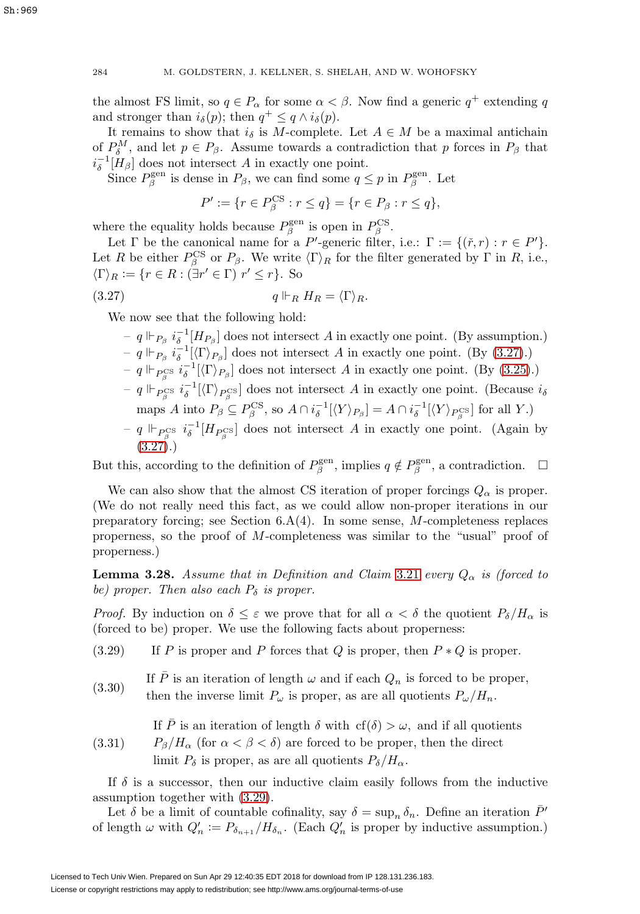the almost FS limit, so $q \in P_\alpha$ for some $\alpha < \beta$. Now find a generic $q^+$ extending $q$ and stronger than $i_\delta(p)$; then $q^+ \leq q \wedge i_\delta(p)$.

It remains to show that $i_\delta$ is $M$-complete. Let $A \in M$ be a maximal antichain of $P^M_\delta$, and let $p \in P_\beta$. Assume towards a contradiction that $p$ forces in $P_\beta$ that $i_\delta^{-1}[H_\beta]$ does not intersect $A$ in exactly one point.

Since $P^{\text{gen}}_\beta$ is dense in $P_\beta$, we can find some $q \leq p$ in $P^{\text{gen}}_\beta$. Let

$$P' := \{r \in P^{\text{CS}}_\beta : r \leq q\} = \{r \in P_\beta : r \leq q\},$$

where the equality holds because $P^{\text{gen}}_\beta$ is open in $P^{\text{CS}}_\beta$.

Let $\Gamma$ be the canonical name for a $P'$-generic filter, i.e.: $\Gamma := \{(\check{r}, r) : r \in P'\}$. Let $R$ be either $P^{\text{CS}}_\beta$ or $P_\beta$. We write $\langle \Gamma \rangle_R$ for the filter generated by $\Gamma$ in $R$, i.e., $\langle \Gamma \rangle_R := \{r \in R : (\exists r' \in \Gamma)\ r' \leq r\}$. So

$$q \Vdash_R H_R = \langle \Gamma \rangle_R. \tag{3.27}$$

We now see that the following hold:

- $q \Vdash_{P_\beta} i_\delta^{-1}[H_{P_\beta}]$ does not intersect $A$ in exactly one point. (By assumption.)
- $q \Vdash_{P_\beta} i_\delta^{-1}[\langle \Gamma \rangle_{P_\beta}]$ does not intersect $A$ in exactly one point. (By (3.27).)
- $q \Vdash_{P^{\text{CS}}_\beta} i_\delta^{-1}[\langle \Gamma \rangle_{P_\beta}]$ does not intersect $A$ in exactly one point. (By (3.25).)
- $q \Vdash_{P^{\text{CS}}_\beta} i_\delta^{-1}[\langle \Gamma \rangle_{P^{\text{CS}}_\beta}]$ does not intersect $A$ in exactly one point. (Because $i_\delta$ maps $A$ into $P_\beta \subseteq P^{\text{CS}}_\beta$, so $A \cap i_\delta^{-1}[\langle Y \rangle_{P_\beta}] = A \cap i_\delta^{-1}[\langle Y \rangle_{P^{\text{CS}}_\beta}]$ for all $Y$.)
- $q \Vdash_{P^{\text{CS}}_\beta} i_\delta^{-1}[H_{P^{\text{CS}}_\beta}]$ does not intersect $A$ in exactly one point. (Again by (3.27).)

But this, according to the definition of $P^{\text{gen}}_\beta$, implies $q \notin P^{\text{gen}}_\beta$, a contradiction. $\square$

We can also show that the almost CS iteration of proper forcings $Q_\alpha$ is proper. (We do not really need this fact, as we could allow non-proper iterations in our preparatory forcing; see Section 6.A(4). In some sense, $M$-completeness replaces properness, so the proof of $M$-completeness was similar to the "usual" proof of properness.)

**Lemma 3.28.** *Assume that in Definition and Claim 3.21 every $Q_\alpha$ is (forced to be) proper. Then also each $P_\delta$ is proper.*

*Proof.* By induction on $\delta \leq \varepsilon$ we prove that for all $\alpha < \delta$ the quotient $P_\delta / H_\alpha$ is (forced to be) proper. We use the following facts about properness:

(3.29) If $P$ is proper and $P$ forces that $Q$ is proper, then $P * Q$ is proper.

(3.30) If $\bar{P}$ is an iteration of length $\omega$ and if each $Q_n$ is forced to be proper, then the inverse limit $P_\omega$ is proper, as are all quotients $P_\omega / H_n$.

(3.31) If $\bar{P}$ is an iteration of length $\delta$ with $\text{cf}(\delta) > \omega$, and if all quotients $P_\beta / H_\alpha$ (for $\alpha < \beta < \delta$) are forced to be proper, then the direct limit $P_\delta$ is proper, as are all quotients $P_\delta / H_\alpha$.

If $\delta$ is a successor, then our inductive claim easily follows from the inductive assumption together with (3.29).

Let $\delta$ be a limit of countable cofinality, say $\delta = \sup_n \delta_n$. Define an iteration $\bar{P}'$ of length $\omega$ with $Q'_n := P_{\delta_{n+1}} / H_{\delta_n}$. (Each $Q'_n$ is proper by inductive assumption.)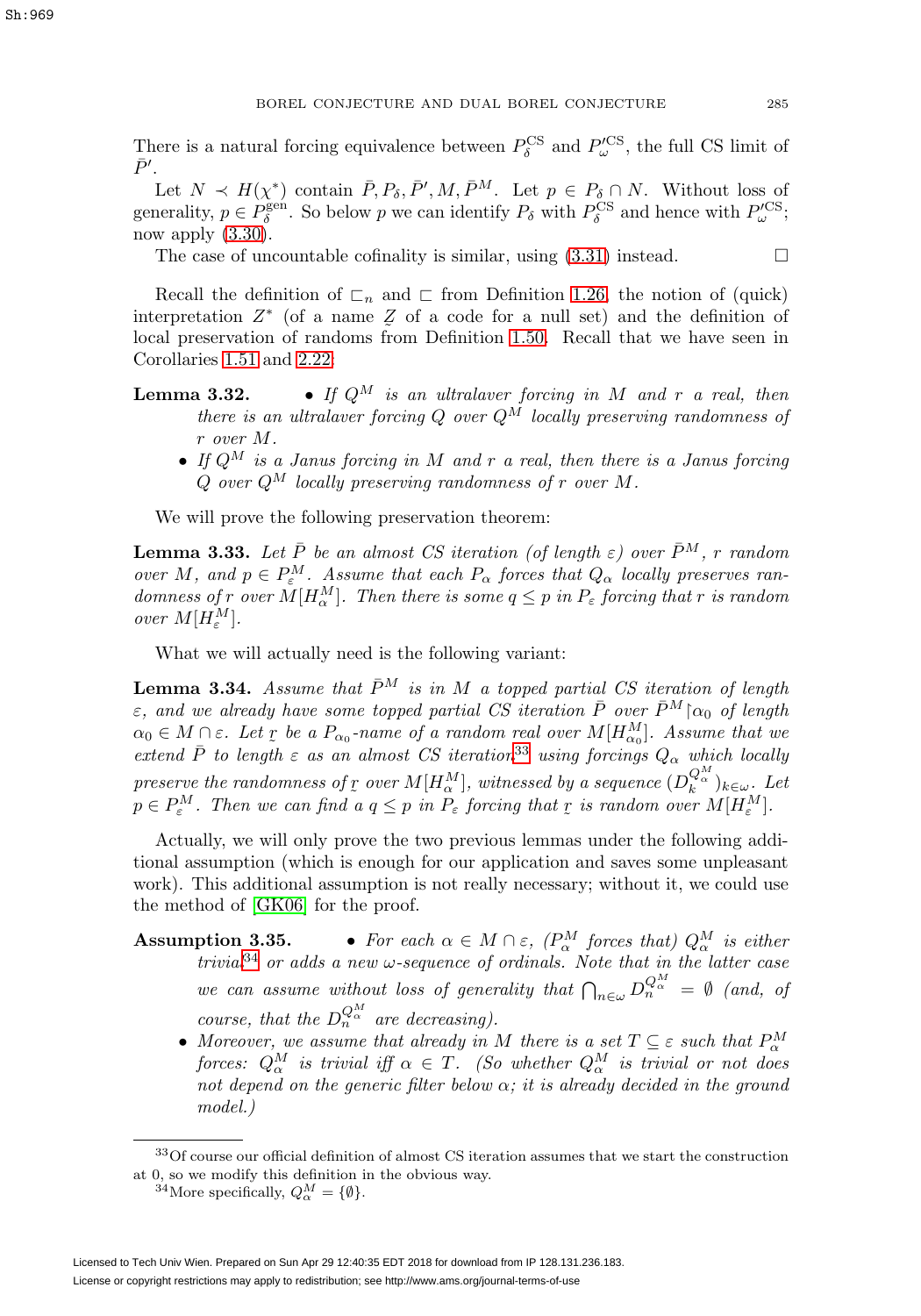There is a natural forcing equivalence between $P^{\mathrm{CS}}_\delta$ and $P'^{\mathrm{CS}}_\omega$, the full CS limit of $\bar{P}'$.

Let $N \prec H(\chi^*)$ contain $\bar{P}, P_\delta, \bar{P}', M, \bar{P}^M$. Let $p \in P_\delta \cap N$. Without loss of generality, $p \in P^{\mathrm{gen}}_\delta$. So below $p$ we can identify $P_\delta$ with $P^{\mathrm{CS}}_\delta$ and hence with $P'^{\mathrm{CS}}_\omega$; now apply (3.30).

The case of uncountable cofinality is similar, using (3.31) instead. $\square$

Recall the definition of $\sqsubset_n$ and $\sqsubset$ from Definition 1.26, the notion of (quick) interpretation $Z^*$ (of a name $\underaccent{\tilde}{Z}$ of a code for a null set) and the definition of local preservation of randoms from Definition 1.50. Recall that we have seen in Corollaries 1.51 and 2.22:

**Lemma 3.32.**

- *If $Q^M$ is an ultralaver forcing in $M$ and $r$ a real, then there is an ultralaver forcing $Q$ over $Q^M$ locally preserving randomness of $r$ over $M$.*
- *If $Q^M$ is a Janus forcing in $M$ and $r$ a real, then there is a Janus forcing $Q$ over $Q^M$ locally preserving randomness of $r$ over $M$.*

We will prove the following preservation theorem:

**Lemma 3.33.** *Let $\bar{P}$ be an almost CS iteration (of length $\varepsilon$) over $\bar{P}^M$, $r$ random over $M$, and $p \in P^M_\varepsilon$. Assume that each $P_\alpha$ forces that $Q_\alpha$ locally preserves randomness of $r$ over $M[H^M_\alpha]$. Then there is some $q \leq p$ in $P_\varepsilon$ forcing that $r$ is random over $M[H^M_\varepsilon]$.*

What we will actually need is the following variant:

**Lemma 3.34.** *Assume that $\bar{P}^M$ is in $M$ a topped partial CS iteration of length $\varepsilon$, and we already have some topped partial CS iteration $\bar{P}$ over $\bar{P}^M \restriction \alpha_0$ of length $\alpha_0 \in M \cap \varepsilon$. Let $\underaccent{\tilde}{r}$ be a $P_{\alpha_0}$-name of a random real over $M[H^M_{\alpha_0}]$. Assume that we extend $\bar{P}$ to length $\varepsilon$ as an almost CS iteration[33] using forcings $Q_\alpha$ which locally preserve the randomness of $\underaccent{\tilde}{r}$ over $M[H^M_\alpha]$, witnessed by a sequence $(D^{Q^M_\alpha}_k)_{k\in\omega}$. Let $p \in P^M_\varepsilon$. Then we can find a $q \leq p$ in $P_\varepsilon$ forcing that $\underaccent{\tilde}{r}$ is random over $M[H^M_\varepsilon]$.*

Actually, we will only prove the two previous lemmas under the following additional assumption (which is enough for our application and saves some unpleasant work). This additional assumption is not really necessary; without it, we could use the method of [GK06] for the proof.

**Assumption 3.35.**

- *For each $\alpha \in M \cap \varepsilon$, ($P^M_\alpha$ forces that) $Q^M_\alpha$ is either trivial[34] or adds a new $\omega$-sequence of ordinals. Note that in the latter case we can assume without loss of generality that $\bigcap_{n\in\omega} D^{Q^M_\alpha}_n = \emptyset$ (and, of course, that the $D^{Q^M_\alpha}_n$ are decreasing).*
- *Moreover, we assume that already in $M$ there is a set $T \subseteq \varepsilon$ such that $P^M_\alpha$ forces: $Q^M_\alpha$ is trivial iff $\alpha \in T$. (So whether $Q^M_\alpha$ is trivial or not does not depend on the generic filter below $\alpha$; it is already decided in the ground model.)*

---

[33] Of course our official definition of almost CS iteration assumes that we start the construction at 0, so we modify this definition in the obvious way.

[34] More specifically, $Q^M_\alpha = \{\emptyset\}$.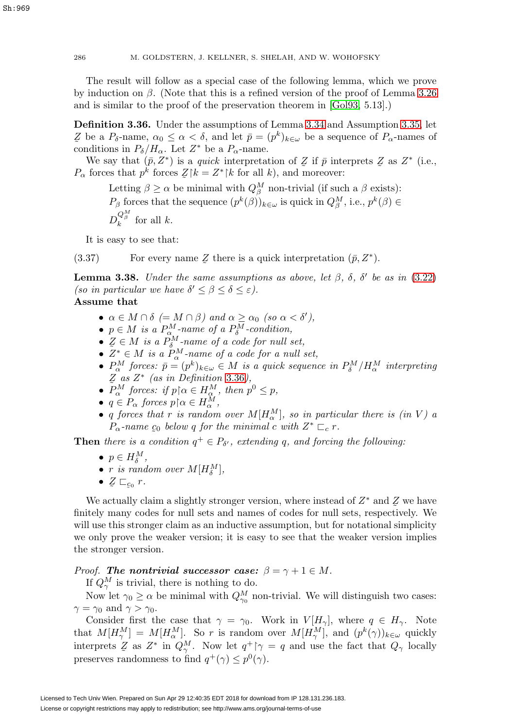The result will follow as a special case of the following lemma, which we prove by induction on $\beta$. (Note that this is a refined version of the proof of Lemma 3.26 and is similar to the proof of the preservation theorem in [Gol93, 5.13].)

**Definition 3.36.** Under the assumptions of Lemma 3.34 and Assumption 3.35, let $\underset{\sim}{Z}$ be a $P_\delta$-name, $\alpha_0 \leq \alpha < \delta$, and let $\bar{p} = (p^k)_{k\in\omega}$ be a sequence of $P_\alpha$-names of conditions in $P_\delta/H_\alpha$. Let $Z^*$ be a $P_\alpha$-name.

We say that $(\bar{p}, Z^*)$ is a *quick* interpretation of $\underset{\sim}{Z}$ if $\bar{p}$ interprets $\underset{\sim}{Z}$ as $Z^*$ (i.e., $P_\alpha$ forces that $p^k$ forces $\underset{\sim}{Z}\restriction k = Z^*\restriction k$ for all $k$), and moreover:

> Letting $\beta \geq \alpha$ be minimal with $Q^M_\beta$ non-trivial (if such a $\beta$ exists): $P_\beta$ forces that the sequence $(p^k(\beta))_{k\in\omega}$ is quick in $Q^M_\beta$, i.e., $p^k(\beta) \in D^{Q^M_\beta}_k$ for all $k$.

It is easy to see that:

(3.37) For every name $\underset{\sim}{Z}$ there is a quick interpretation $(\bar{p}, Z^*)$.

**Lemma 3.38.** *Under the same assumptions as above, let $\beta$, $\delta$, $\delta'$ be as in (3.22) (so in particular we have $\delta' \leq \beta \leq \delta \leq \varepsilon$).*

**Assume that**

- *$\alpha \in M \cap \delta$ $(= M \cap \beta)$ and $\alpha \geq \alpha_0$ (so $\alpha < \delta'$),*
- *$p \in M$ is a $P^M_\alpha$-name of a $P^M_\delta$-condition,*
- *$\underset{\sim}{Z} \in M$ is a $P^M_\delta$-name of a code for null set,*
- *$Z^* \in M$ is a $P^M_\alpha$-name of a code for a null set,*
- *$P^M_\alpha$ forces: $\bar{p} = (p^k)_{k\in\omega} \in M$ is a quick sequence in $P^M_\delta/H^M_\alpha$ interpreting $\underset{\sim}{Z}$ as $Z^*$ (as in Definition 3.36),*
- *$P^M_\alpha$ forces: if $p\restriction\alpha \in H^M_\alpha$, then $p^0 \leq p$,*
- *$q \in P_\alpha$ forces $p\restriction\alpha \in H^M_\alpha$,*
- *$q$ forces that $r$ is random over $M[H^M_\alpha]$, so in particular there is (in $V$) a $P_\alpha$-name $\underset{\sim}{c}_0$ below $q$ for the minimal $c$ with $Z^* \sqsubset_c r$.*

**Then** *there is a condition $q^+ \in P_{\delta'}$, extending $q$, and forcing the following:*

- *$p \in H^M_\delta$,*
- *$r$ is random over $M[H^M_\delta]$,*
- *$\underset{\sim}{Z} \sqsubset_{\underset{\sim}{c}_0} r$.*

We actually claim a slightly stronger version, where instead of $Z^*$ and $\underset{\sim}{Z}$ we have finitely many codes for null sets and names of codes for null sets, respectively. We will use this stronger claim as an inductive assumption, but for notational simplicity we only prove the weaker version; it is easy to see that the weaker version implies the stronger version.

*Proof.* ***The nontrivial successor case:*** $\beta = \gamma + 1 \in M$.

If $Q^M_\gamma$ is trivial, there is nothing to do.

Now let $\gamma_0 \geq \alpha$ be minimal with $Q^M_{\gamma_0}$ non-trivial. We will distinguish two cases: $\gamma = \gamma_0$ and $\gamma > \gamma_0$.

Consider first the case that $\gamma = \gamma_0$. Work in $V[H_\gamma]$, where $q \in H_\gamma$. Note that $M[H^M_\gamma] = M[H^M_\alpha]$. So $r$ is random over $M[H^M_\gamma]$, and $(p^k(\gamma))_{k\in\omega}$ quickly interprets $\underset{\sim}{Z}$ as $Z^*$ in $Q^M_\gamma$. Now let $q^+\restriction\gamma = q$ and use the fact that $Q_\gamma$ locally preserves randomness to find $q^+(\gamma) \leq p^0(\gamma)$.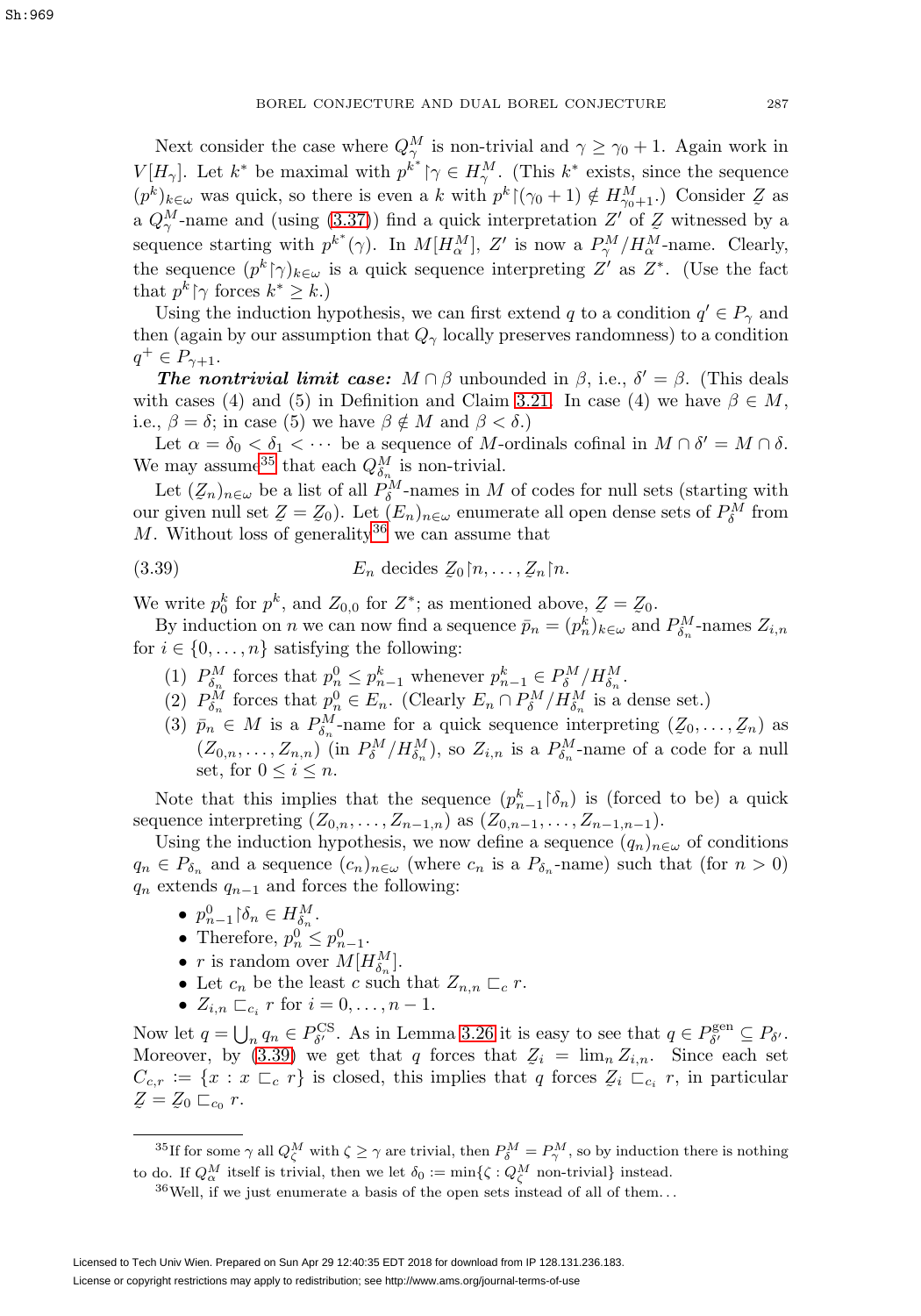Next consider the case where $Q^M_\gamma$ is non-trivial and $\gamma \geq \gamma_0 + 1$. Again work in $V[H_\gamma]$. Let $k^*$ be maximal with $p^{k^*}\restriction\gamma \in H^M_\gamma$. (This $k^*$ exists, since the sequence $(p^k)_{k\in\omega}$ was quick, so there is even a $k$ with $p^k\restriction(\gamma_0+1) \notin H^M_{\gamma_0+1}$.) Consider $\underset{\sim}{Z}$ as a $Q^M_\gamma$-name and (using (3.37)) find a quick interpretation $Z'$ of $\underset{\sim}{Z}$ witnessed by a sequence starting with $p^{k^*}(\gamma)$. In $M[H^M_\alpha]$, $Z'$ is now a $P^M_\gamma/H^M_\alpha$-name. Clearly, the sequence $(p^k\restriction\gamma)_{k\in\omega}$ is a quick sequence interpreting $Z'$ as $Z^*$. (Use the fact that $p^k\restriction\gamma$ forces $k^* \geq k$.)

Using the induction hypothesis, we can first extend $q$ to a condition $q' \in P_\gamma$ and then (again by our assumption that $Q_\gamma$ locally preserves randomness) to a condition $q^+ \in P_{\gamma+1}$.

***The nontrivial limit case:*** $M \cap \beta$ unbounded in $\beta$, i.e., $\delta' = \beta$. (This deals with cases (4) and (5) in Definition and Claim 3.21. In case (4) we have $\beta \in M$, i.e., $\beta = \delta$; in case (5) we have $\beta \notin M$ and $\beta < \delta$.)

Let $\alpha = \delta_0 < \delta_1 < \cdots$ be a sequence of $M$-ordinals cofinal in $M \cap \delta' = M \cap \delta$. We may assume[35] that each $Q^M_{\delta_n}$ is non-trivial.

Let $(\underset{\sim}{Z}_n)_{n\in\omega}$ be a list of all $P^M_\delta$-names in $M$ of codes for null sets (starting with our given null set $\underset{\sim}{Z} = \underset{\sim}{Z}_0$). Let $(E_n)_{n\in\omega}$ enumerate all open dense sets of $P^M_\delta$ from $M$. Without loss of generality[36] we can assume that

$$E_n \text{ decides } \underset{\sim}{Z}_0\restriction n, \ldots, \underset{\sim}{Z}_n\restriction n. \tag{3.39}$$

We write $p^k_0$ for $p^k$, and $Z_{0,0}$ for $Z^*$; as mentioned above, $\underset{\sim}{Z} = \underset{\sim}{Z}_0$.

By induction on $n$ we can now find a sequence $\bar{p}_n = (p^k_n)_{k\in\omega}$ and $P^M_{\delta_n}$-names $Z_{i,n}$ for $i \in \{0, \ldots, n\}$ satisfying the following:

1. $P^M_{\delta_n}$ forces that $p^0_n \leq p^k_{n-1}$ whenever $p^k_{n-1} \in P^M_\delta/H^M_{\delta_n}$.
2. $P^M_{\delta_n}$ forces that $p^0_n \in E_n$. (Clearly $E_n \cap P^M_\delta/H^M_{\delta_n}$ is a dense set.)
3. $\bar{p}_n \in M$ is a $P^M_{\delta_n}$-name for a quick sequence interpreting $(\underset{\sim}{Z}_0, \ldots, \underset{\sim}{Z}_n)$ as $(Z_{0,n}, \ldots, Z_{n,n})$ (in $P^M_\delta/H^M_{\delta_n}$), so $Z_{i,n}$ is a $P^M_{\delta_n}$-name of a code for a null set, for $0 \leq i \leq n$.

Note that this implies that the sequence $(p^k_{n-1}\restriction\delta_n)$ is (forced to be) a quick sequence interpreting $(Z_{0,n}, \ldots, Z_{n-1,n})$ as $(Z_{0,n-1}, \ldots, Z_{n-1,n-1})$.

Using the induction hypothesis, we now define a sequence $(q_n)_{n\in\omega}$ of conditions $q_n \in P_{\delta_n}$ and a sequence $(c_n)_{n\in\omega}$ (where $c_n$ is a $P_{\delta_n}$-name) such that (for $n > 0$) $q_n$ extends $q_{n-1}$ and forces the following:

- $p^0_{n-1}\restriction\delta_n \in H^M_{\delta_n}$.
- Therefore, $p^0_n \leq p^0_{n-1}$.
- $r$ is random over $M[H^M_{\delta_n}]$.
- Let $c_n$ be the least $c$ such that $Z_{n,n} \sqsubset_c r$.
- $Z_{i,n} \sqsubset_{c_i} r$ for $i = 0, \ldots, n-1$.

Now let $q = \bigcup_n q_n \in P^{\text{CS}}_{\delta'}$. As in Lemma 3.26 it is easy to see that $q \in P^{\text{gen}}_{\delta'} \subseteq P_{\delta'}$. Moreover, by (3.39) we get that $q$ forces that $\underset{\sim}{Z}_i = \lim_n Z_{i,n}$. Since each set $C_{c,r} := \{x : x \sqsubset_c r\}$ is closed, this implies that $q$ forces $\underset{\sim}{Z}_i \sqsubset_{c_i} r$, in particular $\underset{\sim}{Z} = \underset{\sim}{Z}_0 \sqsubset_{c_0} r$.

---

[35] If for some $\gamma$ all $Q^M_\zeta$ with $\zeta \geq \gamma$ are trivial, then $P^M_\delta = P^M_\gamma$, so by induction there is nothing to do. If $Q^M_\alpha$ itself is trivial, then we let $\delta_0 := \min\{\zeta : Q^M_\zeta \text{ non-trivial}\}$ instead.

[36] Well, if we just enumerate a basis of the open sets instead of all of them...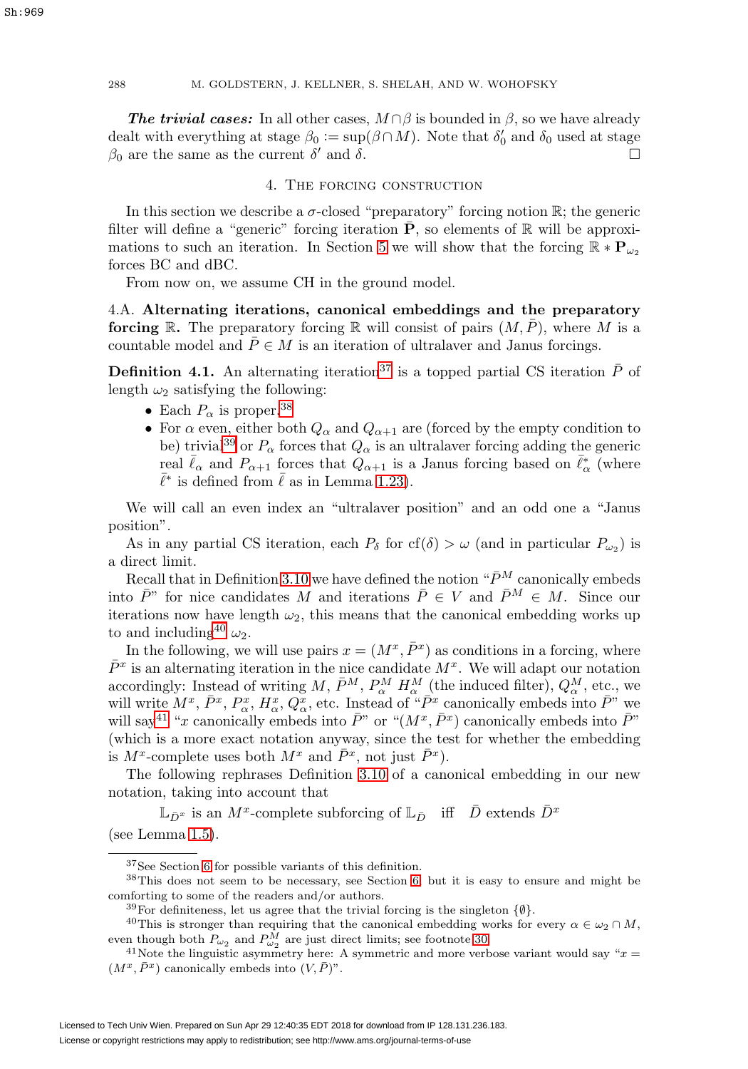***The trivial cases:*** In all other cases, $M \cap \beta$ is bounded in $\beta$, so we have already dealt with everything at stage $\beta_0 := \sup(\beta \cap M)$. Note that $\delta_0'$ and $\delta_0$ used at stage $\beta_0$ are the same as the current $\delta'$ and $\delta$. □

## 4. The forcing construction

In this section we describe a $\sigma$-closed "preparatory" forcing notion $\mathbb{R}$; the generic filter will define a "generic" forcing iteration $\bar{\mathbf{P}}$, so elements of $\mathbb{R}$ will be approximations to such an iteration. In Section 5 we will show that the forcing $\mathbb{R} * \mathbf{P}_{\omega_2}$ forces BC and dBC.

From now on, we assume CH in the ground model.

### 4.A. Alternating iterations, canonical embeddings and the preparatory forcing $\mathbb{R}$.

The preparatory forcing $\mathbb{R}$ will consist of pairs $(M, \bar{P})$, where $M$ is a countable model and $\bar{P} \in M$ is an iteration of ultralaver and Janus forcings.

**Definition 4.1.** An alternating iteration[37] is a topped partial CS iteration $\bar{P}$ of length $\omega_2$ satisfying the following:

- Each $P_\alpha$ is proper.[38]
- For $\alpha$ even, either both $Q_\alpha$ and $Q_{\alpha+1}$ are (forced by the empty condition to be) trivial[39] or $P_\alpha$ forces that $Q_\alpha$ is an ultralaver forcing adding the generic real $\bar{\ell}_\alpha$ and $P_{\alpha+1}$ forces that $Q_{\alpha+1}$ is a Janus forcing based on $\bar{\ell}^*_\alpha$ (where $\bar{\ell}^*$ is defined from $\bar{\ell}$ as in Lemma 1.23).

We will call an even index an "ultralaver position" and an odd one a "Janus position".

As in any partial CS iteration, each $P_\delta$ for $\mathrm{cf}(\delta) > \omega$ (and in particular $P_{\omega_2}$) is a direct limit.

Recall that in Definition 3.10 we have defined the notion "$\bar{P}^M$ canonically embeds into $\bar{P}$" for nice candidates $M$ and iterations $\bar{P} \in V$ and $\bar{P}^M \in M$. Since our iterations now have length $\omega_2$, this means that the canonical embedding works up to and including[40] $\omega_2$.

In the following, we will use pairs $x = (M^x, \bar{P}^x)$ as conditions in a forcing, where $\bar{P}^x$ is an alternating iteration in the nice candidate $M^x$. We will adapt our notation accordingly: Instead of writing $M$, $\bar{P}^M$, $P^M_\alpha$ $H^M_\alpha$ (the induced filter), $Q^M_\alpha$, etc., we will write $M^x$, $\bar{P}^x$, $P^x_\alpha$, $H^x_\alpha$, $Q^x_\alpha$, etc. Instead of "$\bar{P}^x$ canonically embeds into $\bar{P}$" we will say[41] "$x$ canonically embeds into $\bar{P}$" or "$(M^x, \bar{P}^x)$ canonically embeds into $\bar{P}$" (which is a more exact notation anyway, since the test for whether the embedding is $M^x$-complete uses both $M^x$ and $\bar{P}^x$, not just $\bar{P}^x$).

The following rephrases Definition 3.10 of a canonical embedding in our new notation, taking into account that

$$\mathbb{L}_{\bar{D}^x} \text{ is an } M^x\text{-complete subforcing of } \mathbb{L}_{\bar{D}} \quad \text{iff} \quad \bar{D} \text{ extends } \bar{D}^x$$

(see Lemma 1.5).

---

[37] See Section 6 for possible variants of this definition.

[38] This does not seem to be necessary, see Section 6, but it is easy to ensure and might be comforting to some of the readers and/or authors.

[39] For definiteness, let us agree that the trivial forcing is the singleton $\{\emptyset\}$.

[40] This is stronger than requiring that the canonical embedding works for every $\alpha \in \omega_2 \cap M$, even though both $P_{\omega_2}$ and $P^M_{\omega_2}$ are just direct limits; see footnote 30.

[41] Note the linguistic asymmetry here: A symmetric and more verbose variant would say "$x = (M^x, \bar{P}^x)$ canonically embeds into $(V, \bar{P})$".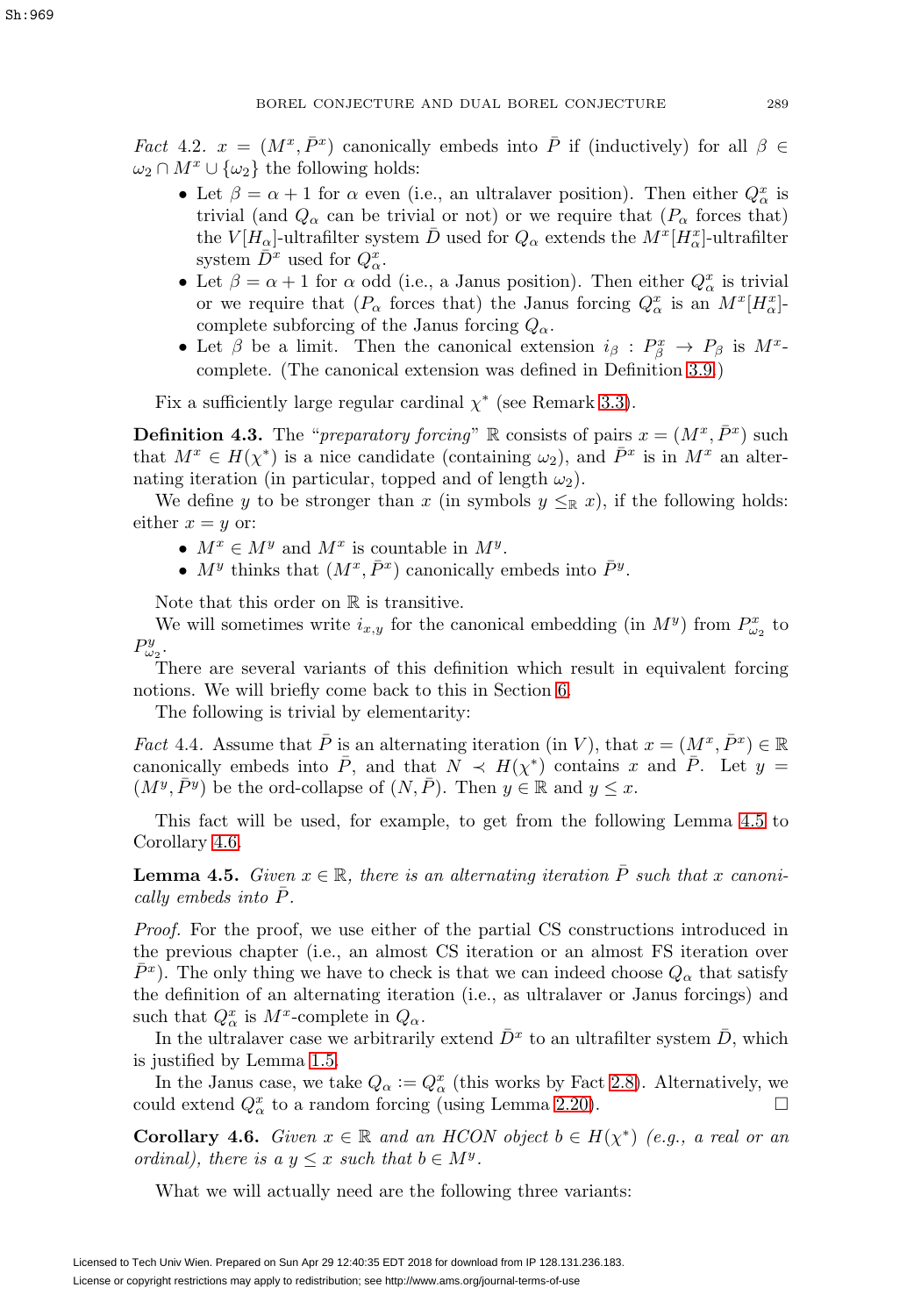*Fact* 4.2. $x = (M^x, \bar{P}^x)$ canonically embeds into $\bar{P}$ if (inductively) for all $\beta \in \omega_2 \cap M^x \cup \{\omega_2\}$ the following holds:

- Let $\beta = \alpha + 1$ for $\alpha$ even (i.e., an ultralaver position). Then either $Q^x_\alpha$ is trivial (and $Q_\alpha$ can be trivial or not) or we require that ($P_\alpha$ forces that) the $V[H_\alpha]$-ultrafilter system $\bar{D}$ used for $Q_\alpha$ extends the $M^x[H^x_\alpha]$-ultrafilter system $\bar{D}^x$ used for $Q^x_\alpha$.
- Let $\beta = \alpha + 1$ for $\alpha$ odd (i.e., a Janus position). Then either $Q^x_\alpha$ is trivial or we require that ($P_\alpha$ forces that) the Janus forcing $Q^x_\alpha$ is an $M^x[H^x_\alpha]$-complete subforcing of the Janus forcing $Q_\alpha$.
- Let $\beta$ be a limit. Then the canonical extension $i_\beta : P^x_\beta \to P_\beta$ is $M^x$-complete. (The canonical extension was defined in Definition 3.9.)

Fix a sufficiently large regular cardinal $\chi^*$ (see Remark 3.3).

**Definition 4.3.** The "*preparatory forcing*" $\mathbb{R}$ consists of pairs $x = (M^x, \bar{P}^x)$ such that $M^x \in H(\chi^*)$ is a nice candidate (containing $\omega_2$), and $\bar{P}^x$ is in $M^x$ an alternating iteration (in particular, topped and of length $\omega_2$).

We define $y$ to be stronger than $x$ (in symbols $y \leq_{\mathbb{R}} x$), if the following holds: either $x = y$ or:

- $M^x \in M^y$ and $M^x$ is countable in $M^y$.
- $M^y$ thinks that $(M^x, \bar{P}^x)$ canonically embeds into $\bar{P}^y$.

Note that this order on $\mathbb{R}$ is transitive.

We will sometimes write $i_{x,y}$ for the canonical embedding (in $M^y$) from $P^x_{\omega_2}$ to $P^y_{\omega_2}$.

There are several variants of this definition which result in equivalent forcing notions. We will briefly come back to this in Section 6.

The following is trivial by elementarity:

*Fact* 4.4. Assume that $\bar{P}$ is an alternating iteration (in $V$), that $x = (M^x, \bar{P}^x) \in \mathbb{R}$ canonically embeds into $\bar{P}$, and that $N \prec H(\chi^*)$ contains $x$ and $\bar{P}$. Let $y = (M^y, \bar{P}^y)$ be the ord-collapse of $(N, \bar{P})$. Then $y \in \mathbb{R}$ and $y \leq x$.

This fact will be used, for example, to get from the following Lemma 4.5 to Corollary 4.6.

**Lemma 4.5.** *Given $x \in \mathbb{R}$, there is an alternating iteration $\bar{P}$ such that $x$ canonically embeds into $\bar{P}$.*

*Proof.* For the proof, we use either of the partial CS constructions introduced in the previous chapter (i.e., an almost CS iteration or an almost FS iteration over $\bar{P}^x$). The only thing we have to check is that we can indeed choose $Q_\alpha$ that satisfy the definition of an alternating iteration (i.e., as ultralaver or Janus forcings) and such that $Q^x_\alpha$ is $M^x$-complete in $Q_\alpha$.

In the ultralaver case we arbitrarily extend $\bar{D}^x$ to an ultrafilter system $\bar{D}$, which is justified by Lemma 1.5.

In the Janus case, we take $Q_\alpha := Q^x_\alpha$ (this works by Fact 2.8). Alternatively, we could extend $Q^x_\alpha$ to a random forcing (using Lemma 2.20). $\square$

**Corollary 4.6.** *Given $x \in \mathbb{R}$ and an HCON object $b \in H(\chi^*)$ (e.g., a real or an ordinal), there is a $y \leq x$ such that $b \in M^y$.*

What we will actually need are the following three variants: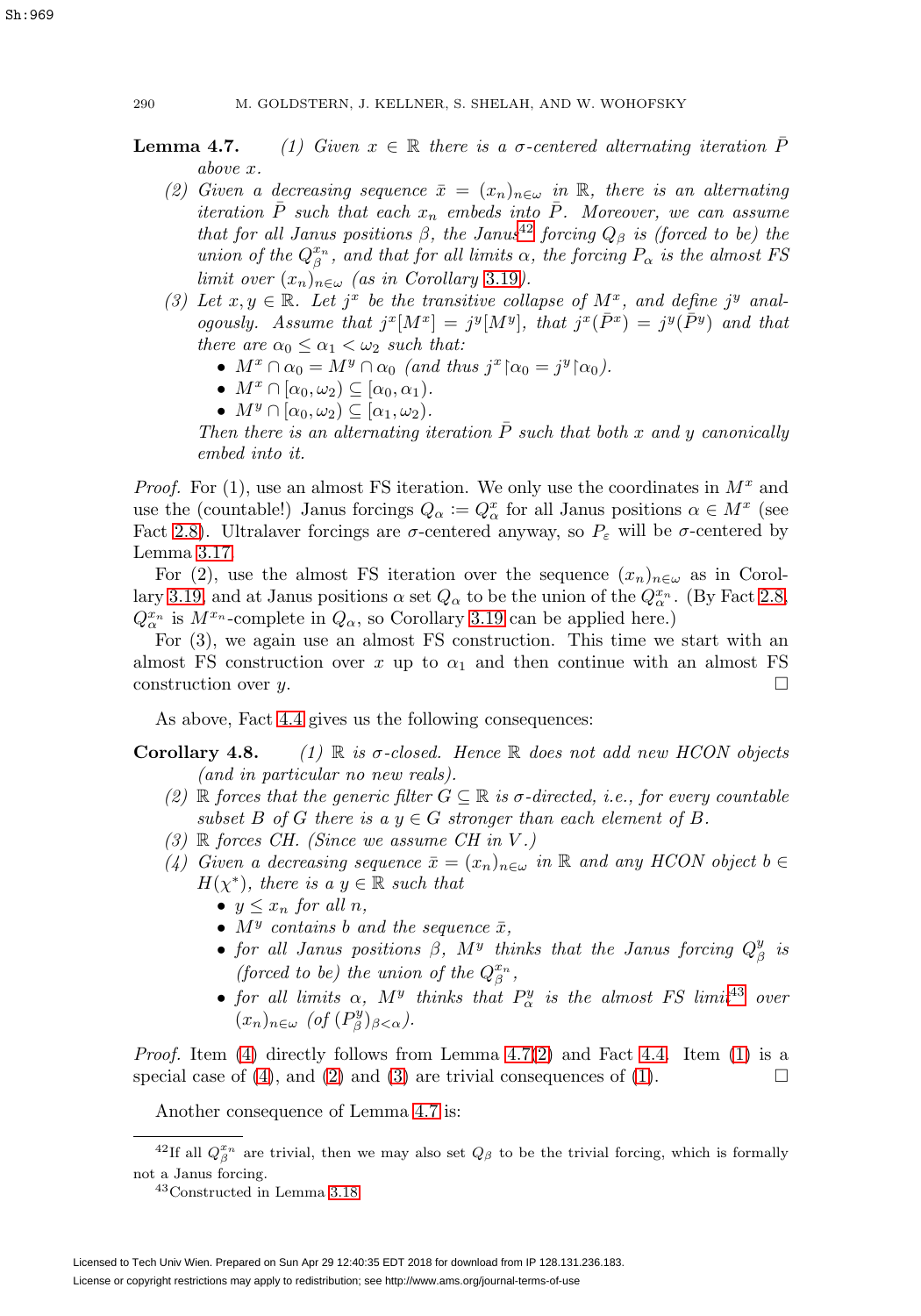**Lemma 4.7.** *(1) Given $x \in \mathbb{R}$ there is a $\sigma$-centered alternating iteration $\bar{P}$ above $x$.*

*(2) Given a decreasing sequence $\bar{x} = (x_n)_{n\in\omega}$ in $\mathbb{R}$, there is an alternating iteration $\bar{P}$ such that each $x_n$ embeds into $\bar{P}$. Moreover, we can assume that for all Janus positions $\beta$, the Janus[42] forcing $Q_\beta$ is (forced to be) the union of the $Q^{x_n}_\beta$, and that for all limits $\alpha$, the forcing $P_\alpha$ is the almost FS limit over $(x_n)_{n\in\omega}$ (as in Corollary 3.19).*

*(3) Let $x, y \in \mathbb{R}$. Let $j^x$ be the transitive collapse of $M^x$, and define $j^y$ analogously. Assume that $j^x[M^x] = j^y[M^y]$, that $j^x(\bar{P}^x) = j^y(\bar{P}^y)$ and that there are $\alpha_0 \leq \alpha_1 < \omega_2$ such that:*

- *$M^x \cap \alpha_0 = M^y \cap \alpha_0$ (and thus $j^x{\restriction}\alpha_0 = j^y{\restriction}\alpha_0$).*
- *$M^x \cap [\alpha_0, \omega_2) \subseteq [\alpha_0, \alpha_1)$.*
- *$M^y \cap [\alpha_0, \omega_2) \subseteq [\alpha_1, \omega_2)$.*

*Then there is an alternating iteration $\bar{P}$ such that both $x$ and $y$ canonically embed into it.*

*Proof.* For (1), use an almost FS iteration. We only use the coordinates in $M^x$ and use the (countable!) Janus forcings $Q_\alpha := Q^x_\alpha$ for all Janus positions $\alpha \in M^x$ (see Fact 2.8). Ultralaver forcings are $\sigma$-centered anyway, so $P_\varepsilon$ will be $\sigma$-centered by Lemma 3.17.

For (2), use the almost FS iteration over the sequence $(x_n)_{n\in\omega}$ as in Corollary 3.19, and at Janus positions $\alpha$ set $Q_\alpha$ to be the union of the $Q^{x_n}_\alpha$. (By Fact 2.8, $Q^{x_n}_\alpha$ is $M^{x_n}$-complete in $Q_\alpha$, so Corollary 3.19 can be applied here.)

For (3), we again use an almost FS construction. This time we start with an almost FS construction over $x$ up to $\alpha_1$ and then continue with an almost FS construction over $y$. $\square$

As above, Fact 4.4 gives us the following consequences:

**Corollary 4.8.** *(1) $\mathbb{R}$ is $\sigma$-closed. Hence $\mathbb{R}$ does not add new HCON objects (and in particular no new reals).*

*(2) $\mathbb{R}$ forces that the generic filter $G \subseteq \mathbb{R}$ is $\sigma$-directed, i.e., for every countable subset $B$ of $G$ there is a $y \in G$ stronger than each element of $B$.*

*(3) $\mathbb{R}$ forces CH. (Since we assume CH in $V$.)*

*(4) Given a decreasing sequence $\bar{x} = (x_n)_{n\in\omega}$ in $\mathbb{R}$ and any HCON object $b \in H(\chi^*)$, there is a $y \in \mathbb{R}$ such that*

- *$y \leq x_n$ for all $n$,*
- *$M^y$ contains $b$ and the sequence $\bar{x}$,*
- *for all Janus positions $\beta$, $M^y$ thinks that the Janus forcing $Q^y_\beta$ is (forced to be) the union of the $Q^{x_n}_\beta$,*
- *for all limits $\alpha$, $M^y$ thinks that $P^y_\alpha$ is the almost FS limit[43] over $(x_n)_{n\in\omega}$ (of $(P^y_\beta)_{\beta<\alpha}$).*

*Proof.* Item (4) directly follows from Lemma 4.7(2) and Fact 4.4. Item (1) is a special case of (4), and (2) and (3) are trivial consequences of (1). $\square$

Another consequence of Lemma 4.7 is:

[42] If all $Q^{x_n}_\beta$ are trivial, then we may also set $Q_\beta$ to be the trivial forcing, which is formally not a Janus forcing.

[43] Constructed in Lemma 3.18.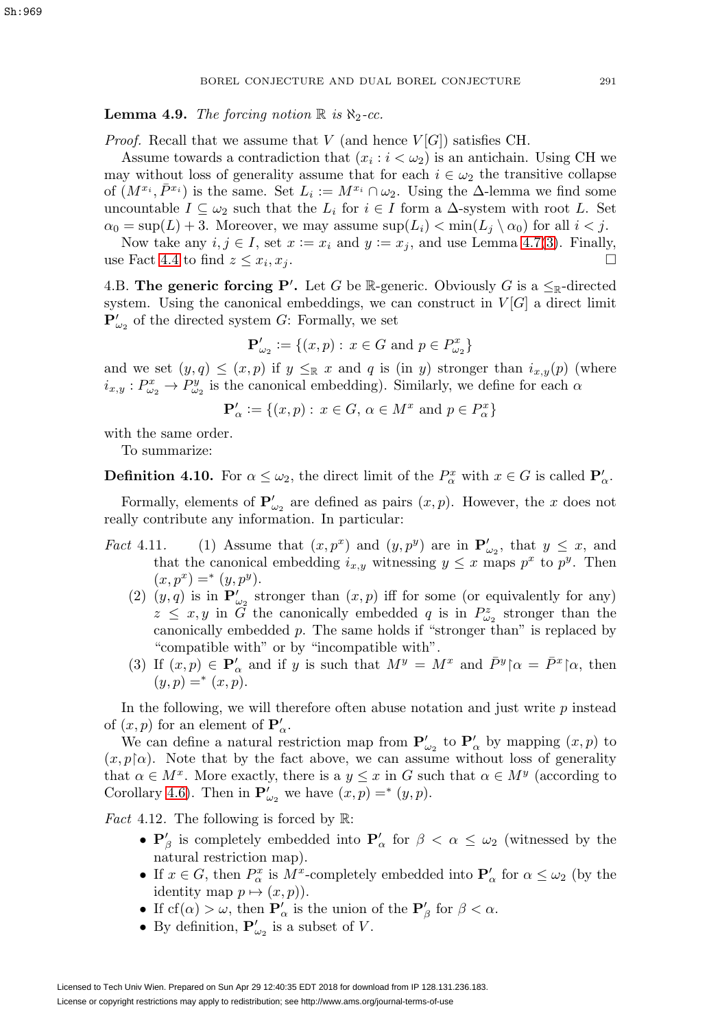**Lemma 4.9.** *The forcing notion $\mathbb{R}$ is $\aleph_2$-cc.*

*Proof.* Recall that we assume that $V$ (and hence $V[G]$) satisfies CH.

Assume towards a contradiction that $(x_i : i < \omega_2)$ is an antichain. Using CH we may without loss of generality assume that for each $i \in \omega_2$ the transitive collapse of $(M^{x_i}, \bar{P}^{x_i})$ is the same. Set $L_i := M^{x_i} \cap \omega_2$. Using the $\Delta$-lemma we find some uncountable $I \subseteq \omega_2$ such that the $L_i$ for $i \in I$ form a $\Delta$-system with root $L$. Set $\alpha_0 = \sup(L) + 3$. Moreover, we may assume $\sup(L_i) < \min(L_j \setminus \alpha_0)$ for all $i < j$.

Now take any $i, j \in I$, set $x := x_i$ and $y := x_j$, and use Lemma 4.7(3). Finally, use Fact 4.4 to find $z \leq x_i, x_j$. □

4.B. **The generic forcing $\mathbf{P}'$.** Let $G$ be $\mathbb{R}$-generic. Obviously $G$ is a $\leq_{\mathbb{R}}$-directed system. Using the canonical embeddings, we can construct in $V[G]$ a direct limit $\mathbf{P}'_{\omega_2}$ of the directed system $G$: Formally, we set

$$\mathbf{P}'_{\omega_2} := \{(x, p) : x \in G \text{ and } p \in P^x_{\omega_2}\}$$

and we set $(y, q) \leq (x, p)$ if $y \leq_{\mathbb{R}} x$ and $q$ is (in $y$) stronger than $i_{x,y}(p)$ (where $i_{x,y} : P^x_{\omega_2} \to P^y_{\omega_2}$ is the canonical embedding). Similarly, we define for each $\alpha$

$$\mathbf{P}'_\alpha := \{(x, p) : x \in G,\, \alpha \in M^x \text{ and } p \in P^x_\alpha\}$$

with the same order.

To summarize:

**Definition 4.10.** For $\alpha \leq \omega_2$, the direct limit of the $P^x_\alpha$ with $x \in G$ is called $\mathbf{P}'_\alpha$.

Formally, elements of $\mathbf{P}'_{\omega_2}$ are defined as pairs $(x, p)$. However, the $x$ does not really contribute any information. In particular:

*Fact* 4.11.
1. Assume that $(x, p^x)$ and $(y, p^y)$ are in $\mathbf{P}'_{\omega_2}$, that $y \leq x$, and that the canonical embedding $i_{x,y}$ witnessing $y \leq x$ maps $p^x$ to $p^y$. Then $(x, p^x) =^* (y, p^y)$.
2. $(y, q)$ is in $\mathbf{P}'_{\omega_2}$ stronger than $(x, p)$ iff for some (or equivalently for any) $z \leq x, y$ in $G$ the canonically embedded $q$ is in $P^z_{\omega_2}$ stronger than the canonically embedded $p$. The same holds if "stronger than" is replaced by "compatible with" or by "incompatible with".
3. If $(x, p) \in \mathbf{P}'_\alpha$ and if $y$ is such that $M^y = M^x$ and $\bar{P}^y \restriction \alpha = \bar{P}^x \restriction \alpha$, then $(y, p) =^* (x, p)$.

In the following, we will therefore often abuse notation and just write $p$ instead of $(x, p)$ for an element of $\mathbf{P}'_\alpha$.

We can define a natural restriction map from $\mathbf{P}'_{\omega_2}$ to $\mathbf{P}'_\alpha$ by mapping $(x, p)$ to $(x, p\restriction\alpha)$. Note that by the fact above, we can assume without loss of generality that $\alpha \in M^x$. More exactly, there is a $y \leq x$ in $G$ such that $\alpha \in M^y$ (according to Corollary 4.6). Then in $\mathbf{P}'_{\omega_2}$ we have $(x, p) =^* (y, p)$.

*Fact* 4.12. The following is forced by $\mathbb{R}$:

- $\mathbf{P}'_\beta$ is completely embedded into $\mathbf{P}'_\alpha$ for $\beta < \alpha \leq \omega_2$ (witnessed by the natural restriction map).
- If $x \in G$, then $P^x_\alpha$ is $M^x$-completely embedded into $\mathbf{P}'_\alpha$ for $\alpha \leq \omega_2$ (by the identity map $p \mapsto (x, p)$).
- If $\mathrm{cf}(\alpha) > \omega$, then $\mathbf{P}'_\alpha$ is the union of the $\mathbf{P}'_\beta$ for $\beta < \alpha$.
- By definition, $\mathbf{P}'_{\omega_2}$ is a subset of $V$.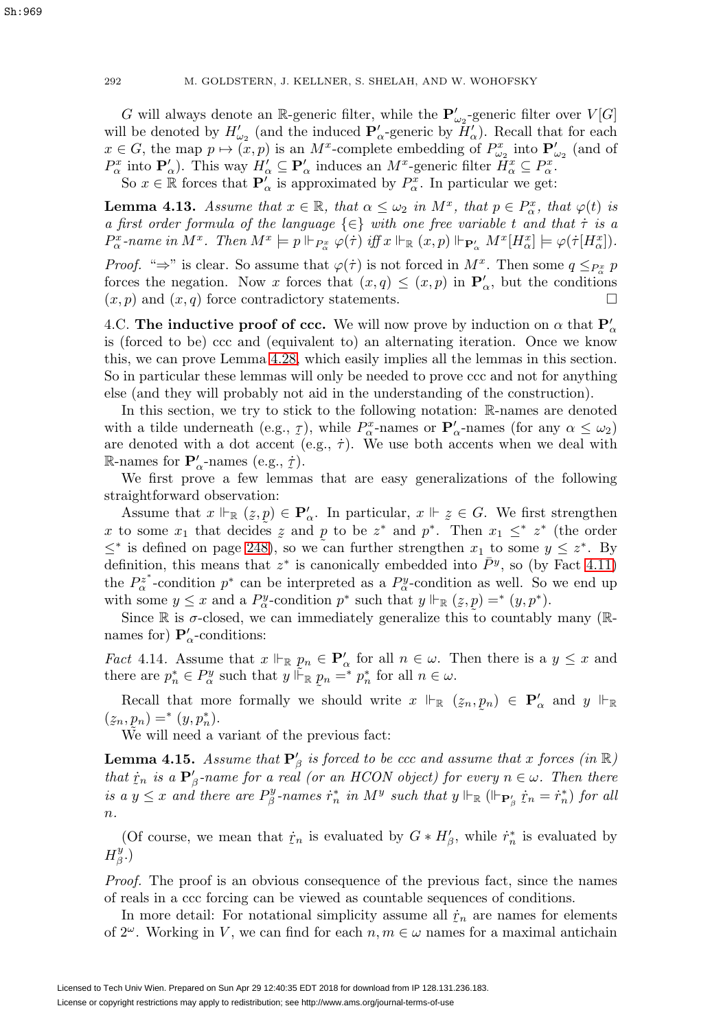$G$ will always denote an $\mathbb{R}$-generic filter, while the $\mathbf{P}'_{\omega_2}$-generic filter over $V[G]$ will be denoted by $H'_{\omega_2}$ (and the induced $\mathbf{P}'_\alpha$-generic by $H'_\alpha$). Recall that for each $x \in G$, the map $p \mapsto (x,p)$ is an $M^x$-complete embedding of $P^x_{\omega_2}$ into $\mathbf{P}'_{\omega_2}$ (and of $P^x_\alpha$ into $\mathbf{P}'_\alpha$). This way $H'_\alpha \subseteq \mathbf{P}'_\alpha$ induces an $M^x$-generic filter $H^x_\alpha \subseteq P^x_\alpha$.

So $x \in \mathbb{R}$ forces that $\mathbf{P}'_\alpha$ is approximated by $P^x_\alpha$. In particular we get:

**Lemma 4.13.** *Assume that $x \in \mathbb{R}$, that $\alpha \leq \omega_2$ in $M^x$, that $p \in P^x_\alpha$, that $\varphi(t)$ is a first order formula of the language $\{\in\}$ with one free variable $t$ and that $\dot\tau$ is a $P^x_\alpha$-name in $M^x$. Then $M^x \models p \Vdash_{P^x_\alpha} \varphi(\dot\tau)$ iff $x \Vdash_{\mathbb{R}} (x,p) \Vdash_{\mathbf{P}'_\alpha} M^x[H^x_\alpha] \models \varphi(\dot\tau[H^x_\alpha])$.*

*Proof.* "$\Rightarrow$" is clear. So assume that $\varphi(\dot\tau)$ is not forced in $M^x$. Then some $q \leq_{P^x_\alpha} p$ forces the negation. Now $x$ forces that $(x,q) \leq (x,p)$ in $\mathbf{P}'_\alpha$, but the conditions $(x,p)$ and $(x,q)$ force contradictory statements. $\square$

4.C. **The inductive proof of ccc.** We will now prove by induction on $\alpha$ that $\mathbf{P}'_\alpha$ is (forced to be) ccc and (equivalent to) an alternating iteration. Once we know this, we can prove Lemma 4.28, which easily implies all the lemmas in this section. So in particular these lemmas will only be needed to prove ccc and not for anything else (and they will probably not aid in the understanding of the construction).

In this section, we try to stick to the following notation: $\mathbb{R}$-names are denoted with a tilde underneath (e.g., $\underset{\sim}{\tau}$), while $P^x_\alpha$-names or $\mathbf{P}'_\alpha$-names (for any $\alpha \leq \omega_2$) are denoted with a dot accent (e.g., $\dot\tau$). We use both accents when we deal with $\mathbb{R}$-names for $\mathbf{P}'_\alpha$-names (e.g., $\dot{\underset{\sim}{\tau}}$).

We first prove a few lemmas that are easy generalizations of the following straightforward observation:

Assume that $x \Vdash_{\mathbb{R}} (\underset{\sim}{z},\underset{\sim}{p}) \in \mathbf{P}'_\alpha$. In particular, $x \Vdash \underset{\sim}{z} \in G$. We first strengthen $x$ to some $x_1$ that decides $\underset{\sim}{z}$ and $\underset{\sim}{p}$ to be $z^*$ and $p^*$. Then $x_1 \leq^* z^*$ (the order $\leq^*$ is defined on page 248), so we can further strengthen $x_1$ to some $y \leq z^*$. By definition, this means that $z^*$ is canonically embedded into $\bar P^y$, so (by Fact 4.11) the $P^{z^*}_\alpha$-condition $p^*$ can be interpreted as a $P^y_\alpha$-condition as well. So we end up with some $y \leq x$ and a $P^y_\alpha$-condition $p^*$ such that $y \Vdash_{\mathbb{R}} (\underset{\sim}{z},\underset{\sim}{p}) =^* (y,p^*)$.

Since $\mathbb{R}$ is $\sigma$-closed, we can immediately generalize this to countably many ($\mathbb{R}$-names for) $\mathbf{P}'_\alpha$-conditions:

*Fact* 4.14. Assume that $x \Vdash_{\mathbb{R}} \underset{\sim}{p}_n \in \mathbf{P}'_\alpha$ for all $n \in \omega$. Then there is a $y \leq x$ and there are $p^*_n \in P^y_\alpha$ such that $y \Vdash_{\mathbb{R}} \underset{\sim}{p}_n =^* p^*_n$ for all $n \in \omega$.

Recall that more formally we should write $x \Vdash_{\mathbb{R}} (\underset{\sim}{z}_n,\underset{\sim}{p}_n) \in \mathbf{P}'_\alpha$ and $y \Vdash_{\mathbb{R}} (\underset{\sim}{z}_n,\underset{\sim}{p}_n) =^* (y,p^*_n)$.

We will need a variant of the previous fact:

**Lemma 4.15.** *Assume that $\mathbf{P}'_\beta$ is forced to be ccc and assume that $x$ forces (in $\mathbb{R}$) that $\dot{\underset{\sim}{r}}_n$ is a $\mathbf{P}'_\beta$-name for a real (or an HCON object) for every $n \in \omega$. Then there is a $y \leq x$ and there are $P^y_\beta$-names $\dot r^*_n$ in $M^y$ such that $y \Vdash_{\mathbb{R}} (\Vdash_{\mathbf{P}'_\beta} \dot{\underset{\sim}{r}}_n = \dot r^*_n)$ for all $n$.*

(Of course, we mean that $\dot{\underset{\sim}{r}}_n$ is evaluated by $G * H'_\beta$, while $\dot r^*_n$ is evaluated by $H^y_\beta$.)

*Proof.* The proof is an obvious consequence of the previous fact, since the names of reals in a ccc forcing can be viewed as countable sequences of conditions.

In more detail: For notational simplicity assume all $\dot{\underset{\sim}{r}}_n$ are names for elements of $2^\omega$. Working in $V$, we can find for each $n, m \in \omega$ names for a maximal antichain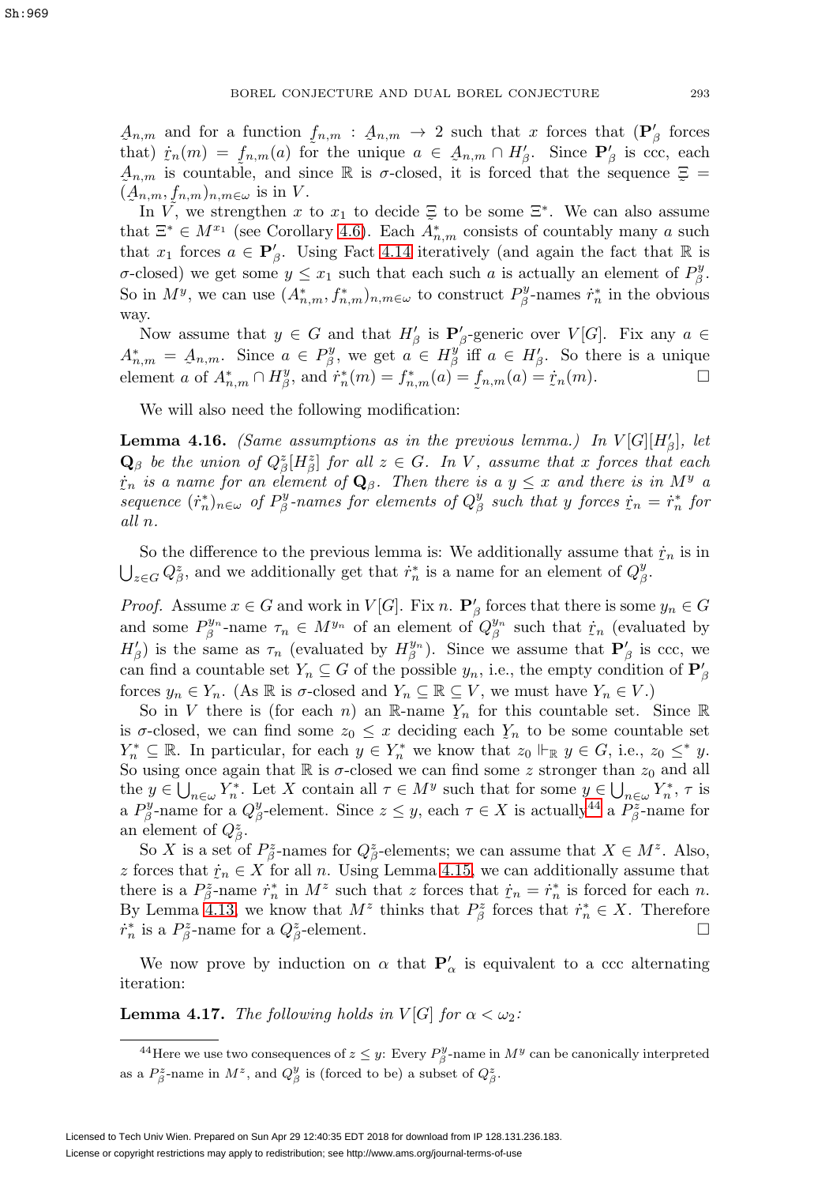$\underset{\sim}{A}_{n,m}$ and for a function $\underset{\sim}{f}_{n,m} : \underset{\sim}{A}_{n,m} \to 2$ such that $x$ forces that ($\mathbf{P}'_\beta$ forces that) $\dot{\underset{\sim}{r}}_n(m) = \underset{\sim}{f}_{n,m}(a)$ for the unique $a \in \underset{\sim}{A}_{n,m} \cap H'_\beta$. Since $\mathbf{P}'_\beta$ is ccc, each $\underset{\sim}{A}_{n,m}$ is countable, and since $\mathbb{R}$ is $\sigma$-closed, it is forced that the sequence $\underset{\sim}{\Xi} = (\underset{\sim}{A}_{n,m}, \underset{\sim}{f}_{n,m})_{n,m\in\omega}$ is in $V$.

In $V$, we strengthen $x$ to $x_1$ to decide $\underset{\sim}{\Xi}$ to be some $\Xi^*$. We can also assume that $\Xi^* \in M^{x_1}$ (see Corollary 4.6). Each $A^*_{n,m}$ consists of countably many $a$ such that $x_1$ forces $a \in \mathbf{P}'_\beta$. Using Fact 4.14 iteratively (and again the fact that $\mathbb{R}$ is $\sigma$-closed) we get some $y \le x_1$ such that each such $a$ is actually an element of $P^y_\beta$. So in $M^y$, we can use $(A^*_{n,m}, f^*_{n,m})_{n,m\in\omega}$ to construct $P^y_\beta$-names $\dot{r}^*_n$ in the obvious way.

Now assume that $y \in G$ and that $H'_\beta$ is $\mathbf{P}'_\beta$-generic over $V[G]$. Fix any $a \in A^*_{n,m} = \underset{\sim}{A}_{n,m}$. Since $a \in P^y_\beta$, we get $a \in H^y_\beta$ iff $a \in H'_\beta$. So there is a unique element $a$ of $A^*_{n,m} \cap H^y_\beta$, and $\dot{r}^*_n(m) = f^*_{n,m}(a) = \underset{\sim}{f}_{n,m}(a) = \dot{\underset{\sim}{r}}_n(m)$. $\square$

We will also need the following modification:

**Lemma 4.16.** *(Same assumptions as in the previous lemma.) In $V[G][H'_\beta]$, let $\mathbf{Q}_\beta$ be the union of $Q^z_\beta[H^z_\beta]$ for all $z \in G$. In $V$, assume that $x$ forces that each $\dot{\underset{\sim}{r}}_n$ is a name for an element of $\mathbf{Q}_\beta$. Then there is a $y \le x$ and there is in $M^y$ a sequence $(\dot{r}^*_n)_{n\in\omega}$ of $P^y_\beta$-names for elements of $Q^y_\beta$ such that $y$ forces $\dot{\underset{\sim}{r}}_n = \dot{r}^*_n$ for all $n$.*

So the difference to the previous lemma is: We additionally assume that $\dot{\underset{\sim}{r}}_n$ is in $\bigcup_{z\in G} Q^z_\beta$, and we additionally get that $\dot{r}^*_n$ is a name for an element of $Q^y_\beta$.

*Proof.* Assume $x \in G$ and work in $V[G]$. Fix $n$. $\mathbf{P}'_\beta$ forces that there is some $y_n \in G$ and some $P^{y_n}_\beta$-name $\tau_n \in M^{y_n}$ of an element of $Q^{y_n}_\beta$ such that $\dot{\underset{\sim}{r}}_n$ (evaluated by $H'_\beta$) is the same as $\tau_n$ (evaluated by $H^{y_n}_\beta$). Since we assume that $\mathbf{P}'_\beta$ is ccc, we can find a countable set $Y_n \subseteq G$ of the possible $y_n$, i.e., the empty condition of $\mathbf{P}'_\beta$ forces $y_n \in Y_n$. (As $\mathbb{R}$ is $\sigma$-closed and $Y_n \subseteq \mathbb{R} \subseteq V$, we must have $Y_n \in V$.)

So in $V$ there is (for each $n$) an $\mathbb{R}$-name $\underset{\sim}{Y}_n$ for this countable set. Since $\mathbb{R}$ is $\sigma$-closed, we can find some $z_0 \le x$ deciding each $\underset{\sim}{Y}_n$ to be some countable set $Y^*_n \subseteq \mathbb{R}$. In particular, for each $y \in Y^*_n$ we know that $z_0 \Vdash_{\mathbb{R}} y \in G$, i.e., $z_0 \le^* y$. So using once again that $\mathbb{R}$ is $\sigma$-closed we can find some $z$ stronger than $z_0$ and all the $y \in \bigcup_{n\in\omega} Y^*_n$. Let $X$ contain all $\tau \in M^y$ such that for some $y \in \bigcup_{n\in\omega} Y^*_n$, $\tau$ is a $P^y_\beta$-name for a $Q^y_\beta$-element. Since $z \le y$, each $\tau \in X$ is actually[44] a $P^z_\beta$-name for an element of $Q^z_\beta$.

So $X$ is a set of $P^z_\beta$-names for $Q^z_\beta$-elements; we can assume that $X \in M^z$. Also, $z$ forces that $\dot{\underset{\sim}{r}}_n \in X$ for all $n$. Using Lemma 4.15, we can additionally assume that there is a $P^z_\beta$-name $\dot{r}^*_n$ in $M^z$ such that $z$ forces that $\dot{\underset{\sim}{r}}_n = \dot{r}^*_n$ is forced for each $n$. By Lemma 4.13, we know that $M^z$ thinks that $P^z_\beta$ forces that $\dot{r}^*_n \in X$. Therefore $\dot{r}^*_n$ is a $P^z_\beta$-name for a $Q^z_\beta$-element. $\square$

We now prove by induction on $\alpha$ that $\mathbf{P}'_\alpha$ is equivalent to a ccc alternating iteration:

**Lemma 4.17.** *The following holds in $V[G]$ for $\alpha < \omega_2$:*

---

[44] Here we use two consequences of $z \le y$: Every $P^y_\beta$-name in $M^y$ can be canonically interpreted as a $P^z_\beta$-name in $M^z$, and $Q^y_\beta$ is (forced to be) a subset of $Q^z_\beta$.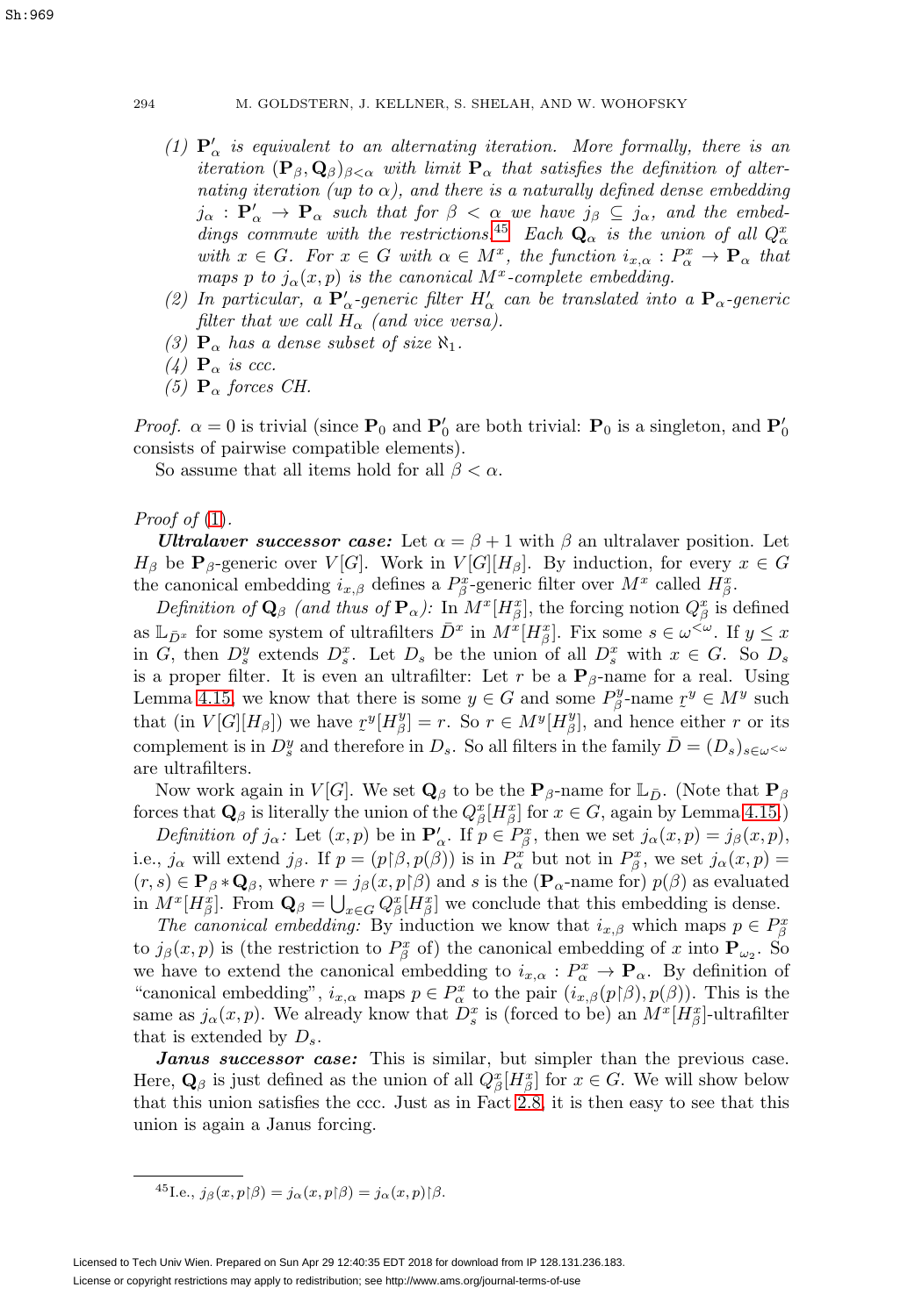(1) $\mathbf{P}'_\alpha$ *is equivalent to an alternating iteration. More formally, there is an iteration* $(\mathbf{P}_\beta, \mathbf{Q}_\beta)_{\beta<\alpha}$ *with limit* $\mathbf{P}_\alpha$ *that satisfies the definition of alternating iteration (up to* $\alpha$*), and there is a naturally defined dense embedding* $j_\alpha : \mathbf{P}'_\alpha \to \mathbf{P}_\alpha$ *such that for* $\beta < \alpha$ *we have* $j_\beta \subseteq j_\alpha$*, and the embeddings commute with the restrictions.*[45] *Each* $\mathbf{Q}_\alpha$ *is the union of all* $Q^x_\alpha$ *with* $x \in G$*. For* $x \in G$ *with* $\alpha \in M^x$*, the function* $i_{x,\alpha} : P^x_\alpha \to \mathbf{P}_\alpha$ *that maps* $p$ *to* $j_\alpha(x,p)$ *is the canonical* $M^x$*-complete embedding.*

(2) *In particular, a* $\mathbf{P}'_\alpha$*-generic filter* $H'_\alpha$ *can be translated into a* $\mathbf{P}_\alpha$*-generic filter that we call* $H_\alpha$ *(and vice versa).*

(3) $\mathbf{P}_\alpha$ *has a dense subset of size* $\aleph_1$*.*

(4) $\mathbf{P}_\alpha$ *is ccc.*

(5) $\mathbf{P}_\alpha$ *forces CH.*

*Proof.* $\alpha = 0$ is trivial (since $\mathbf{P}_0$ and $\mathbf{P}'_0$ are both trivial: $\mathbf{P}_0$ is a singleton, and $\mathbf{P}'_0$ consists of pairwise compatible elements).

So assume that all items hold for all $\beta < \alpha$.

*Proof of* (1).

***Ultralaver successor case:*** Let $\alpha = \beta + 1$ with $\beta$ an ultralaver position. Let $H_\beta$ be $\mathbf{P}_\beta$-generic over $V[G]$. Work in $V[G][H_\beta]$. By induction, for every $x \in G$ the canonical embedding $i_{x,\beta}$ defines a $P^x_\beta$-generic filter over $M^x$ called $H^x_\beta$.

*Definition of* $\mathbf{Q}_\beta$ *(and thus of* $\mathbf{P}_\alpha$*):* In $M^x[H^x_\beta]$, the forcing notion $Q^x_\beta$ is defined as $\mathbb{L}_{\bar{D}^x}$ for some system of ultrafilters $\bar{D}^x$ in $M^x[H^x_\beta]$. Fix some $s \in \omega^{<\omega}$. If $y \le x$ in $G$, then $D^y_s$ extends $D^x_s$. Let $D_s$ be the union of all $D^x_s$ with $x \in G$. So $D_s$ is a proper filter. It is even an ultrafilter: Let $r$ be a $\mathbf{P}_\beta$-name for a real. Using Lemma 4.15, we know that there is some $y \in G$ and some $P^y_\beta$-name $\underset{\sim}{r}^y \in M^y$ such that (in $V[G][H_\beta]$) we have $\underset{\sim}{r}^y[H^y_\beta] = r$. So $r \in M^y[H^y_\beta]$, and hence either $r$ or its complement is in $D^y_s$ and therefore in $D_s$. So all filters in the family $\bar{D} = (D_s)_{s\in\omega^{<\omega}}$ are ultrafilters.

Now work again in $V[G]$. We set $\mathbf{Q}_\beta$ to be the $\mathbf{P}_\beta$-name for $\mathbb{L}_{\bar{D}}$. (Note that $\mathbf{P}_\beta$ forces that $\mathbf{Q}_\beta$ is literally the union of the $Q^x_\beta[H^x_\beta]$ for $x \in G$, again by Lemma 4.15.)

*Definition of* $j_\alpha$*:* Let $(x,p)$ be in $\mathbf{P}'_\alpha$. If $p \in P^x_\beta$, then we set $j_\alpha(x,p) = j_\beta(x,p)$, i.e., $j_\alpha$ will extend $j_\beta$. If $p = (p{\restriction}\beta, p(\beta))$ is in $P^x_\alpha$ but not in $P^x_\beta$, we set $j_\alpha(x,p) = (r,s) \in \mathbf{P}_\beta * \mathbf{Q}_\beta$, where $r = j_\beta(x, p{\restriction}\beta)$ and $s$ is the ($\mathbf{P}_\alpha$-name for) $p(\beta)$ as evaluated in $M^x[H^x_\beta]$. From $\mathbf{Q}_\beta = \bigcup_{x\in G} Q^x_\beta[H^x_\beta]$ we conclude that this embedding is dense.

*The canonical embedding:* By induction we know that $i_{x,\beta}$ which maps $p \in P^x_\beta$ to $j_\beta(x,p)$ is (the restriction to $P^x_\beta$ of) the canonical embedding of $x$ into $\mathbf{P}_{\omega_2}$. So we have to extend the canonical embedding to $i_{x,\alpha} : P^x_\alpha \to \mathbf{P}_\alpha$. By definition of "canonical embedding", $i_{x,\alpha}$ maps $p \in P^x_\alpha$ to the pair $(i_{x,\beta}(p{\restriction}\beta), p(\beta))$. This is the same as $j_\alpha(x,p)$. We already know that $D^x_s$ is (forced to be) an $M^x[H^x_\beta]$-ultrafilter that is extended by $D_s$.

***Janus successor case:*** This is similar, but simpler than the previous case. Here, $\mathbf{Q}_\beta$ is just defined as the union of all $Q^x_\beta[H^x_\beta]$ for $x \in G$. We will show below that this union satisfies the ccc. Just as in Fact 2.8, it is then easy to see that this union is again a Janus forcing.

[45] I.e., $j_\beta(x, p{\restriction}\beta) = j_\alpha(x, p{\restriction}\beta) = j_\alpha(x,p){\restriction}\beta$.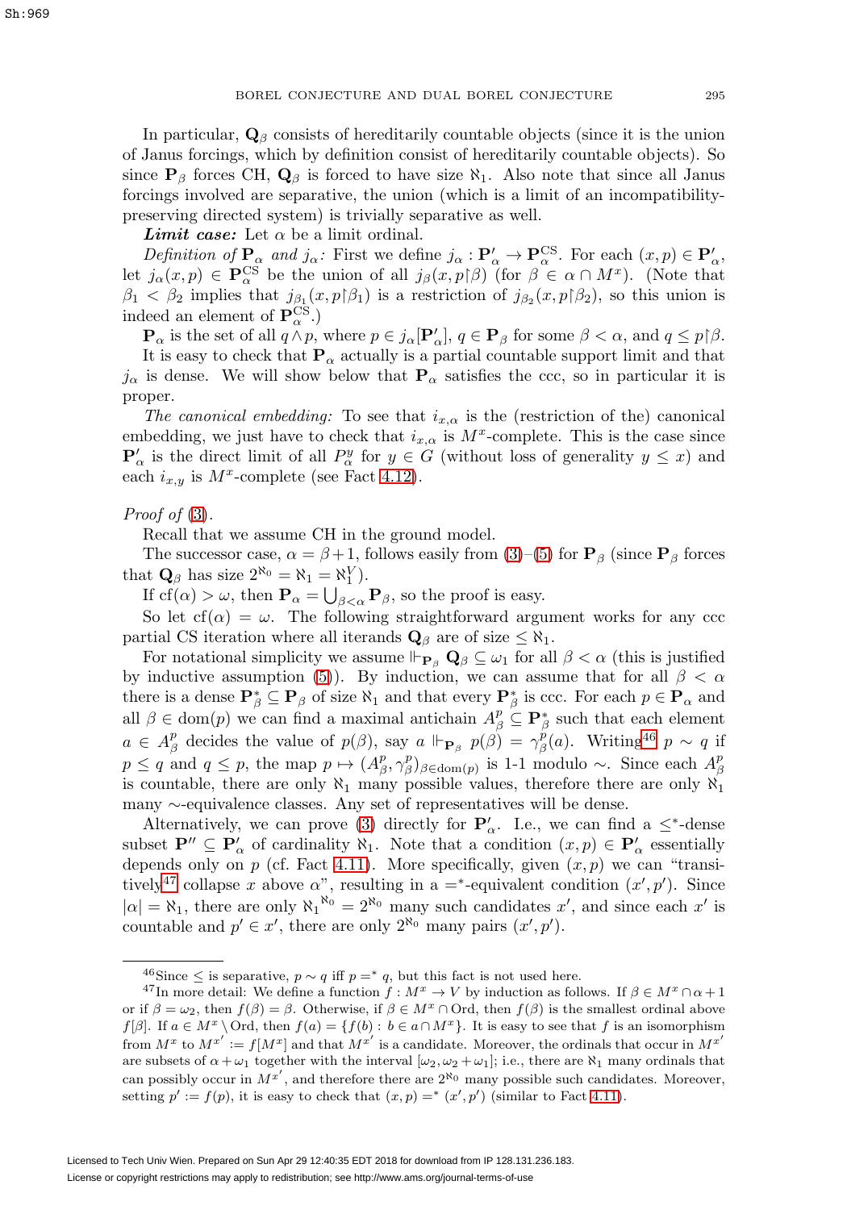In particular, $\mathbf{Q}_\beta$ consists of hereditarily countable objects (since it is the union of Janus forcings, which by definition consist of hereditarily countable objects). So since $\mathbf{P}_\beta$ forces CH, $\mathbf{Q}_\beta$ is forced to have size $\aleph_1$. Also note that since all Janus forcings involved are separative, the union (which is a limit of an incompatibility-preserving directed system) is trivially separative as well.

***Limit case:*** Let $\alpha$ be a limit ordinal.

*Definition of* $\mathbf{P}_\alpha$ *and* $j_\alpha$*:* First we define $j_\alpha : \mathbf{P}'_\alpha \to \mathbf{P}^{\mathrm{CS}}_\alpha$. For each $(x,p) \in \mathbf{P}'_\alpha$, let $j_\alpha(x,p) \in \mathbf{P}^{\mathrm{CS}}_\alpha$ be the union of all $j_\beta(x, p{\restriction}\beta)$ (for $\beta \in \alpha \cap M^x$). (Note that $\beta_1 < \beta_2$ implies that $j_{\beta_1}(x, p{\restriction}\beta_1)$ is a restriction of $j_{\beta_2}(x, p{\restriction}\beta_2)$, so this union is indeed an element of $\mathbf{P}^{\mathrm{CS}}_\alpha$.)

$\mathbf{P}_\alpha$ is the set of all $q \wedge p$, where $p \in j_\alpha[\mathbf{P}'_\alpha]$, $q \in \mathbf{P}_\beta$ for some $\beta < \alpha$, and $q \leq p{\restriction}\beta$.

It is easy to check that $\mathbf{P}_\alpha$ actually is a partial countable support limit and that $j_\alpha$ is dense. We will show below that $\mathbf{P}_\alpha$ satisfies the ccc, so in particular it is proper.

*The canonical embedding:* To see that $i_{x,\alpha}$ is the (restriction of the) canonical embedding, we just have to check that $i_{x,\alpha}$ is $M^x$-complete. This is the case since $\mathbf{P}'_\alpha$ is the direct limit of all $P^y_\alpha$ for $y \in G$ (without loss of generality $y \leq x$) and each $i_{x,y}$ is $M^x$-complete (see Fact 4.12).

*Proof of* (3).

Recall that we assume CH in the ground model.

The successor case, $\alpha = \beta + 1$, follows easily from (3)–(5) for $\mathbf{P}_\beta$ (since $\mathbf{P}_\beta$ forces that $\mathbf{Q}_\beta$ has size $2^{\aleph_0} = \aleph_1 = \aleph_1^V$).

If $\mathrm{cf}(\alpha) > \omega$, then $\mathbf{P}_\alpha = \bigcup_{\beta<\alpha} \mathbf{P}_\beta$, so the proof is easy.

So let $\mathrm{cf}(\alpha) = \omega$. The following straightforward argument works for any ccc partial CS iteration where all iterands $\mathbf{Q}_\beta$ are of size $\leq \aleph_1$.

For notational simplicity we assume $\Vdash_{\mathbf{P}_\beta} \mathbf{Q}_\beta \subseteq \omega_1$ for all $\beta < \alpha$ (this is justified by inductive assumption (5)). By induction, we can assume that for all $\beta < \alpha$ there is a dense $\mathbf{P}^*_\beta \subseteq \mathbf{P}_\beta$ of size $\aleph_1$ and that every $\mathbf{P}^*_\beta$ is ccc. For each $p \in \mathbf{P}_\alpha$ and all $\beta \in \mathrm{dom}(p)$ we can find a maximal antichain $A^p_\beta \subseteq \mathbf{P}^*_\beta$ such that each element $a \in A^p_\beta$ decides the value of $p(\beta)$, say $a \Vdash_{\mathbf{P}_\beta} p(\beta) = \gamma^p_\beta(a)$. Writing[46] $p \sim q$ if $p \leq q$ and $q \leq p$, the map $p \mapsto (A^p_\beta, \gamma^p_\beta)_{\beta \in \mathrm{dom}(p)}$ is 1-1 modulo $\sim$. Since each $A^p_\beta$ is countable, there are only $\aleph_1$ many possible values, therefore there are only $\aleph_1$ many $\sim$-equivalence classes. Any set of representatives will be dense.

Alternatively, we can prove (3) directly for $\mathbf{P}'_\alpha$. I.e., we can find a $\leq^*$-dense subset $\mathbf{P}'' \subseteq \mathbf{P}'_\alpha$ of cardinality $\aleph_1$. Note that a condition $(x,p) \in \mathbf{P}'_\alpha$ essentially depends only on $p$ (cf. Fact 4.11). More specifically, given $(x,p)$ we can "transitively[47] collapse $x$ above $\alpha$", resulting in a $=^*$-equivalent condition $(x', p')$. Since $|\alpha| = \aleph_1$, there are only ${\aleph_1}^{\aleph_0} = 2^{\aleph_0}$ many such candidates $x'$, and since each $x'$ is countable and $p' \in x'$, there are only $2^{\aleph_0}$ many pairs $(x', p')$.

---

[46] Since $\leq$ is separative, $p \sim q$ iff $p =^* q$, but this fact is not used here.

[47] In more detail: We define a function $f : M^x \to V$ by induction as follows. If $\beta \in M^x \cap \alpha + 1$ or if $\beta = \omega_2$, then $f(\beta) = \beta$. Otherwise, if $\beta \in M^x \cap \mathrm{Ord}$, then $f(\beta)$ is the smallest ordinal above $f[\beta]$. If $a \in M^x \setminus \mathrm{Ord}$, then $f(a) = \{f(b) : b \in a \cap M^x\}$. It is easy to see that $f$ is an isomorphism from $M^x$ to $M^{x'} := f[M^x]$ and that $M^{x'}$ is a candidate. Moreover, the ordinals that occur in $M^{x'}$ are subsets of $\alpha + \omega_1$ together with the interval $[\omega_2, \omega_2 + \omega_1]$; i.e., there are $\aleph_1$ many ordinals that can possibly occur in $M^{x'}$, and therefore there are $2^{\aleph_0}$ many possible such candidates. Moreover, setting $p' := f(p)$, it is easy to check that $(x,p) =^* (x', p')$ (similar to Fact 4.11).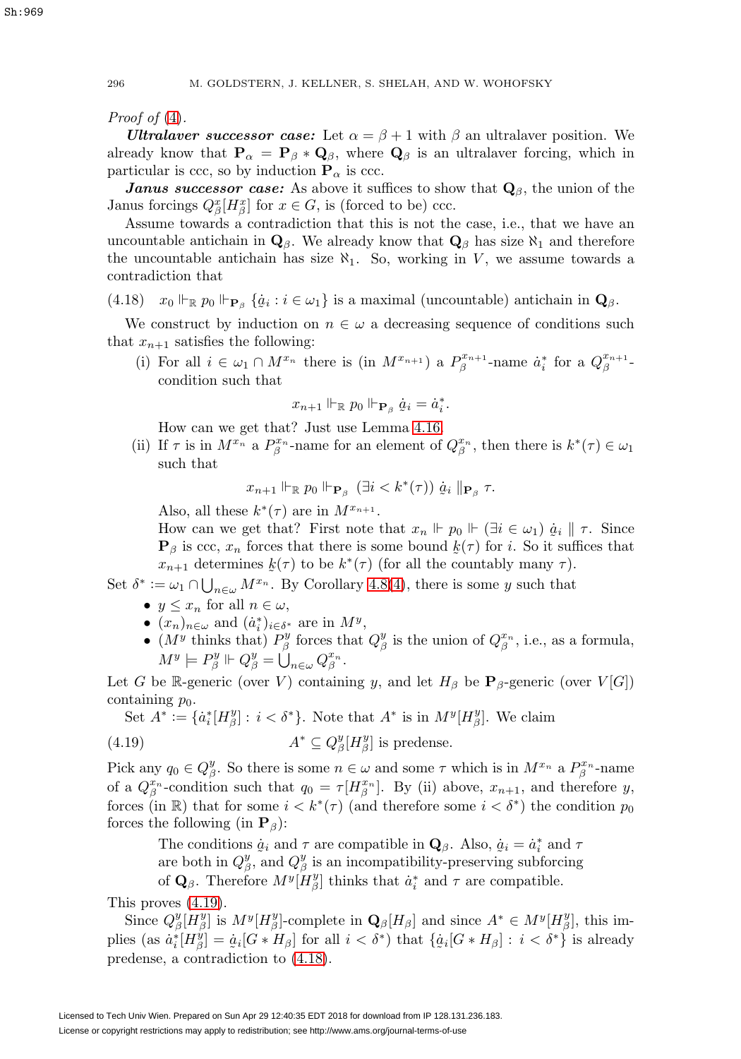*Proof of* (4).

***Ultralaver successor case:*** Let $\alpha = \beta + 1$ with $\beta$ an ultralaver position. We already know that $\mathbf{P}_\alpha = \mathbf{P}_\beta * \mathbf{Q}_\beta$, where $\mathbf{Q}_\beta$ is an ultralaver forcing, which in particular is ccc, so by induction $\mathbf{P}_\alpha$ is ccc.

***Janus successor case:*** As above it suffices to show that $\mathbf{Q}_\beta$, the union of the Janus forcings $Q^x_\beta[H^x_\beta]$ for $x \in G$, is (forced to be) ccc.

Assume towards a contradiction that this is not the case, i.e., that we have an uncountable antichain in $\mathbf{Q}_\beta$. We already know that $\mathbf{Q}_\beta$ has size $\aleph_1$ and therefore the uncountable antichain has size $\aleph_1$. So, working in $V$, we assume towards a contradiction that

$$x_0 \Vdash_{\mathbb{R}} p_0 \Vdash_{\mathbf{P}_\beta} \{\underset{\sim}{\dot{a}}_i : i \in \omega_1\} \text{ is a maximal (uncountable) antichain in } \mathbf{Q}_\beta. \tag{4.18}$$

We construct by induction on $n \in \omega$ a decreasing sequence of conditions such that $x_{n+1}$ satisfies the following:

(i) For all $i \in \omega_1 \cap M^{x_n}$ there is (in $M^{x_{n+1}}$) a $P^{x_{n+1}}_\beta$-name $\dot{a}^*_i$ for a $Q^{x_{n+1}}_\beta$-condition such that

$$x_{n+1} \Vdash_{\mathbb{R}} p_0 \Vdash_{\mathbf{P}_\beta} \underset{\sim}{\dot{a}}_i = \dot{a}^*_i.$$

How can we get that? Just use Lemma 4.16.

(ii) If $\tau$ is in $M^{x_n}$ a $P^{x_n}_\beta$-name for an element of $Q^{x_n}_\beta$, then there is $k^*(\tau) \in \omega_1$ such that

$$x_{n+1} \Vdash_{\mathbb{R}} p_0 \Vdash_{\mathbf{P}_\beta} (\exists i < k^*(\tau))\ \underset{\sim}{\dot{a}}_i \parallel_{\mathbf{P}_\beta} \tau.$$

Also, all these $k^*(\tau)$ are in $M^{x_{n+1}}$.

How can we get that? First note that $x_n \Vdash p_0 \Vdash (\exists i \in \omega_1)\ \underset{\sim}{\dot{a}}_i \parallel \tau$. Since $\mathbf{P}_\beta$ is ccc, $x_n$ forces that there is some bound $\underset{\sim}{k}(\tau)$ for $i$. So it suffices that $x_{n+1}$ determines $\underset{\sim}{k}(\tau)$ to be $k^*(\tau)$ (for all the countably many $\tau$).

Set $\delta^* := \omega_1 \cap \bigcup_{n\in\omega} M^{x_n}$. By Corollary 4.8(4), there is some $y$ such that

- $y \leq x_n$ for all $n \in \omega$,
- $(x_n)_{n\in\omega}$ and $(\dot{a}^*_i)_{i\in\delta^*}$ are in $M^y$,
- ($M^y$ thinks that) $P^y_\beta$ forces that $Q^y_\beta$ is the union of $Q^{x_n}_\beta$, i.e., as a formula, $M^y \models P^y_\beta \Vdash Q^y_\beta = \bigcup_{n\in\omega} Q^{x_n}_\beta$.

Let $G$ be $\mathbb{R}$-generic (over $V$) containing $y$, and let $H_\beta$ be $\mathbf{P}_\beta$-generic (over $V[G]$) containing $p_0$.

Set $A^* := \{\dot{a}^*_i[H^y_\beta] : i < \delta^*\}$. Note that $A^*$ is in $M^y[H^y_\beta]$. We claim

$$A^* \subseteq Q^y_\beta[H^y_\beta] \text{ is predense.} \tag{4.19}$$

Pick any $q_0 \in Q^y_\beta$. So there is some $n \in \omega$ and some $\tau$ which is in $M^{x_n}$ a $P^{x_n}_\beta$-name of a $Q^{x_n}_\beta$-condition such that $q_0 = \tau[H^{x_n}_\beta]$. By (ii) above, $x_{n+1}$, and therefore $y$, forces (in $\mathbb{R}$) that for some $i < k^*(\tau)$ (and therefore some $i < \delta^*$) the condition $p_0$ forces the following (in $\mathbf{P}_\beta$):

> The conditions $\underset{\sim}{\dot{a}}_i$ and $\tau$ are compatible in $\mathbf{Q}_\beta$. Also, $\underset{\sim}{\dot{a}}_i = \dot{a}^*_i$ and $\tau$ are both in $Q^y_\beta$, and $Q^y_\beta$ is an incompatibility-preserving subforcing of $\mathbf{Q}_\beta$. Therefore $M^y[H^y_\beta]$ thinks that $\dot{a}^*_i$ and $\tau$ are compatible.

This proves (4.19).

Since $Q^y_\beta[H^y_\beta]$ is $M^y[H^y_\beta]$-complete in $\mathbf{Q}_\beta[H_\beta]$ and since $A^* \in M^y[H^y_\beta]$, this implies (as $\dot{a}^*_i[H^y_\beta] = \underset{\sim}{\dot{a}}_i[G * H_\beta]$ for all $i < \delta^*$) that $\{\underset{\sim}{\dot{a}}_i[G * H_\beta] : i < \delta^*\}$ is already predense, a contradiction to (4.18).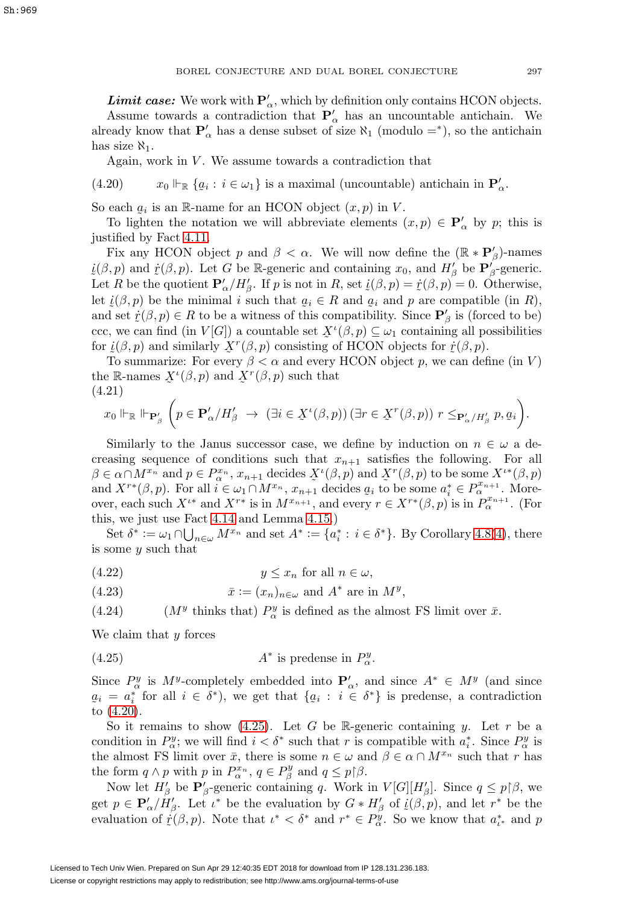***Limit case:*** We work with $\mathbf{P}'_\alpha$, which by definition only contains HCON objects.

Assume towards a contradiction that $\mathbf{P}'_\alpha$ has an uncountable antichain. We already know that $\mathbf{P}'_\alpha$ has a dense subset of size $\aleph_1$ (modulo $=^*$), so the antichain has size $\aleph_1$.

Again, work in $V$. We assume towards a contradiction that

$$x_0 \Vdash_{\mathbb{R}} \{\underset{\sim}{a}_i : i \in \omega_1\} \text{ is a maximal (uncountable) antichain in } \mathbf{P}'_\alpha. \tag{4.20}$$

So each $\underset{\sim}{a}_i$ is an $\mathbb{R}$-name for an HCON object $(x,p)$ in $V$.

To lighten the notation we will abbreviate elements $(x,p) \in \mathbf{P}'_\alpha$ by $p$; this is justified by Fact 4.11.

Fix any HCON object $p$ and $\beta < \alpha$. We will now define the $(\mathbb{R} * \mathbf{P}'_\beta)$-names $\underset{\sim}{i}(\beta,p)$ and $\underset{\sim}{\dot r}(\beta,p)$. Let $G$ be $\mathbb{R}$-generic and containing $x_0$, and $H'_\beta$ be $\mathbf{P}'_\beta$-generic. Let $R$ be the quotient $\mathbf{P}'_\alpha/H'_\beta$. If $p$ is not in $R$, set $\underset{\sim}{i}(\beta,p) = \underset{\sim}{\dot r}(\beta,p) = 0$. Otherwise, let $\underset{\sim}{i}(\beta,p)$ be the minimal $i$ such that $\underset{\sim}{a}_i \in R$ and $\underset{\sim}{a}_i$ and $p$ are compatible (in $R$), and set $\underset{\sim}{\dot r}(\beta,p) \in R$ to be a witness of this compatibility. Since $\mathbf{P}'_\beta$ is (forced to be) ccc, we can find (in $V[G]$) a countable set $\underset{\sim}{X}^\iota(\beta,p) \subseteq \omega_1$ containing all possibilities for $\underset{\sim}{i}(\beta,p)$ and similarly $\underset{\sim}{X}^r(\beta,p)$ consisting of HCON objects for $\underset{\sim}{\dot r}(\beta,p)$.

To summarize: For every $\beta < \alpha$ and every HCON object $p$, we can define (in $V$) the $\mathbb{R}$-names $\underset{\sim}{X}^\iota(\beta,p)$ and $\underset{\sim}{X}^r(\beta,p)$ such that

(4.21)

$$x_0 \Vdash_{\mathbb{R}} \Vdash_{\mathbf{P}'_\beta} \left( p \in \mathbf{P}'_\alpha/H'_\beta \;\to\; (\exists i \in \underset{\sim}{X}^\iota(\beta,p))\,(\exists r \in \underset{\sim}{X}^r(\beta,p))\; r \leq_{\mathbf{P}'_\alpha/H'_\beta} p, \underset{\sim}{a}_i \right).$$

Similarly to the Janus successor case, we define by induction on $n \in \omega$ a decreasing sequence of conditions such that $x_{n+1}$ satisfies the following. For all $\beta \in \alpha \cap M^{x_n}$ and $p \in P^{x_n}_\alpha$, $x_{n+1}$ decides $\underset{\sim}{X}^\iota(\beta,p)$ and $\underset{\sim}{X}^r(\beta,p)$ to be some $X^{\iota *}(\beta,p)$ and $X^{r*}(\beta,p)$. For all $i \in \omega_1 \cap M^{x_n}$, $x_{n+1}$ decides $\underset{\sim}{a}_i$ to be some $a^*_i \in P^{x_{n+1}}_\alpha$. Moreover, each such $X^{\iota *}$ and $X^{r*}$ is in $M^{x_{n+1}}$, and every $r \in X^{r*}(\beta,p)$ is in $P^{x_{n+1}}_\alpha$. (For this, we just use Fact 4.14 and Lemma 4.15.)

Set $\delta^* := \omega_1 \cap \bigcup_{n\in\omega} M^{x_n}$ and set $A^* := \{a^*_i : i \in \delta^*\}$. By Corollary 4.8(4), there is some $y$ such that

$$y \leq x_n \text{ for all } n \in \omega, \tag{4.22}$$

$$\bar x := (x_n)_{n\in\omega} \text{ and } A^* \text{ are in } M^y, \tag{4.23}$$

$$(M^y \text{ thinks that) } P^y_\alpha \text{ is defined as the almost FS limit over } \bar x. \tag{4.24}$$

We claim that $y$ forces

$$A^* \text{ is predense in } P^y_\alpha. \tag{4.25}$$

Since $P^y_\alpha$ is $M^y$-completely embedded into $\mathbf{P}'_\alpha$, and since $A^* \in M^y$ (and since $\underset{\sim}{a}_i = a^*_i$ for all $i \in \delta^*$), we get that $\{\underset{\sim}{a}_i : i \in \delta^*\}$ is predense, a contradiction to (4.20).

So it remains to show (4.25). Let $G$ be $\mathbb{R}$-generic containing $y$. Let $r$ be a condition in $P^y_\alpha$; we will find $i < \delta^*$ such that $r$ is compatible with $a^*_i$. Since $P^y_\alpha$ is the almost FS limit over $\bar x$, there is some $n \in \omega$ and $\beta \in \alpha \cap M^{x_n}$ such that $r$ has the form $q \wedge p$ with $p$ in $P^{x_n}_\alpha$, $q \in P^y_\beta$ and $q \leq p{\restriction}\beta$.

Now let $H'_\beta$ be $\mathbf{P}'_\beta$-generic containing $q$. Work in $V[G][H'_\beta]$. Since $q \leq p{\restriction}\beta$, we get $p \in \mathbf{P}'_\alpha/H'_\beta$. Let $\iota^*$ be the evaluation by $G * H'_\beta$ of $\underset{\sim}{i}(\beta,p)$, and let $r^*$ be the evaluation of $\underset{\sim}{\dot r}(\beta,p)$. Note that $\iota^* < \delta^*$ and $r^* \in P^y_\alpha$. So we know that $a^*_{\iota^*}$ and $p$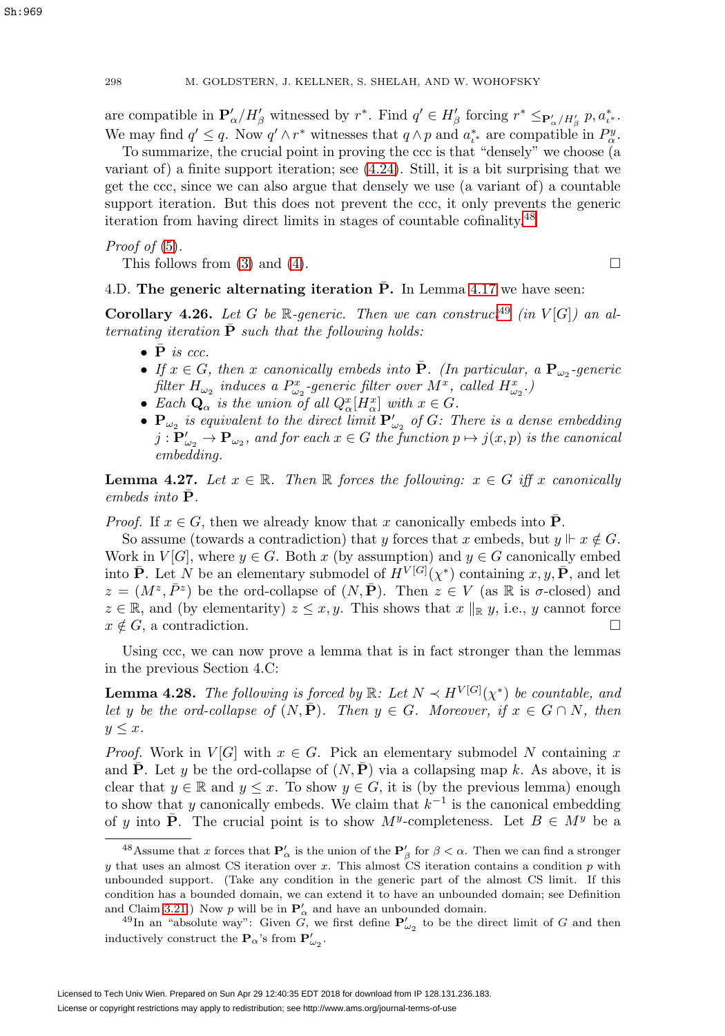are compatible in $\mathbf{P}'_\alpha/H'_\beta$ witnessed by $r^*$. Find $q' \in H'_\beta$ forcing $r^* \leq_{\mathbf{P}'_\alpha/H'_\beta} p, a^*_{\iota^*}$. We may find $q' \leq q$. Now $q' \wedge r^*$ witnesses that $q \wedge p$ and $a^*_{\iota^*}$ are compatible in $P^y_\alpha$.

To summarize, the crucial point in proving the ccc is that "densely" we choose (a variant of) a finite support iteration; see (4.24). Still, it is a bit surprising that we get the ccc, since we can also argue that densely we use (a variant of) a countable support iteration. But this does not prevent the ccc, it only prevents the generic iteration from having direct limits in stages of countable cofinality.[48]

*Proof of* (5).

This follows from (3) and (4). □

4.D. **The generic alternating iteration $\bar{\mathbf{P}}$.** In Lemma 4.17 we have seen:

**Corollary 4.26.** *Let $G$ be $\mathbb{R}$-generic. Then we can construct*[49] *(in $V[G]$) an alternating iteration $\bar{\mathbf{P}}$ such that the following holds:*

- *$\bar{\mathbf{P}}$ is ccc.*
- *If $x \in G$, then $x$ canonically embeds into $\bar{\mathbf{P}}$. (In particular, a $\mathbf{P}_{\omega_2}$-generic filter $H_{\omega_2}$ induces a $P^x_{\omega_2}$-generic filter over $M^x$, called $H^x_{\omega_2}$.)*
- *Each $\mathbf{Q}_\alpha$ is the union of all $Q^x_\alpha[H^x_\alpha]$ with $x \in G$.*
- *$\mathbf{P}_{\omega_2}$ is equivalent to the direct limit $\mathbf{P}'_{\omega_2}$ of $G$: There is a dense embedding $j : \mathbf{P}'_{\omega_2} \to \mathbf{P}_{\omega_2}$, and for each $x \in G$ the function $p \mapsto j(x, p)$ is the canonical embedding.*

**Lemma 4.27.** *Let $x \in \mathbb{R}$. Then $\mathbb{R}$ forces the following: $x \in G$ iff $x$ canonically embeds into $\bar{\mathbf{P}}$.*

*Proof.* If $x \in G$, then we already know that $x$ canonically embeds into $\bar{\mathbf{P}}$.

So assume (towards a contradiction) that $y$ forces that $x$ embeds, but $y \Vdash x \notin G$. Work in $V[G]$, where $y \in G$. Both $x$ (by assumption) and $y \in G$ canonically embed into $\bar{\mathbf{P}}$. Let $N$ be an elementary submodel of $H^{V[G]}(\chi^*)$ containing $x, y, \bar{\mathbf{P}}$, and let $z = (M^z, \bar{P}^z)$ be the ord-collapse of $(N, \bar{\mathbf{P}})$. Then $z \in V$ (as $\mathbb{R}$ is $\sigma$-closed) and $z \in \mathbb{R}$, and (by elementarity) $z \leq x, y$. This shows that $x \parallel_{\mathbb{R}} y$, i.e., $y$ cannot force $x \notin G$, a contradiction. □

Using ccc, we can now prove a lemma that is in fact stronger than the lemmas in the previous Section 4.C:

**Lemma 4.28.** *The following is forced by $\mathbb{R}$: Let $N \prec H^{V[G]}(\chi^*)$ be countable, and let $y$ be the ord-collapse of $(N, \bar{\mathbf{P}})$. Then $y \in G$. Moreover, if $x \in G \cap N$, then $y \leq x$.*

*Proof.* Work in $V[G]$ with $x \in G$. Pick an elementary submodel $N$ containing $x$ and $\bar{\mathbf{P}}$. Let $y$ be the ord-collapse of $(N, \bar{\mathbf{P}})$ via a collapsing map $k$. As above, it is clear that $y \in \mathbb{R}$ and $y \leq x$. To show $y \in G$, it is (by the previous lemma) enough to show that $y$ canonically embeds. We claim that $k^{-1}$ is the canonical embedding of $y$ into $\bar{\mathbf{P}}$. The crucial point is to show $M^y$-completeness. Let $B \in M^y$ be a

[48] Assume that $x$ forces that $\mathbf{P}'_\alpha$ is the union of the $\mathbf{P}'_\beta$ for $\beta < \alpha$. Then we can find a stronger $y$ that uses an almost CS iteration over $x$. This almost CS iteration contains a condition $p$ with unbounded support. (Take any condition in the generic part of the almost CS limit. If this condition has a bounded domain, we can extend it to have an unbounded domain; see Definition and Claim 3.21.) Now $p$ will be in $\mathbf{P}'_\alpha$ and have an unbounded domain.

[49] In an "absolute way": Given $G$, we first define $\mathbf{P}'_{\omega_2}$ to be the direct limit of $G$ and then inductively construct the $\mathbf{P}_\alpha$'s from $\mathbf{P}'_{\omega_2}$.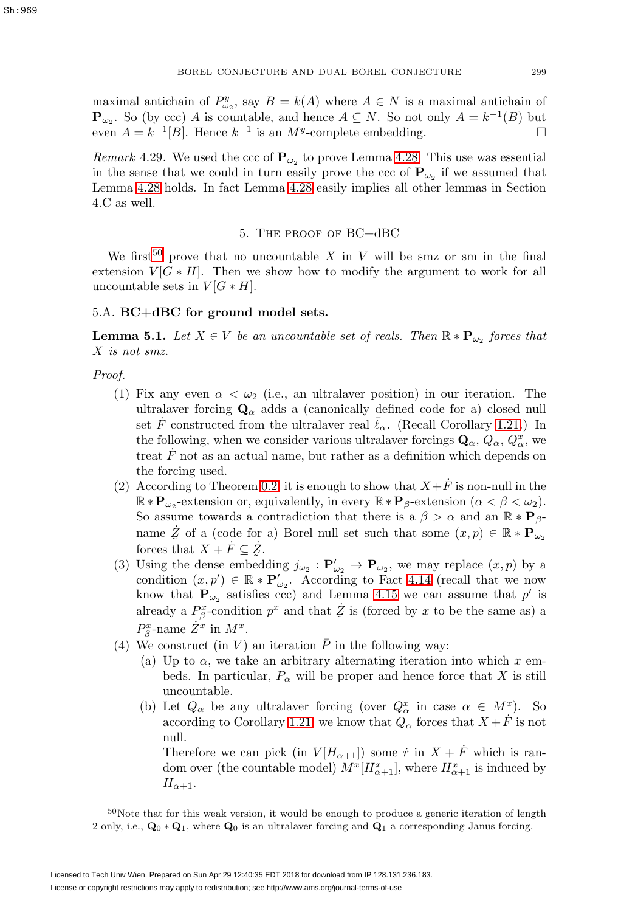maximal antichain of $P^y_{\omega_2}$, say $B = k(A)$ where $A \in N$ is a maximal antichain of $\mathbf{P}_{\omega_2}$. So (by ccc) $A$ is countable, and hence $A \subseteq N$. So not only $A = k^{-1}(B)$ but even $A = k^{-1}[B]$. Hence $k^{-1}$ is an $M^y$-complete embedding. $\square$

*Remark* 4.29. We used the ccc of $\mathbf{P}_{\omega_2}$ to prove Lemma 4.28. This use was essential in the sense that we could in turn easily prove the ccc of $\mathbf{P}_{\omega_2}$ if we assumed that Lemma 4.28 holds. In fact Lemma 4.28 easily implies all other lemmas in Section 4.C as well.

## 5. The proof of BC+dBC

We first[50] prove that no uncountable $X$ in $V$ will be smz or sm in the final extension $V[G * H]$. Then we show how to modify the argument to work for all uncountable sets in $V[G * H]$.

### 5.A. BC+dBC for ground model sets.

**Lemma 5.1.** *Let $X \in V$ be an uncountable set of reals. Then $\mathbb{R} * \mathbf{P}_{\omega_2}$ forces that $X$ is not smz.*

*Proof.*

1. Fix any even $\alpha < \omega_2$ (i.e., an ultralaver position) in our iteration. The ultralaver forcing $\mathbf{Q}_\alpha$ adds a (canonically defined code for a) closed null set $\dot F$ constructed from the ultralaver real $\bar\ell_\alpha$. (Recall Corollary 1.21.) In the following, when we consider various ultralaver forcings $\mathbf{Q}_\alpha$, $Q_\alpha$, $Q^x_\alpha$, we treat $\dot F$ not as an actual name, but rather as a definition which depends on the forcing used.
2. According to Theorem 0.2, it is enough to show that $X + \dot F$ is non-null in the $\mathbb{R} * \mathbf{P}_{\omega_2}$-extension or, equivalently, in every $\mathbb{R} * \mathbf{P}_\beta$-extension ($\alpha < \beta < \omega_2$). So assume towards a contradiction that there is a $\beta > \alpha$ and an $\mathbb{R} * \mathbf{P}_\beta$-name $\dot Z$ of a (code for a) Borel null set such that some $(x,p) \in \mathbb{R} * \mathbf{P}_{\omega_2}$ forces that $X + \dot F \subseteq \dot Z$.
3. Using the dense embedding $j_{\omega_2} : \mathbf{P}'_{\omega_2} \to \mathbf{P}_{\omega_2}$, we may replace $(x,p)$ by a condition $(x,p') \in \mathbb{R} * \mathbf{P}'_{\omega_2}$. According to Fact 4.14 (recall that we now know that $\mathbf{P}_{\omega_2}$ satisfies ccc) and Lemma 4.15 we can assume that $p'$ is already a $P^x_\beta$-condition $p^x$ and that $\dot Z$ is (forced by $x$ to be the same as) a $P^x_\beta$-name $\dot Z^x$ in $M^x$.
4. We construct (in $V$) an iteration $\bar P$ in the following way:
   (a) Up to $\alpha$, we take an arbitrary alternating iteration into which $x$ embeds. In particular, $P_\alpha$ will be proper and hence force that $X$ is still uncountable.
   (b) Let $Q_\alpha$ be any ultralaver forcing (over $Q^x_\alpha$ in case $\alpha \in M^x$). So according to Corollary 1.21, we know that $Q_\alpha$ forces that $X + \dot F$ is not null.
   Therefore we can pick (in $V[H_{\alpha+1}]$) some $\dot r$ in $X + \dot F$ which is random over (the countable model) $M^x[H^x_{\alpha+1}]$, where $H^x_{\alpha+1}$ is induced by $H_{\alpha+1}$.

[50] Note that for this weak version, it would be enough to produce a generic iteration of length 2 only, i.e., $\mathbf{Q}_0 * \mathbf{Q}_1$, where $\mathbf{Q}_0$ is an ultralaver forcing and $\mathbf{Q}_1$ a corresponding Janus forcing.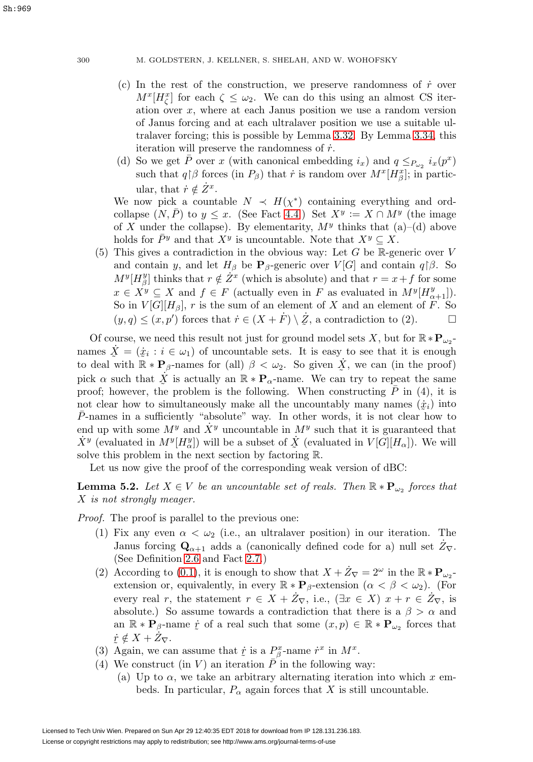(c) In the rest of the construction, we preserve randomness of $\dot{r}$ over $M^x[H^x_\zeta]$ for each $\zeta \leq \omega_2$. We can do this using an almost CS iteration over $x$, where at each Janus position we use a random version of Janus forcing and at each ultralaver position we use a suitable ultralaver forcing; this is possible by Lemma 3.32. By Lemma 3.34, this iteration will preserve the randomness of $\dot{r}$.

(d) So we get $\bar{P}$ over $x$ (with canonical embedding $i_x$) and $q \leq_{P_{\omega_2}} i_x(p^x)$ such that $q{\restriction}\beta$ forces (in $P_\beta$) that $\dot{r}$ is random over $M^x[H^x_\beta]$; in particular, that $\dot{r} \notin \dot{Z}^x$.

We now pick a countable $N \prec H(\chi^*)$ containing everything and ord-collapse $(N, \bar{P})$ to $y \leq x$. (See Fact 4.4.) Set $X^y := X \cap M^y$ (the image of $X$ under the collapse). By elementarity, $M^y$ thinks that (a)–(d) above holds for $\bar{P}^y$ and that $X^y$ is uncountable. Note that $X^y \subseteq X$.

(5) This gives a contradiction in the obvious way: Let $G$ be $\mathbb{R}$-generic over $V$ and contain $y$, and let $H_\beta$ be $\mathbf{P}_\beta$-generic over $V[G]$ and contain $q{\restriction}\beta$. So $M^y[H^y_\beta]$ thinks that $r \notin \dot{Z}^x$ (which is absolute) and that $r = x + f$ for some $x \in X^y \subseteq X$ and $f \in F$ (actually even in $F$ as evaluated in $M^y[H^y_{\alpha+1}]$). So in $V[G][H_\beta]$, $r$ is the sum of an element of $X$ and an element of $F$. So $(y, q) \leq (x, p')$ forces that $\dot{r} \in (X + \dot{F}) \setminus \underset{\sim}{Z}$, a contradiction to (2). $\square$

Of course, we need this result not just for ground model sets $X$, but for $\mathbb{R} * \mathbf{P}_{\omega_2}$-names $\underset{\sim}{X} = (\underset{\sim}{x}_i : i \in \omega_1)$ of uncountable sets. It is easy to see that it is enough to deal with $\mathbb{R} * \mathbf{P}_\beta$-names for (all) $\beta < \omega_2$. So given $\underset{\sim}{X}$, we can (in the proof) pick $\alpha$ such that $\underset{\sim}{X}$ is actually an $\mathbb{R} * \mathbf{P}_\alpha$-name. We can try to repeat the same proof; however, the problem is the following. When constructing $\bar{P}$ in (4), it is not clear how to simultaneously make all the uncountably many names $(\underset{\sim}{x}_i)$ into $\bar{P}$-names in a sufficiently "absolute" way. In other words, it is not clear how to end up with some $M^y$ and $\dot{X}^y$ uncountable in $M^y$ such that it is guaranteed that $\dot{X}^y$ (evaluated in $M^y[H^y_\alpha]$) will be a subset of $\underset{\sim}{X}$ (evaluated in $V[G][H_\alpha]$). We will solve this problem in the next section by factoring $\mathbb{R}$.

Let us now give the proof of the corresponding weak version of dBC:

**Lemma 5.2.** *Let $X \in V$ be an uncountable set of reals. Then $\mathbb{R} * \mathbf{P}_{\omega_2}$ forces that $X$ is not strongly meager.*

*Proof.* The proof is parallel to the previous one:

(1) Fix any even $\alpha < \omega_2$ (i.e., an ultralaver position) in our iteration. The Janus forcing $\mathbf{Q}_{\alpha+1}$ adds a (canonically defined code for a) null set $\dot{Z}_\nabla$. (See Definition 2.6 and Fact 2.7.)

(2) According to (0.1), it is enough to show that $X + \dot{Z}_\nabla = 2^\omega$ in the $\mathbb{R} * \mathbf{P}_{\omega_2}$-extension or, equivalently, in every $\mathbb{R} * \mathbf{P}_\beta$-extension ($\alpha < \beta < \omega_2$). (For every real $r$, the statement $r \in X + \dot{Z}_\nabla$, i.e., $(\exists x \in X)\ x + r \in \dot{Z}_\nabla$, is absolute.) So assume towards a contradiction that there is a $\beta > \alpha$ and an $\mathbb{R} * \mathbf{P}_\beta$-name $\underset{\sim}{r}$ of a real such that some $(x, p) \in \mathbb{R} * \mathbf{P}_{\omega_2}$ forces that $\underset{\sim}{r} \notin X + \dot{Z}_\nabla$.

(3) Again, we can assume that $\underset{\sim}{r}$ is a $P^x_\beta$-name $\dot{r}^x$ in $M^x$.

(4) We construct (in $V$) an iteration $\bar{P}$ in the following way:

(a) Up to $\alpha$, we take an arbitrary alternating iteration into which $x$ embeds. In particular, $P_\alpha$ again forces that $X$ is still uncountable.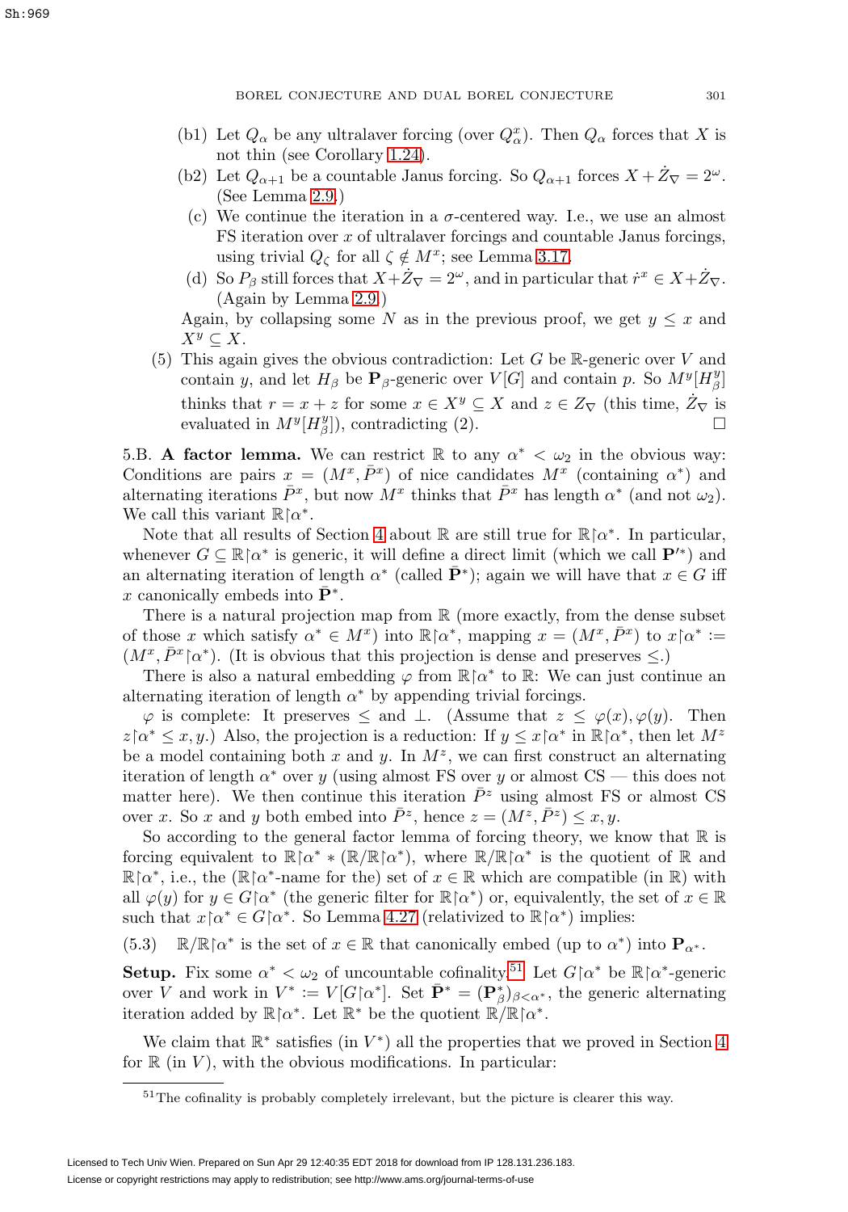(b1) Let $Q_\alpha$ be any ultralaver forcing (over $Q^x_\alpha$). Then $Q_\alpha$ forces that $X$ is not thin (see Corollary 1.24).

(b2) Let $Q_{\alpha+1}$ be a countable Janus forcing. So $Q_{\alpha+1}$ forces $X + \dot{Z}_\nabla = 2^\omega$. (See Lemma 2.9.)

(c) We continue the iteration in a $\sigma$-centered way. I.e., we use an almost FS iteration over $x$ of ultralaver forcings and countable Janus forcings, using trivial $Q_\zeta$ for all $\zeta \notin M^x$; see Lemma 3.17.

(d) So $P_\beta$ still forces that $X + \dot{Z}_\nabla = 2^\omega$, and in particular that $\dot{r}^x \in X + \dot{Z}_\nabla$. (Again by Lemma 2.9.)

Again, by collapsing some $N$ as in the previous proof, we get $y \leq x$ and $X^y \subseteq X$.

(5) This again gives the obvious contradiction: Let $G$ be $\mathbb{R}$-generic over $V$ and contain $y$, and let $H_\beta$ be $\mathbf{P}_\beta$-generic over $V[G]$ and contain $p$. So $M^y[H^y_\beta]$ thinks that $r = x + z$ for some $x \in X^y \subseteq X$ and $z \in Z_\nabla$ (this time, $\dot{Z}_\nabla$ is evaluated in $M^y[H^y_\beta]$), contradicting (2). $\square$

5.B. **A factor lemma.** We can restrict $\mathbb{R}$ to any $\alpha^* < \omega_2$ in the obvious way: Conditions are pairs $x = (M^x, \bar{P}^x)$ of nice candidates $M^x$ (containing $\alpha^*$) and alternating iterations $\bar{P}^x$, but now $M^x$ thinks that $\bar{P}^x$ has length $\alpha^*$ (and not $\omega_2$). We call this variant $\mathbb{R}{\restriction}\alpha^*$.

Note that all results of Section 4 about $\mathbb{R}$ are still true for $\mathbb{R}{\restriction}\alpha^*$. In particular, whenever $G \subseteq \mathbb{R}{\restriction}\alpha^*$ is generic, it will define a direct limit (which we call $\mathbf{P}'^*$) and an alternating iteration of length $\alpha^*$ (called $\bar{\mathbf{P}}^*$); again we will have that $x \in G$ iff $x$ canonically embeds into $\bar{\mathbf{P}}^*$.

There is a natural projection map from $\mathbb{R}$ (more exactly, from the dense subset of those $x$ which satisfy $\alpha^* \in M^x$) into $\mathbb{R}{\restriction}\alpha^*$, mapping $x = (M^x, \bar{P}^x)$ to $x{\restriction}\alpha^* := (M^x, \bar{P}^x{\restriction}\alpha^*)$. (It is obvious that this projection is dense and preserves $\leq$.)

There is also a natural embedding $\varphi$ from $\mathbb{R}{\restriction}\alpha^*$ to $\mathbb{R}$: We can just continue an alternating iteration of length $\alpha^*$ by appending trivial forcings.

$\varphi$ is complete: It preserves $\leq$ and $\perp$. (Assume that $z \leq \varphi(x), \varphi(y)$. Then $z{\restriction}\alpha^* \leq x, y$.) Also, the projection is a reduction: If $y \leq x{\restriction}\alpha^*$ in $\mathbb{R}{\restriction}\alpha^*$, then let $M^z$ be a model containing both $x$ and $y$. In $M^z$, we can first construct an alternating iteration of length $\alpha^*$ over $y$ (using almost FS over $y$ or almost CS — this does not matter here). We then continue this iteration $\bar{P}^z$ using almost FS or almost CS over $x$. So $x$ and $y$ both embed into $\bar{P}^z$, hence $z = (M^z, \bar{P}^z) \leq x, y$.

So according to the general factor lemma of forcing theory, we know that $\mathbb{R}$ is forcing equivalent to $\mathbb{R}{\restriction}\alpha^* * (\mathbb{R}/\mathbb{R}{\restriction}\alpha^*)$, where $\mathbb{R}/\mathbb{R}{\restriction}\alpha^*$ is the quotient of $\mathbb{R}$ and $\mathbb{R}{\restriction}\alpha^*$, i.e., the ($\mathbb{R}{\restriction}\alpha^*$-name for the) set of $x \in \mathbb{R}$ which are compatible (in $\mathbb{R}$) with all $\varphi(y)$ for $y \in G{\restriction}\alpha^*$ (the generic filter for $\mathbb{R}{\restriction}\alpha^*$) or, equivalently, the set of $x \in \mathbb{R}$ such that $x{\restriction}\alpha^* \in G{\restriction}\alpha^*$. So Lemma 4.27 (relativized to $\mathbb{R}{\restriction}\alpha^*$) implies:

$$(5.3) \quad \mathbb{R}/\mathbb{R}{\restriction}\alpha^* \text{ is the set of } x \in \mathbb{R} \text{ that canonically embed (up to } \alpha^*) \text{ into } \mathbf{P}_{\alpha^*}.$$

**Setup.** Fix some $\alpha^* < \omega_2$ of uncountable cofinality.[51] Let $G{\restriction}\alpha^*$ be $\mathbb{R}{\restriction}\alpha^*$-generic over $V$ and work in $V^* := V[G{\restriction}\alpha^*]$. Set $\bar{\mathbf{P}}^* = (\mathbf{P}^*_\beta)_{\beta<\alpha^*}$, the generic alternating iteration added by $\mathbb{R}{\restriction}\alpha^*$. Let $\mathbb{R}^*$ be the quotient $\mathbb{R}/\mathbb{R}{\restriction}\alpha^*$.

We claim that $\mathbb{R}^*$ satisfies (in $V^*$) all the properties that we proved in Section 4 for $\mathbb{R}$ (in $V$), with the obvious modifications. In particular:

[51] The cofinality is probably completely irrelevant, but the picture is clearer this way.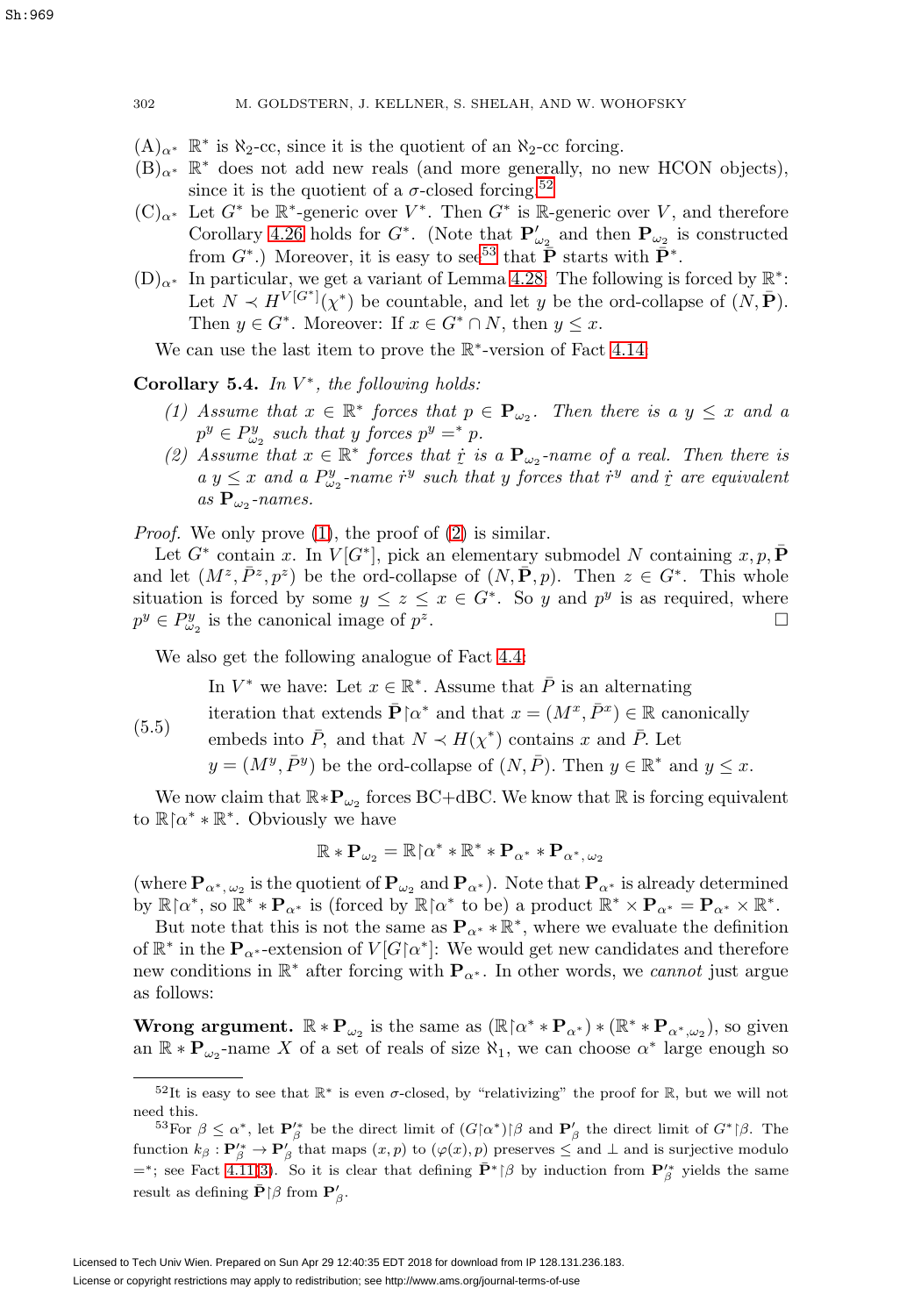$(A)_{\alpha^*}$ $\mathbb{R}^*$ is $\aleph_2$-cc, since it is the quotient of an $\aleph_2$-cc forcing.

$(B)_{\alpha^*}$ $\mathbb{R}^*$ does not add new reals (and more generally, no new HCON objects), since it is the quotient of a $\sigma$-closed forcing.[52]

$(C)_{\alpha^*}$ Let $G^*$ be $\mathbb{R}^*$-generic over $V^*$. Then $G^*$ is $\mathbb{R}$-generic over $V$, and therefore Corollary 4.26 holds for $G^*$. (Note that $\mathbf{P}'_{\omega_2}$ and then $\mathbf{P}_{\omega_2}$ is constructed from $G^*$.) Moreover, it is easy to see[53] that $\bar{\mathbf{P}}$ starts with $\bar{\mathbf{P}}^*$.

$(D)_{\alpha^*}$ In particular, we get a variant of Lemma 4.28. The following is forced by $\mathbb{R}^*$: Let $N \prec H^{V[G^*]}(\chi^*)$ be countable, and let $y$ be the ord-collapse of $(N, \bar{\mathbf{P}})$. Then $y \in G^*$. Moreover: If $x \in G^* \cap N$, then $y \leq x$.

We can use the last item to prove the $\mathbb{R}^*$-version of Fact 4.14:

**Corollary 5.4.** *In $V^*$, the following holds:*

1. *Assume that $x \in \mathbb{R}^*$ forces that $p \in \mathbf{P}_{\omega_2}$. Then there is a $y \leq x$ and a $p^y \in P^y_{\omega_2}$ such that $y$ forces $p^y =^* p$.*
2. *Assume that $x \in \mathbb{R}^*$ forces that $\dot{r}$ is a $\mathbf{P}_{\omega_2}$-name of a real. Then there is a $y \leq x$ and a $P^y_{\omega_2}$-name $\dot{r}^y$ such that $y$ forces that $\dot{r}^y$ and $\dot{r}$ are equivalent as $\mathbf{P}_{\omega_2}$-names.*

*Proof.* We only prove (1), the proof of (2) is similar.

Let $G^*$ contain $x$. In $V[G^*]$, pick an elementary submodel $N$ containing $x, p, \bar{\mathbf{P}}$ and let $(M^z, \bar{P}^z, p^z)$ be the ord-collapse of $(N, \bar{\mathbf{P}}, p)$. Then $z \in G^*$. This whole situation is forced by some $y \leq z \leq x \in G^*$. So $y$ and $p^y$ is as required, where $p^y \in P^y_{\omega_2}$ is the canonical image of $p^z$. $\square$

We also get the following analogue of Fact 4.4:

$$\text{(5.5)}\quad \begin{array}{l} \text{In } V^* \text{ we have: Let } x \in \mathbb{R}^*. \text{ Assume that } \bar{P} \text{ is an alternating} \\ \text{iteration that extends } \bar{\mathbf{P}}{\restriction}\alpha^* \text{ and that } x = (M^x, \bar{P}^x) \in \mathbb{R} \text{ canonically} \\ \text{embeds into } \bar{P}, \text{ and that } N \prec H(\chi^*) \text{ contains } x \text{ and } \bar{P}. \text{ Let} \\ y = (M^y, \bar{P}^y) \text{ be the ord-collapse of } (N, \bar{P}). \text{ Then } y \in \mathbb{R}^* \text{ and } y \leq x. \end{array}$$

We now claim that $\mathbb{R} * \mathbf{P}_{\omega_2}$ forces BC+dBC. We know that $\mathbb{R}$ is forcing equivalent to $\mathbb{R}{\restriction}\alpha^* * \mathbb{R}^*$. Obviously we have

$$\mathbb{R} * \mathbf{P}_{\omega_2} = \mathbb{R}{\restriction}\alpha^* * \mathbb{R}^* * \mathbf{P}_{\alpha^*} * \mathbf{P}_{\alpha^*, \omega_2}$$

(where $\mathbf{P}_{\alpha^*, \omega_2}$ is the quotient of $\mathbf{P}_{\omega_2}$ and $\mathbf{P}_{\alpha^*}$). Note that $\mathbf{P}_{\alpha^*}$ is already determined by $\mathbb{R}{\restriction}\alpha^*$, so $\mathbb{R}^* * \mathbf{P}_{\alpha^*}$ is (forced by $\mathbb{R}{\restriction}\alpha^*$ to be) a product $\mathbb{R}^* \times \mathbf{P}_{\alpha^*} = \mathbf{P}_{\alpha^*} \times \mathbb{R}^*$.

But note that this is not the same as $\mathbf{P}_{\alpha^*} * \mathbb{R}^*$, where we evaluate the definition of $\mathbb{R}^*$ in the $\mathbf{P}_{\alpha^*}$-extension of $V[G{\restriction}\alpha^*]$: We would get new candidates and therefore new conditions in $\mathbb{R}^*$ after forcing with $\mathbf{P}_{\alpha^*}$. In other words, we *cannot* just argue as follows:

**Wrong argument.** $\mathbb{R} * \mathbf{P}_{\omega_2}$ is the same as $(\mathbb{R}{\restriction}\alpha^* * \mathbf{P}_{\alpha^*}) * (\mathbb{R}^* * \mathbf{P}_{\alpha^*, \omega_2})$, so given an $\mathbb{R} * \mathbf{P}_{\omega_2}$-name $X$ of a set of reals of size $\aleph_1$, we can choose $\alpha^*$ large enough so

[52] It is easy to see that $\mathbb{R}^*$ is even $\sigma$-closed, by "relativizing" the proof for $\mathbb{R}$, but we will not need this.

[53] For $\beta \leq \alpha^*$, let $\mathbf{P}'^*_\beta$ be the direct limit of $(G{\restriction}\alpha^*){\restriction}\beta$ and $\mathbf{P}'_\beta$ the direct limit of $G^*{\restriction}\beta$. The function $k_\beta : \mathbf{P}'^*_\beta \to \mathbf{P}'_\beta$ that maps $(x, p)$ to $(\varphi(x), p)$ preserves $\leq$ and $\perp$ and is surjective modulo $=^*$; see Fact 4.11(3). So it is clear that defining $\bar{\mathbf{P}}^*{\restriction}\beta$ by induction from $\mathbf{P}'^*_\beta$ yields the same result as defining $\bar{\mathbf{P}}{\restriction}\beta$ from $\mathbf{P}'_\beta$.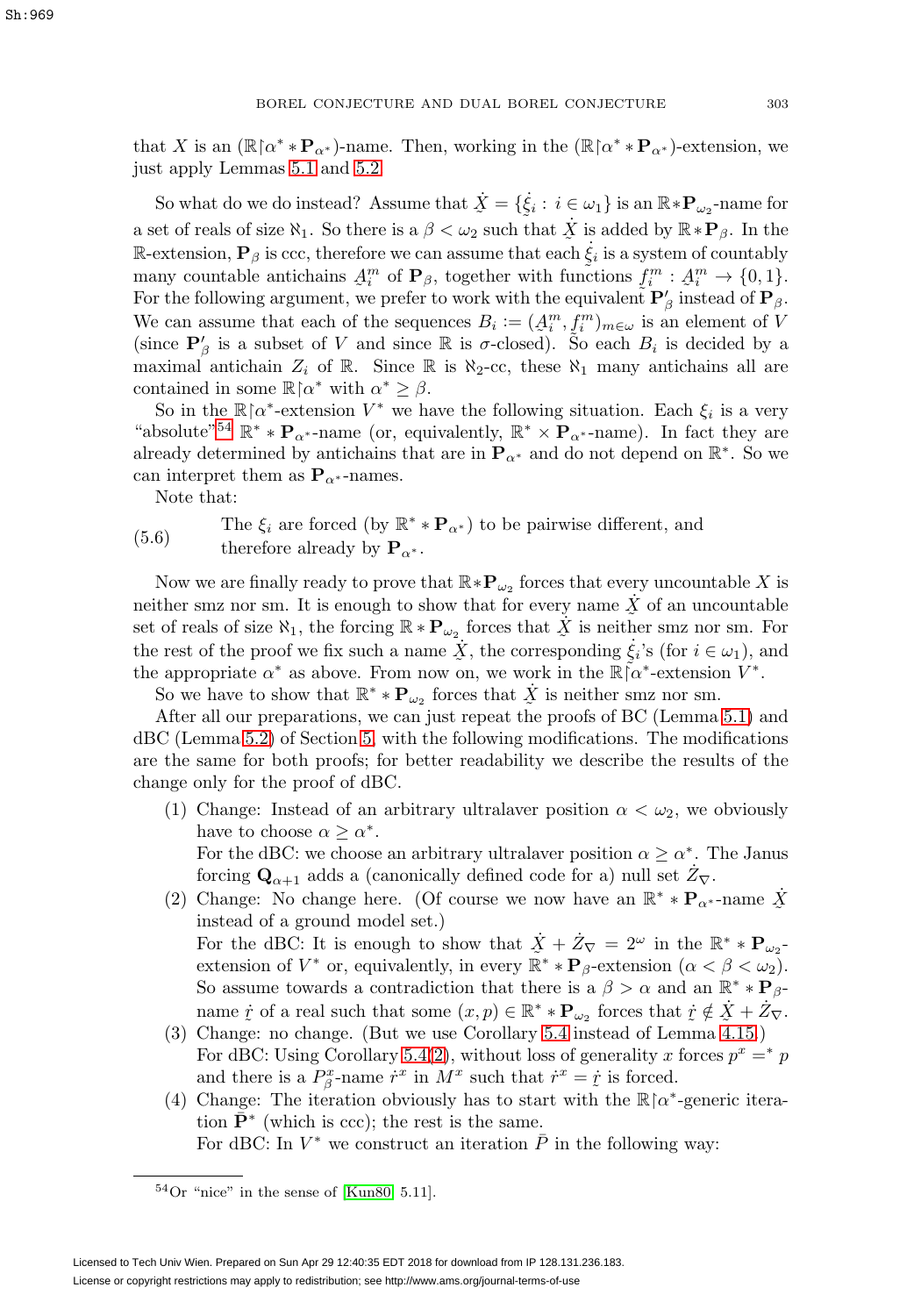that $X$ is an $(\mathbb{R}{\restriction}\alpha^* * \mathbf{P}_{\alpha^*})$-name. Then, working in the $(\mathbb{R}{\restriction}\alpha^* * \mathbf{P}_{\alpha^*})$-extension, we just apply Lemmas 5.1 and 5.2.

So what do we do instead? Assume that $\dot{\underset{\sim}{X}} = \{\dot{\underset{\sim}{\xi}}_i : i \in \omega_1\}$ is an $\mathbb{R} * \mathbf{P}_{\omega_2}$-name for a set of reals of size $\aleph_1$. So there is a $\beta < \omega_2$ such that $\dot{\underset{\sim}{X}}$ is added by $\mathbb{R} * \mathbf{P}_\beta$. In the $\mathbb{R}$-extension, $\mathbf{P}_\beta$ is ccc, therefore we can assume that each $\dot{\underset{\sim}{\xi}}_i$ is a system of countably many countable antichains $\underset{\sim}{A}_i^m$ of $\mathbf{P}_\beta$, together with functions $\underset{\sim}{f}_i^m : \underset{\sim}{A}_i^m \to \{0,1\}$. For the following argument, we prefer to work with the equivalent $\mathbf{P}'_\beta$ instead of $\mathbf{P}_\beta$. We can assume that each of the sequences $B_i := (\underset{\sim}{A}_i^m, \underset{\sim}{f}_i^m)_{m\in\omega}$ is an element of $V$ (since $\mathbf{P}'_\beta$ is a subset of $V$ and since $\mathbb{R}$ is $\sigma$-closed). So each $B_i$ is decided by a maximal antichain $Z_i$ of $\mathbb{R}$. Since $\mathbb{R}$ is $\aleph_2$-cc, these $\aleph_1$ many antichains all are contained in some $\mathbb{R}{\restriction}\alpha^*$ with $\alpha^* \geq \beta$.

So in the $\mathbb{R}{\restriction}\alpha^*$-extension $V^*$ we have the following situation. Each $\xi_i$ is a very "absolute"[54] $\mathbb{R}^* * \mathbf{P}_{\alpha^*}$-name (or, equivalently, $\mathbb{R}^* \times \mathbf{P}_{\alpha^*}$-name). In fact they are already determined by antichains that are in $\mathbf{P}_{\alpha^*}$ and do not depend on $\mathbb{R}^*$. So we can interpret them as $\mathbf{P}_{\alpha^*}$-names.

Note that:

(5.6) The $\xi_i$ are forced (by $\mathbb{R}^* * \mathbf{P}_{\alpha^*}$) to be pairwise different, and therefore already by $\mathbf{P}_{\alpha^*}$.

Now we are finally ready to prove that $\mathbb{R} * \mathbf{P}_{\omega_2}$ forces that every uncountable $X$ is neither smz nor sm. It is enough to show that for every name $\dot{\underset{\sim}{X}}$ of an uncountable set of reals of size $\aleph_1$, the forcing $\mathbb{R} * \mathbf{P}_{\omega_2}$ forces that $\dot{\underset{\sim}{X}}$ is neither smz nor sm. For the rest of the proof we fix such a name $\dot{\underset{\sim}{X}}$, the corresponding $\dot{\underset{\sim}{\xi}}_i$'s (for $i \in \omega_1$), and the appropriate $\alpha^*$ as above. From now on, we work in the $\mathbb{R}{\restriction}\alpha^*$-extension $V^*$.

So we have to show that $\mathbb{R}^* * \mathbf{P}_{\omega_2}$ forces that $\dot{\underset{\sim}{X}}$ is neither smz nor sm.

After all our preparations, we can just repeat the proofs of BC (Lemma 5.1) and dBC (Lemma 5.2) of Section 5, with the following modifications. The modifications are the same for both proofs; for better readability we describe the results of the change only for the proof of dBC.

1. Change: Instead of an arbitrary ultralaver position $\alpha < \omega_2$, we obviously have to choose $\alpha \geq \alpha^*$.
   For the dBC: we choose an arbitrary ultralaver position $\alpha \geq \alpha^*$. The Janus forcing $\mathbf{Q}_{\alpha+1}$ adds a (canonically defined code for a) null set $\dot{Z}_\nabla$.
2. Change: No change here. (Of course we now have an $\mathbb{R}^* * \mathbf{P}_{\alpha^*}$-name $\underset{\sim}{X}$ instead of a ground model set.)
   For the dBC: It is enough to show that $\underset{\sim}{X} + \dot{Z}_\nabla = 2^\omega$ in the $\mathbb{R}^* * \mathbf{P}_{\omega_2}$-extension of $V^*$ or, equivalently, in every $\mathbb{R}^* * \mathbf{P}_\beta$-extension ($\alpha < \beta < \omega_2$). So assume towards a contradiction that there is a $\beta > \alpha$ and an $\mathbb{R}^* * \mathbf{P}_\beta$-name $\dot{\underset{\sim}{r}}$ of a real such that some $(x,p) \in \mathbb{R}^* * \mathbf{P}_{\omega_2}$ forces that $\dot{\underset{\sim}{r}} \notin \underset{\sim}{X} + \dot{Z}_\nabla$.
3. Change: no change. (But we use Corollary 5.4 instead of Lemma 4.15.)
   For dBC: Using Corollary 5.4(2), without loss of generality $x$ forces $p^x =^* p$ and there is a $P_\beta^x$-name $\dot{r}^x$ in $M^x$ such that $\dot{r}^x = \dot{\underset{\sim}{r}}$ is forced.
4. Change: The iteration obviously has to start with the $\mathbb{R}{\restriction}\alpha^*$-generic iteration $\bar{\mathbf{P}}^*$ (which is ccc); the rest is the same.
   For dBC: In $V^*$ we construct an iteration $\bar{P}$ in the following way:

[54] Or "nice" in the sense of [Kun80, 5.11].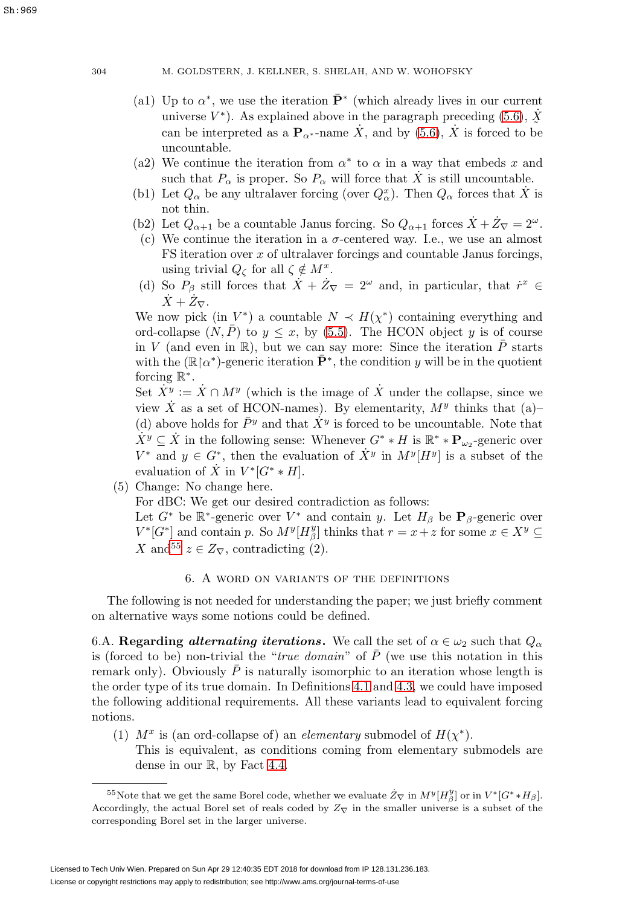(a1) Up to $\alpha^*$, we use the iteration $\bar{\mathbf{P}}^*$ (which already lives in our current universe $V^*$). As explained above in the paragraph preceding (5.6), $\underset{\sim}{\dot{X}}$ can be interpreted as a $\mathbf{P}_{\alpha^*}$-name $\dot{X}$, and by (5.6), $\dot{X}$ is forced to be uncountable.

(a2) We continue the iteration from $\alpha^*$ to $\alpha$ in a way that embeds $x$ and such that $P_\alpha$ is proper. So $P_\alpha$ will force that $\dot{X}$ is still uncountable.

(b1) Let $Q_\alpha$ be any ultralaver forcing (over $Q^x_\alpha$). Then $Q_\alpha$ forces that $\dot{X}$ is not thin.

(b2) Let $Q_{\alpha+1}$ be a countable Janus forcing. So $Q_{\alpha+1}$ forces $\dot{X} + \dot{Z}_\nabla = 2^\omega$.

(c) We continue the iteration in a $\sigma$-centered way. I.e., we use an almost FS iteration over $x$ of ultralaver forcings and countable Janus forcings, using trivial $Q_\zeta$ for all $\zeta \notin M^x$.

(d) So $P_\beta$ still forces that $\dot{X} + \dot{Z}_\nabla = 2^\omega$ and, in particular, that $\dot{r}^x \in \dot{X} + \dot{Z}_\nabla$.

We now pick (in $V^*$) a countable $N \prec H(\chi^*)$ containing everything and ord-collapse $(N, \bar{P})$ to $y \leq x$, by (5.5). The HCON object $y$ is of course in $V$ (and even in $\mathbb{R}$), but we can say more: Since the iteration $\bar{P}$ starts with the $(\mathbb{R}{\restriction}\alpha^*)$-generic iteration $\bar{\mathbf{P}}^*$, the condition $y$ will be in the quotient forcing $\mathbb{R}^*$.

Set $\dot{X}^y := \dot{X} \cap M^y$ (which is the image of $\dot{X}$ under the collapse, since we view $\dot{X}$ as a set of HCON-names). By elementarity, $M^y$ thinks that (a)–(d) above holds for $\bar{P}^y$ and that $\dot{X}^y$ is forced to be uncountable. Note that $\dot{X}^y \subseteq \dot{X}$ in the following sense: Whenever $G^* * H$ is $\mathbb{R}^* * \mathbf{P}_{\omega_2}$-generic over $V^*$ and $y \in G^*$, then the evaluation of $\dot{X}^y$ in $M^y[H^y]$ is a subset of the evaluation of $\dot{X}$ in $V^*[G^* * H]$.

(5) Change: No change here.
For dBC: We get our desired contradiction as follows:
Let $G^*$ be $\mathbb{R}^*$-generic over $V^*$ and contain $y$. Let $H_\beta$ be $\mathbf{P}_\beta$-generic over $V^*[G^*]$ and contain $p$. So $M^y[H^y_\beta]$ thinks that $r = x + z$ for some $x \in X^y \subseteq X$ and[55] $z \in Z_\nabla$, contradicting (2).

## 6. A word on variants of the definitions

The following is not needed for understanding the paper; we just briefly comment on alternative ways some notions could be defined.

6.A. **Regarding *alternating iterations*.** We call the set of $\alpha \in \omega_2$ such that $Q_\alpha$ is (forced to be) non-trivial the "*true domain*" of $\bar{P}$ (we use this notation in this remark only). Obviously $\bar{P}$ is naturally isomorphic to an iteration whose length is the order type of its true domain. In Definitions 4.1 and 4.3, we could have imposed the following additional requirements. All these variants lead to equivalent forcing notions.

(1) $M^x$ is (an ord-collapse of) an *elementary* submodel of $H(\chi^*)$.
This is equivalent, as conditions coming from elementary submodels are dense in our $\mathbb{R}$, by Fact 4.4.

---

[55] Note that we get the same Borel code, whether we evaluate $\dot{Z}_\nabla$ in $M^y[H^y_\beta]$ or in $V^*[G^* * H_\beta]$. Accordingly, the actual Borel set of reals coded by $Z_\nabla$ in the smaller universe is a subset of the corresponding Borel set in the larger universe.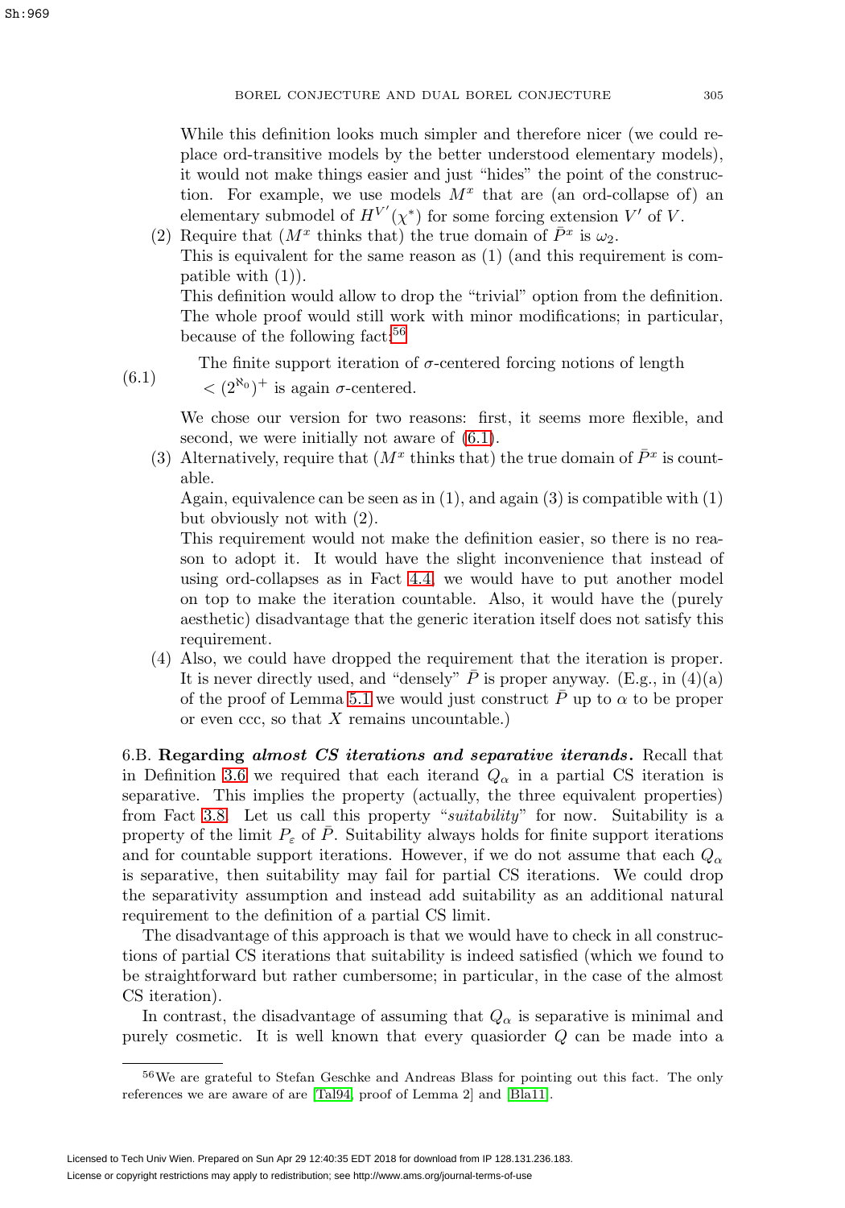While this definition looks much simpler and therefore nicer (we could replace ord-transitive models by the better understood elementary models), it would not make things easier and just "hides" the point of the construction. For example, we use models $M^x$ that are (an ord-collapse of) an elementary submodel of $H^{V'}(\chi^*)$ for some forcing extension $V'$ of $V$.

(2) Require that ($M^x$ thinks that) the true domain of $\bar{P}^x$ is $\omega_2$.
This is equivalent for the same reason as (1) (and this requirement is compatible with (1)).
This definition would allow to drop the "trivial" option from the definition. The whole proof would still work with minor modifications; in particular, because of the following fact:[56]

$$\text{The finite support iteration of } \sigma\text{-centered forcing notions of length } < (2^{\aleph_0})^+ \text{ is again } \sigma\text{-centered.} \tag{6.1}$$

We chose our version for two reasons: first, it seems more flexible, and second, we were initially not aware of (6.1).

(3) Alternatively, require that ($M^x$ thinks that) the true domain of $\bar{P}^x$ is countable.
Again, equivalence can be seen as in (1), and again (3) is compatible with (1) but obviously not with (2).
This requirement would not make the definition easier, so there is no reason to adopt it. It would have the slight inconvenience that instead of using ord-collapses as in Fact 4.4, we would have to put another model on top to make the iteration countable. Also, it would have the (purely aesthetic) disadvantage that the generic iteration itself does not satisfy this requirement.

(4) Also, we could have dropped the requirement that the iteration is proper. It is never directly used, and "densely" $\bar{P}$ is proper anyway. (E.g., in (4)(a) of the proof of Lemma 5.1 we would just construct $\bar{P}$ up to $\alpha$ to be proper or even ccc, so that $X$ remains uncountable.)

6.B. **Regarding *almost CS iterations and separative iterands*.** Recall that in Definition 3.6 we required that each iterand $Q_\alpha$ in a partial CS iteration is separative. This implies the property (actually, the three equivalent properties) from Fact 3.8. Let us call this property "*suitability*" for now. Suitability is a property of the limit $P_\varepsilon$ of $\bar{P}$. Suitability always holds for finite support iterations and for countable support iterations. However, if we do not assume that each $Q_\alpha$ is separative, then suitability may fail for partial CS iterations. We could drop the separativity assumption and instead add suitability as an additional natural requirement to the definition of a partial CS limit.

The disadvantage of this approach is that we would have to check in all constructions of partial CS iterations that suitability is indeed satisfied (which we found to be straightforward but rather cumbersome; in particular, in the case of the almost CS iteration).

In contrast, the disadvantage of assuming that $Q_\alpha$ is separative is minimal and purely cosmetic. It is well known that every quasiorder $Q$ can be made into a

[56] We are grateful to Stefan Geschke and Andreas Blass for pointing out this fact. The only references we are aware of are [Tal94, proof of Lemma 2] and [Bla11].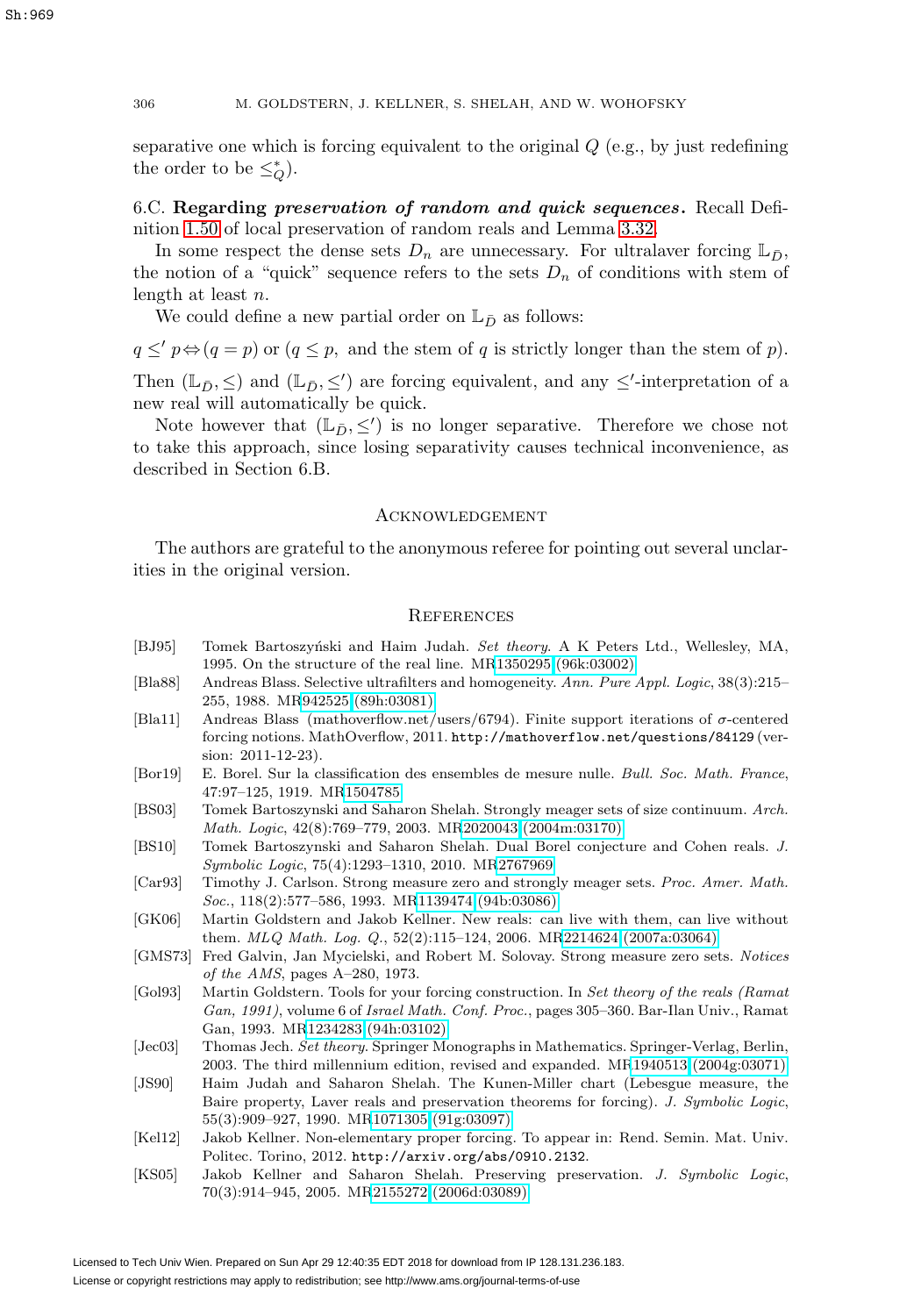separative one which is forcing equivalent to the original $Q$ (e.g., by just redefining the order to be $\leq^*_Q$).

6.C. **Regarding *preservation of random and quick sequences*.** Recall Definition 1.50 of local preservation of random reals and Lemma 3.32.

In some respect the dense sets $D_n$ are unnecessary. For ultralaver forcing $\mathbb{L}_{\bar{D}}$, the notion of a "quick" sequence refers to the sets $D_n$ of conditions with stem of length at least $n$.

We could define a new partial order on $\mathbb{L}_{\bar{D}}$ as follows:

$$q \leq' p \Leftrightarrow (q = p) \text{ or } (q \leq p, \text{ and the stem of } q \text{ is strictly longer than the stem of } p).$$

Then $(\mathbb{L}_{\bar{D}}, \leq)$ and $(\mathbb{L}_{\bar{D}}, \leq')$ are forcing equivalent, and any $\leq'$-interpretation of a new real will automatically be quick.

Note however that $(\mathbb{L}_{\bar{D}}, \leq')$ is no longer separative. Therefore we chose not to take this approach, since losing separativity causes technical inconvenience, as described in Section 6.B.

## Acknowledgement

The authors are grateful to the anonymous referee for pointing out several unclarities in the original version.

## References

- [BJ95] Tomek Bartoszyński and Haim Judah. *Set theory.* A K Peters Ltd., Wellesley, MA, 1995. On the structure of the real line. MR1350295 (96k:03002)
- [Bla88] Andreas Blass. Selective ultrafilters and homogeneity. *Ann. Pure Appl. Logic*, 38(3):215–255, 1988. MR942525 (89h:03081)
- [Bla11] Andreas Blass (mathoverflow.net/users/6794). Finite support iterations of $\sigma$-centered forcing notions. MathOverflow, 2011. http://mathoverflow.net/questions/84129 (version: 2011-12-23).
- [Bor19] E. Borel. Sur la classification des ensembles de mesure nulle. *Bull. Soc. Math. France*, 47:97–125, 1919. MR1504785
- [BS03] Tomek Bartoszynski and Saharon Shelah. Strongly meager sets of size continuum. *Arch. Math. Logic*, 42(8):769–779, 2003. MR2020043 (2004m:03170)
- [BS10] Tomek Bartoszynski and Saharon Shelah. Dual Borel conjecture and Cohen reals. *J. Symbolic Logic*, 75(4):1293–1310, 2010. MR2767969
- [Car93] Timothy J. Carlson. Strong measure zero and strongly meager sets. *Proc. Amer. Math. Soc.*, 118(2):577–586, 1993. MR1139474 (94b:03086)
- [GK06] Martin Goldstern and Jakob Kellner. New reals: can live with them, can live without them. *MLQ Math. Log. Q.*, 52(2):115–124, 2006. MR2214624 (2007a:03064)
- [GMS73] Fred Galvin, Jan Mycielski, and Robert M. Solovay. Strong measure zero sets. *Notices of the AMS*, pages A–280, 1973.
- [Gol93] Martin Goldstern. Tools for your forcing construction. In *Set theory of the reals (Ramat Gan, 1991)*, volume 6 of *Israel Math. Conf. Proc.*, pages 305–360. Bar-Ilan Univ., Ramat Gan, 1993. MR1234283 (94h:03102)
- [Jec03] Thomas Jech. *Set theory.* Springer Monographs in Mathematics. Springer-Verlag, Berlin, 2003. The third millennium edition, revised and expanded. MR1940513 (2004g:03071)
- [JS90] Haim Judah and Saharon Shelah. The Kunen-Miller chart (Lebesgue measure, the Baire property, Laver reals and preservation theorems for forcing). *J. Symbolic Logic*, 55(3):909–927, 1990. MR1071305 (91g:03097)
- [Kel12] Jakob Kellner. Non-elementary proper forcing. To appear in: Rend. Semin. Mat. Univ. Politec. Torino, 2012. http://arxiv.org/abs/0910.2132.
- [KS05] Jakob Kellner and Saharon Shelah. Preserving preservation. *J. Symbolic Logic*, 70(3):914–945, 2005. MR2155272 (2006d:03089)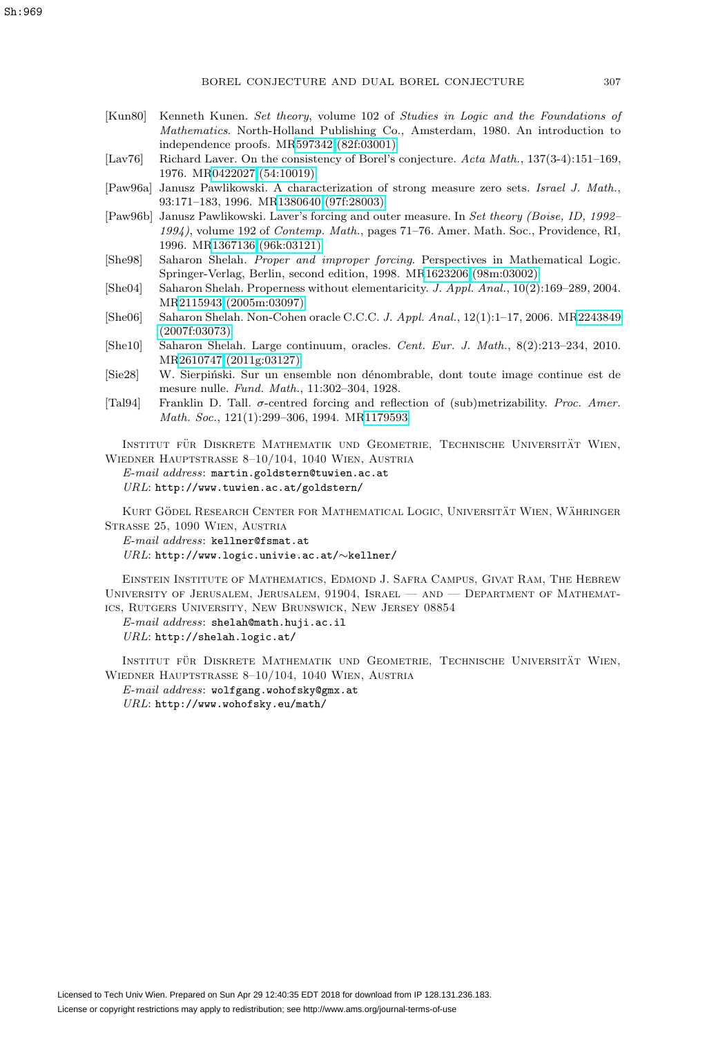- [Kun80] Kenneth Kunen. *Set theory*, volume 102 of *Studies in Logic and the Foundations of Mathematics*. North-Holland Publishing Co., Amsterdam, 1980. An introduction to independence proofs. MR597342 (82f:03001)
- [Lav76] Richard Laver. On the consistency of Borel's conjecture. *Acta Math.*, 137(3-4):151–169, 1976. MR0422027 (54:10019)
- [Paw96a] Janusz Pawlikowski. A characterization of strong measure zero sets. *Israel J. Math.*, 93:171–183, 1996. MR1380640 (97f:28003)
- [Paw96b] Janusz Pawlikowski. Laver's forcing and outer measure. In *Set theory (Boise, ID, 1992–1994)*, volume 192 of *Contemp. Math.*, pages 71–76. Amer. Math. Soc., Providence, RI, 1996. MR1367136 (96k:03121)
- [She98] Saharon Shelah. *Proper and improper forcing*. Perspectives in Mathematical Logic. Springer-Verlag, Berlin, second edition, 1998. MR1623206 (98m:03002)
- [She04] Saharon Shelah. Properness without elementaricity. *J. Appl. Anal.*, 10(2):169–289, 2004. MR2115943 (2005m:03097)
- [She06] Saharon Shelah. Non-Cohen oracle C.C.C. *J. Appl. Anal.*, 12(1):1–17, 2006. MR2243849 (2007f:03073)
- [She10] Saharon Shelah. Large continuum, oracles. *Cent. Eur. J. Math.*, 8(2):213–234, 2010. MR2610747 (2011g:03127)
- [Sie28] W. Sierpiński. Sur un ensemble non dénombrable, dont toute image continue est de mesure nulle. *Fund. Math.*, 11:302–304, 1928.
- [Tal94] Franklin D. Tall. $\sigma$-centred forcing and reflection of (sub)metrizability. *Proc. Amer. Math. Soc.*, 121(1):299–306, 1994. MR1179593

Institut für Diskrete Mathematik und Geometrie, Technische Universität Wien, Wiedner Hauptstrasse 8–10/104, 1040 Wien, Austria

*E-mail address*: martin.goldstern@tuwien.ac.at
*URL*: http://www.tuwien.ac.at/goldstern/

Kurt Gödel Research Center for Mathematical Logic, Universität Wien, Währinger Strasse 25, 1090 Wien, Austria

*E-mail address*: kellner@fsmat.at
*URL*: http://www.logic.univie.ac.at/∼kellner/

Einstein Institute of Mathematics, Edmond J. Safra Campus, Givat Ram, The Hebrew University of Jerusalem, Jerusalem, 91904, Israel — and — Department of Mathematics, Rutgers University, New Brunswick, New Jersey 08854

*E-mail address*: shelah@math.huji.ac.il
*URL*: http://shelah.logic.at/

Institut für Diskrete Mathematik und Geometrie, Technische Universität Wien, Wiedner Hauptstrasse 8–10/104, 1040 Wien, Austria

*E-mail address*: wolfgang.wohofsky@gmx.at
*URL*: http://www.wohofsky.eu/math/